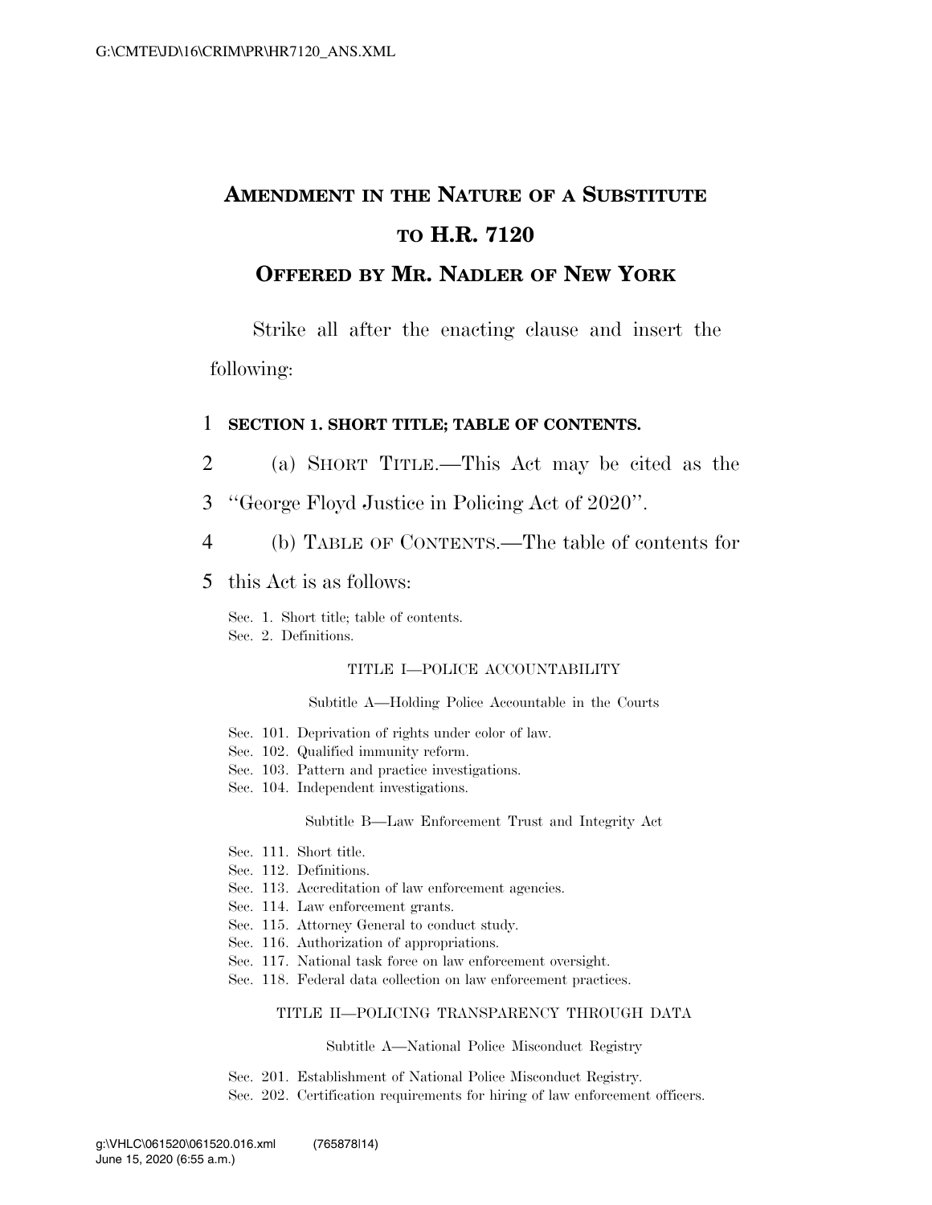# AMENDMENT IN THE NATURE OF A SUBSTITUTE TO H.R. 7120

## OFFERED BY MR. NADLER OF NEW YORK

Strike all after the enacting clause and insert the following:

**SECTION 1. SHORT TITLE; TABLE OF CONTENTS.**

(a) SHORT TITLE.—This Act may be cited as the "George Floyd Justice in Policing Act of 2020".

(b) TABLE OF CONTENTS.—The table of contents for this Act is as follows:

Sec. 1. Short title; table of contents.
Sec. 2. Definitions.

TITLE I—POLICE ACCOUNTABILITY

Subtitle A—Holding Police Accountable in the Courts

Sec. 101. Deprivation of rights under color of law.
Sec. 102. Qualified immunity reform.
Sec. 103. Pattern and practice investigations.
Sec. 104. Independent investigations.

Subtitle B—Law Enforcement Trust and Integrity Act

Sec. 111. Short title.
Sec. 112. Definitions.
Sec. 113. Accreditation of law enforcement agencies.
Sec. 114. Law enforcement grants.
Sec. 115. Attorney General to conduct study.
Sec. 116. Authorization of appropriations.
Sec. 117. National task force on law enforcement oversight.
Sec. 118. Federal data collection on law enforcement practices.

TITLE II—POLICING TRANSPARENCY THROUGH DATA

Subtitle A—National Police Misconduct Registry

Sec. 201. Establishment of National Police Misconduct Registry.
Sec. 202. Certification requirements for hiring of law enforcement officers.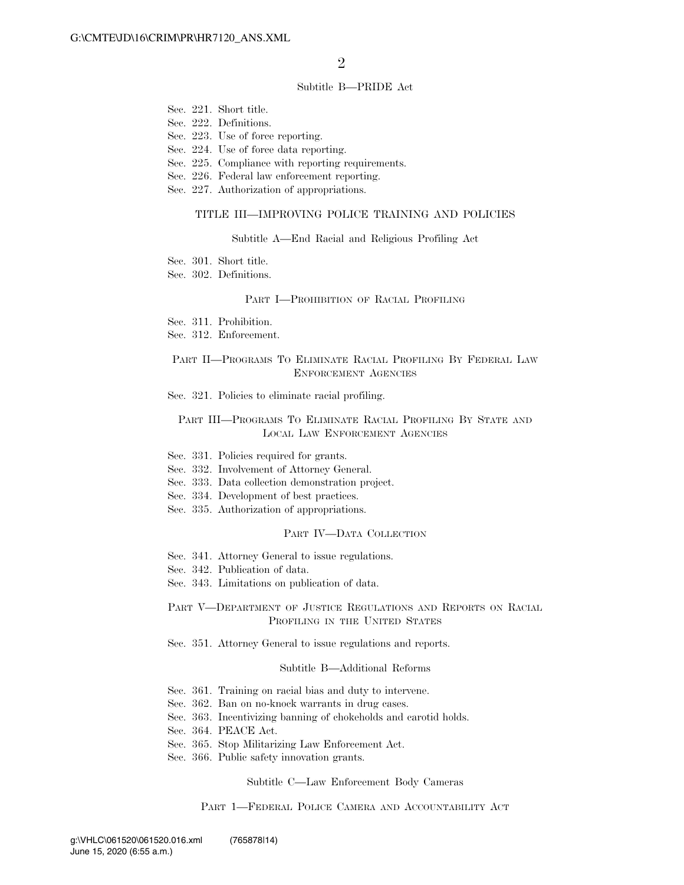### Subtitle B—PRIDE Act

Sec. 221. Short title.
Sec. 222. Definitions.
Sec. 223. Use of force reporting.
Sec. 224. Use of force data reporting.
Sec. 225. Compliance with reporting requirements.
Sec. 226. Federal law enforcement reporting.
Sec. 227. Authorization of appropriations.

## TITLE III—IMPROVING POLICE TRAINING AND POLICIES

### Subtitle A—End Racial and Religious Profiling Act

Sec. 301. Short title.
Sec. 302. Definitions.

#### Part I—Prohibition of Racial Profiling

Sec. 311. Prohibition.
Sec. 312. Enforcement.

#### Part II—Programs To Eliminate Racial Profiling By Federal Law Enforcement Agencies

Sec. 321. Policies to eliminate racial profiling.

#### Part III—Programs To Eliminate Racial Profiling By State and Local Law Enforcement Agencies

Sec. 331. Policies required for grants.
Sec. 332. Involvement of Attorney General.
Sec. 333. Data collection demonstration project.
Sec. 334. Development of best practices.
Sec. 335. Authorization of appropriations.

#### Part IV—Data Collection

Sec. 341. Attorney General to issue regulations.
Sec. 342. Publication of data.
Sec. 343. Limitations on publication of data.

#### Part V—Department of Justice Regulations and Reports on Racial Profiling in the United States

Sec. 351. Attorney General to issue regulations and reports.

### Subtitle B—Additional Reforms

Sec. 361. Training on racial bias and duty to intervene.
Sec. 362. Ban on no-knock warrants in drug cases.
Sec. 363. Incentivizing banning of chokeholds and carotid holds.
Sec. 364. PEACE Act.
Sec. 365. Stop Militarizing Law Enforcement Act.
Sec. 366. Public safety innovation grants.

### Subtitle C—Law Enforcement Body Cameras

#### Part 1—Federal Police Camera and Accountability Act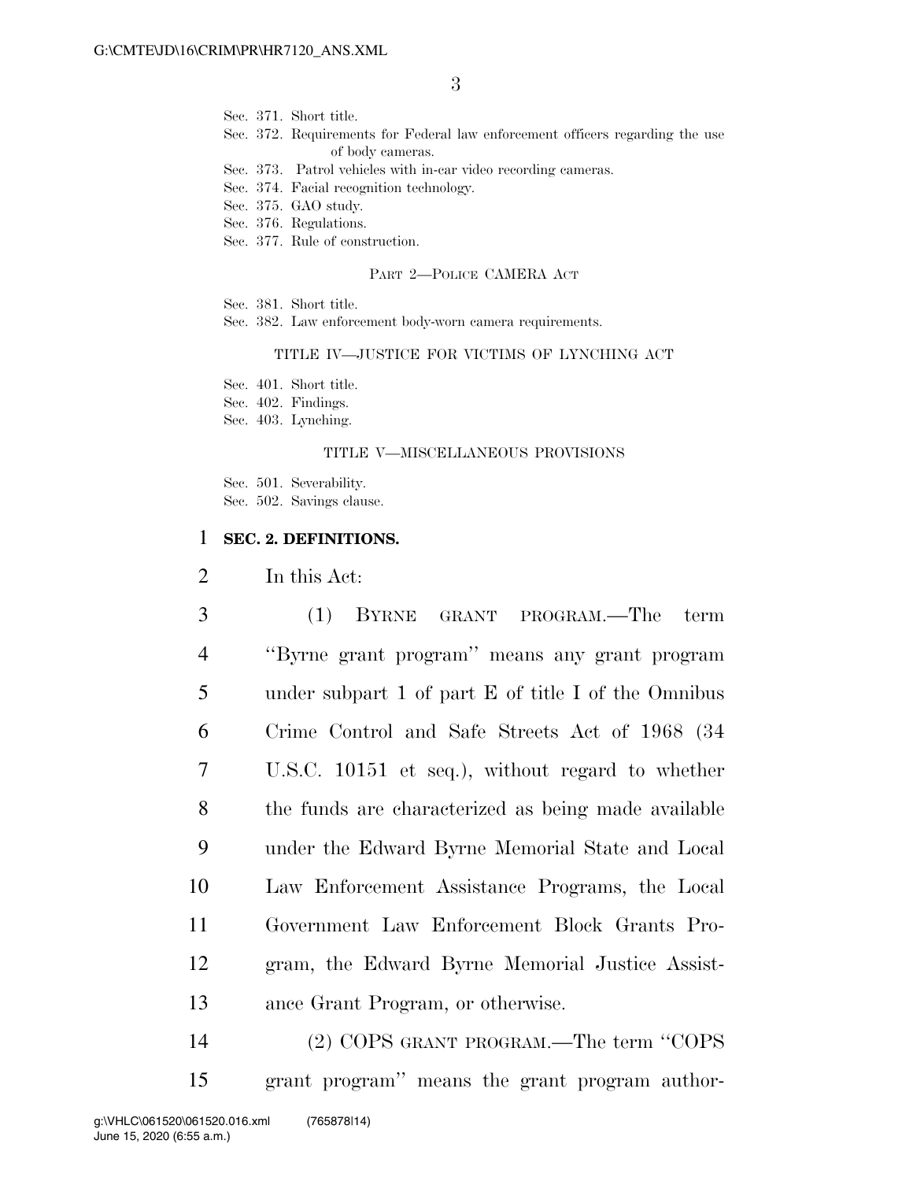Sec. 371. Short title.
Sec. 372. Requirements for Federal law enforcement officers regarding the use of body cameras.
Sec. 373. Patrol vehicles with in-car video recording cameras.
Sec. 374. Facial recognition technology.
Sec. 375. GAO study.
Sec. 376. Regulations.
Sec. 377. Rule of construction.

PART 2—POLICE CAMERA ACT

Sec. 381. Short title.
Sec. 382. Law enforcement body-worn camera requirements.

TITLE IV—JUSTICE FOR VICTIMS OF LYNCHING ACT

Sec. 401. Short title.
Sec. 402. Findings.
Sec. 403. Lynching.

TITLE V—MISCELLANEOUS PROVISIONS

Sec. 501. Severability.
Sec. 502. Savings clause.

**SEC. 2. DEFINITIONS.**

In this Act:

(1) BYRNE GRANT PROGRAM.—The term ''Byrne grant program'' means any grant program under subpart 1 of part E of title I of the Omnibus Crime Control and Safe Streets Act of 1968 (34 U.S.C. 10151 et seq.), without regard to whether the funds are characterized as being made available under the Edward Byrne Memorial State and Local Law Enforcement Assistance Programs, the Local Government Law Enforcement Block Grants Program, the Edward Byrne Memorial Justice Assistance Grant Program, or otherwise.

(2) COPS GRANT PROGRAM.—The term ''COPS grant program'' means the grant program author-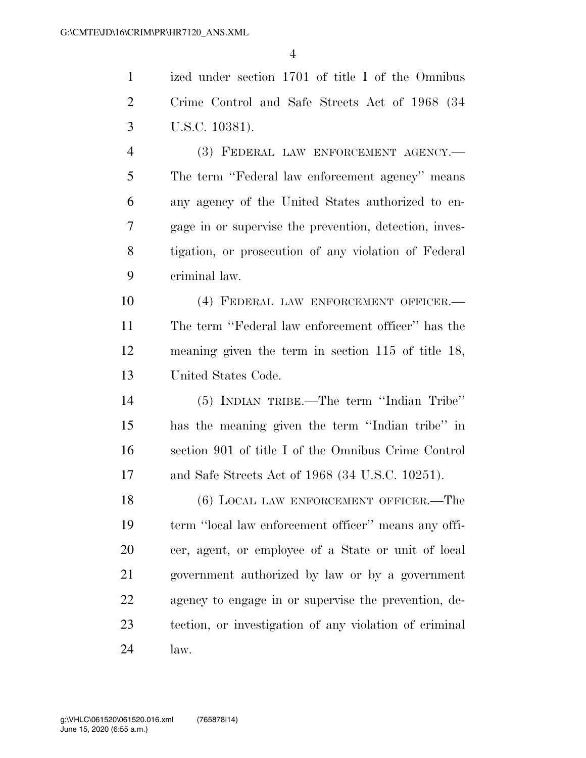ized under section 1701 of title I of the Omnibus Crime Control and Safe Streets Act of 1968 (34 U.S.C. 10381).

(3) FEDERAL LAW ENFORCEMENT AGENCY.—The term ''Federal law enforcement agency'' means any agency of the United States authorized to engage in or supervise the prevention, detection, investigation, or prosecution of any violation of Federal criminal law.

(4) FEDERAL LAW ENFORCEMENT OFFICER.—The term ''Federal law enforcement officer'' has the meaning given the term in section 115 of title 18, United States Code.

(5) INDIAN TRIBE.—The term ''Indian Tribe'' has the meaning given the term ''Indian tribe'' in section 901 of title I of the Omnibus Crime Control and Safe Streets Act of 1968 (34 U.S.C. 10251).

(6) LOCAL LAW ENFORCEMENT OFFICER.—The term ''local law enforcement officer'' means any officer, agent, or employee of a State or unit of local government authorized by law or by a government agency to engage in or supervise the prevention, detection, or investigation of any violation of criminal law.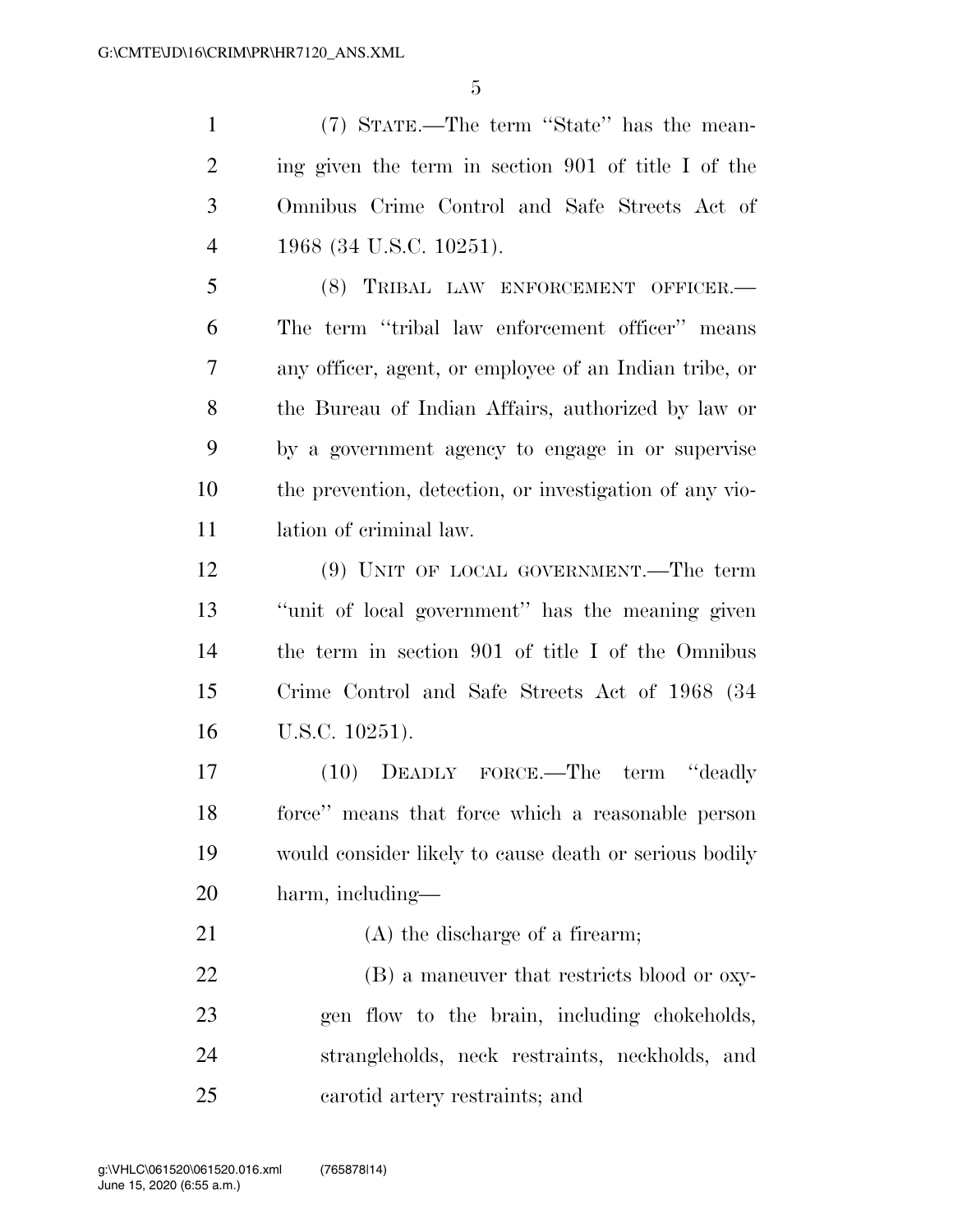(7) STATE.—The term "State" has the meaning given the term in section 901 of title I of the Omnibus Crime Control and Safe Streets Act of 1968 (34 U.S.C. 10251).

(8) TRIBAL LAW ENFORCEMENT OFFICER.—The term "tribal law enforcement officer" means any officer, agent, or employee of an Indian tribe, or the Bureau of Indian Affairs, authorized by law or by a government agency to engage in or supervise the prevention, detection, or investigation of any violation of criminal law.

(9) UNIT OF LOCAL GOVERNMENT.—The term "unit of local government" has the meaning given the term in section 901 of title I of the Omnibus Crime Control and Safe Streets Act of 1968 (34 U.S.C. 10251).

(10) DEADLY FORCE.—The term "deadly force" means that force which a reasonable person would consider likely to cause death or serious bodily harm, including—

(A) the discharge of a firearm;

(B) a maneuver that restricts blood or oxygen flow to the brain, including chokeholds, strangleholds, neck restraints, neckholds, and carotid artery restraints; and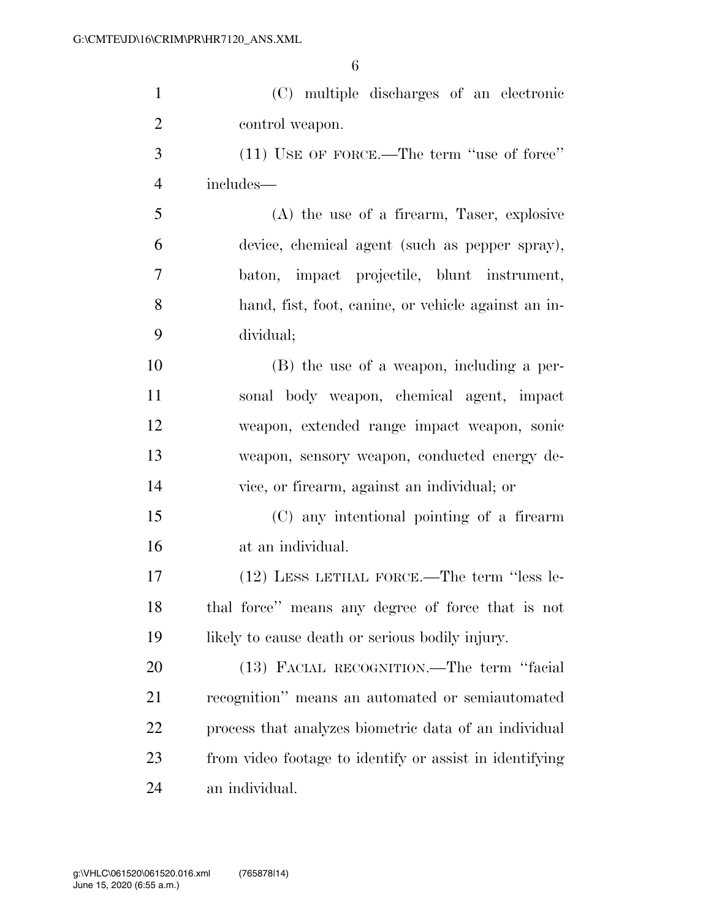(C) multiple discharges of an electronic control weapon.

(11) USE OF FORCE.—The term ''use of force'' includes—

(A) the use of a firearm, Taser, explosive device, chemical agent (such as pepper spray), baton, impact projectile, blunt instrument, hand, fist, foot, canine, or vehicle against an individual;

(B) the use of a weapon, including a personal body weapon, chemical agent, impact weapon, extended range impact weapon, sonic weapon, sensory weapon, conducted energy device, or firearm, against an individual; or

(C) any intentional pointing of a firearm at an individual.

(12) LESS LETHAL FORCE.—The term ''less lethal force'' means any degree of force that is not likely to cause death or serious bodily injury.

(13) FACIAL RECOGNITION.—The term ''facial recognition'' means an automated or semiautomated process that analyzes biometric data of an individual from video footage to identify or assist in identifying an individual.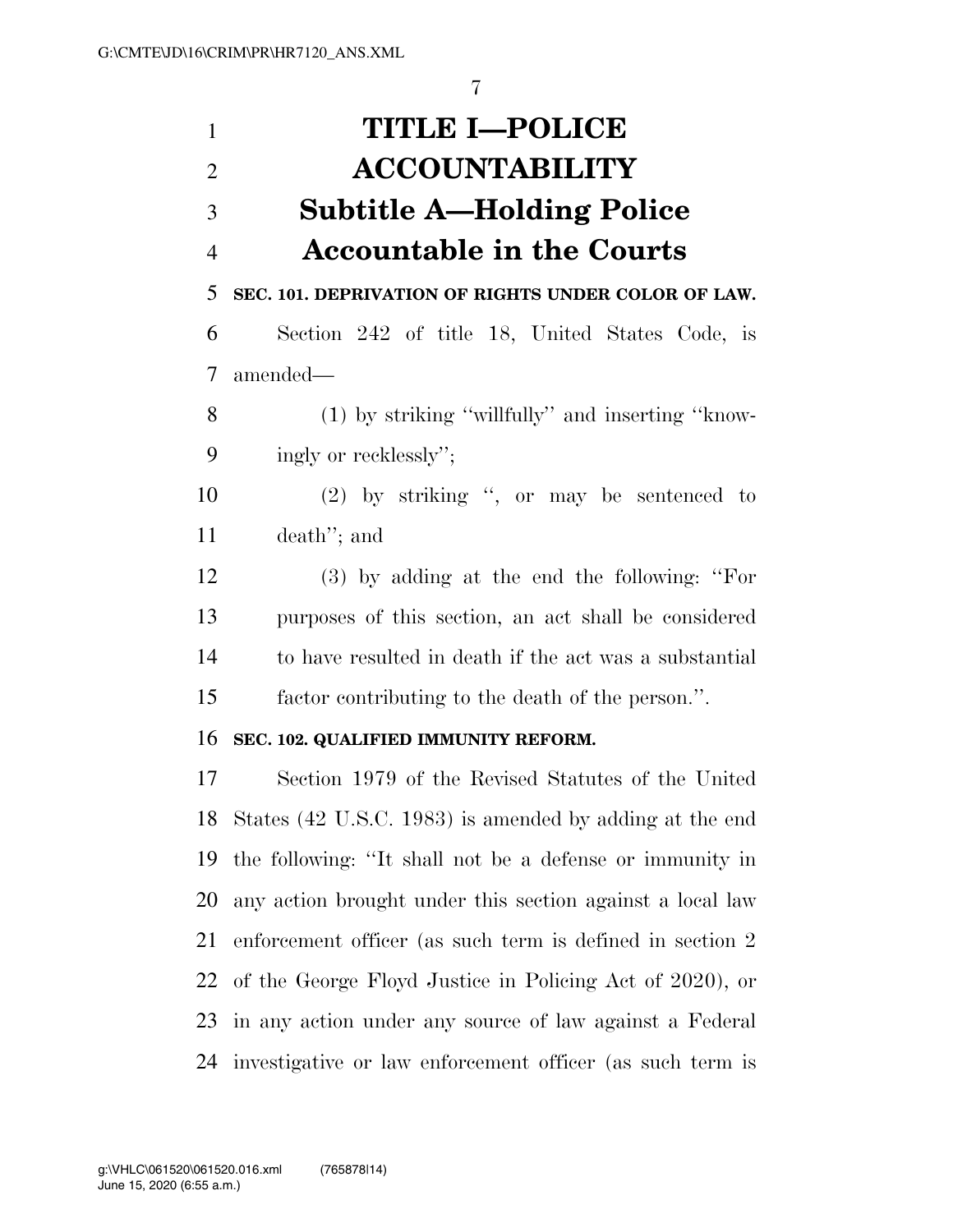# TITLE I—POLICE ACCOUNTABILITY

## Subtitle A—Holding Police Accountable in the Courts

### SEC. 101. DEPRIVATION OF RIGHTS UNDER COLOR OF LAW.

Section 242 of title 18, United States Code, is amended—

(1) by striking ''willfully'' and inserting ''knowingly or recklessly'';

(2) by striking '', or may be sentenced to death''; and

(3) by adding at the end the following: ''For purposes of this section, an act shall be considered to have resulted in death if the act was a substantial factor contributing to the death of the person.''.

### SEC. 102. QUALIFIED IMMUNITY REFORM.

Section 1979 of the Revised Statutes of the United States (42 U.S.C. 1983) is amended by adding at the end the following: ''It shall not be a defense or immunity in any action brought under this section against a local law enforcement officer (as such term is defined in section 2 of the George Floyd Justice in Policing Act of 2020), or in any action under any source of law against a Federal investigative or law enforcement officer (as such term is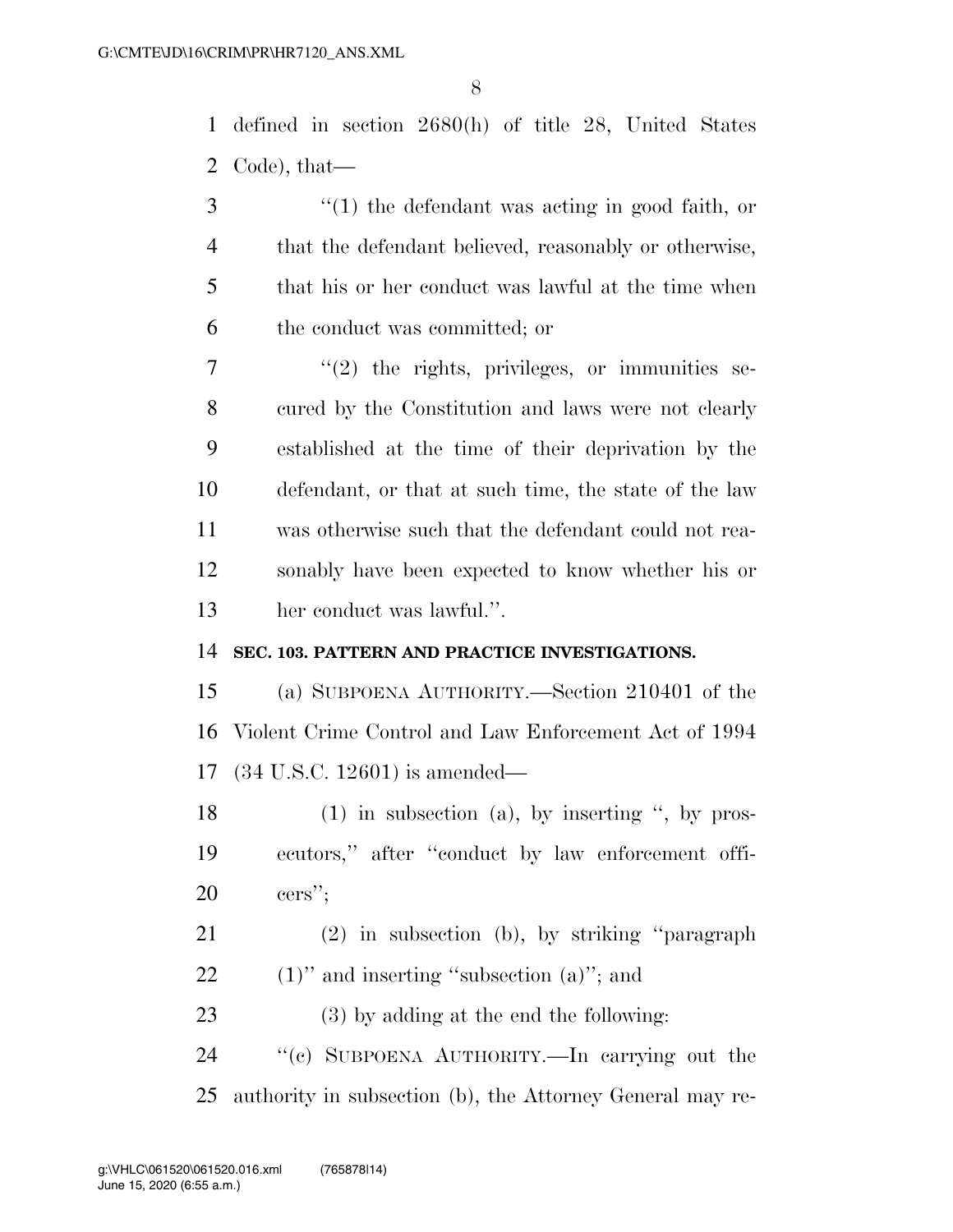defined in section 2680(h) of title 28, United States Code), that—

"(1) the defendant was acting in good faith, or that the defendant believed, reasonably or otherwise, that his or her conduct was lawful at the time when the conduct was committed; or

"(2) the rights, privileges, or immunities secured by the Constitution and laws were not clearly established at the time of their deprivation by the defendant, or that at such time, the state of the law was otherwise such that the defendant could not reasonably have been expected to know whether his or her conduct was lawful.".

**SEC. 103. PATTERN AND PRACTICE INVESTIGATIONS.**

(a) SUBPOENA AUTHORITY.—Section 210401 of the Violent Crime Control and Law Enforcement Act of 1994 (34 U.S.C. 12601) is amended—

(1) in subsection (a), by inserting ", by prosecutors," after "conduct by law enforcement officers";

(2) in subsection (b), by striking "paragraph (1)" and inserting "subsection (a)"; and

(3) by adding at the end the following:

"(c) SUBPOENA AUTHORITY.—In carrying out the authority in subsection (b), the Attorney General may re-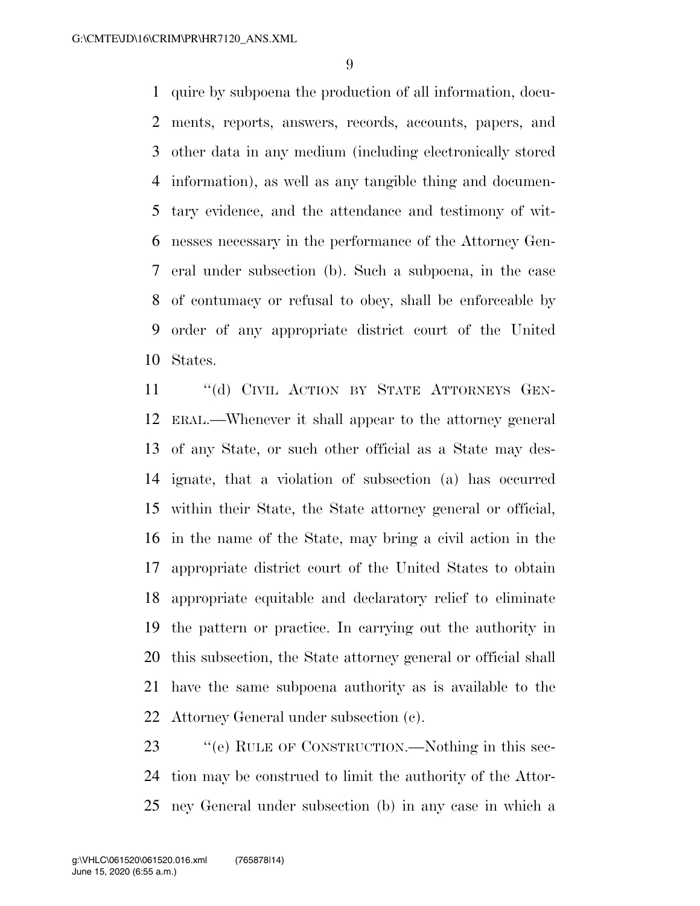quire by subpoena the production of all information, documents, reports, answers, records, accounts, papers, and other data in any medium (including electronically stored information), as well as any tangible thing and documentary evidence, and the attendance and testimony of witnesses necessary in the performance of the Attorney General under subsection (b). Such a subpoena, in the case of contumacy or refusal to obey, shall be enforceable by order of any appropriate district court of the United States.

"(d) CIVIL ACTION BY STATE ATTORNEYS GENERAL.—Whenever it shall appear to the attorney general of any State, or such other official as a State may designate, that a violation of subsection (a) has occurred within their State, the State attorney general or official, in the name of the State, may bring a civil action in the appropriate district court of the United States to obtain appropriate equitable and declaratory relief to eliminate the pattern or practice. In carrying out the authority in this subsection, the State attorney general or official shall have the same subpoena authority as is available to the Attorney General under subsection (c).

"(e) RULE OF CONSTRUCTION.—Nothing in this section may be construed to limit the authority of the Attorney General under subsection (b) in any case in which a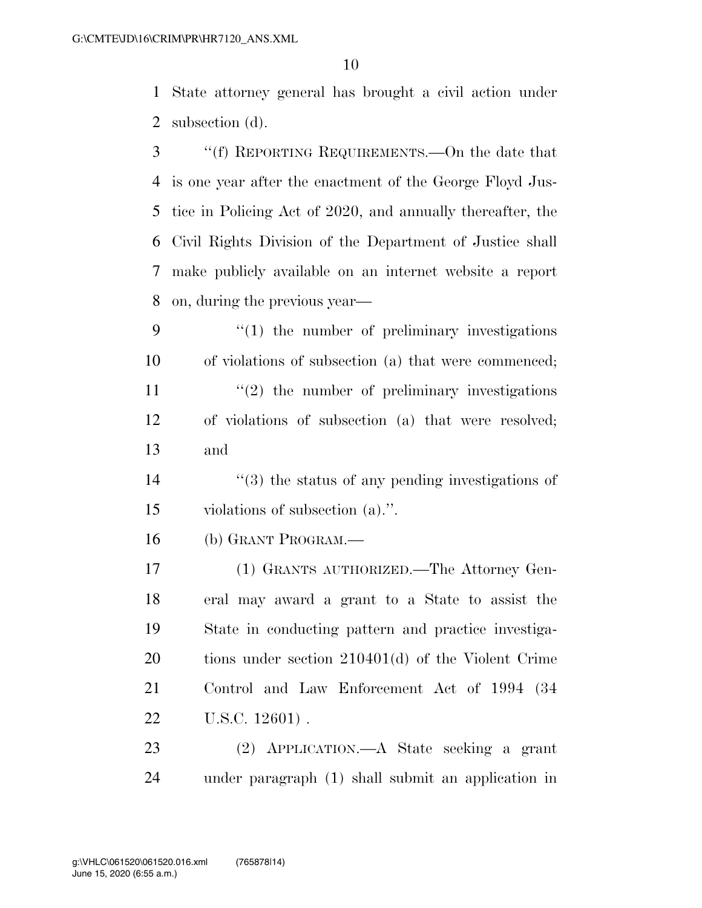State attorney general has brought a civil action under subsection (d).

''(f) REPORTING REQUIREMENTS.—On the date that is one year after the enactment of the George Floyd Justice in Policing Act of 2020, and annually thereafter, the Civil Rights Division of the Department of Justice shall make publicly available on an internet website a report on, during the previous year—

''(1) the number of preliminary investigations of violations of subsection (a) that were commenced;

''(2) the number of preliminary investigations of violations of subsection (a) that were resolved; and

''(3) the status of any pending investigations of violations of subsection (a).''.

(b) GRANT PROGRAM.—

(1) GRANTS AUTHORIZED.—The Attorney General may award a grant to a State to assist the State in conducting pattern and practice investigations under section 210401(d) of the Violent Crime Control and Law Enforcement Act of 1994 (34 U.S.C. 12601) .

(2) APPLICATION.—A State seeking a grant under paragraph (1) shall submit an application in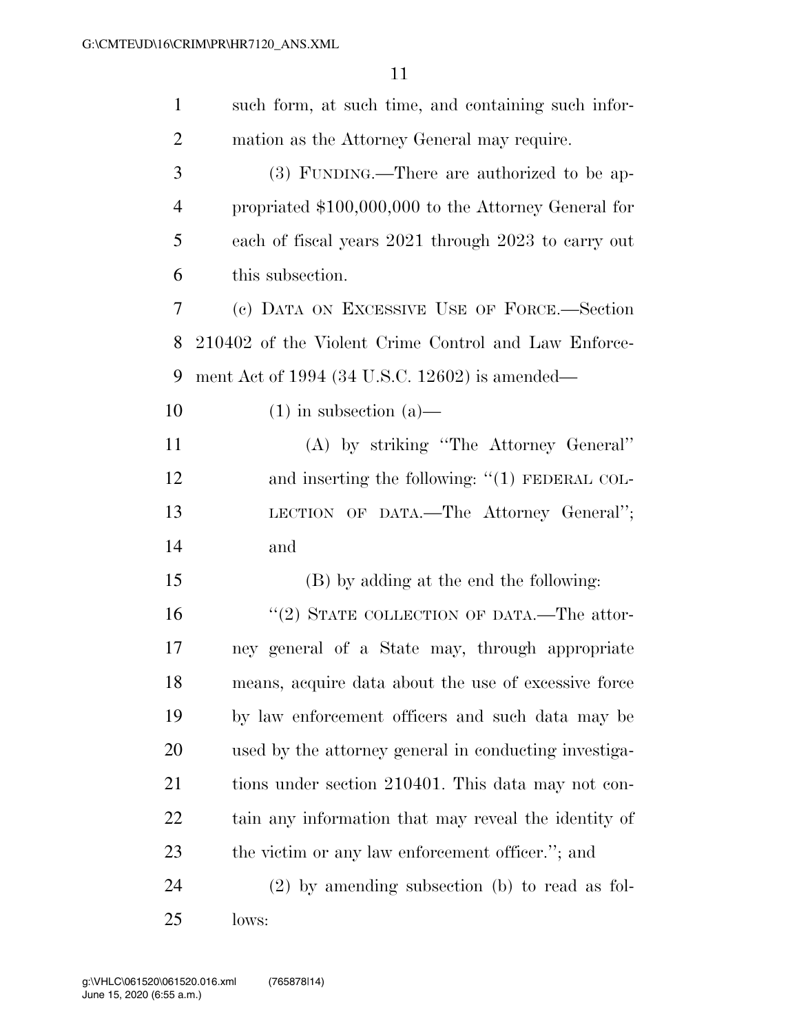such form, at such time, and containing such information as the Attorney General may require.

(3) FUNDING.—There are authorized to be appropriated $100,000,000 to the Attorney General for each of fiscal years 2021 through 2023 to carry out this subsection.

(c) DATA ON EXCESSIVE USE OF FORCE.—Section 210402 of the Violent Crime Control and Law Enforcement Act of 1994 (34 U.S.C. 12602) is amended—

(1) in subsection (a)—

(A) by striking ''The Attorney General'' and inserting the following: ''(1) FEDERAL COLLECTION OF DATA.—The Attorney General''; and

(B) by adding at the end the following:

''(2) STATE COLLECTION OF DATA.—The attorney general of a State may, through appropriate means, acquire data about the use of excessive force by law enforcement officers and such data may be used by the attorney general in conducting investigations under section 210401. This data may not contain any information that may reveal the identity of the victim or any law enforcement officer.''; and

(2) by amending subsection (b) to read as follows: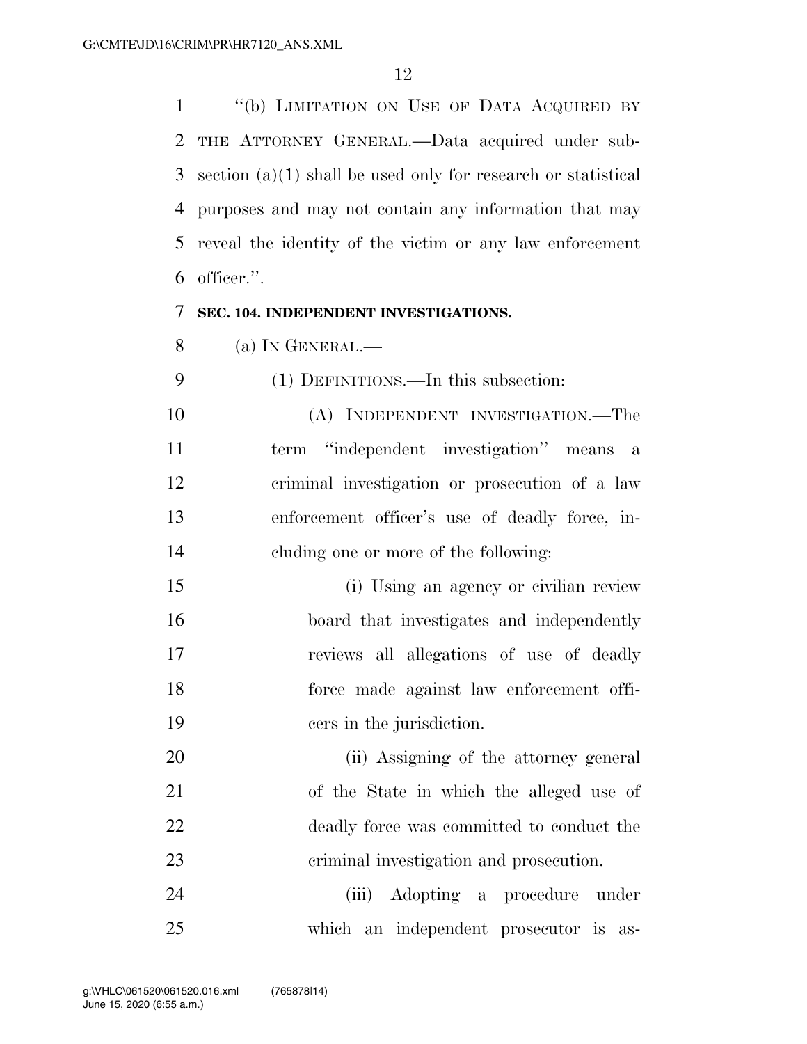"(b) LIMITATION ON USE OF DATA ACQUIRED BY THE ATTORNEY GENERAL.—Data acquired under subsection (a)(1) shall be used only for research or statistical purposes and may not contain any information that may reveal the identity of the victim or any law enforcement officer.".

**SEC. 104. INDEPENDENT INVESTIGATIONS.**

(a) IN GENERAL.—

(1) DEFINITIONS.—In this subsection:

(A) INDEPENDENT INVESTIGATION.—The term "independent investigation" means a criminal investigation or prosecution of a law enforcement officer's use of deadly force, including one or more of the following:

(i) Using an agency or civilian review board that investigates and independently reviews all allegations of use of deadly force made against law enforcement officers in the jurisdiction.

(ii) Assigning of the attorney general of the State in which the alleged use of deadly force was committed to conduct the criminal investigation and prosecution.

(iii) Adopting a procedure under which an independent prosecutor is as-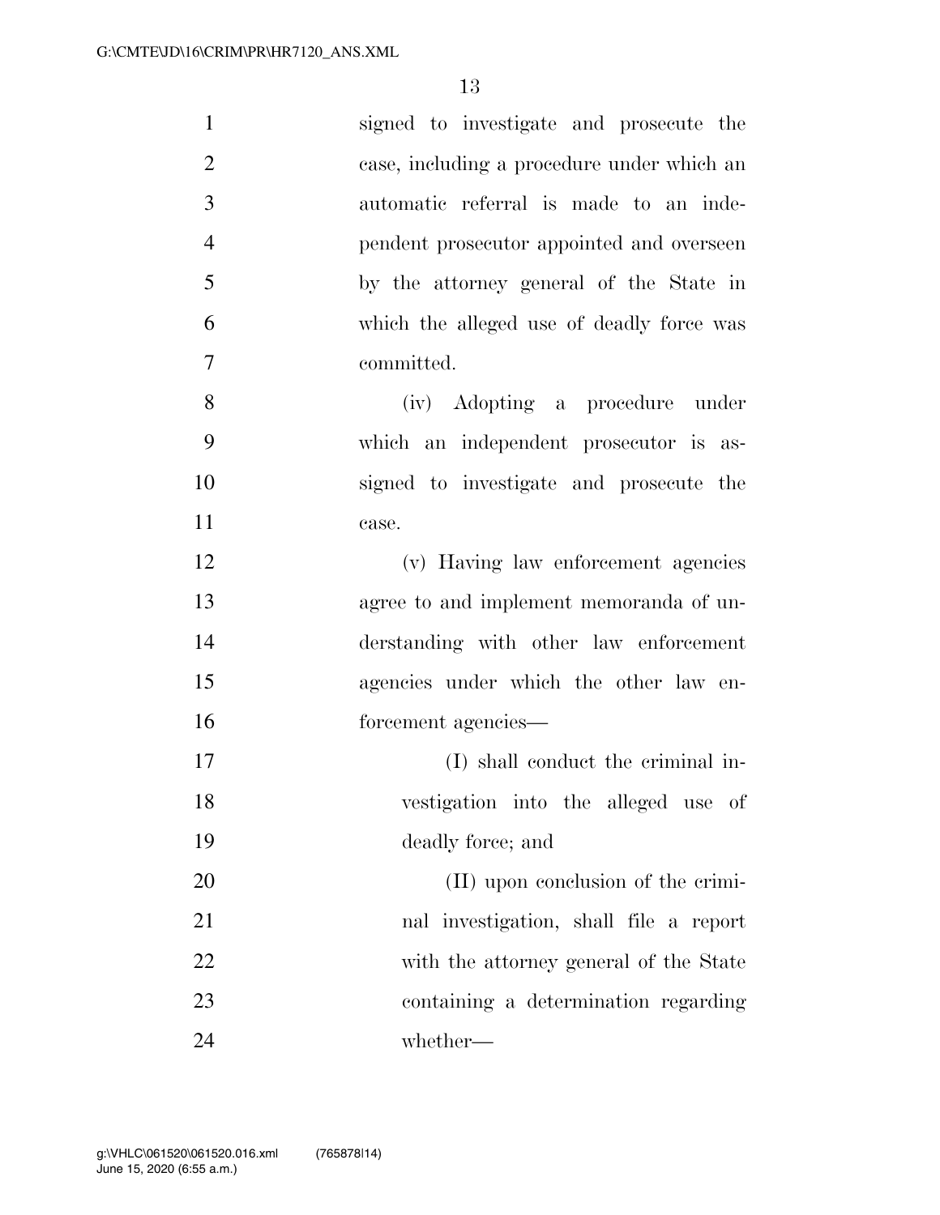signed to investigate and prosecute the case, including a procedure under which an automatic referral is made to an independent prosecutor appointed and overseen by the attorney general of the State in which the alleged use of deadly force was committed.

(iv) Adopting a procedure under which an independent prosecutor is assigned to investigate and prosecute the case.

(v) Having law enforcement agencies agree to and implement memoranda of understanding with other law enforcement agencies under which the other law enforcement agencies—

(I) shall conduct the criminal investigation into the alleged use of deadly force; and

(II) upon conclusion of the criminal investigation, shall file a report with the attorney general of the State containing a determination regarding whether—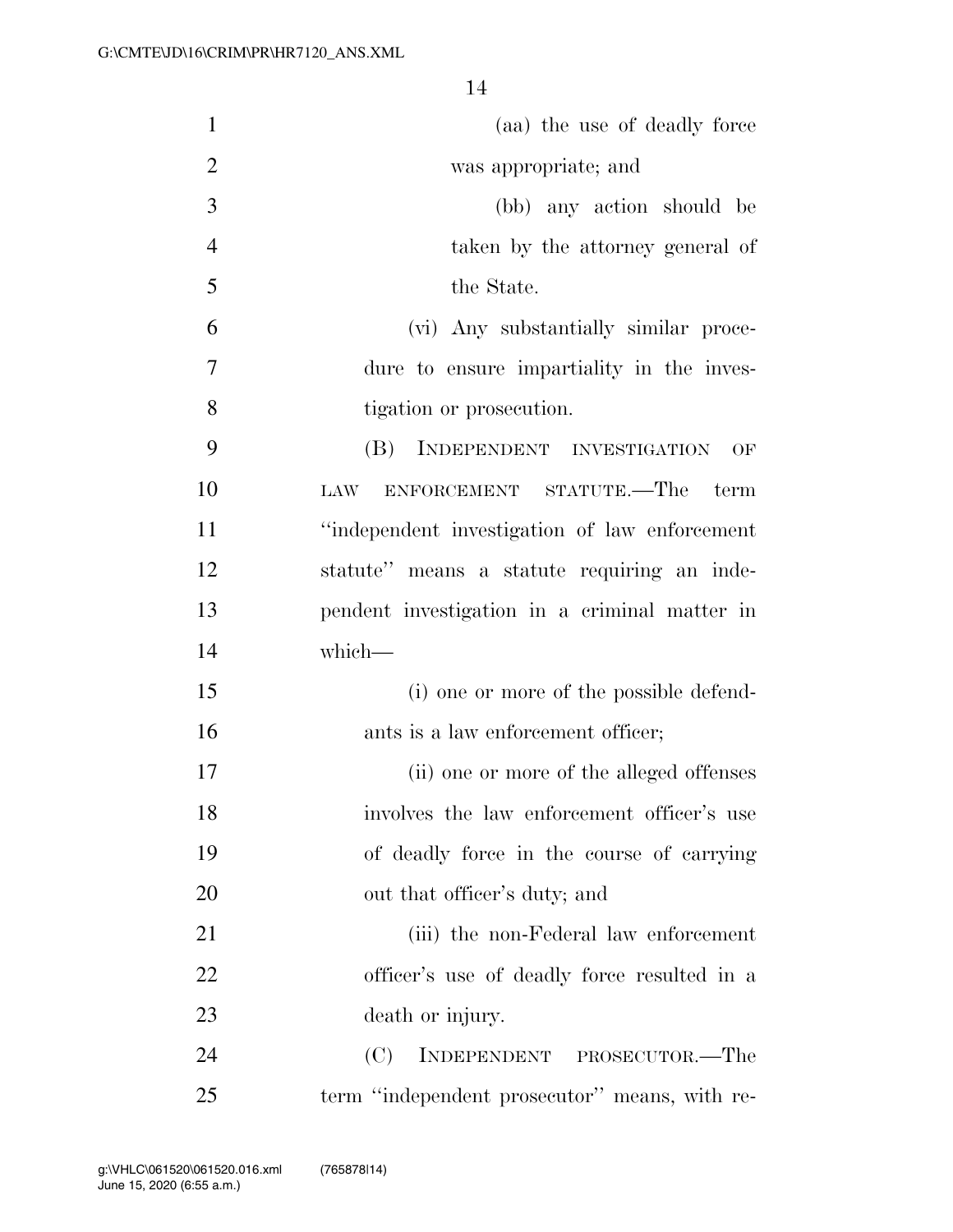(aa) the use of deadly force was appropriate; and

(bb) any action should be taken by the attorney general of the State.

(vi) Any substantially similar procedure to ensure impartiality in the investigation or prosecution.

(B) INDEPENDENT INVESTIGATION OF LAW ENFORCEMENT STATUTE.—The term ''independent investigation of law enforcement statute'' means a statute requiring an independent investigation in a criminal matter in which—

(i) one or more of the possible defendants is a law enforcement officer;

(ii) one or more of the alleged offenses involves the law enforcement officer's use of deadly force in the course of carrying out that officer's duty; and

(iii) the non-Federal law enforcement officer's use of deadly force resulted in a death or injury.

(C) INDEPENDENT PROSECUTOR.—The term ''independent prosecutor'' means, with re-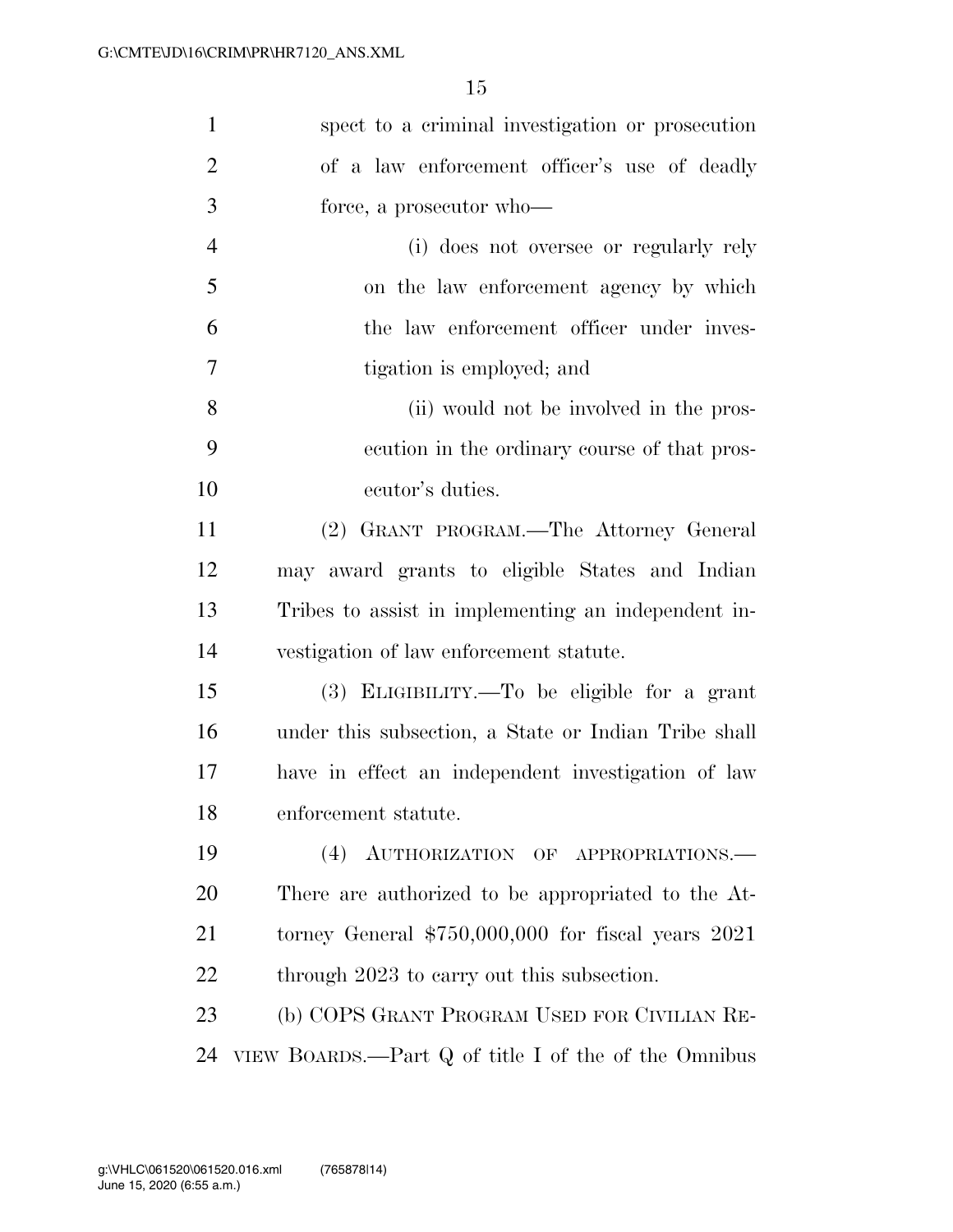spect to a criminal investigation or prosecution of a law enforcement officer's use of deadly force, a prosecutor who—

(i) does not oversee or regularly rely on the law enforcement agency by which the law enforcement officer under investigation is employed; and

(ii) would not be involved in the prosecution in the ordinary course of that prosecutor's duties.

(2) GRANT PROGRAM.—The Attorney General may award grants to eligible States and Indian Tribes to assist in implementing an independent investigation of law enforcement statute.

(3) ELIGIBILITY.—To be eligible for a grant under this subsection, a State or Indian Tribe shall have in effect an independent investigation of law enforcement statute.

(4) AUTHORIZATION OF APPROPRIATIONS.—There are authorized to be appropriated to the Attorney General $750,000,000 for fiscal years 2021 through 2023 to carry out this subsection.

(b) COPS GRANT PROGRAM USED FOR CIVILIAN REVIEW BOARDS.—Part Q of title I of the of the Omnibus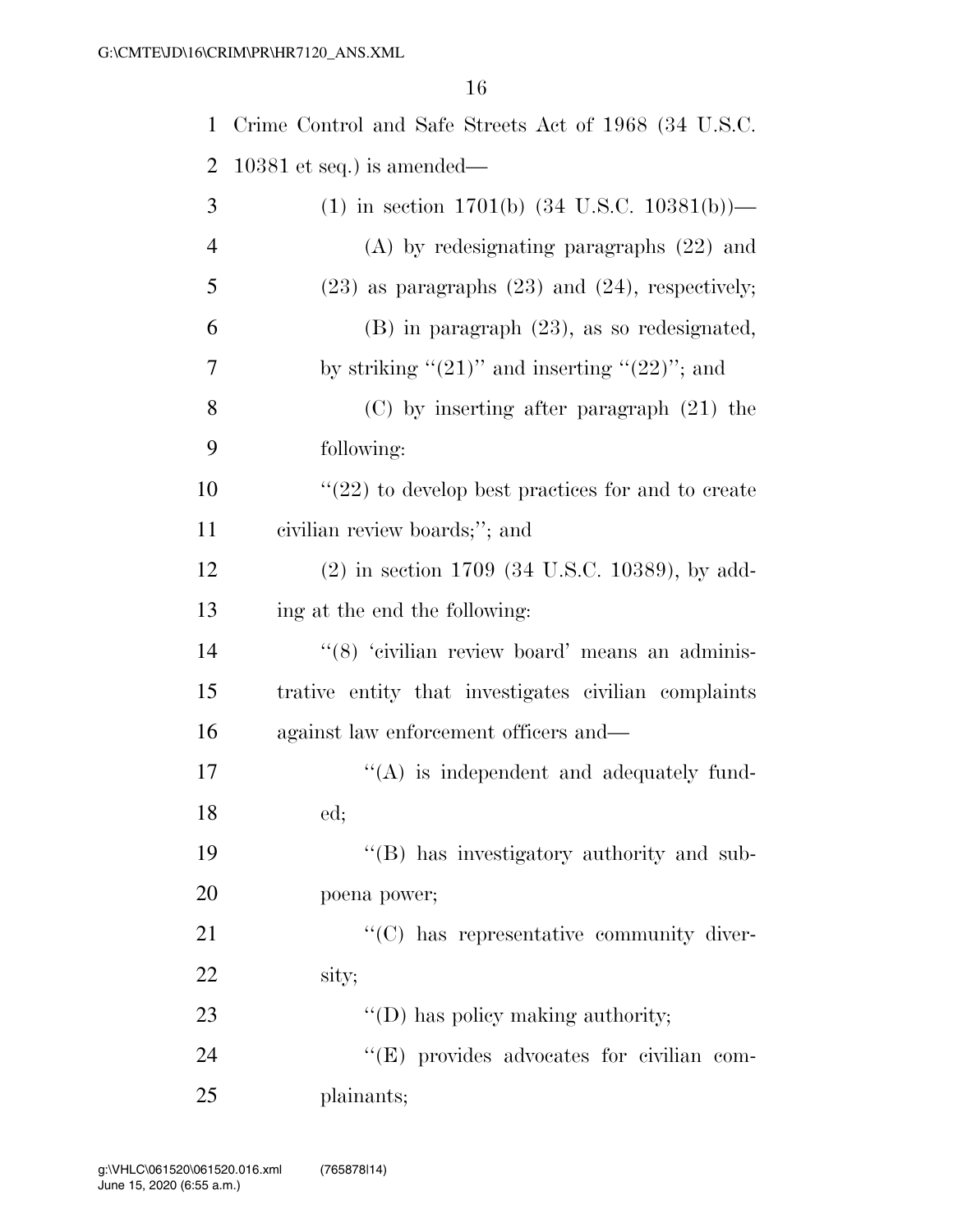Crime Control and Safe Streets Act of 1968 (34 U.S.C. 10381 et seq.) is amended—

(1) in section 1701(b) (34 U.S.C. 10381(b))—

(A) by redesignating paragraphs (22) and (23) as paragraphs (23) and (24), respectively;

(B) in paragraph (23), as so redesignated, by striking "(21)" and inserting "(22)"; and

(C) by inserting after paragraph (21) the following:

"(22) to develop best practices for and to create civilian review boards;"; and

(2) in section 1709 (34 U.S.C. 10389), by adding at the end the following:

"(8) 'civilian review board' means an administrative entity that investigates civilian complaints against law enforcement officers and—

"(A) is independent and adequately funded;

"(B) has investigatory authority and subpoena power;

"(C) has representative community diversity;

"(D) has policy making authority;

"(E) provides advocates for civilian complainants;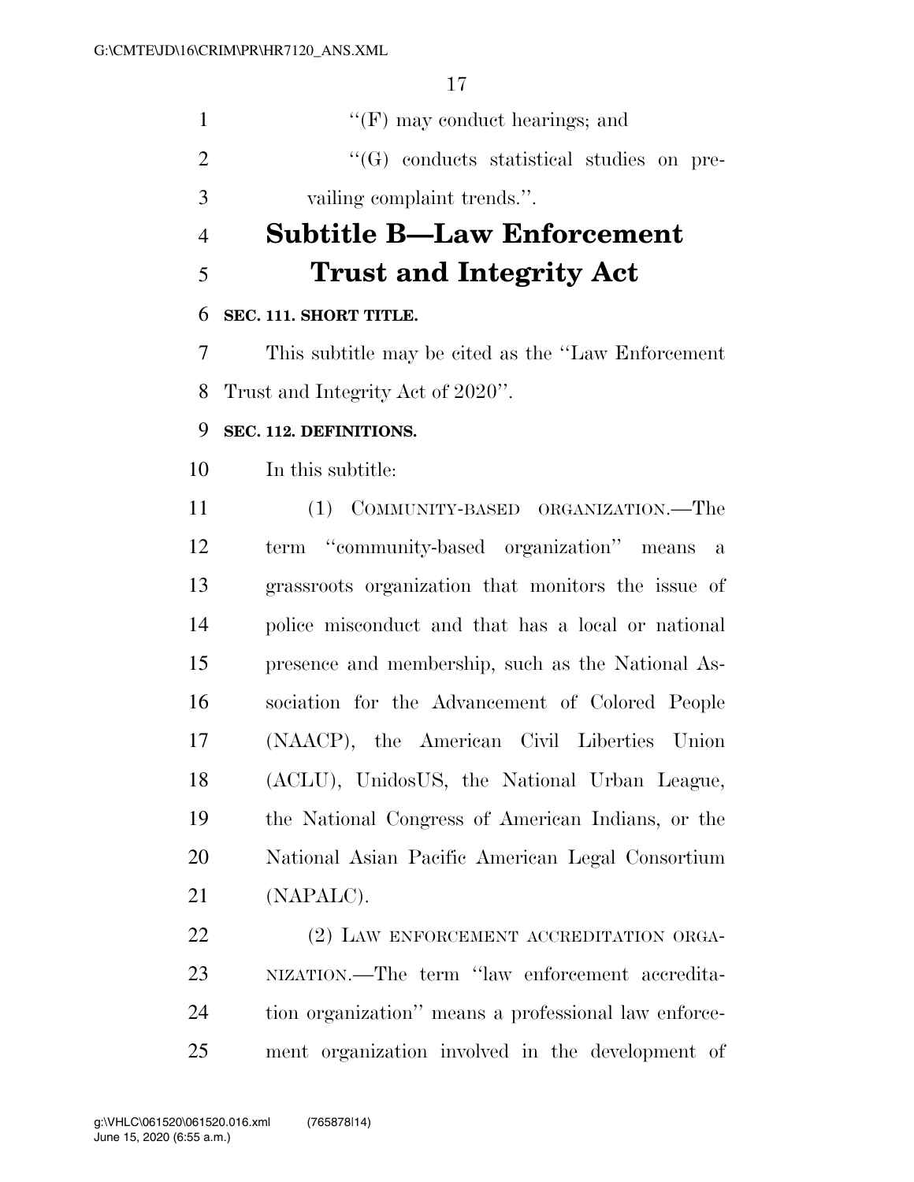"(F) may conduct hearings; and

"(G) conducts statistical studies on prevailing complaint trends.".

# Subtitle B—Law Enforcement Trust and Integrity Act

**SEC. 111. SHORT TITLE.**

This subtitle may be cited as the "Law Enforcement Trust and Integrity Act of 2020".

**SEC. 112. DEFINITIONS.**

In this subtitle:

(1) COMMUNITY-BASED ORGANIZATION.—The term "community-based organization" means a grassroots organization that monitors the issue of police misconduct and that has a local or national presence and membership, such as the National Association for the Advancement of Colored People (NAACP), the American Civil Liberties Union (ACLU), UnidosUS, the National Urban League, the National Congress of American Indians, or the National Asian Pacific American Legal Consortium (NAPALC).

(2) LAW ENFORCEMENT ACCREDITATION ORGANIZATION.—The term "law enforcement accreditation organization" means a professional law enforcement organization involved in the development of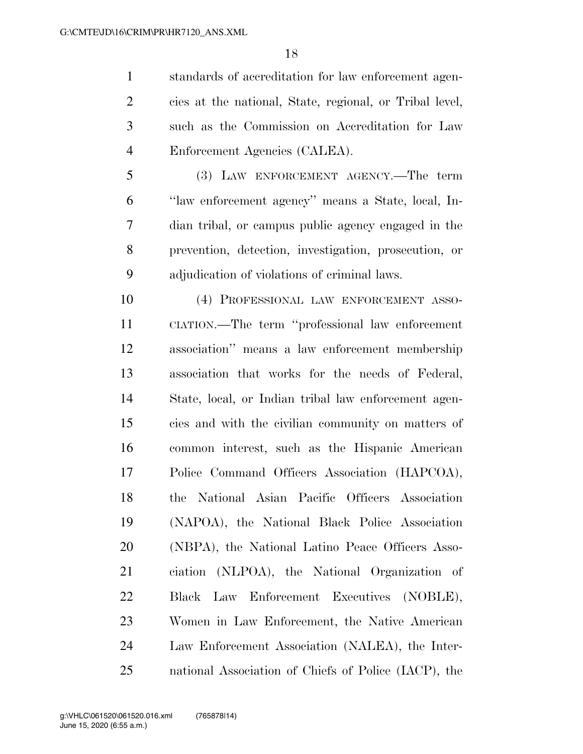standards of accreditation for law enforcement agencies at the national, State, regional, or Tribal level, such as the Commission on Accreditation for Law Enforcement Agencies (CALEA).

(3) LAW ENFORCEMENT AGENCY.—The term "law enforcement agency" means a State, local, Indian tribal, or campus public agency engaged in the prevention, detection, investigation, prosecution, or adjudication of violations of criminal laws.

(4) PROFESSIONAL LAW ENFORCEMENT ASSOCIATION.—The term "professional law enforcement association" means a law enforcement membership association that works for the needs of Federal, State, local, or Indian tribal law enforcement agencies and with the civilian community on matters of common interest, such as the Hispanic American Police Command Officers Association (HAPCOA), the National Asian Pacific Officers Association (NAPOA), the National Black Police Association (NBPA), the National Latino Peace Officers Association (NLPOA), the National Organization of Black Law Enforcement Executives (NOBLE), Women in Law Enforcement, the Native American Law Enforcement Association (NALEA), the International Association of Chiefs of Police (IACP), the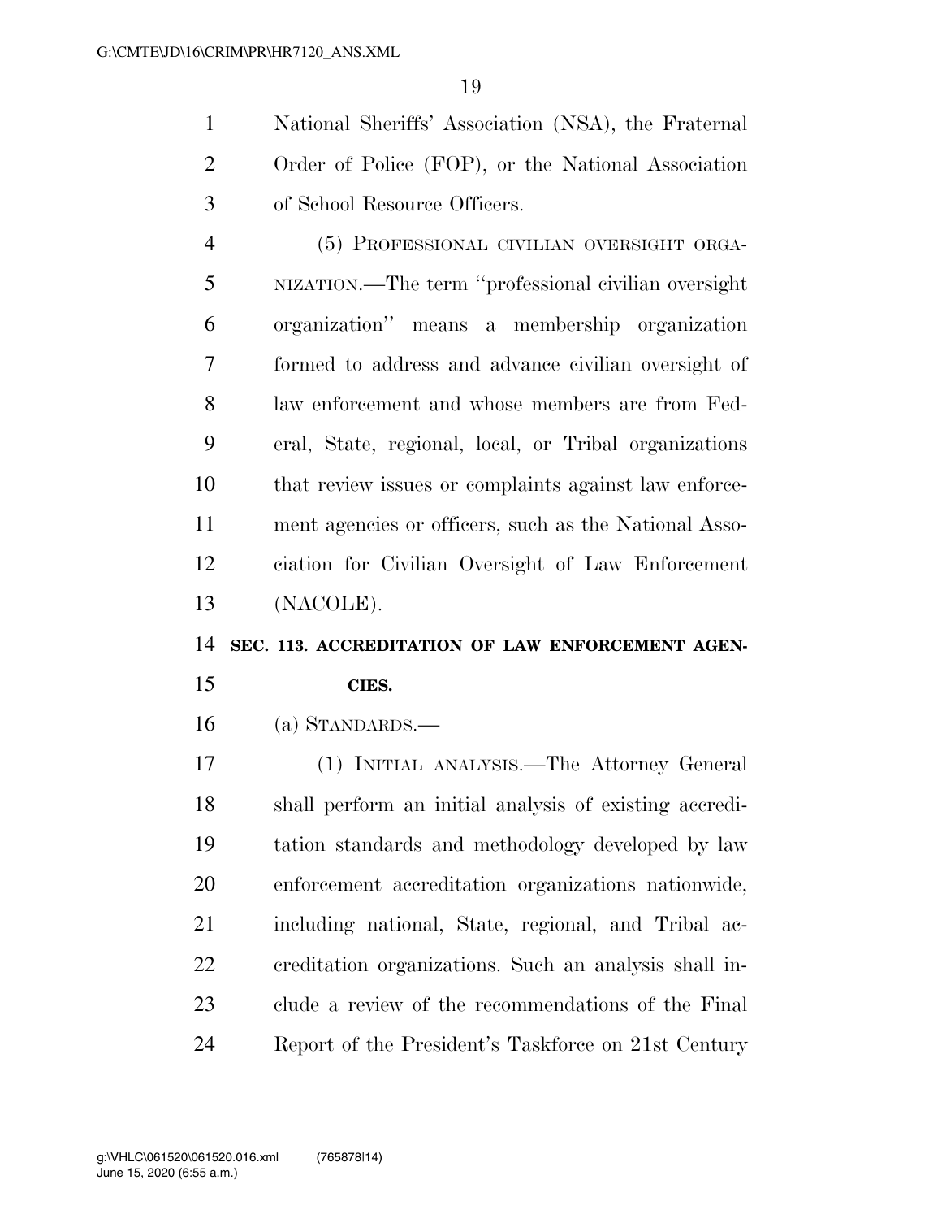National Sheriffs' Association (NSA), the Fraternal Order of Police (FOP), or the National Association of School Resource Officers.

(5) PROFESSIONAL CIVILIAN OVERSIGHT ORGANIZATION.—The term ''professional civilian oversight organization'' means a membership organization formed to address and advance civilian oversight of law enforcement and whose members are from Federal, State, regional, local, or Tribal organizations that review issues or complaints against law enforcement agencies or officers, such as the National Association for Civilian Oversight of Law Enforcement (NACOLE).

**SEC. 113. ACCREDITATION OF LAW ENFORCEMENT AGENCIES.**

(a) STANDARDS.—

(1) INITIAL ANALYSIS.—The Attorney General shall perform an initial analysis of existing accreditation standards and methodology developed by law enforcement accreditation organizations nationwide, including national, State, regional, and Tribal accreditation organizations. Such an analysis shall include a review of the recommendations of the Final Report of the President's Taskforce on 21st Century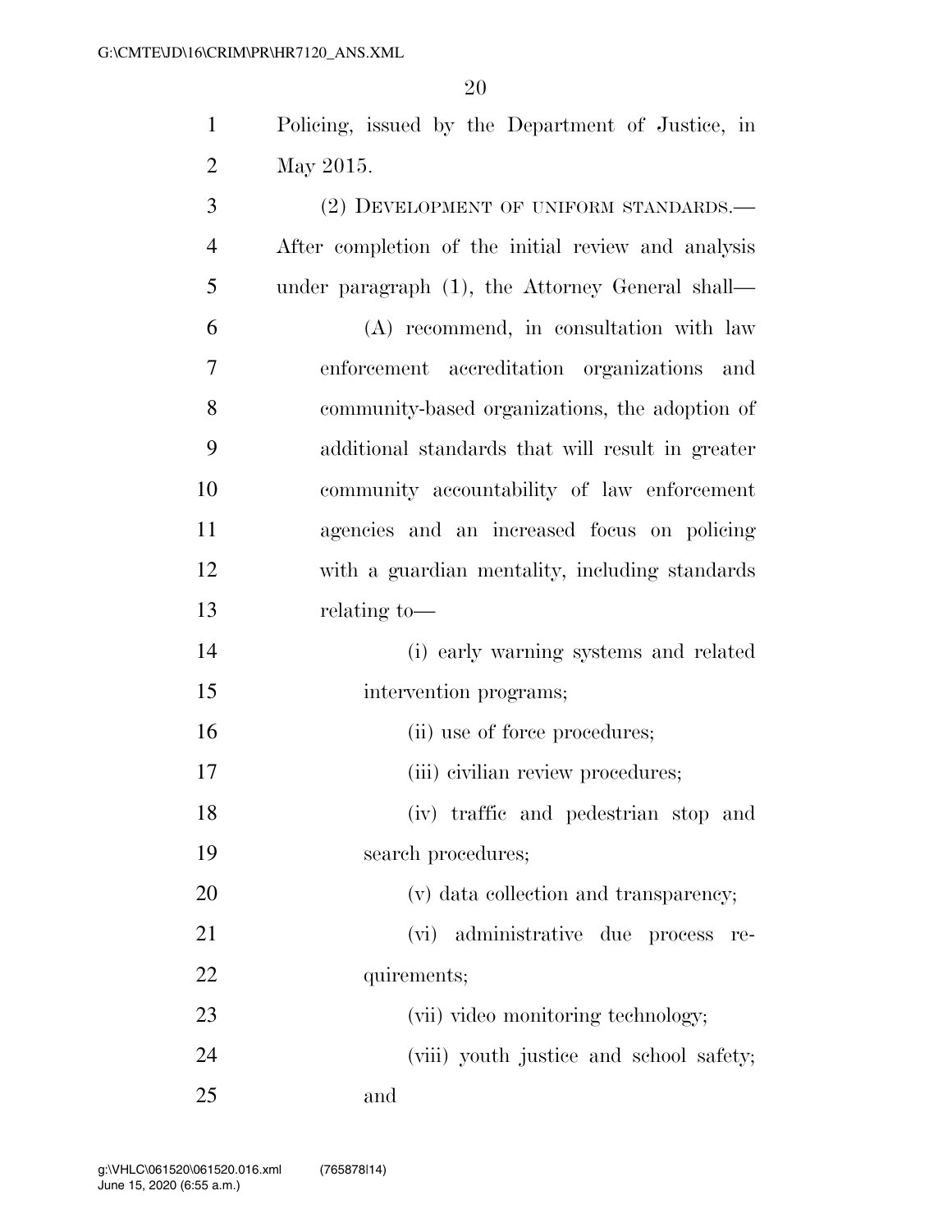Policing, issued by the Department of Justice, in May 2015.

(2) DEVELOPMENT OF UNIFORM STANDARDS.—After completion of the initial review and analysis under paragraph (1), the Attorney General shall—

(A) recommend, in consultation with law enforcement accreditation organizations and community-based organizations, the adoption of additional standards that will result in greater community accountability of law enforcement agencies and an increased focus on policing with a guardian mentality, including standards relating to—

(i) early warning systems and related intervention programs;

(ii) use of force procedures;

(iii) civilian review procedures;

(iv) traffic and pedestrian stop and search procedures;

(v) data collection and transparency;

(vi) administrative due process requirements;

(vii) video monitoring technology;

(viii) youth justice and school safety; and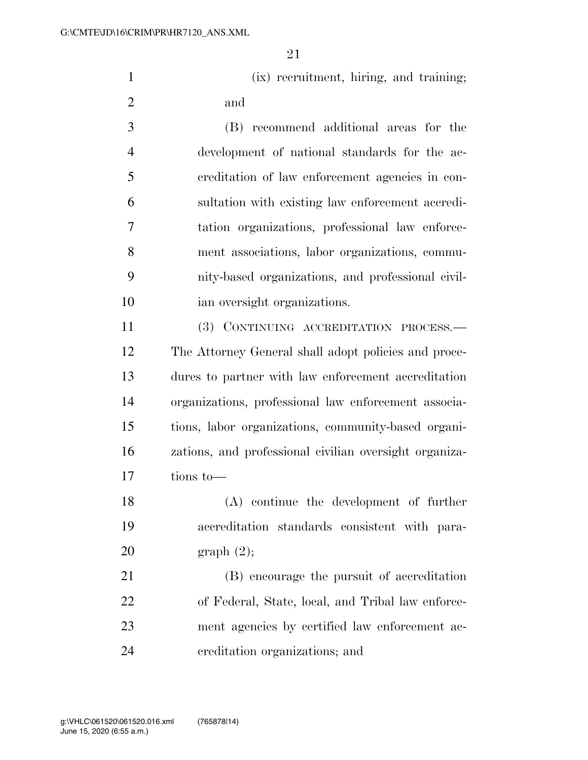(ix) recruitment, hiring, and training; and

(B) recommend additional areas for the development of national standards for the accreditation of law enforcement agencies in consultation with existing law enforcement accreditation organizations, professional law enforcement associations, labor organizations, community-based organizations, and professional civilian oversight organizations.

(3) CONTINUING ACCREDITATION PROCESS.—The Attorney General shall adopt policies and procedures to partner with law enforcement accreditation organizations, professional law enforcement associations, labor organizations, community-based organizations, and professional civilian oversight organizations to—

(A) continue the development of further accreditation standards consistent with paragraph (2);

(B) encourage the pursuit of accreditation of Federal, State, local, and Tribal law enforcement agencies by certified law enforcement accreditation organizations; and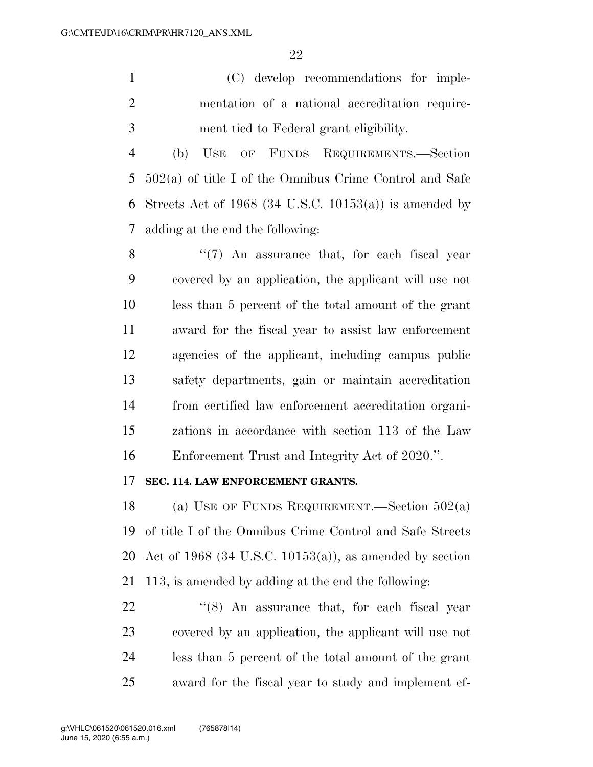(C) develop recommendations for implementation of a national accreditation requirement tied to Federal grant eligibility.

(b) USE OF FUNDS REQUIREMENTS.—Section 502(a) of title I of the Omnibus Crime Control and Safe Streets Act of 1968 (34 U.S.C. 10153(a)) is amended by adding at the end the following:

"(7) An assurance that, for each fiscal year covered by an application, the applicant will use not less than 5 percent of the total amount of the grant award for the fiscal year to assist law enforcement agencies of the applicant, including campus public safety departments, gain or maintain accreditation from certified law enforcement accreditation organizations in accordance with section 113 of the Law Enforcement Trust and Integrity Act of 2020.".

**SEC. 114. LAW ENFORCEMENT GRANTS.**

(a) USE OF FUNDS REQUIREMENT.—Section 502(a) of title I of the Omnibus Crime Control and Safe Streets Act of 1968 (34 U.S.C. 10153(a)), as amended by section 113, is amended by adding at the end the following:

"(8) An assurance that, for each fiscal year covered by an application, the applicant will use not less than 5 percent of the total amount of the grant award for the fiscal year to study and implement ef-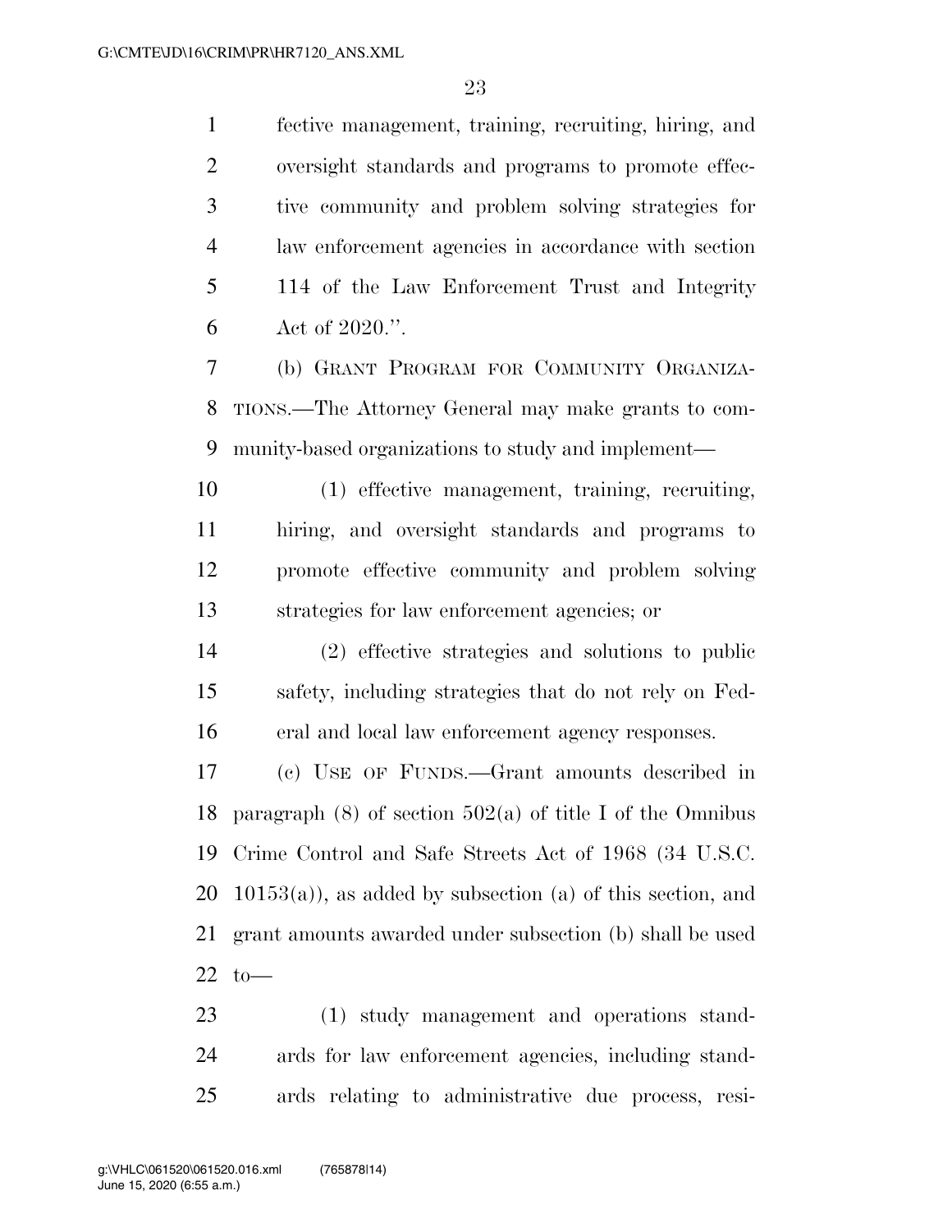fective management, training, recruiting, hiring, and oversight standards and programs to promote effective community and problem solving strategies for law enforcement agencies in accordance with section 114 of the Law Enforcement Trust and Integrity Act of 2020.''.

(b) GRANT PROGRAM FOR COMMUNITY ORGANIZATIONS.—The Attorney General may make grants to community-based organizations to study and implement—

(1) effective management, training, recruiting, hiring, and oversight standards and programs to promote effective community and problem solving strategies for law enforcement agencies; or

(2) effective strategies and solutions to public safety, including strategies that do not rely on Federal and local law enforcement agency responses.

(c) USE OF FUNDS.—Grant amounts described in paragraph (8) of section 502(a) of title I of the Omnibus Crime Control and Safe Streets Act of 1968 (34 U.S.C. 10153(a)), as added by subsection (a) of this section, and grant amounts awarded under subsection (b) shall be used to—

(1) study management and operations standards for law enforcement agencies, including standards relating to administrative due process, resi-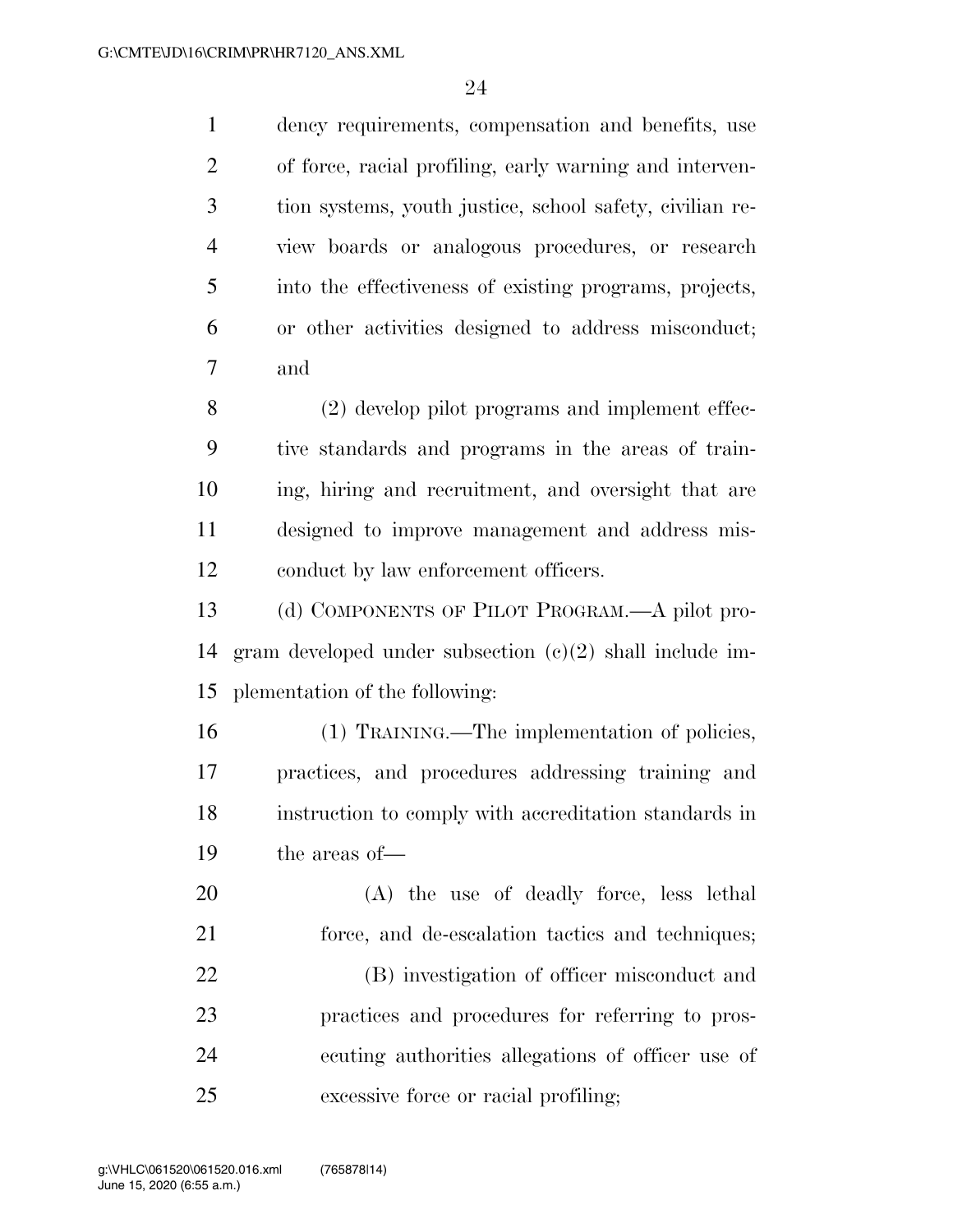dency requirements, compensation and benefits, use of force, racial profiling, early warning and intervention systems, youth justice, school safety, civilian review boards or analogous procedures, or research into the effectiveness of existing programs, projects, or other activities designed to address misconduct; and

(2) develop pilot programs and implement effective standards and programs in the areas of training, hiring and recruitment, and oversight that are designed to improve management and address misconduct by law enforcement officers.

(d) COMPONENTS OF PILOT PROGRAM.—A pilot program developed under subsection (c)(2) shall include implementation of the following:

(1) TRAINING.—The implementation of policies, practices, and procedures addressing training and instruction to comply with accreditation standards in the areas of—

(A) the use of deadly force, less lethal force, and de-escalation tactics and techniques;

(B) investigation of officer misconduct and practices and procedures for referring to prosecuting authorities allegations of officer use of excessive force or racial profiling;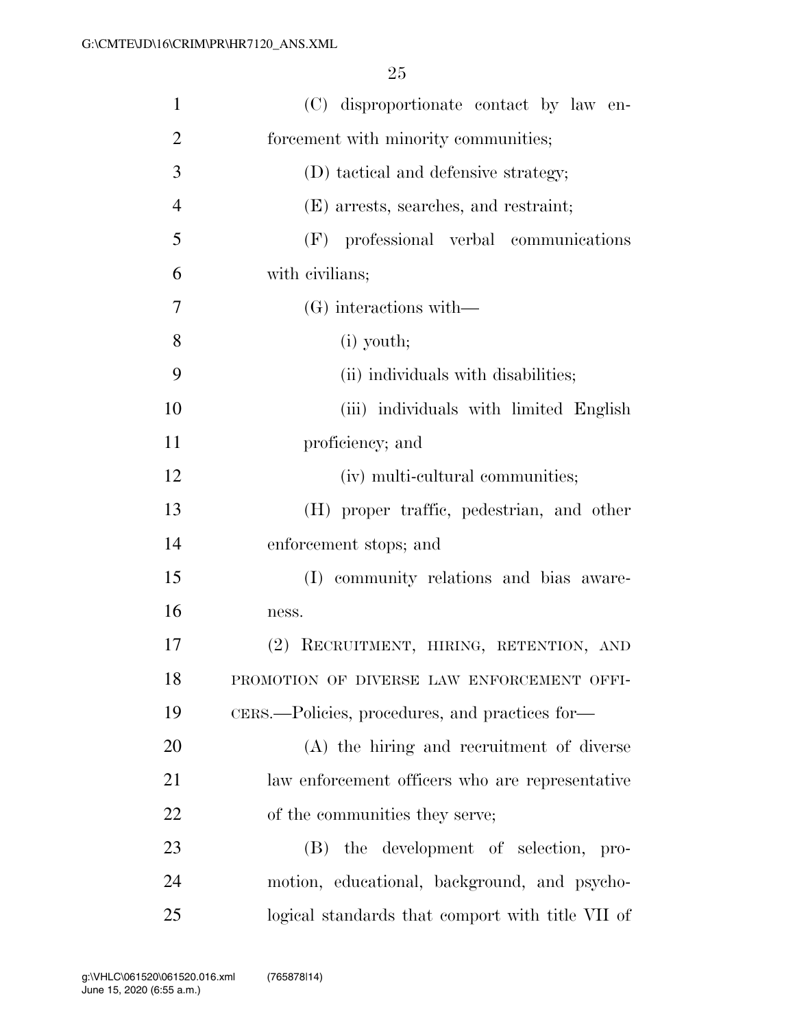(C) disproportionate contact by law enforcement with minority communities;

(D) tactical and defensive strategy;

(E) arrests, searches, and restraint;

(F) professional verbal communications with civilians;

(G) interactions with—

(i) youth;

(ii) individuals with disabilities;

(iii) individuals with limited English proficiency; and

(iv) multi-cultural communities;

(H) proper traffic, pedestrian, and other enforcement stops; and

(I) community relations and bias awareness.

(2) RECRUITMENT, HIRING, RETENTION, AND PROMOTION OF DIVERSE LAW ENFORCEMENT OFFICERS.—Policies, procedures, and practices for—

(A) the hiring and recruitment of diverse law enforcement officers who are representative of the communities they serve;

(B) the development of selection, promotion, educational, background, and psychological standards that comport with title VII of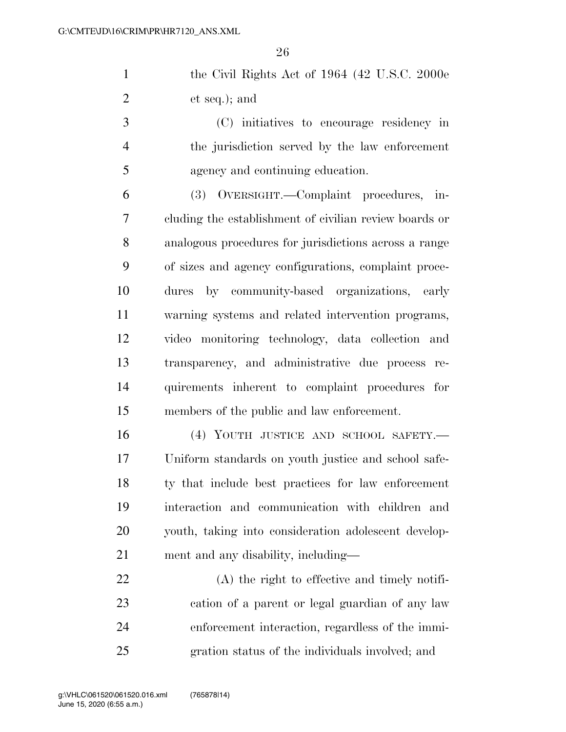the Civil Rights Act of 1964 (42 U.S.C. 2000e et seq.); and

(C) initiatives to encourage residency in the jurisdiction served by the law enforcement agency and continuing education.

(3) OVERSIGHT.—Complaint procedures, including the establishment of civilian review boards or analogous procedures for jurisdictions across a range of sizes and agency configurations, complaint procedures by community-based organizations, early warning systems and related intervention programs, video monitoring technology, data collection and transparency, and administrative due process requirements inherent to complaint procedures for members of the public and law enforcement.

(4) YOUTH JUSTICE AND SCHOOL SAFETY.—Uniform standards on youth justice and school safety that include best practices for law enforcement interaction and communication with children and youth, taking into consideration adolescent development and any disability, including—

(A) the right to effective and timely notification of a parent or legal guardian of any law enforcement interaction, regardless of the immigration status of the individuals involved; and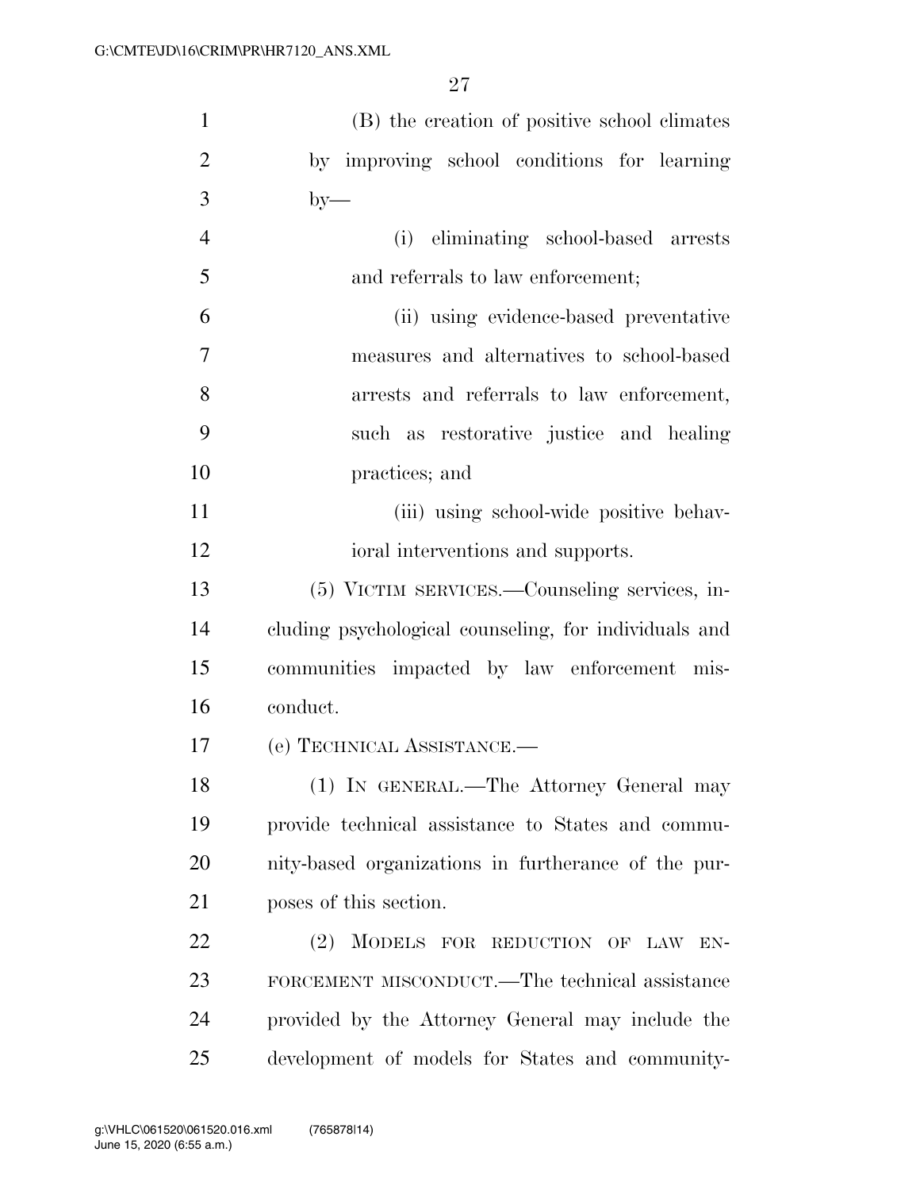(B) the creation of positive school climates by improving school conditions for learning by—

(i) eliminating school-based arrests and referrals to law enforcement;

(ii) using evidence-based preventative measures and alternatives to school-based arrests and referrals to law enforcement, such as restorative justice and healing practices; and

(iii) using school-wide positive behavioral interventions and supports.

(5) VICTIM SERVICES.—Counseling services, including psychological counseling, for individuals and communities impacted by law enforcement misconduct.

(e) TECHNICAL ASSISTANCE.—

(1) IN GENERAL.—The Attorney General may provide technical assistance to States and community-based organizations in furtherance of the purposes of this section.

(2) MODELS FOR REDUCTION OF LAW ENFORCEMENT MISCONDUCT.—The technical assistance provided by the Attorney General may include the development of models for States and community-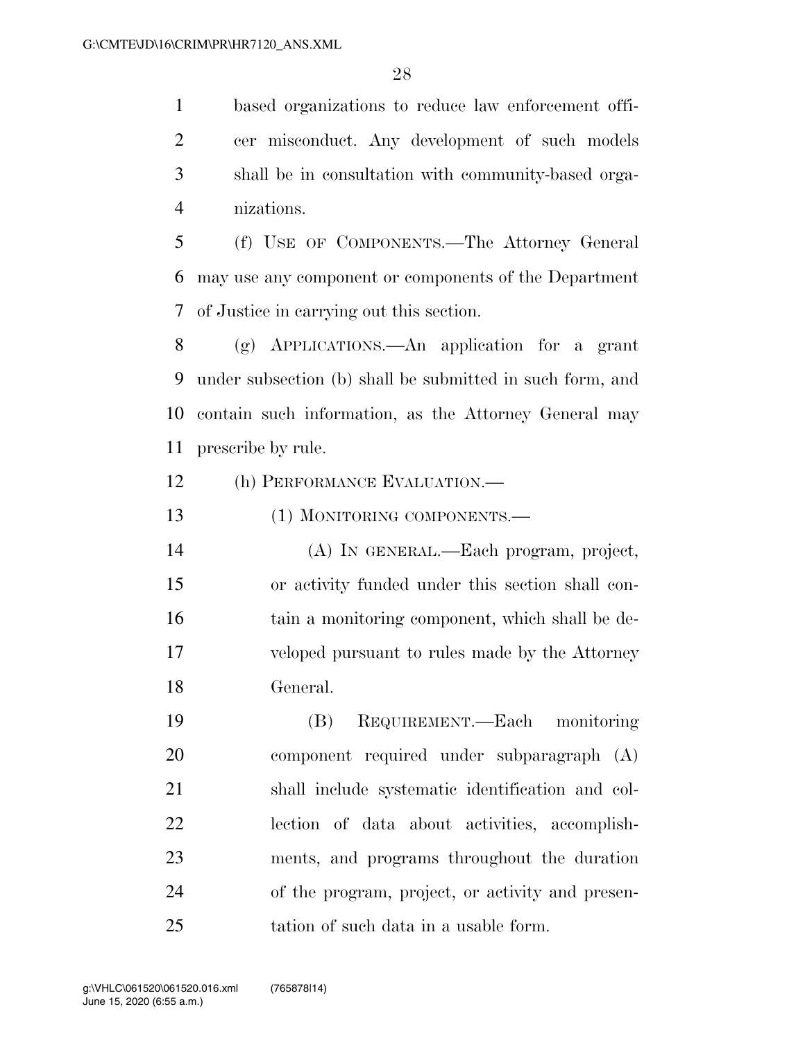based organizations to reduce law enforcement officer misconduct. Any development of such models shall be in consultation with community-based organizations.

(f) USE OF COMPONENTS.—The Attorney General may use any component or components of the Department of Justice in carrying out this section.

(g) APPLICATIONS.—An application for a grant under subsection (b) shall be submitted in such form, and contain such information, as the Attorney General may prescribe by rule.

(h) PERFORMANCE EVALUATION.—

(1) MONITORING COMPONENTS.—

(A) IN GENERAL.—Each program, project, or activity funded under this section shall contain a monitoring component, which shall be developed pursuant to rules made by the Attorney General.

(B) REQUIREMENT.—Each monitoring component required under subparagraph (A) shall include systematic identification and collection of data about activities, accomplishments, and programs throughout the duration of the program, project, or activity and presentation of such data in a usable form.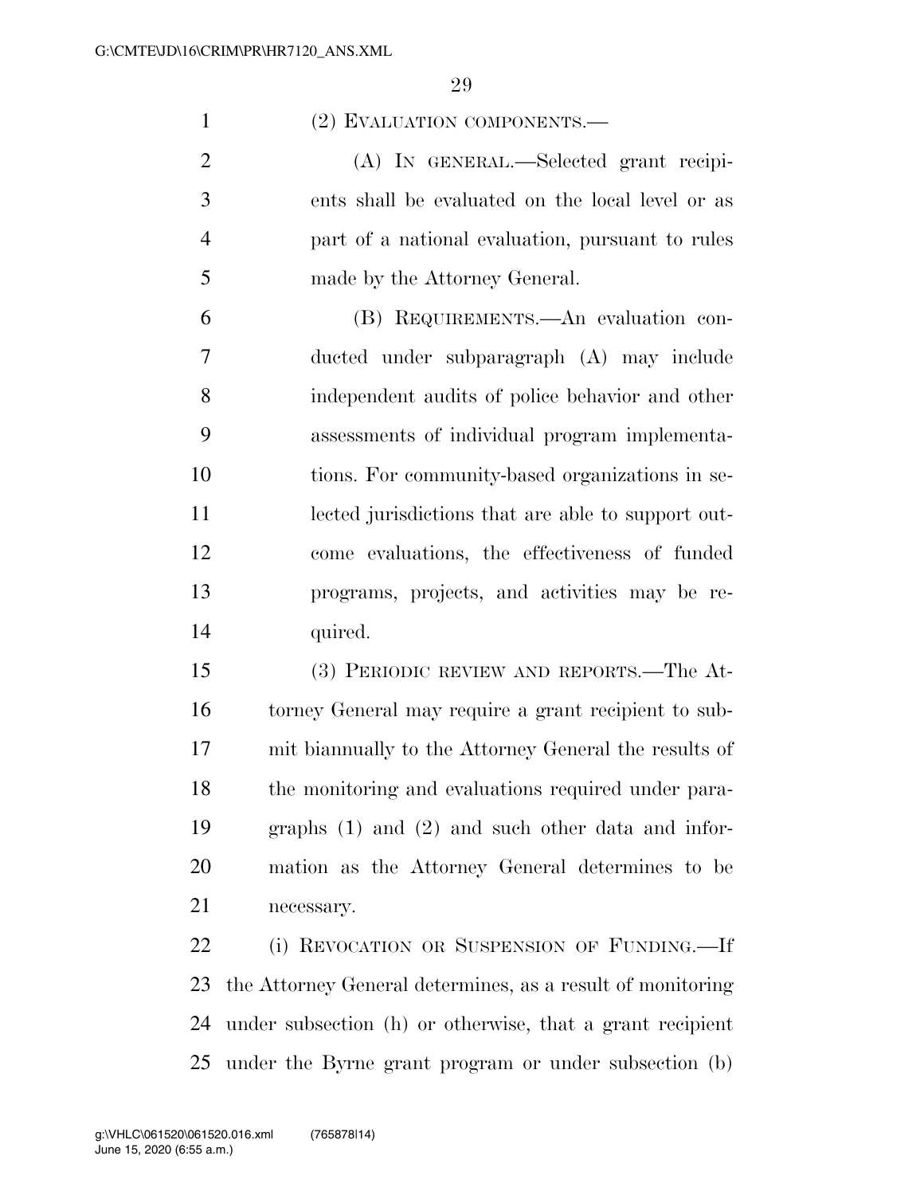(2) EVALUATION COMPONENTS.—

(A) IN GENERAL.—Selected grant recipients shall be evaluated on the local level or as part of a national evaluation, pursuant to rules made by the Attorney General.

(B) REQUIREMENTS.—An evaluation conducted under subparagraph (A) may include independent audits of police behavior and other assessments of individual program implementations. For community-based organizations in selected jurisdictions that are able to support outcome evaluations, the effectiveness of funded programs, projects, and activities may be required.

(3) PERIODIC REVIEW AND REPORTS.—The Attorney General may require a grant recipient to submit biannually to the Attorney General the results of the monitoring and evaluations required under paragraphs (1) and (2) and such other data and information as the Attorney General determines to be necessary.

(i) REVOCATION OR SUSPENSION OF FUNDING.—If the Attorney General determines, as a result of monitoring under subsection (h) or otherwise, that a grant recipient under the Byrne grant program or under subsection (b)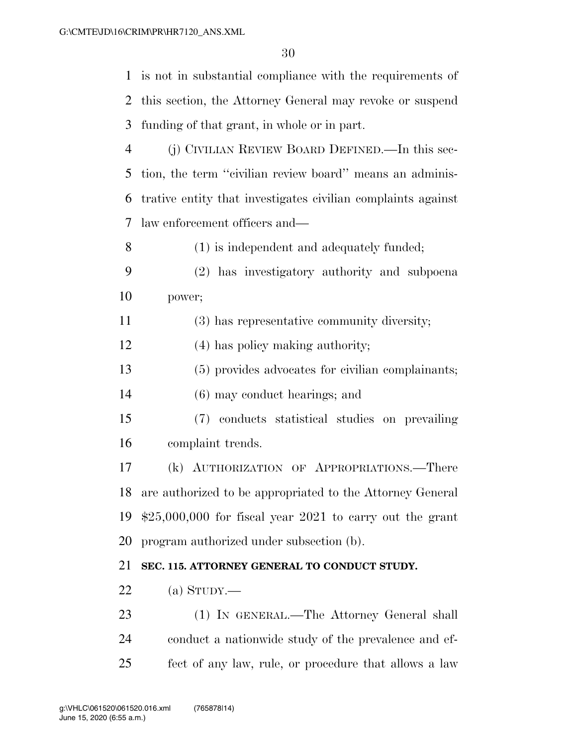is not in substantial compliance with the requirements of this section, the Attorney General may revoke or suspend funding of that grant, in whole or in part.

(j) CIVILIAN REVIEW BOARD DEFINED.—In this section, the term ''civilian review board'' means an administrative entity that investigates civilian complaints against law enforcement officers and—

(1) is independent and adequately funded;

(2) has investigatory authority and subpoena power;

(3) has representative community diversity;

(4) has policy making authority;

(5) provides advocates for civilian complainants;

(6) may conduct hearings; and

(7) conducts statistical studies on prevailing complaint trends.

(k) AUTHORIZATION OF APPROPRIATIONS.—There are authorized to be appropriated to the Attorney General $25,000,000 for fiscal year 2021 to carry out the grant program authorized under subsection (b).

**SEC. 115. ATTORNEY GENERAL TO CONDUCT STUDY.**

(a) STUDY.—

(1) IN GENERAL.—The Attorney General shall conduct a nationwide study of the prevalence and effect of any law, rule, or procedure that allows a law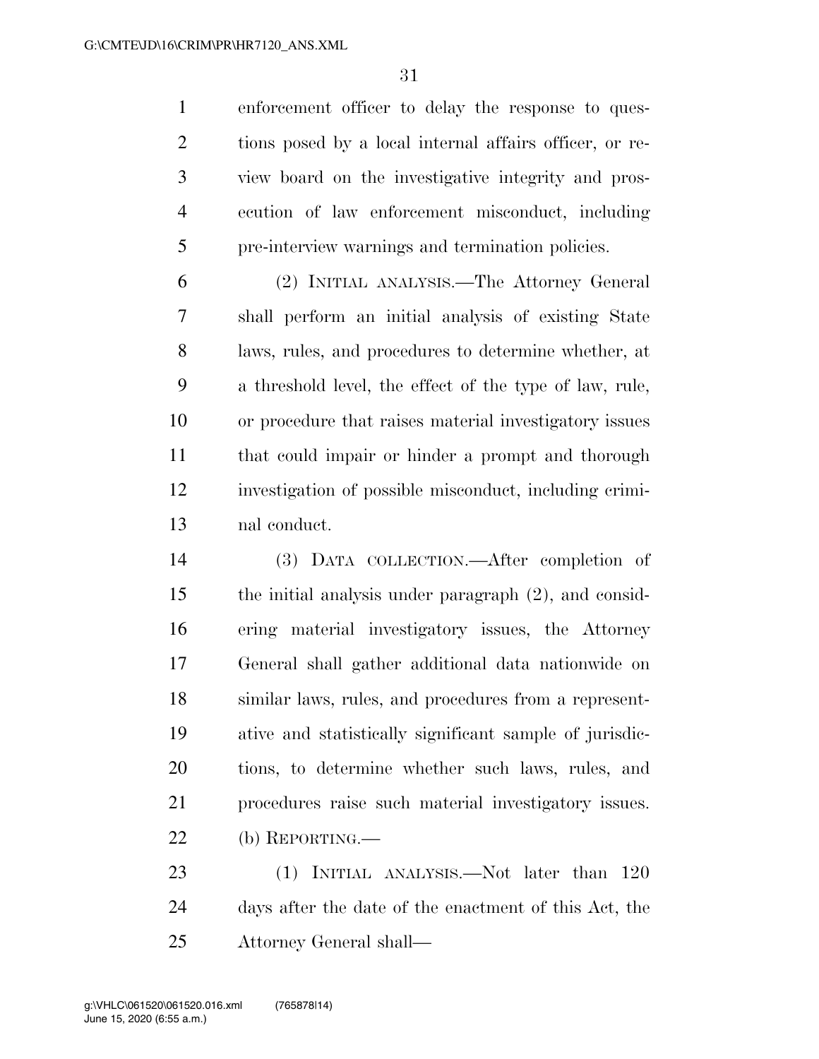enforcement officer to delay the response to questions posed by a local internal affairs officer, or review board on the investigative integrity and prosecution of law enforcement misconduct, including pre-interview warnings and termination policies.

(2) INITIAL ANALYSIS.—The Attorney General shall perform an initial analysis of existing State laws, rules, and procedures to determine whether, at a threshold level, the effect of the type of law, rule, or procedure that raises material investigatory issues that could impair or hinder a prompt and thorough investigation of possible misconduct, including criminal conduct.

(3) DATA COLLECTION.—After completion of the initial analysis under paragraph (2), and considering material investigatory issues, the Attorney General shall gather additional data nationwide on similar laws, rules, and procedures from a representative and statistically significant sample of jurisdictions, to determine whether such laws, rules, and procedures raise such material investigatory issues.

(b) REPORTING.—

(1) INITIAL ANALYSIS.—Not later than 120 days after the date of the enactment of this Act, the Attorney General shall—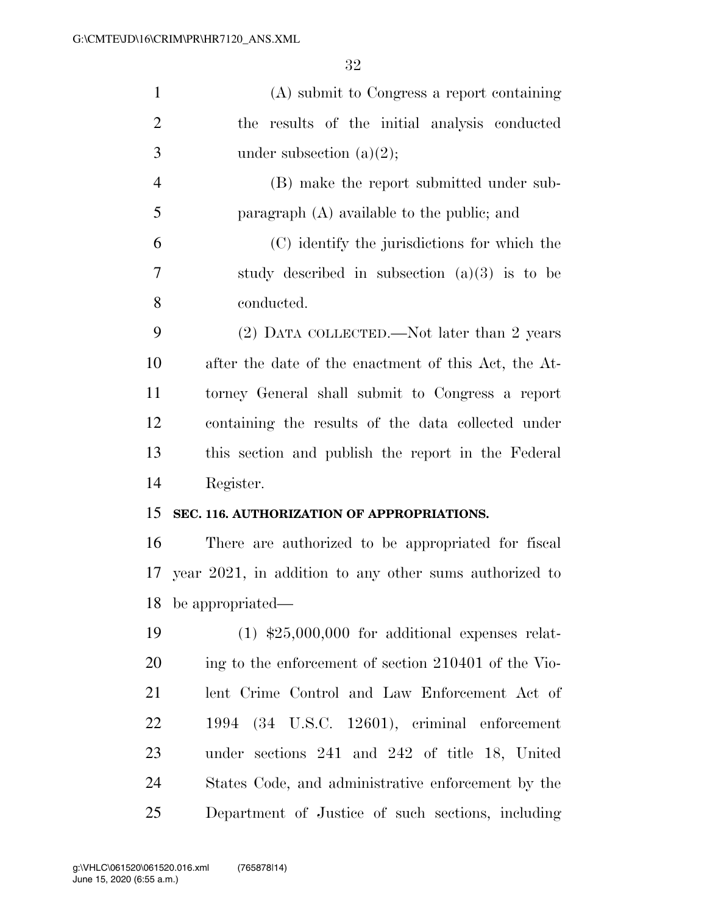(A) submit to Congress a report containing the results of the initial analysis conducted under subsection (a)(2);

(B) make the report submitted under subparagraph (A) available to the public; and

(C) identify the jurisdictions for which the study described in subsection (a)(3) is to be conducted.

(2) DATA COLLECTED.—Not later than 2 years after the date of the enactment of this Act, the Attorney General shall submit to Congress a report containing the results of the data collected under this section and publish the report in the Federal Register.

**SEC. 116. AUTHORIZATION OF APPROPRIATIONS.**

There are authorized to be appropriated for fiscal year 2021, in addition to any other sums authorized to be appropriated—

(1) $25,000,000 for additional expenses relating to the enforcement of section 210401 of the Violent Crime Control and Law Enforcement Act of 1994 (34 U.S.C. 12601), criminal enforcement under sections 241 and 242 of title 18, United States Code, and administrative enforcement by the Department of Justice of such sections, including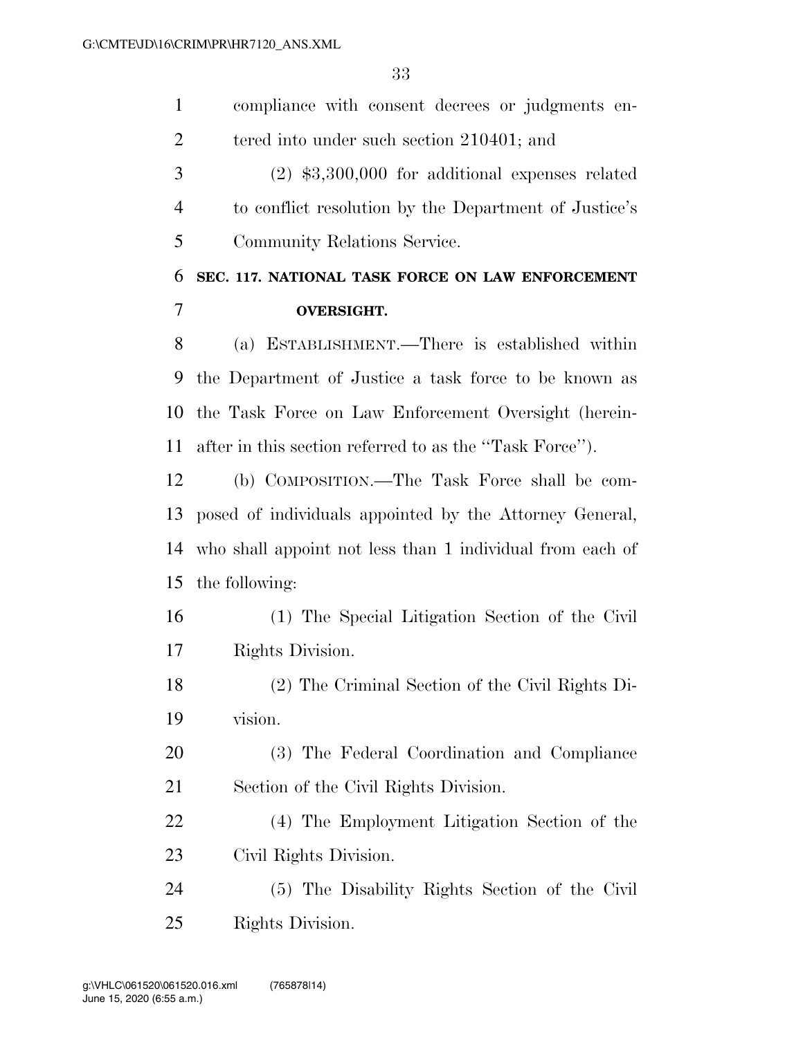compliance with consent decrees or judgments entered into under such section 210401; and

(2) $3,300,000 for additional expenses related to conflict resolution by the Department of Justice's Community Relations Service.

### SEC. 117. NATIONAL TASK FORCE ON LAW ENFORCEMENT OVERSIGHT.

(a) ESTABLISHMENT.—There is established within the Department of Justice a task force to be known as the Task Force on Law Enforcement Oversight (hereinafter in this section referred to as the "Task Force").

(b) COMPOSITION.—The Task Force shall be composed of individuals appointed by the Attorney General, who shall appoint not less than 1 individual from each of the following:

(1) The Special Litigation Section of the Civil Rights Division.

(2) The Criminal Section of the Civil Rights Division.

(3) The Federal Coordination and Compliance Section of the Civil Rights Division.

(4) The Employment Litigation Section of the Civil Rights Division.

(5) The Disability Rights Section of the Civil Rights Division.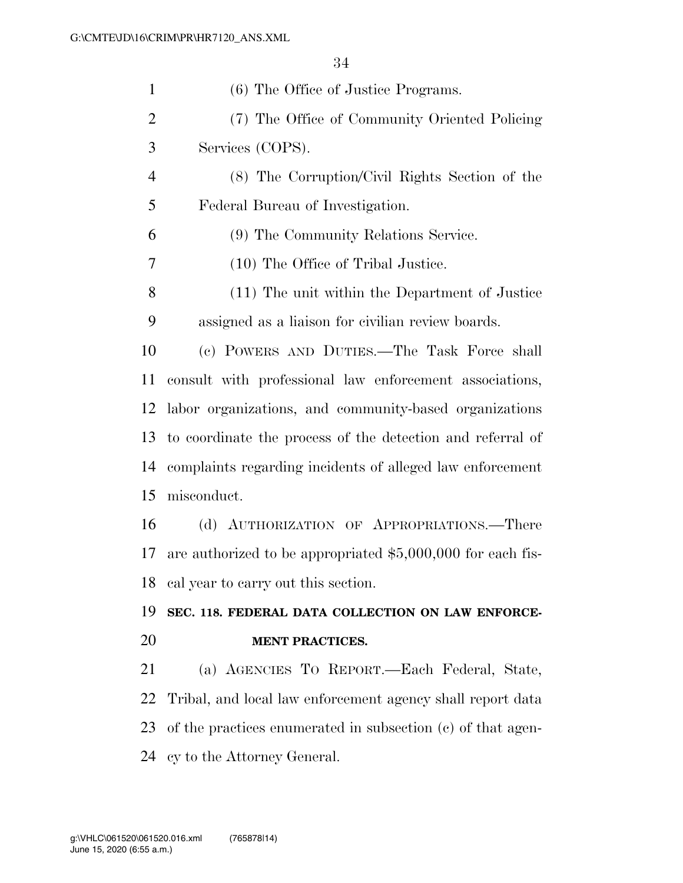(6) The Office of Justice Programs.

(7) The Office of Community Oriented Policing Services (COPS).

(8) The Corruption/Civil Rights Section of the Federal Bureau of Investigation.

(9) The Community Relations Service.

(10) The Office of Tribal Justice.

(11) The unit within the Department of Justice assigned as a liaison for civilian review boards.

(c) POWERS AND DUTIES.—The Task Force shall consult with professional law enforcement associations, labor organizations, and community-based organizations to coordinate the process of the detection and referral of complaints regarding incidents of alleged law enforcement misconduct.

(d) AUTHORIZATION OF APPROPRIATIONS.—There are authorized to be appropriated $5,000,000 for each fiscal year to carry out this section.

**SEC. 118. FEDERAL DATA COLLECTION ON LAW ENFORCEMENT PRACTICES.**

(a) AGENCIES TO REPORT.—Each Federal, State, Tribal, and local law enforcement agency shall report data of the practices enumerated in subsection (c) of that agency to the Attorney General.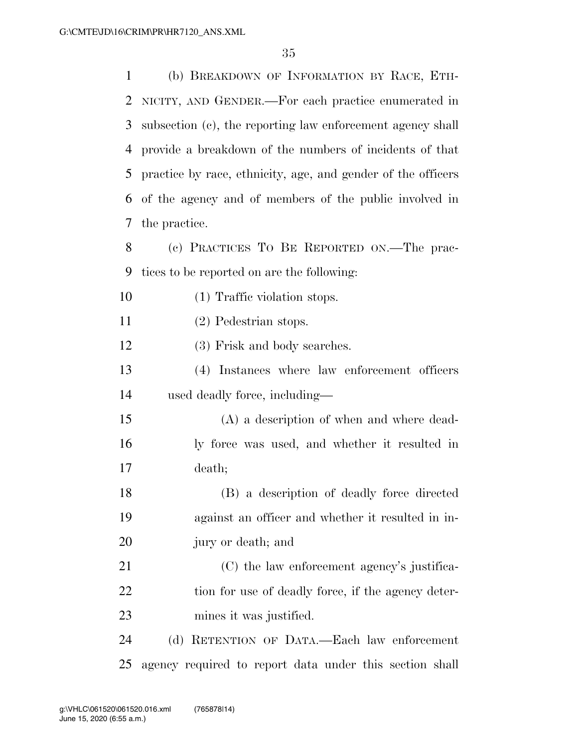(b) BREAKDOWN OF INFORMATION BY RACE, ETHNICITY, AND GENDER.—For each practice enumerated in subsection (c), the reporting law enforcement agency shall provide a breakdown of the numbers of incidents of that practice by race, ethnicity, age, and gender of the officers of the agency and of members of the public involved in the practice.

(c) PRACTICES TO BE REPORTED ON.—The practices to be reported on are the following:

(1) Traffic violation stops.

(2) Pedestrian stops.

(3) Frisk and body searches.

(4) Instances where law enforcement officers used deadly force, including—

(A) a description of when and where deadly force was used, and whether it resulted in death;

(B) a description of deadly force directed against an officer and whether it resulted in injury or death; and

(C) the law enforcement agency's justification for use of deadly force, if the agency determines it was justified.

(d) RETENTION OF DATA.—Each law enforcement agency required to report data under this section shall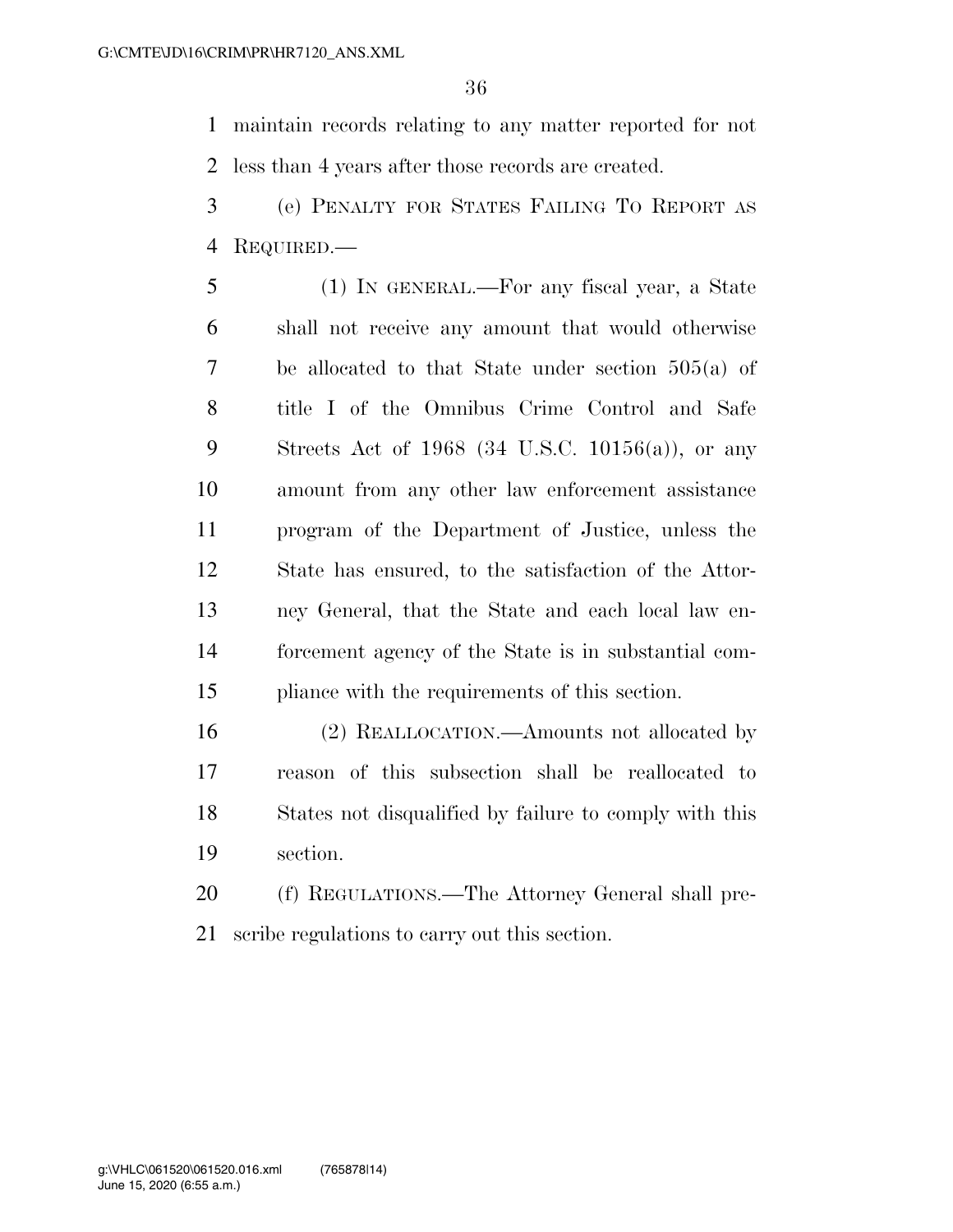maintain records relating to any matter reported for not less than 4 years after those records are created.

(e) PENALTY FOR STATES FAILING TO REPORT AS REQUIRED.—

(1) IN GENERAL.—For any fiscal year, a State shall not receive any amount that would otherwise be allocated to that State under section 505(a) of title I of the Omnibus Crime Control and Safe Streets Act of 1968 (34 U.S.C. 10156(a)), or any amount from any other law enforcement assistance program of the Department of Justice, unless the State has ensured, to the satisfaction of the Attorney General, that the State and each local law enforcement agency of the State is in substantial compliance with the requirements of this section.

(2) REALLOCATION.—Amounts not allocated by reason of this subsection shall be reallocated to States not disqualified by failure to comply with this section.

(f) REGULATIONS.—The Attorney General shall prescribe regulations to carry out this section.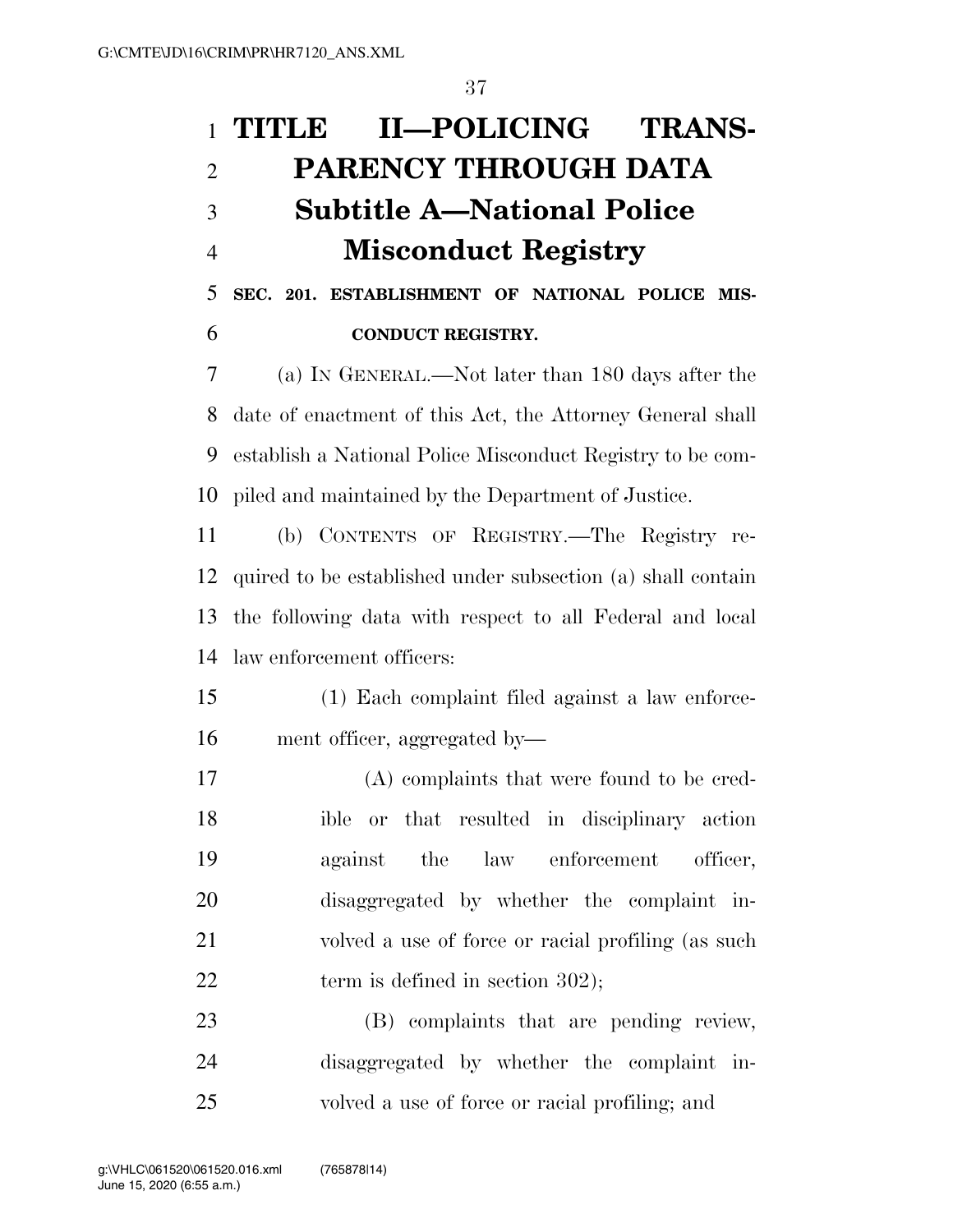# TITLE II—POLICING TRANSPARENCY THROUGH DATA

## Subtitle A—National Police Misconduct Registry

### SEC. 201. ESTABLISHMENT OF NATIONAL POLICE MISCONDUCT REGISTRY.

(a) IN GENERAL.—Not later than 180 days after the date of enactment of this Act, the Attorney General shall establish a National Police Misconduct Registry to be compiled and maintained by the Department of Justice.

(b) CONTENTS OF REGISTRY.—The Registry required to be established under subsection (a) shall contain the following data with respect to all Federal and local law enforcement officers:

(1) Each complaint filed against a law enforcement officer, aggregated by—

(A) complaints that were found to be credible or that resulted in disciplinary action against the law enforcement officer, disaggregated by whether the complaint involved a use of force or racial profiling (as such term is defined in section 302);

(B) complaints that are pending review, disaggregated by whether the complaint involved a use of force or racial profiling; and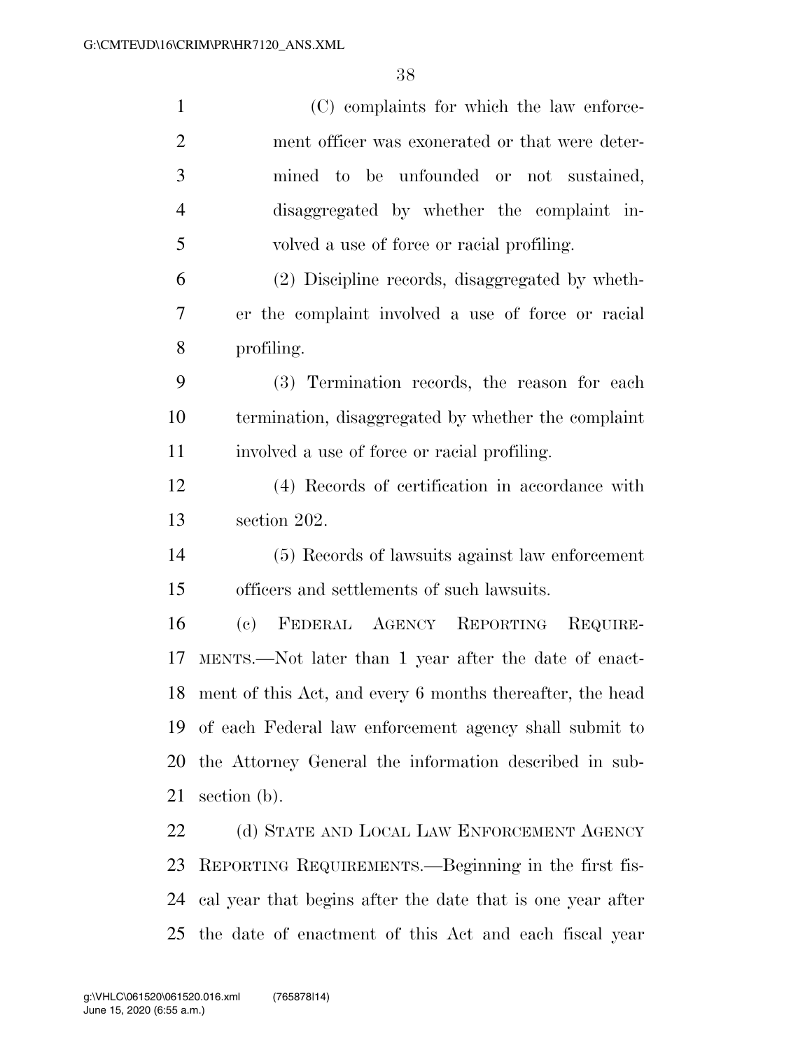(C) complaints for which the law enforcement officer was exonerated or that were determined to be unfounded or not sustained, disaggregated by whether the complaint involved a use of force or racial profiling.

(2) Discipline records, disaggregated by whether the complaint involved a use of force or racial profiling.

(3) Termination records, the reason for each termination, disaggregated by whether the complaint involved a use of force or racial profiling.

(4) Records of certification in accordance with section 202.

(5) Records of lawsuits against law enforcement officers and settlements of such lawsuits.

(c) FEDERAL AGENCY REPORTING REQUIREMENTS.—Not later than 1 year after the date of enactment of this Act, and every 6 months thereafter, the head of each Federal law enforcement agency shall submit to the Attorney General the information described in subsection (b).

(d) STATE AND LOCAL LAW ENFORCEMENT AGENCY REPORTING REQUIREMENTS.—Beginning in the first fiscal year that begins after the date that is one year after the date of enactment of this Act and each fiscal year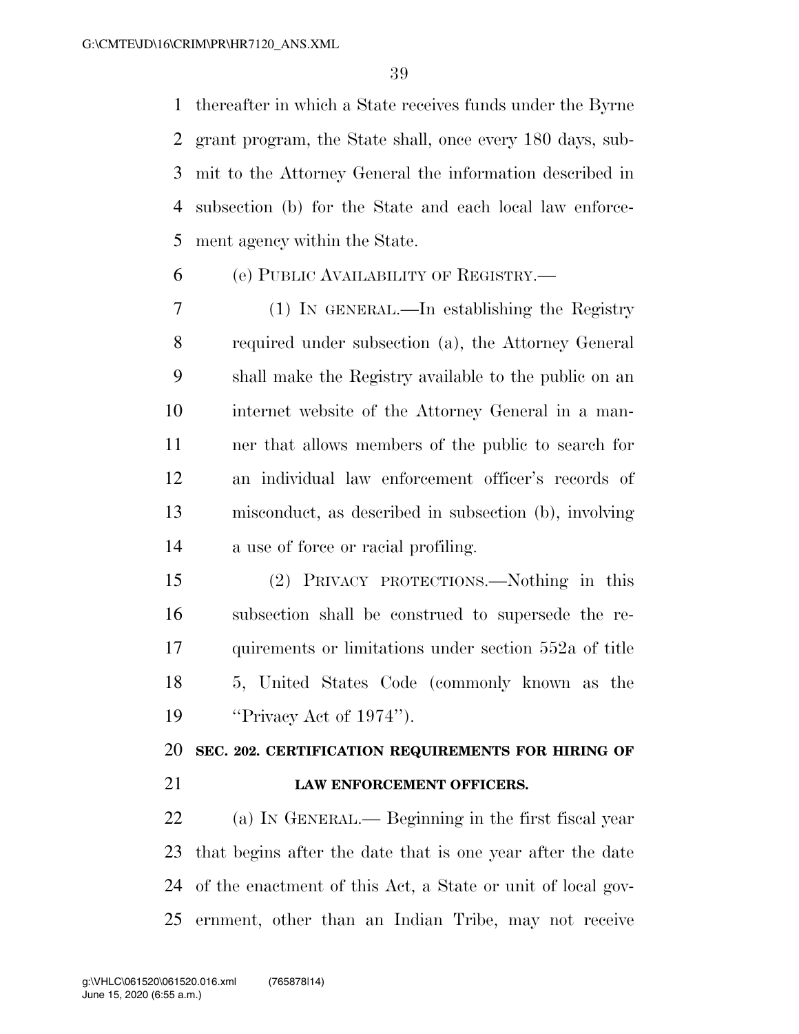thereafter in which a State receives funds under the Byrne grant program, the State shall, once every 180 days, submit to the Attorney General the information described in subsection (b) for the State and each local law enforcement agency within the State.

(e) PUBLIC AVAILABILITY OF REGISTRY.—

(1) IN GENERAL.—In establishing the Registry required under subsection (a), the Attorney General shall make the Registry available to the public on an internet website of the Attorney General in a manner that allows members of the public to search for an individual law enforcement officer's records of misconduct, as described in subsection (b), involving a use of force or racial profiling.

(2) PRIVACY PROTECTIONS.—Nothing in this subsection shall be construed to supersede the requirements or limitations under section 552a of title 5, United States Code (commonly known as the "Privacy Act of 1974").

**SEC. 202. CERTIFICATION REQUIREMENTS FOR HIRING OF LAW ENFORCEMENT OFFICERS.**

(a) IN GENERAL.— Beginning in the first fiscal year that begins after the date that is one year after the date of the enactment of this Act, a State or unit of local government, other than an Indian Tribe, may not receive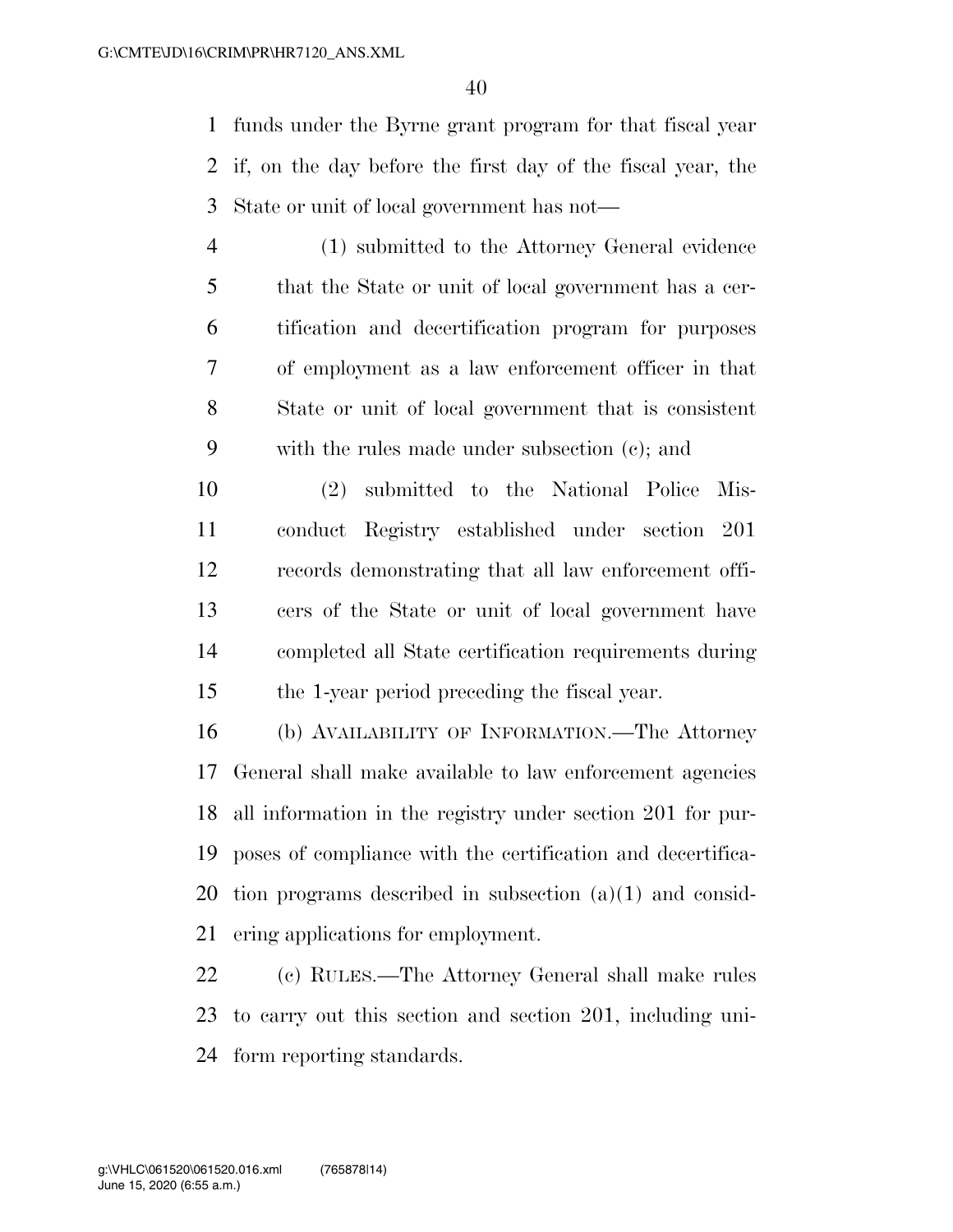funds under the Byrne grant program for that fiscal year if, on the day before the first day of the fiscal year, the State or unit of local government has not—

(1) submitted to the Attorney General evidence that the State or unit of local government has a certification and decertification program for purposes of employment as a law enforcement officer in that State or unit of local government that is consistent with the rules made under subsection (c); and

(2) submitted to the National Police Misconduct Registry established under section 201 records demonstrating that all law enforcement officers of the State or unit of local government have completed all State certification requirements during the 1-year period preceding the fiscal year.

(b) AVAILABILITY OF INFORMATION.—The Attorney General shall make available to law enforcement agencies all information in the registry under section 201 for purposes of compliance with the certification and decertification programs described in subsection (a)(1) and considering applications for employment.

(c) RULES.—The Attorney General shall make rules to carry out this section and section 201, including uniform reporting standards.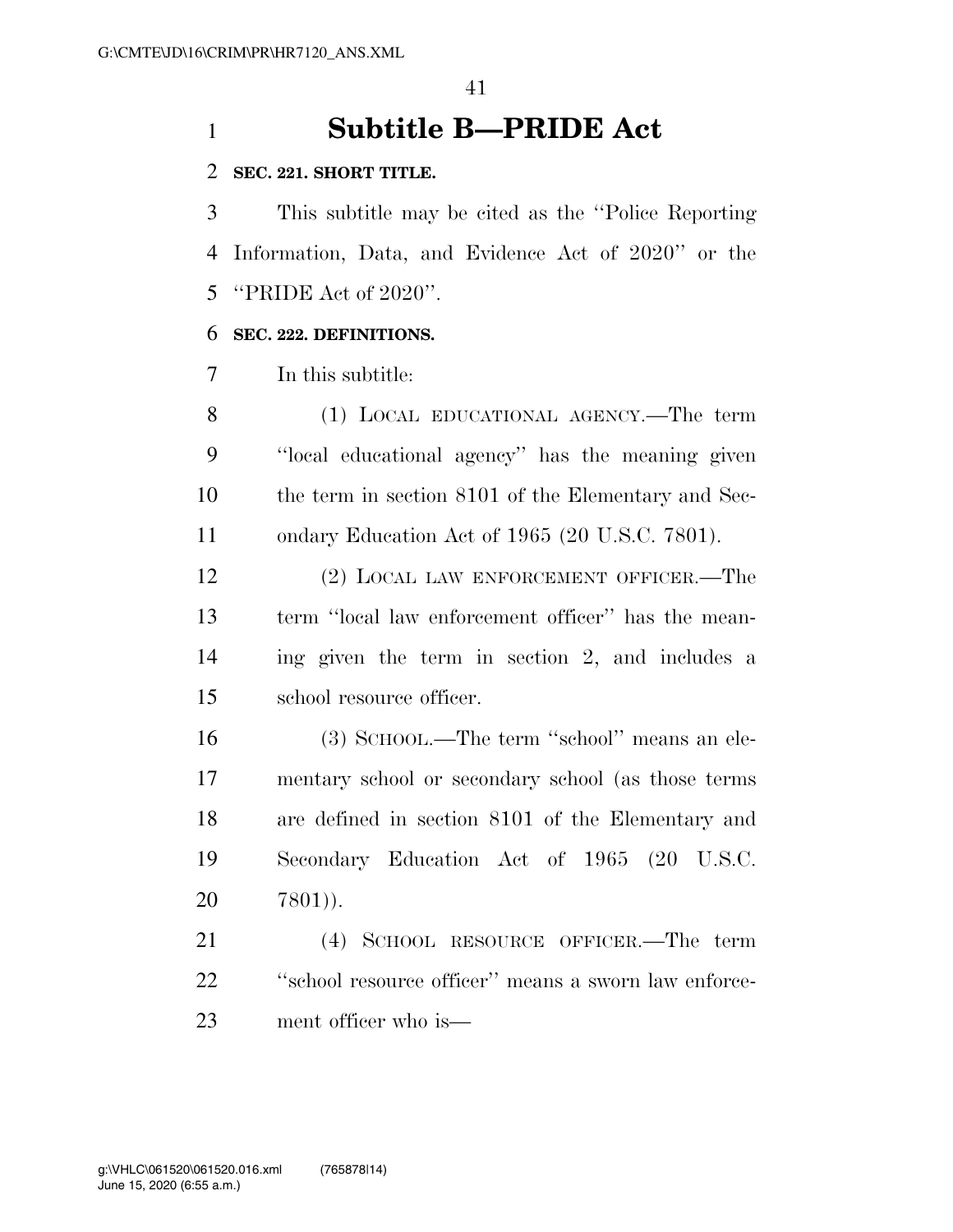# Subtitle B—PRIDE Act

**SEC. 221. SHORT TITLE.**

This subtitle may be cited as the ''Police Reporting Information, Data, and Evidence Act of 2020'' or the ''PRIDE Act of 2020''.

**SEC. 222. DEFINITIONS.**

In this subtitle:

(1) LOCAL EDUCATIONAL AGENCY.—The term ''local educational agency'' has the meaning given the term in section 8101 of the Elementary and Secondary Education Act of 1965 (20 U.S.C. 7801).

(2) LOCAL LAW ENFORCEMENT OFFICER.—The term ''local law enforcement officer'' has the meaning given the term in section 2, and includes a school resource officer.

(3) SCHOOL.—The term ''school'' means an elementary school or secondary school (as those terms are defined in section 8101 of the Elementary and Secondary Education Act of 1965 (20 U.S.C. 7801)).

(4) SCHOOL RESOURCE OFFICER.—The term ''school resource officer'' means a sworn law enforcement officer who is—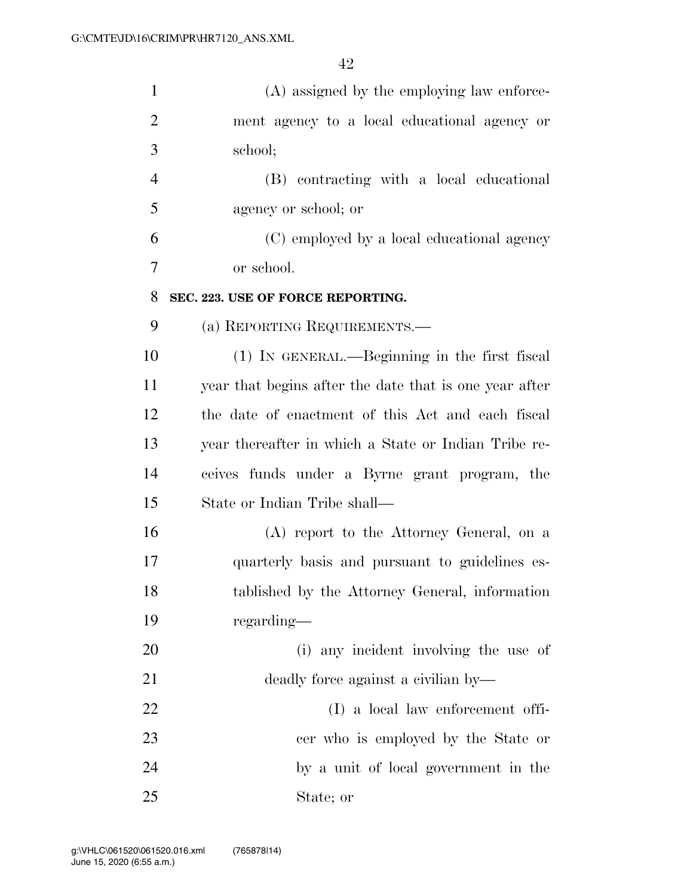(A) assigned by the employing law enforcement agency to a local educational agency or school;

(B) contracting with a local educational agency or school; or

(C) employed by a local educational agency or school.

**SEC. 223. USE OF FORCE REPORTING.**

(a) REPORTING REQUIREMENTS.—

(1) IN GENERAL.—Beginning in the first fiscal year that begins after the date that is one year after the date of enactment of this Act and each fiscal year thereafter in which a State or Indian Tribe receives funds under a Byrne grant program, the State or Indian Tribe shall—

(A) report to the Attorney General, on a quarterly basis and pursuant to guidelines established by the Attorney General, information regarding—

(i) any incident involving the use of deadly force against a civilian by—

(I) a local law enforcement officer who is employed by the State or by a unit of local government in the State; or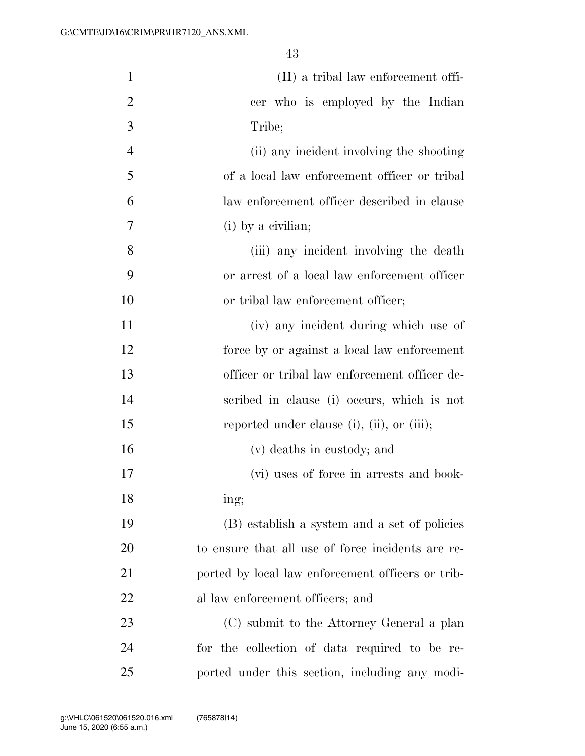(II) a tribal law enforcement officer who is employed by the Indian Tribe;

(ii) any incident involving the shooting of a local law enforcement officer or tribal law enforcement officer described in clause (i) by a civilian;

(iii) any incident involving the death or arrest of a local law enforcement officer or tribal law enforcement officer;

(iv) any incident during which use of force by or against a local law enforcement officer or tribal law enforcement officer described in clause (i) occurs, which is not reported under clause (i), (ii), or (iii);

(v) deaths in custody; and

(vi) uses of force in arrests and booking;

(B) establish a system and a set of policies to ensure that all use of force incidents are reported by local law enforcement officers or tribal law enforcement officers; and

(C) submit to the Attorney General a plan for the collection of data required to be reported under this section, including any modi-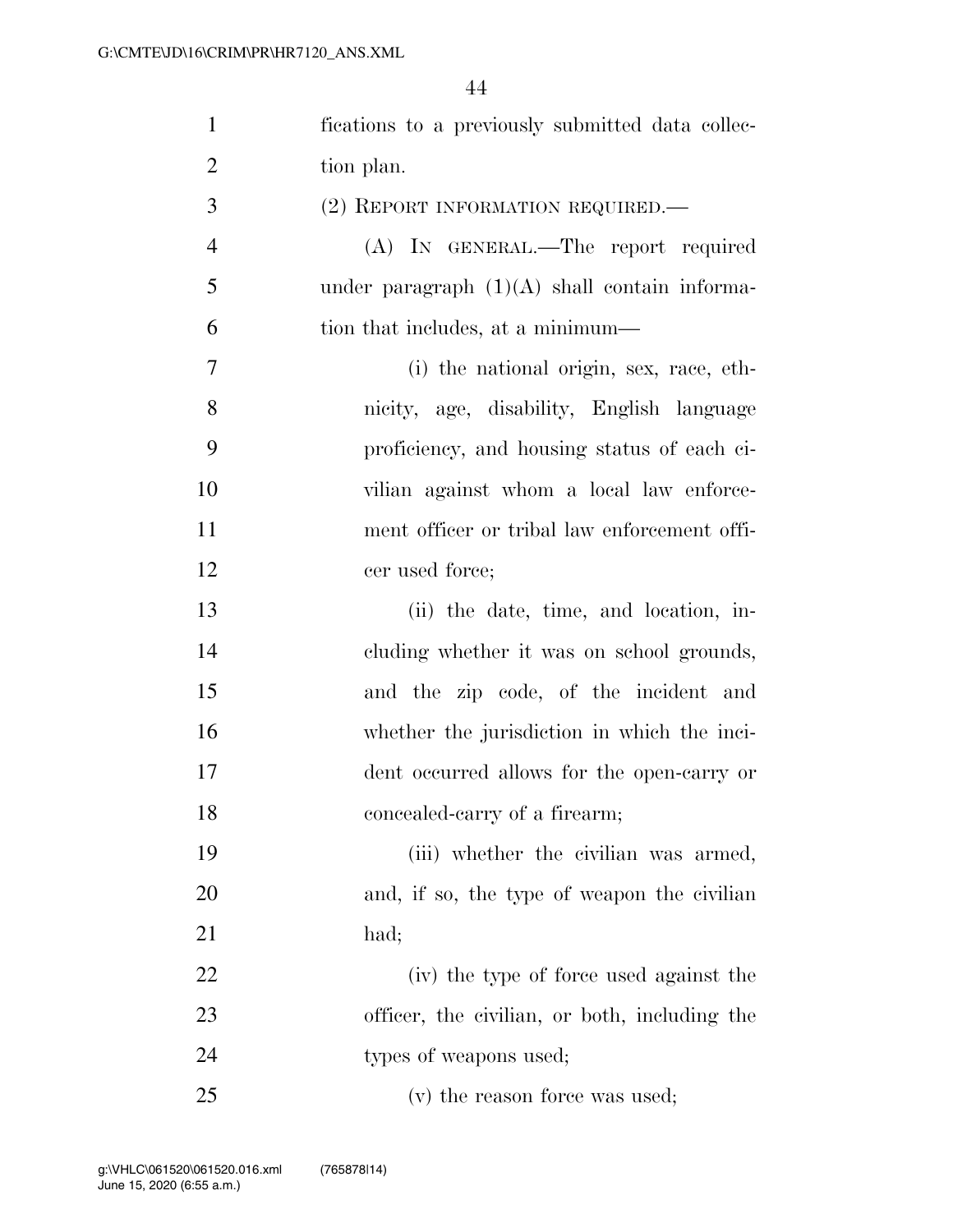fications to a previously submitted data collection plan.

(2) REPORT INFORMATION REQUIRED.—

(A) IN GENERAL.—The report required under paragraph (1)(A) shall contain information that includes, at a minimum—

(i) the national origin, sex, race, ethnicity, age, disability, English language proficiency, and housing status of each civilian against whom a local law enforcement officer or tribal law enforcement officer used force;

(ii) the date, time, and location, including whether it was on school grounds, and the zip code, of the incident and whether the jurisdiction in which the incident occurred allows for the open-carry or concealed-carry of a firearm;

(iii) whether the civilian was armed, and, if so, the type of weapon the civilian had;

(iv) the type of force used against the officer, the civilian, or both, including the types of weapons used;

(v) the reason force was used;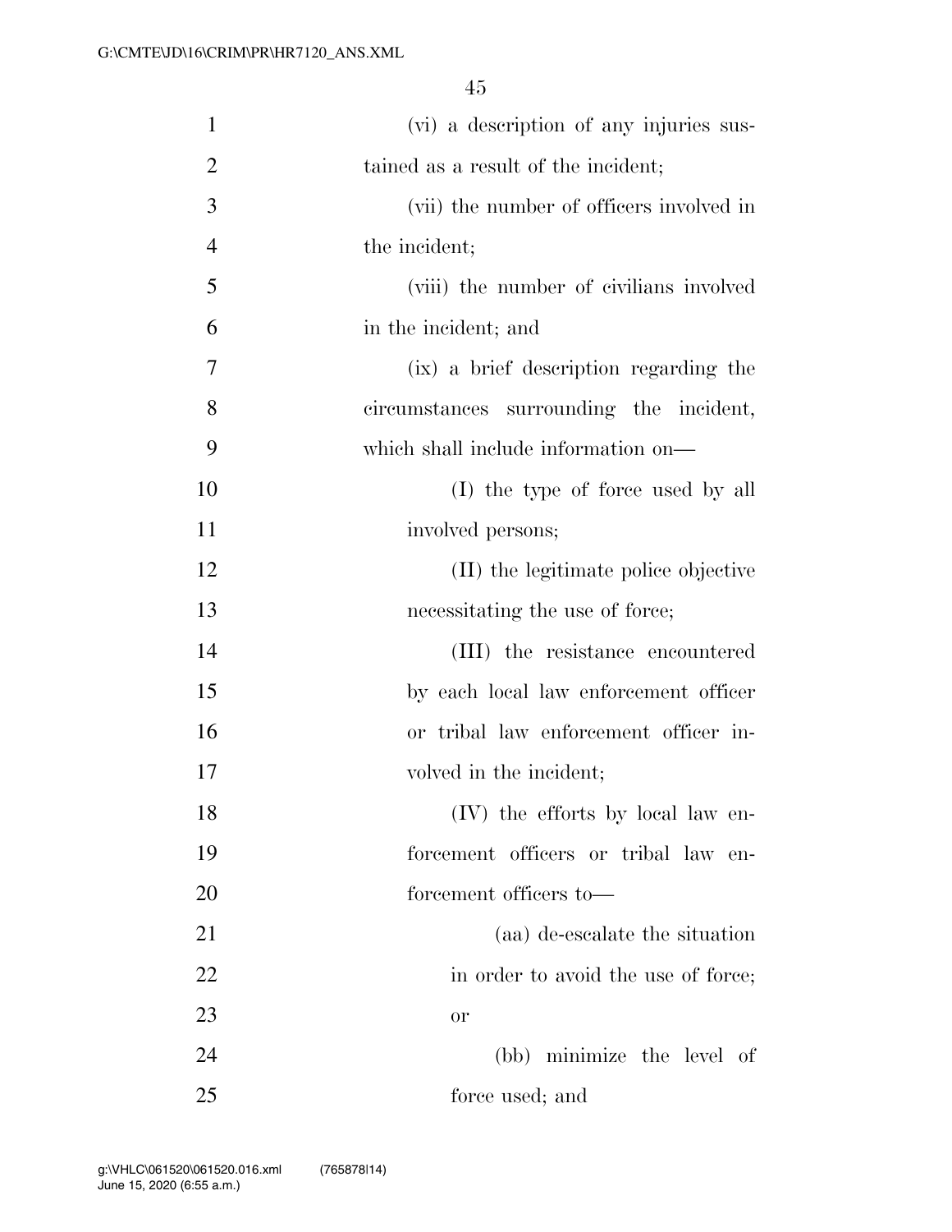(vi) a description of any injuries sustained as a result of the incident;

(vii) the number of officers involved in the incident;

(viii) the number of civilians involved in the incident; and

(ix) a brief description regarding the circumstances surrounding the incident, which shall include information on—

(I) the type of force used by all involved persons;

(II) the legitimate police objective necessitating the use of force;

(III) the resistance encountered by each local law enforcement officer or tribal law enforcement officer involved in the incident;

(IV) the efforts by local law enforcement officers or tribal law enforcement officers to—

(aa) de-escalate the situation in order to avoid the use of force; or

(bb) minimize the level of force used; and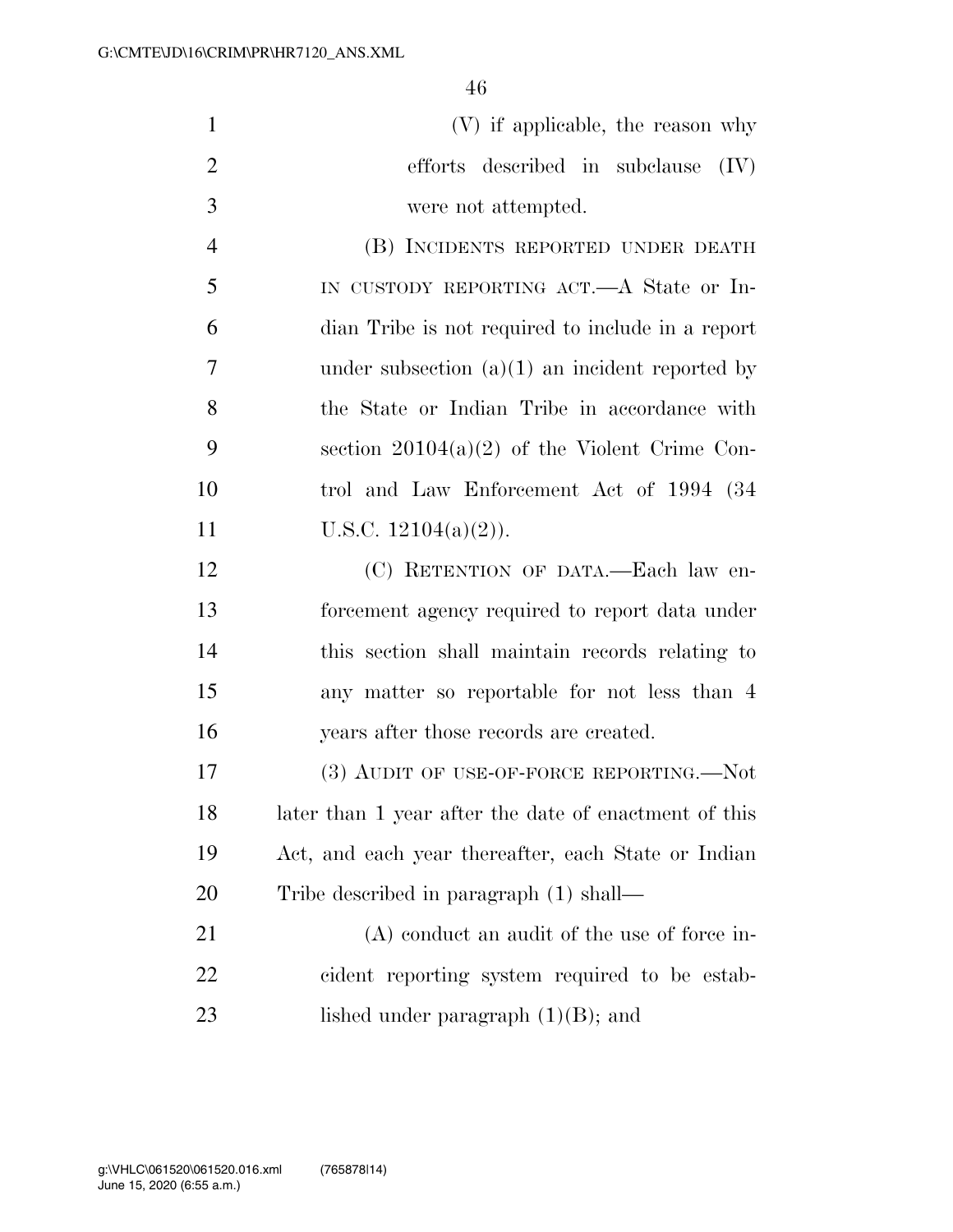(V) if applicable, the reason why efforts described in subclause (IV) were not attempted.

(B) INCIDENTS REPORTED UNDER DEATH IN CUSTODY REPORTING ACT.—A State or Indian Tribe is not required to include in a report under subsection (a)(1) an incident reported by the State or Indian Tribe in accordance with section 20104(a)(2) of the Violent Crime Control and Law Enforcement Act of 1994 (34 U.S.C. 12104(a)(2)).

(C) RETENTION OF DATA.—Each law enforcement agency required to report data under this section shall maintain records relating to any matter so reportable for not less than 4 years after those records are created.

(3) AUDIT OF USE-OF-FORCE REPORTING.—Not later than 1 year after the date of enactment of this Act, and each year thereafter, each State or Indian Tribe described in paragraph (1) shall—

(A) conduct an audit of the use of force incident reporting system required to be established under paragraph (1)(B); and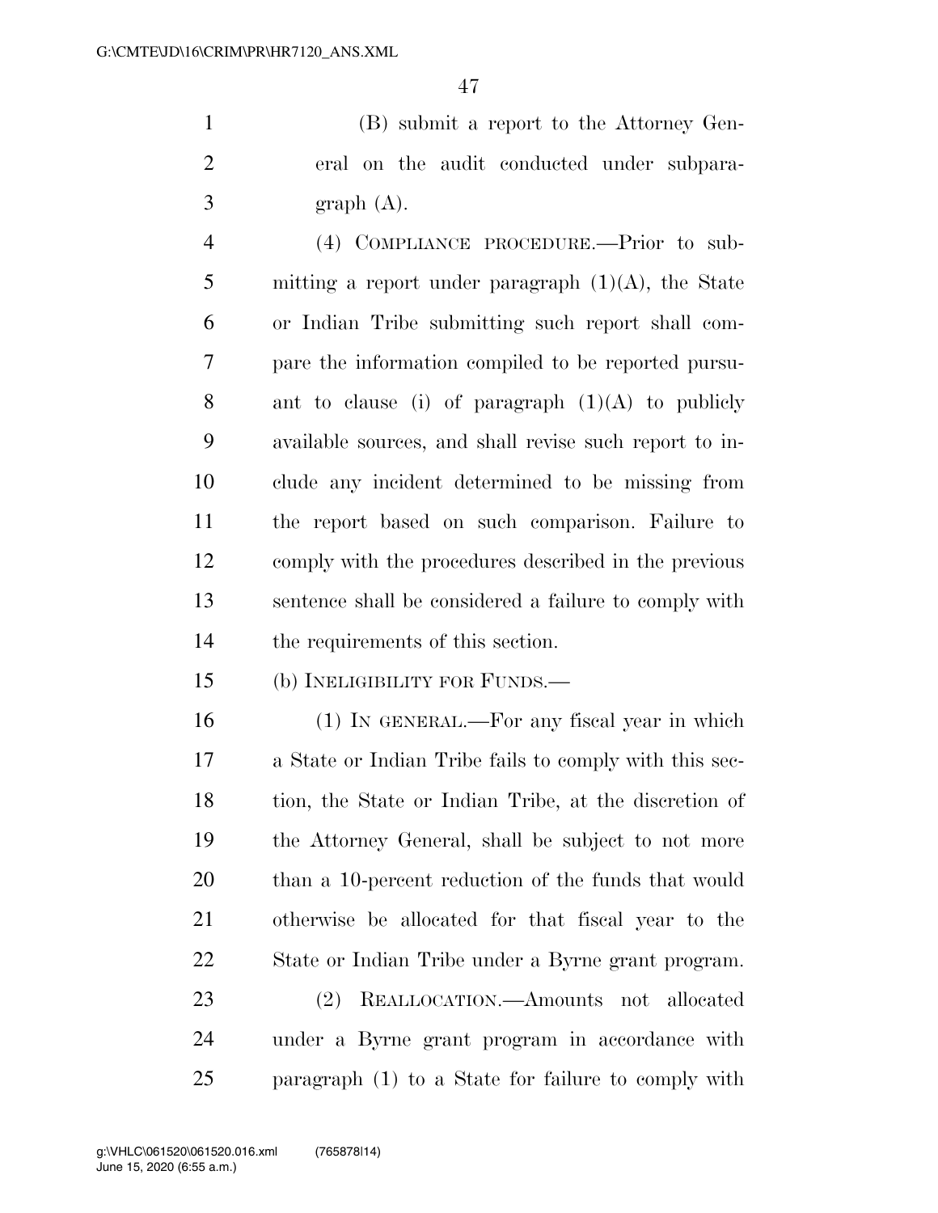(B) submit a report to the Attorney General on the audit conducted under subparagraph (A).

(4) COMPLIANCE PROCEDURE.—Prior to submitting a report under paragraph (1)(A), the State or Indian Tribe submitting such report shall compare the information compiled to be reported pursuant to clause (i) of paragraph (1)(A) to publicly available sources, and shall revise such report to include any incident determined to be missing from the report based on such comparison. Failure to comply with the procedures described in the previous sentence shall be considered a failure to comply with the requirements of this section.

(b) INELIGIBILITY FOR FUNDS.—

(1) IN GENERAL.—For any fiscal year in which a State or Indian Tribe fails to comply with this section, the State or Indian Tribe, at the discretion of the Attorney General, shall be subject to not more than a 10-percent reduction of the funds that would otherwise be allocated for that fiscal year to the State or Indian Tribe under a Byrne grant program.

(2) REALLOCATION.—Amounts not allocated under a Byrne grant program in accordance with paragraph (1) to a State for failure to comply with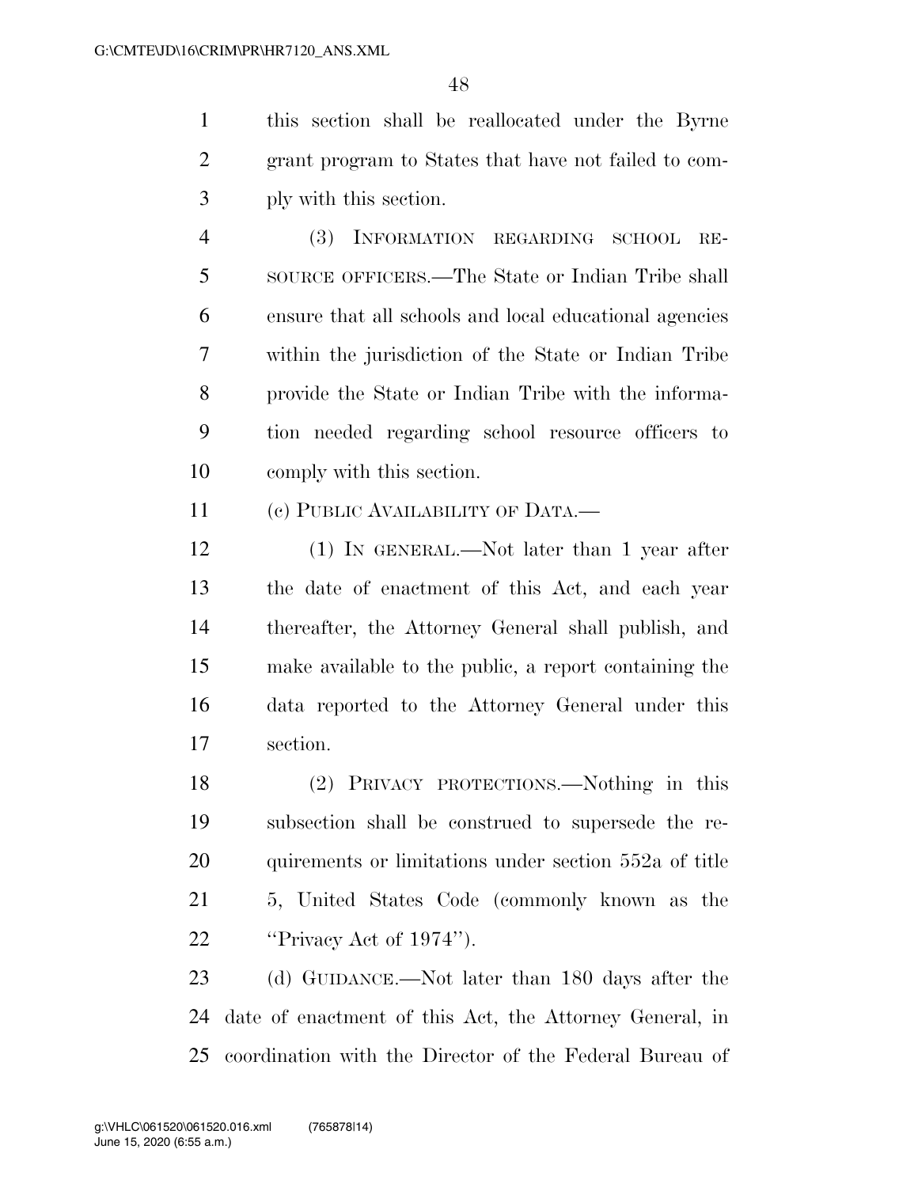this section shall be reallocated under the Byrne grant program to States that have not failed to comply with this section.

(3) INFORMATION REGARDING SCHOOL RESOURCE OFFICERS.—The State or Indian Tribe shall ensure that all schools and local educational agencies within the jurisdiction of the State or Indian Tribe provide the State or Indian Tribe with the information needed regarding school resource officers to comply with this section.

(c) PUBLIC AVAILABILITY OF DATA.—

(1) IN GENERAL.—Not later than 1 year after the date of enactment of this Act, and each year thereafter, the Attorney General shall publish, and make available to the public, a report containing the data reported to the Attorney General under this section.

(2) PRIVACY PROTECTIONS.—Nothing in this subsection shall be construed to supersede the requirements or limitations under section 552a of title 5, United States Code (commonly known as the "Privacy Act of 1974").

(d) GUIDANCE.—Not later than 180 days after the date of enactment of this Act, the Attorney General, in coordination with the Director of the Federal Bureau of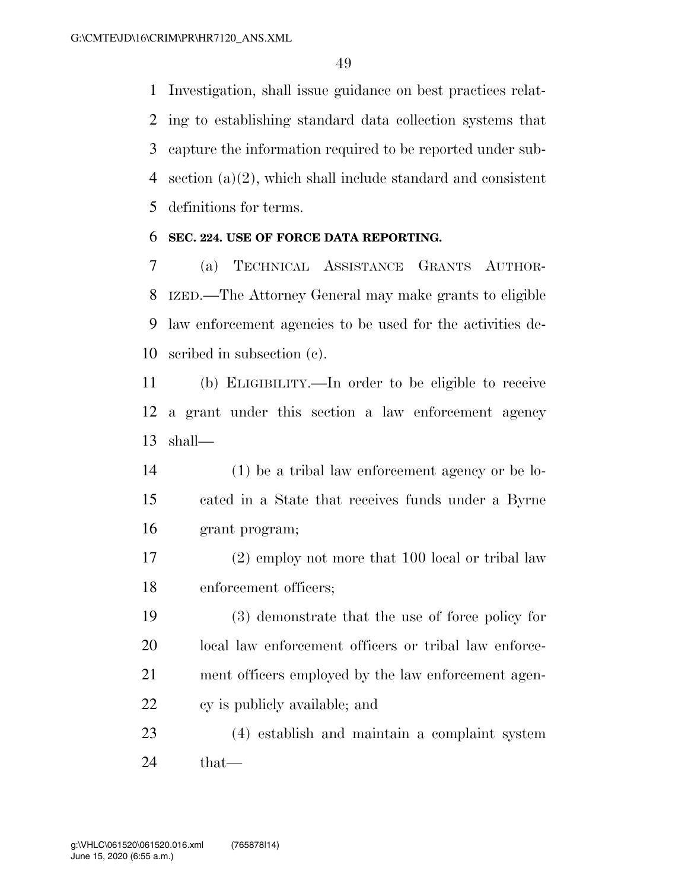Investigation, shall issue guidance on best practices relating to establishing standard data collection systems that capture the information required to be reported under subsection (a)(2), which shall include standard and consistent definitions for terms.

**SEC. 224. USE OF FORCE DATA REPORTING.**

(a) TECHNICAL ASSISTANCE GRANTS AUTHORIZED.—The Attorney General may make grants to eligible law enforcement agencies to be used for the activities described in subsection (c).

(b) ELIGIBILITY.—In order to be eligible to receive a grant under this section a law enforcement agency shall—

(1) be a tribal law enforcement agency or be located in a State that receives funds under a Byrne grant program;

(2) employ not more that 100 local or tribal law enforcement officers;

(3) demonstrate that the use of force policy for local law enforcement officers or tribal law enforcement officers employed by the law enforcement agency is publicly available; and

(4) establish and maintain a complaint system that—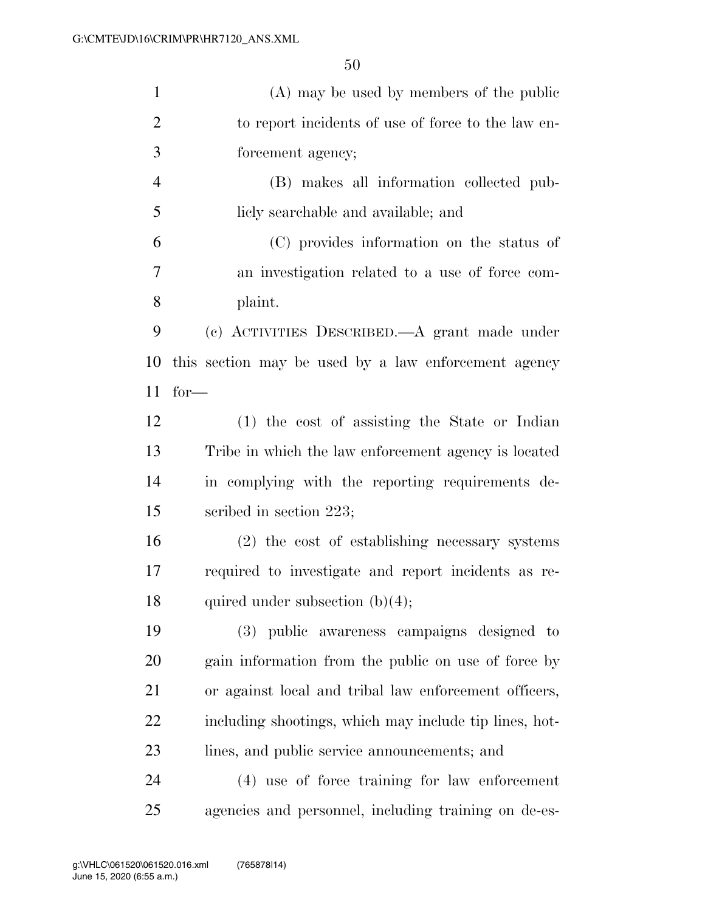(A) may be used by members of the public to report incidents of use of force to the law enforcement agency;

(B) makes all information collected publicly searchable and available; and

(C) provides information on the status of an investigation related to a use of force complaint.

(c) ACTIVITIES DESCRIBED.—A grant made under this section may be used by a law enforcement agency for—

(1) the cost of assisting the State or Indian Tribe in which the law enforcement agency is located in complying with the reporting requirements described in section 223;

(2) the cost of establishing necessary systems required to investigate and report incidents as required under subsection (b)(4);

(3) public awareness campaigns designed to gain information from the public on use of force by or against local and tribal law enforcement officers, including shootings, which may include tip lines, hotlines, and public service announcements; and

(4) use of force training for law enforcement agencies and personnel, including training on de-es-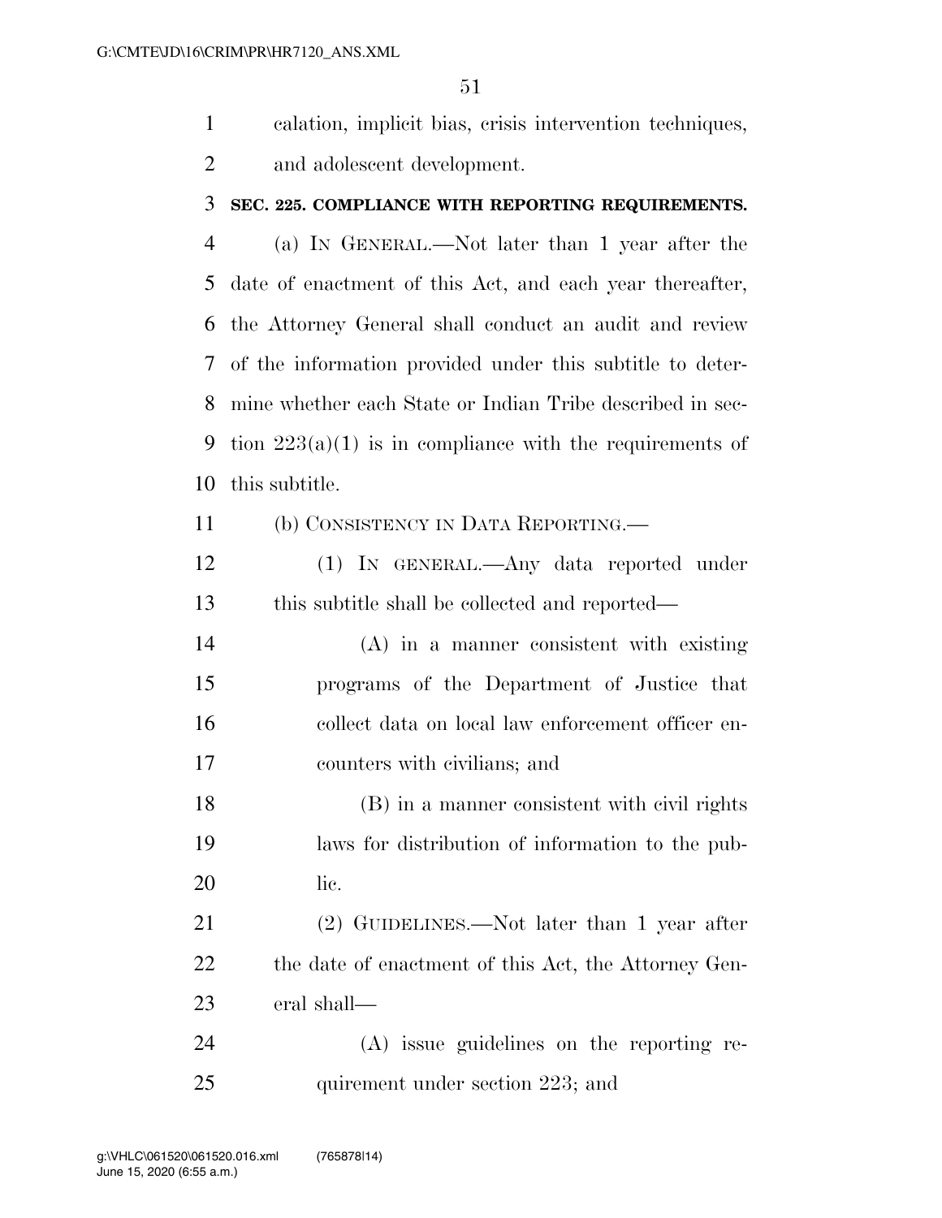calation, implicit bias, crisis intervention techniques, and adolescent development.

**SEC. 225. COMPLIANCE WITH REPORTING REQUIREMENTS.**

(a) IN GENERAL.—Not later than 1 year after the date of enactment of this Act, and each year thereafter, the Attorney General shall conduct an audit and review of the information provided under this subtitle to determine whether each State or Indian Tribe described in section 223(a)(1) is in compliance with the requirements of this subtitle.

(b) CONSISTENCY IN DATA REPORTING.—

(1) IN GENERAL.—Any data reported under this subtitle shall be collected and reported—

(A) in a manner consistent with existing programs of the Department of Justice that collect data on local law enforcement officer encounters with civilians; and

(B) in a manner consistent with civil rights laws for distribution of information to the public.

(2) GUIDELINES.—Not later than 1 year after the date of enactment of this Act, the Attorney General shall—

(A) issue guidelines on the reporting requirement under section 223; and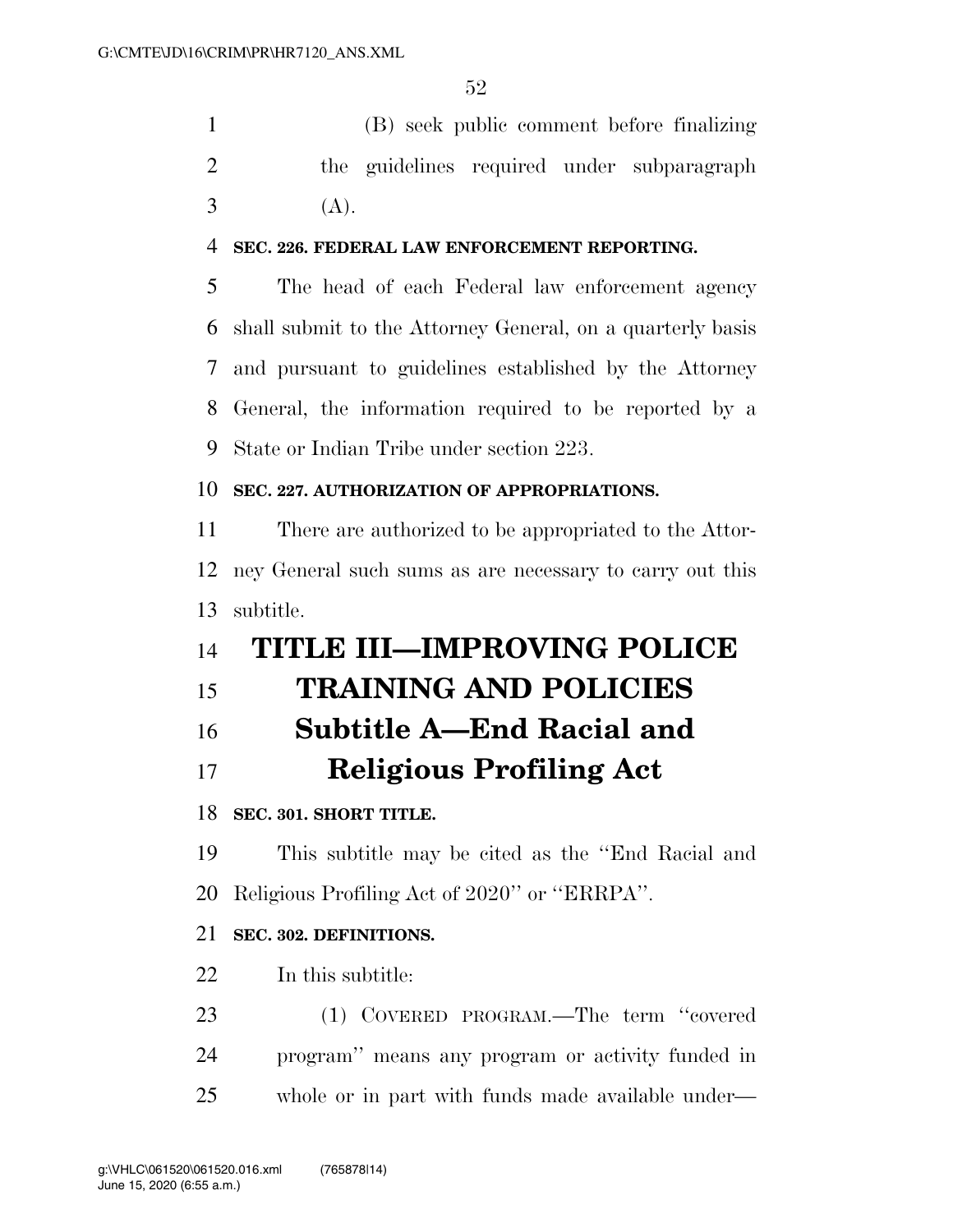(B) seek public comment before finalizing the guidelines required under subparagraph (A).

**SEC. 226. FEDERAL LAW ENFORCEMENT REPORTING.**

The head of each Federal law enforcement agency shall submit to the Attorney General, on a quarterly basis and pursuant to guidelines established by the Attorney General, the information required to be reported by a State or Indian Tribe under section 223.

**SEC. 227. AUTHORIZATION OF APPROPRIATIONS.**

There are authorized to be appropriated to the Attorney General such sums as are necessary to carry out this subtitle.

# TITLE III—IMPROVING POLICE TRAINING AND POLICIES

## Subtitle A—End Racial and Religious Profiling Act

**SEC. 301. SHORT TITLE.**

This subtitle may be cited as the ''End Racial and Religious Profiling Act of 2020'' or ''ERRPA''.

**SEC. 302. DEFINITIONS.**

In this subtitle:

(1) COVERED PROGRAM.—The term ''covered program'' means any program or activity funded in whole or in part with funds made available under—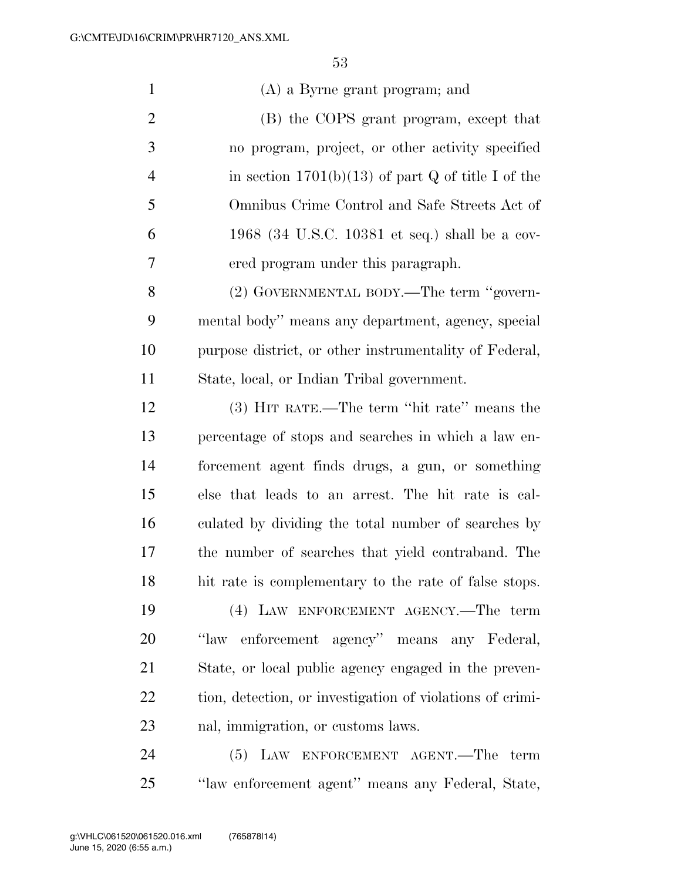(A) a Byrne grant program; and

(B) the COPS grant program, except that no program, project, or other activity specified in section 1701(b)(13) of part Q of title I of the Omnibus Crime Control and Safe Streets Act of 1968 (34 U.S.C. 10381 et seq.) shall be a covered program under this paragraph.

(2) GOVERNMENTAL BODY.—The term ''governmental body'' means any department, agency, special purpose district, or other instrumentality of Federal, State, local, or Indian Tribal government.

(3) HIT RATE.—The term ''hit rate'' means the percentage of stops and searches in which a law enforcement agent finds drugs, a gun, or something else that leads to an arrest. The hit rate is calculated by dividing the total number of searches by the number of searches that yield contraband. The hit rate is complementary to the rate of false stops.

(4) LAW ENFORCEMENT AGENCY.—The term ''law enforcement agency'' means any Federal, State, or local public agency engaged in the prevention, detection, or investigation of violations of criminal, immigration, or customs laws.

(5) LAW ENFORCEMENT AGENT.—The term ''law enforcement agent'' means any Federal, State,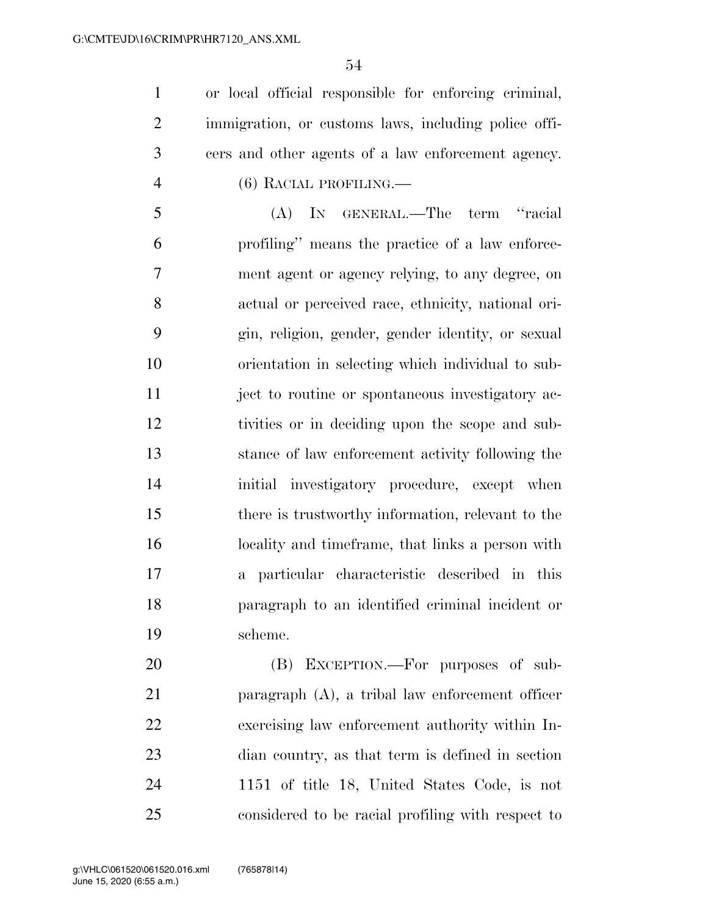or local official responsible for enforcing criminal, immigration, or customs laws, including police officers and other agents of a law enforcement agency.

(6) RACIAL PROFILING.—

(A) IN GENERAL.—The term ''racial profiling'' means the practice of a law enforcement agent or agency relying, to any degree, on actual or perceived race, ethnicity, national origin, religion, gender, gender identity, or sexual orientation in selecting which individual to subject to routine or spontaneous investigatory activities or in deciding upon the scope and substance of law enforcement activity following the initial investigatory procedure, except when there is trustworthy information, relevant to the locality and timeframe, that links a person with a particular characteristic described in this paragraph to an identified criminal incident or scheme.

(B) EXCEPTION.—For purposes of subparagraph (A), a tribal law enforcement officer exercising law enforcement authority within Indian country, as that term is defined in section 1151 of title 18, United States Code, is not considered to be racial profiling with respect to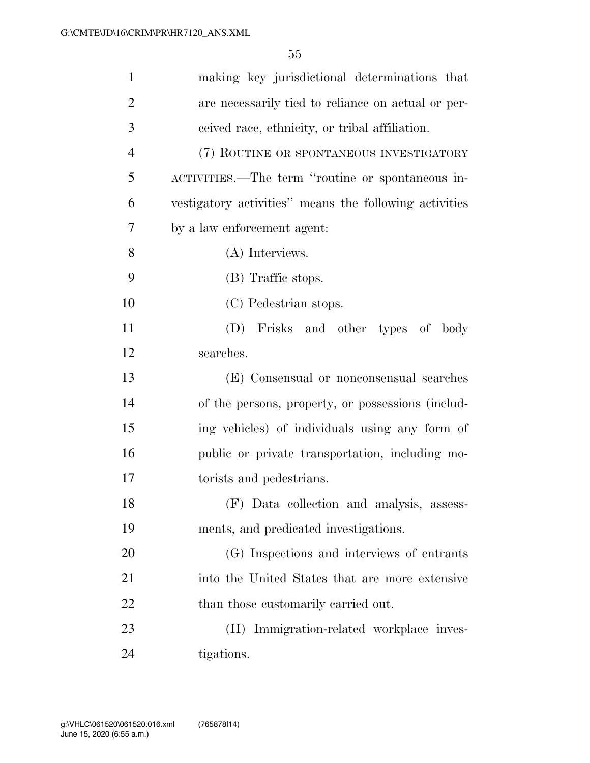making key jurisdictional determinations that are necessarily tied to reliance on actual or perceived race, ethnicity, or tribal affiliation.

(7) ROUTINE OR SPONTANEOUS INVESTIGATORY ACTIVITIES.—The term "routine or spontaneous investigatory activities" means the following activities by a law enforcement agent:

(A) Interviews.

(B) Traffic stops.

(C) Pedestrian stops.

(D) Frisks and other types of body searches.

(E) Consensual or nonconsensual searches of the persons, property, or possessions (including vehicles) of individuals using any form of public or private transportation, including motorists and pedestrians.

(F) Data collection and analysis, assessments, and predicated investigations.

(G) Inspections and interviews of entrants into the United States that are more extensive than those customarily carried out.

(H) Immigration-related workplace investigations.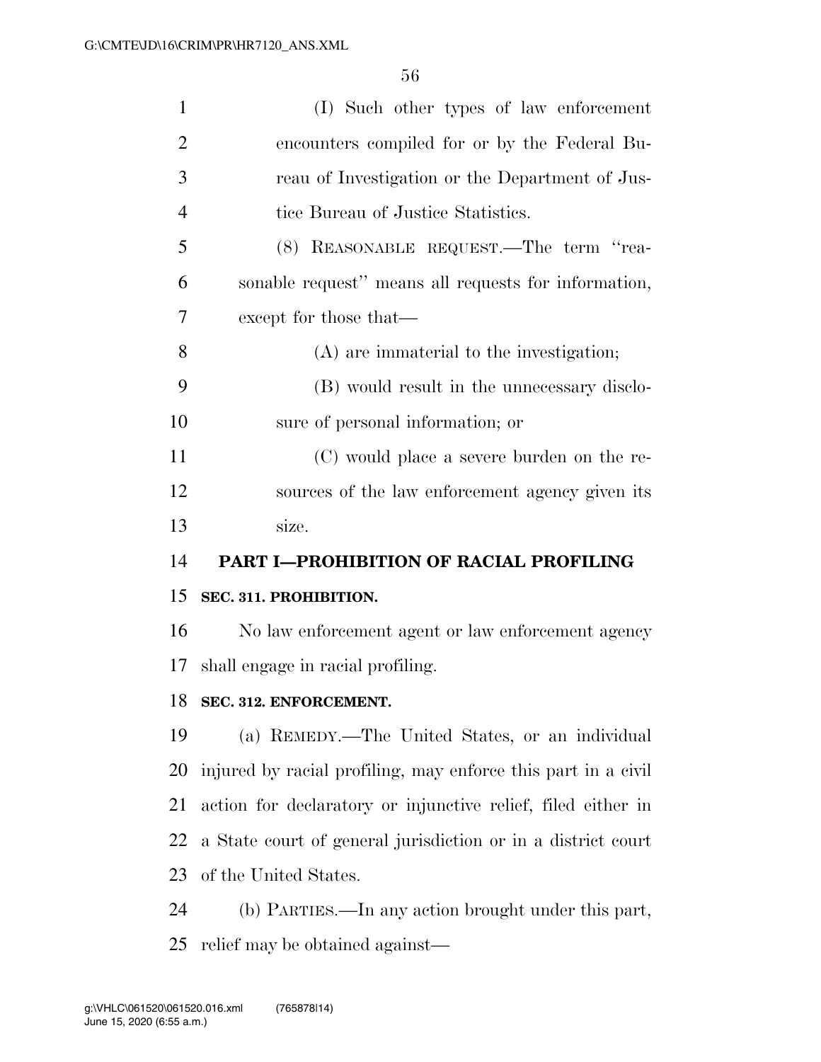(I) Such other types of law enforcement encounters compiled for or by the Federal Bureau of Investigation or the Department of Justice Bureau of Justice Statistics.

(8) REASONABLE REQUEST.—The term "reasonable request" means all requests for information, except for those that—

(A) are immaterial to the investigation;

(B) would result in the unnecessary disclosure of personal information; or

(C) would place a severe burden on the resources of the law enforcement agency given its size.

## PART I—PROHIBITION OF RACIAL PROFILING

### SEC. 311. PROHIBITION.

No law enforcement agent or law enforcement agency shall engage in racial profiling.

### SEC. 312. ENFORCEMENT.

(a) REMEDY.—The United States, or an individual injured by racial profiling, may enforce this part in a civil action for declaratory or injunctive relief, filed either in a State court of general jurisdiction or in a district court of the United States.

(b) PARTIES.—In any action brought under this part, relief may be obtained against—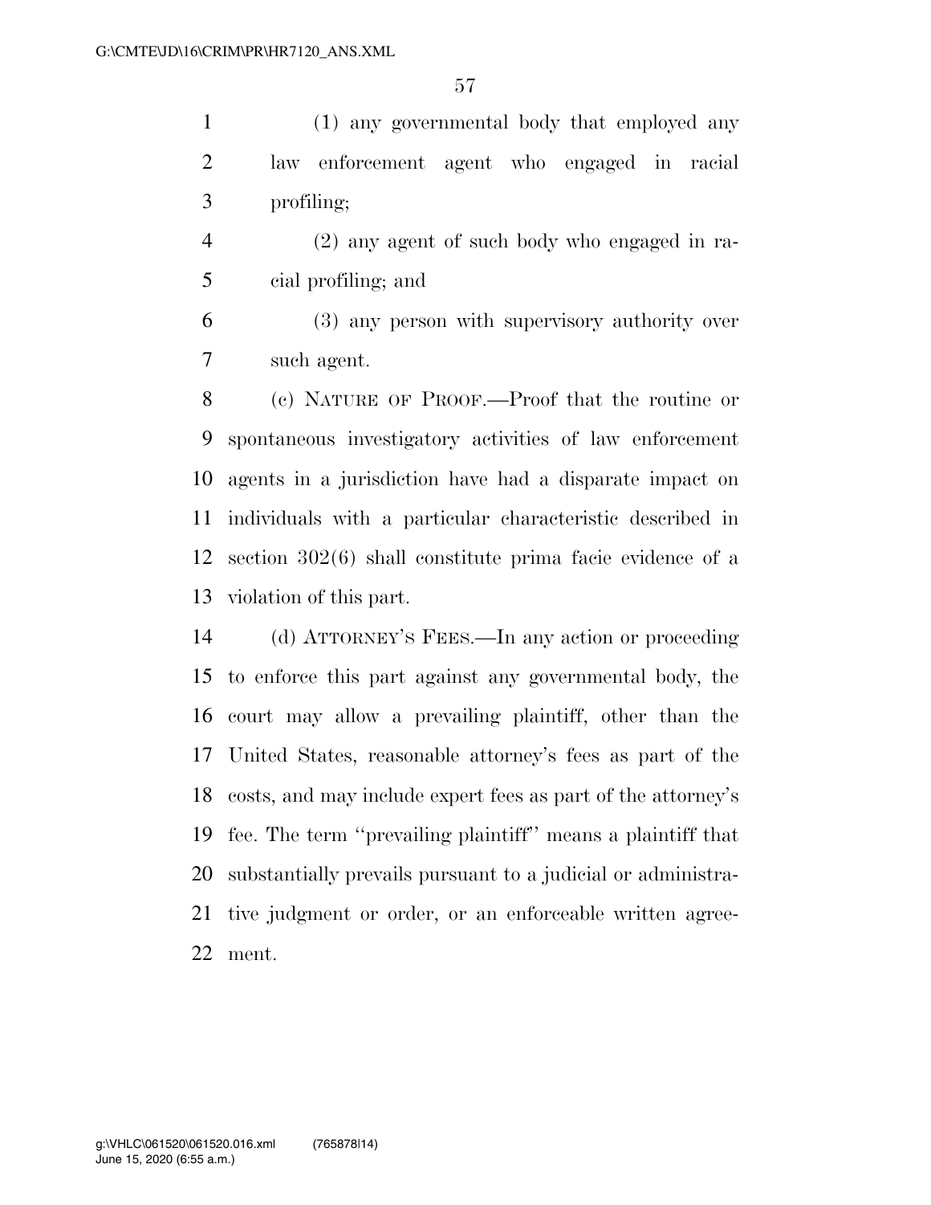(1) any governmental body that employed any law enforcement agent who engaged in racial profiling;

(2) any agent of such body who engaged in racial profiling; and

(3) any person with supervisory authority over such agent.

(c) NATURE OF PROOF.—Proof that the routine or spontaneous investigatory activities of law enforcement agents in a jurisdiction have had a disparate impact on individuals with a particular characteristic described in section 302(6) shall constitute prima facie evidence of a violation of this part.

(d) ATTORNEY'S FEES.—In any action or proceeding to enforce this part against any governmental body, the court may allow a prevailing plaintiff, other than the United States, reasonable attorney's fees as part of the costs, and may include expert fees as part of the attorney's fee. The term ''prevailing plaintiff'' means a plaintiff that substantially prevails pursuant to a judicial or administrative judgment or order, or an enforceable written agreement.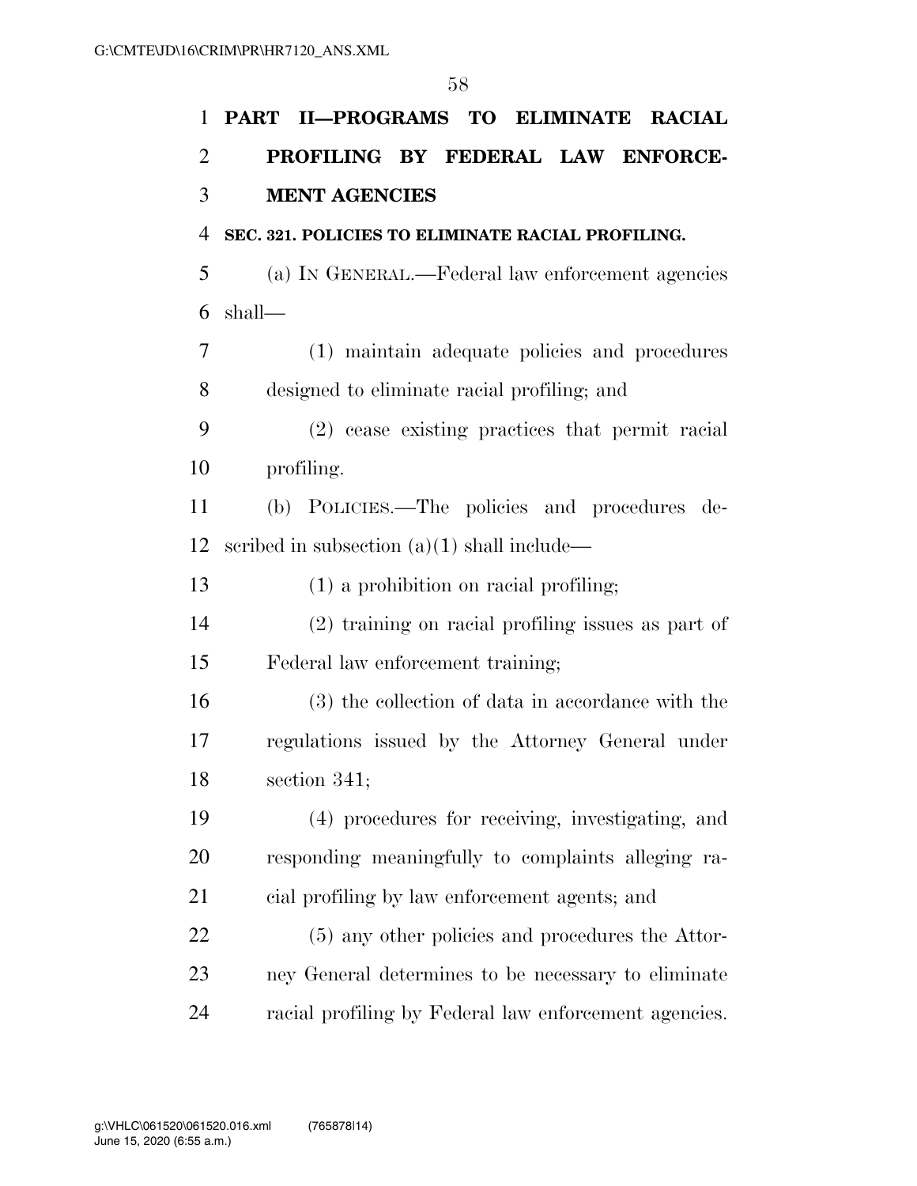## PART II—PROGRAMS TO ELIMINATE RACIAL PROFILING BY FEDERAL LAW ENFORCEMENT AGENCIES

### SEC. 321. POLICIES TO ELIMINATE RACIAL PROFILING.

(a) IN GENERAL.—Federal law enforcement agencies shall—

(1) maintain adequate policies and procedures designed to eliminate racial profiling; and

(2) cease existing practices that permit racial profiling.

(b) POLICIES.—The policies and procedures described in subsection (a)(1) shall include—

(1) a prohibition on racial profiling;

(2) training on racial profiling issues as part of Federal law enforcement training;

(3) the collection of data in accordance with the regulations issued by the Attorney General under section 341;

(4) procedures for receiving, investigating, and responding meaningfully to complaints alleging racial profiling by law enforcement agents; and

(5) any other policies and procedures the Attorney General determines to be necessary to eliminate racial profiling by Federal law enforcement agencies.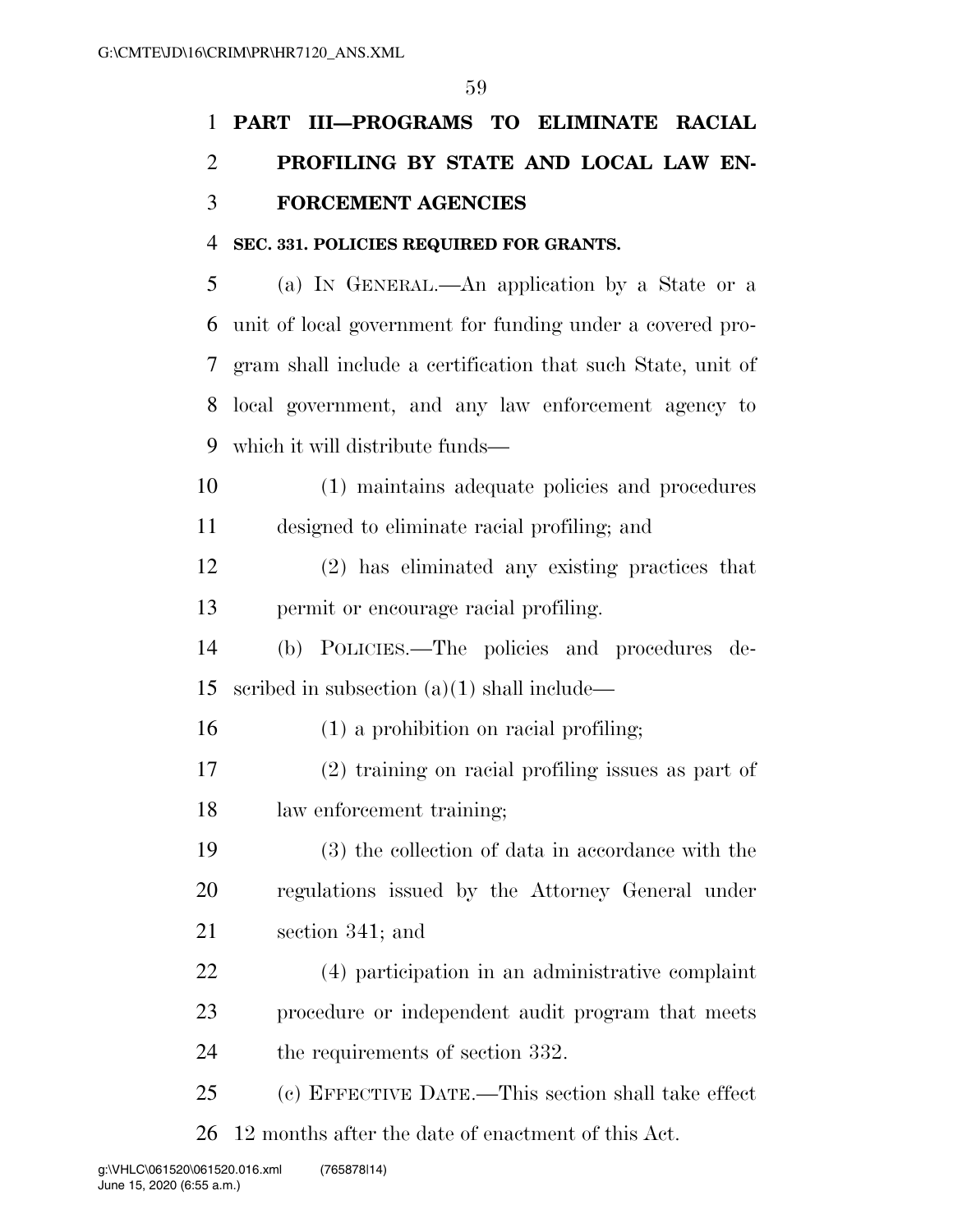## PART III—PROGRAMS TO ELIMINATE RACIAL PROFILING BY STATE AND LOCAL LAW ENFORCEMENT AGENCIES

### SEC. 331. POLICIES REQUIRED FOR GRANTS.

(a) IN GENERAL.—An application by a State or a unit of local government for funding under a covered program shall include a certification that such State, unit of local government, and any law enforcement agency to which it will distribute funds—

(1) maintains adequate policies and procedures designed to eliminate racial profiling; and

(2) has eliminated any existing practices that permit or encourage racial profiling.

(b) POLICIES.—The policies and procedures described in subsection (a)(1) shall include—

(1) a prohibition on racial profiling;

(2) training on racial profiling issues as part of law enforcement training;

(3) the collection of data in accordance with the regulations issued by the Attorney General under section 341; and

(4) participation in an administrative complaint procedure or independent audit program that meets the requirements of section 332.

(c) EFFECTIVE DATE.—This section shall take effect 12 months after the date of enactment of this Act.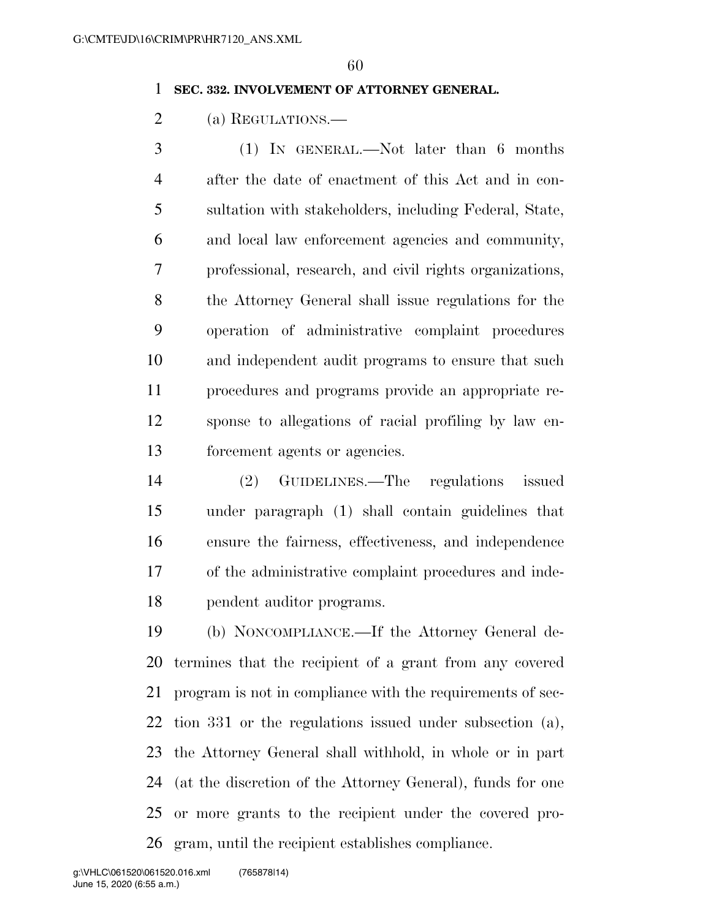**SEC. 332. INVOLVEMENT OF ATTORNEY GENERAL.**

(a) REGULATIONS.—

(1) IN GENERAL.—Not later than 6 months after the date of enactment of this Act and in consultation with stakeholders, including Federal, State, and local law enforcement agencies and community, professional, research, and civil rights organizations, the Attorney General shall issue regulations for the operation of administrative complaint procedures and independent audit programs to ensure that such procedures and programs provide an appropriate response to allegations of racial profiling by law enforcement agents or agencies.

(2) GUIDELINES.—The regulations issued under paragraph (1) shall contain guidelines that ensure the fairness, effectiveness, and independence of the administrative complaint procedures and independent auditor programs.

(b) NONCOMPLIANCE.—If the Attorney General determines that the recipient of a grant from any covered program is not in compliance with the requirements of section 331 or the regulations issued under subsection (a), the Attorney General shall withhold, in whole or in part (at the discretion of the Attorney General), funds for one or more grants to the recipient under the covered program, until the recipient establishes compliance.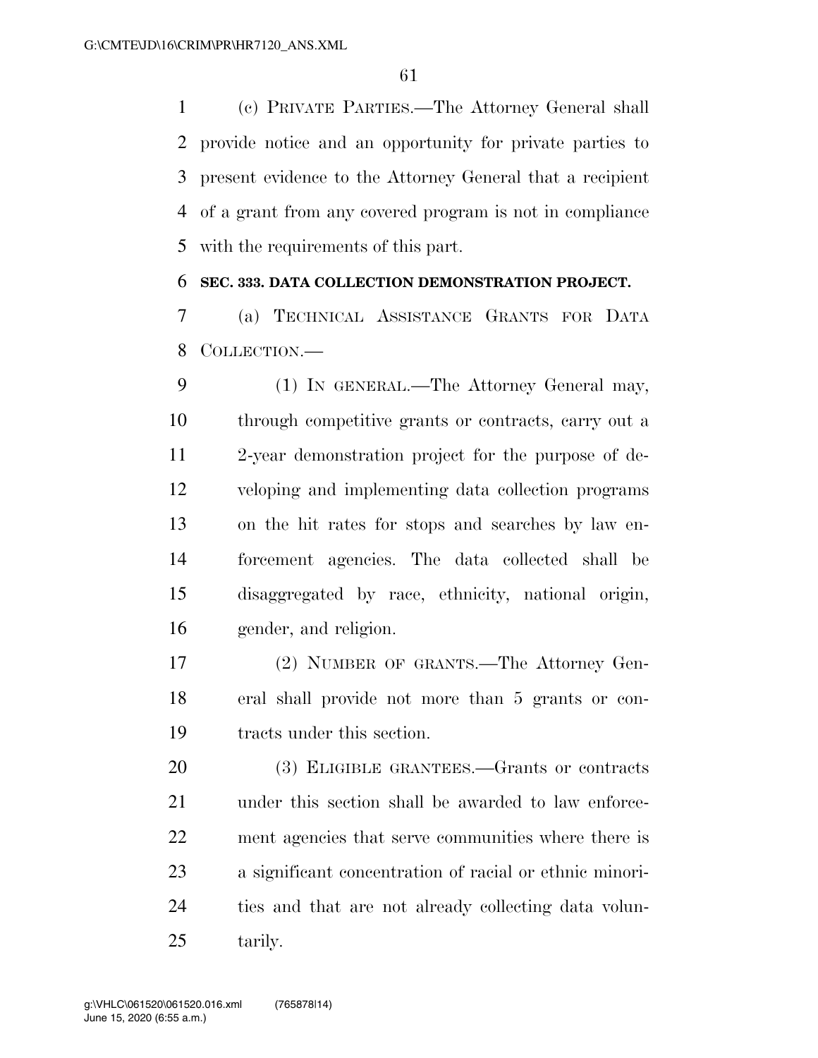(c) PRIVATE PARTIES.—The Attorney General shall provide notice and an opportunity for private parties to present evidence to the Attorney General that a recipient of a grant from any covered program is not in compliance with the requirements of this part.

**SEC. 333. DATA COLLECTION DEMONSTRATION PROJECT.**

(a) TECHNICAL ASSISTANCE GRANTS FOR DATA COLLECTION.—

(1) IN GENERAL.—The Attorney General may, through competitive grants or contracts, carry out a 2-year demonstration project for the purpose of developing and implementing data collection programs on the hit rates for stops and searches by law enforcement agencies. The data collected shall be disaggregated by race, ethnicity, national origin, gender, and religion.

(2) NUMBER OF GRANTS.—The Attorney General shall provide not more than 5 grants or contracts under this section.

(3) ELIGIBLE GRANTEES.—Grants or contracts under this section shall be awarded to law enforcement agencies that serve communities where there is a significant concentration of racial or ethnic minorities and that are not already collecting data voluntarily.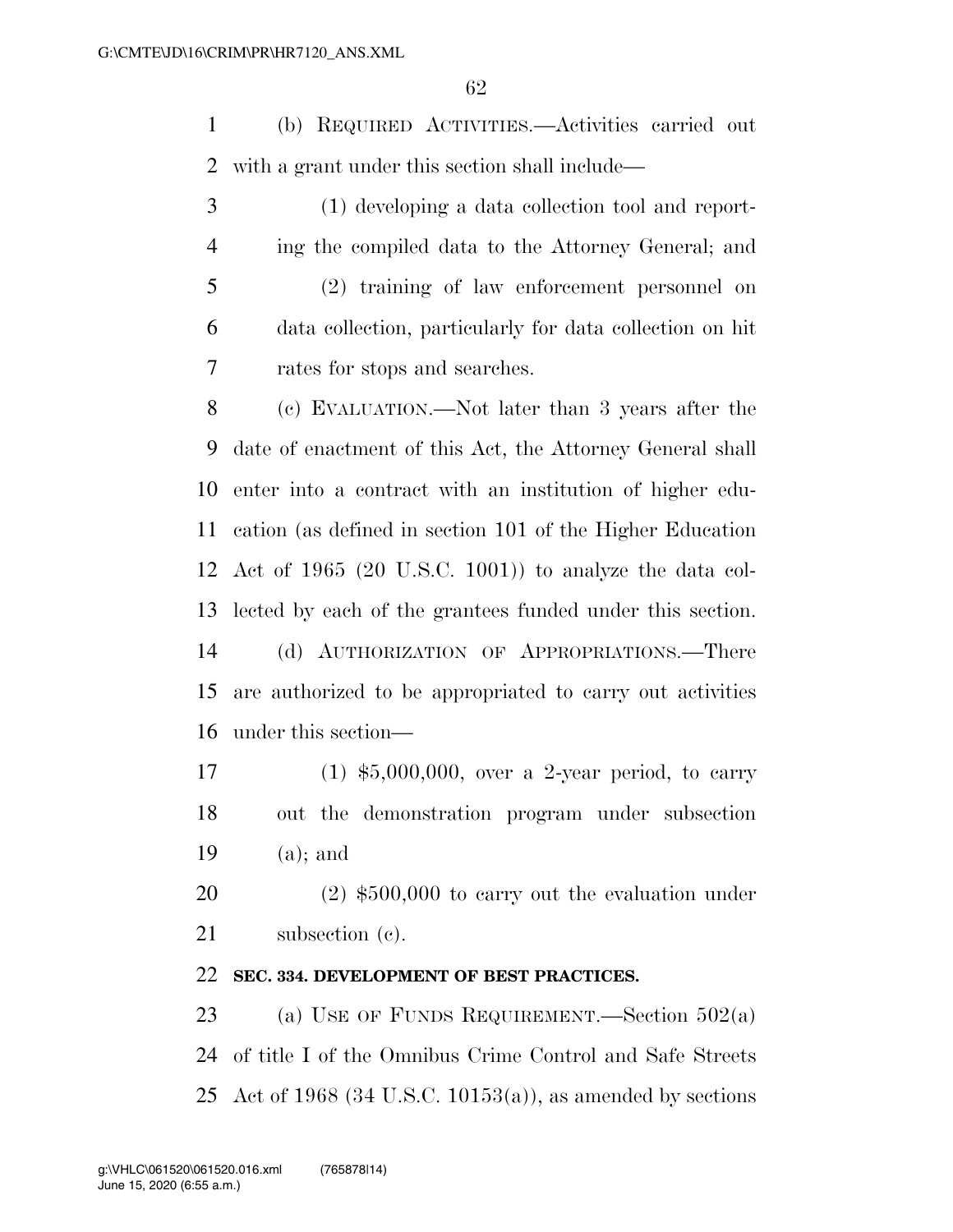(b) REQUIRED ACTIVITIES.—Activities carried out with a grant under this section shall include—

(1) developing a data collection tool and reporting the compiled data to the Attorney General; and

(2) training of law enforcement personnel on data collection, particularly for data collection on hit rates for stops and searches.

(c) EVALUATION.—Not later than 3 years after the date of enactment of this Act, the Attorney General shall enter into a contract with an institution of higher education (as defined in section 101 of the Higher Education Act of 1965 (20 U.S.C. 1001)) to analyze the data collected by each of the grantees funded under this section.

(d) AUTHORIZATION OF APPROPRIATIONS.—There are authorized to be appropriated to carry out activities under this section—

(1) $5,000,000, over a 2-year period, to carry out the demonstration program under subsection (a); and

(2) $500,000 to carry out the evaluation under subsection (c).

**SEC. 334. DEVELOPMENT OF BEST PRACTICES.**

(a) USE OF FUNDS REQUIREMENT.—Section 502(a) of title I of the Omnibus Crime Control and Safe Streets Act of 1968 (34 U.S.C. 10153(a)), as amended by sections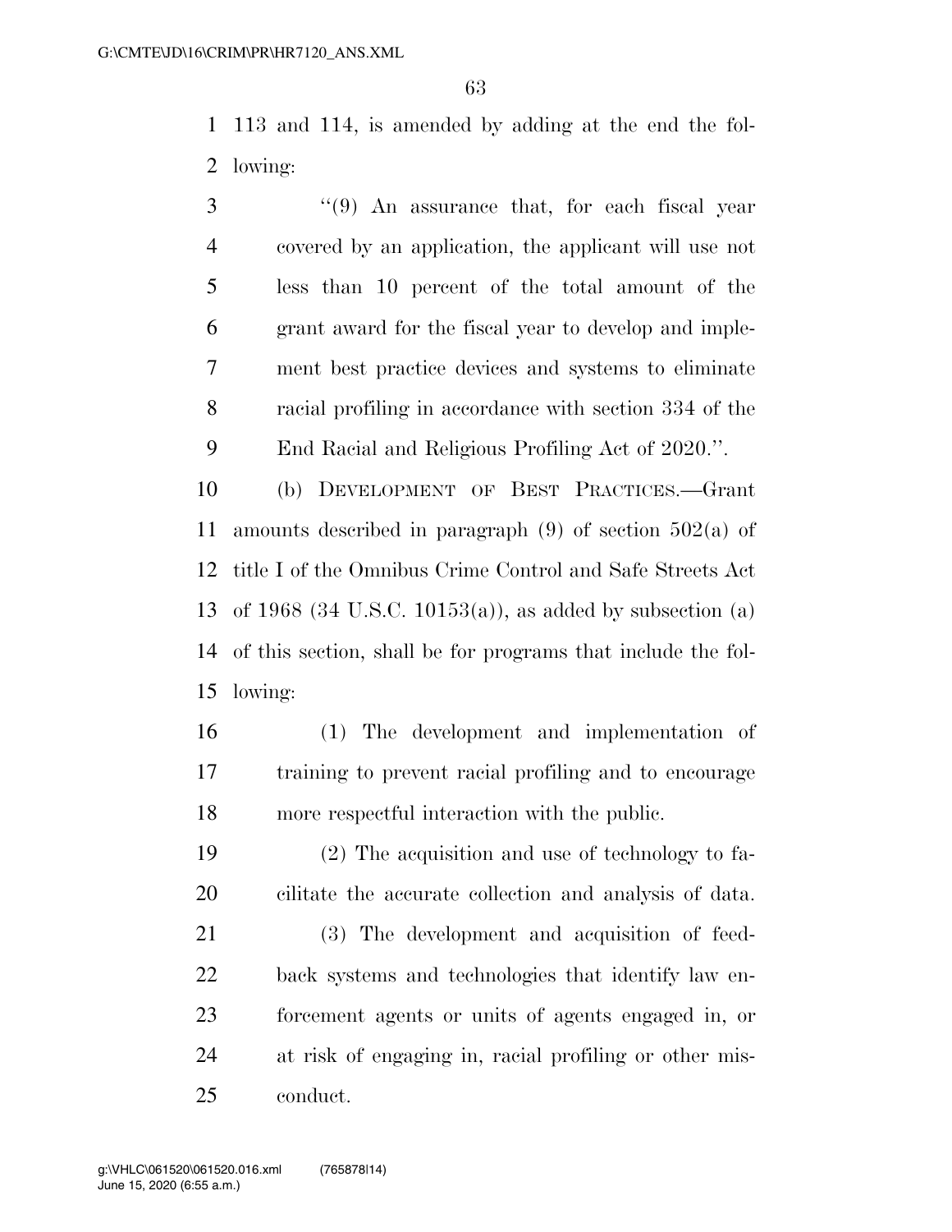113 and 114, is amended by adding at the end the following:

"(9) An assurance that, for each fiscal year covered by an application, the applicant will use not less than 10 percent of the total amount of the grant award for the fiscal year to develop and implement best practice devices and systems to eliminate racial profiling in accordance with section 334 of the End Racial and Religious Profiling Act of 2020.".

(b) DEVELOPMENT OF BEST PRACTICES.—Grant amounts described in paragraph (9) of section 502(a) of title I of the Omnibus Crime Control and Safe Streets Act of 1968 (34 U.S.C. 10153(a)), as added by subsection (a) of this section, shall be for programs that include the following:

(1) The development and implementation of training to prevent racial profiling and to encourage more respectful interaction with the public.

(2) The acquisition and use of technology to facilitate the accurate collection and analysis of data.

(3) The development and acquisition of feedback systems and technologies that identify law enforcement agents or units of agents engaged in, or at risk of engaging in, racial profiling or other misconduct.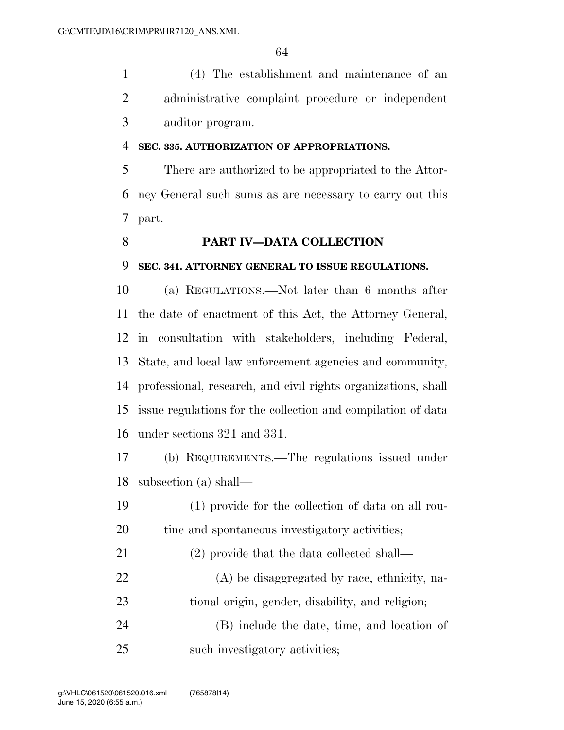(4) The establishment and maintenance of an administrative complaint procedure or independent auditor program.

**SEC. 335. AUTHORIZATION OF APPROPRIATIONS.**

There are authorized to be appropriated to the Attorney General such sums as are necessary to carry out this part.

## PART IV—DATA COLLECTION

**SEC. 341. ATTORNEY GENERAL TO ISSUE REGULATIONS.**

(a) REGULATIONS.—Not later than 6 months after the date of enactment of this Act, the Attorney General, in consultation with stakeholders, including Federal, State, and local law enforcement agencies and community, professional, research, and civil rights organizations, shall issue regulations for the collection and compilation of data under sections 321 and 331.

(b) REQUIREMENTS.—The regulations issued under subsection (a) shall—

(1) provide for the collection of data on all routine and spontaneous investigatory activities;

(2) provide that the data collected shall—

(A) be disaggregated by race, ethnicity, national origin, gender, disability, and religion;

(B) include the date, time, and location of such investigatory activities;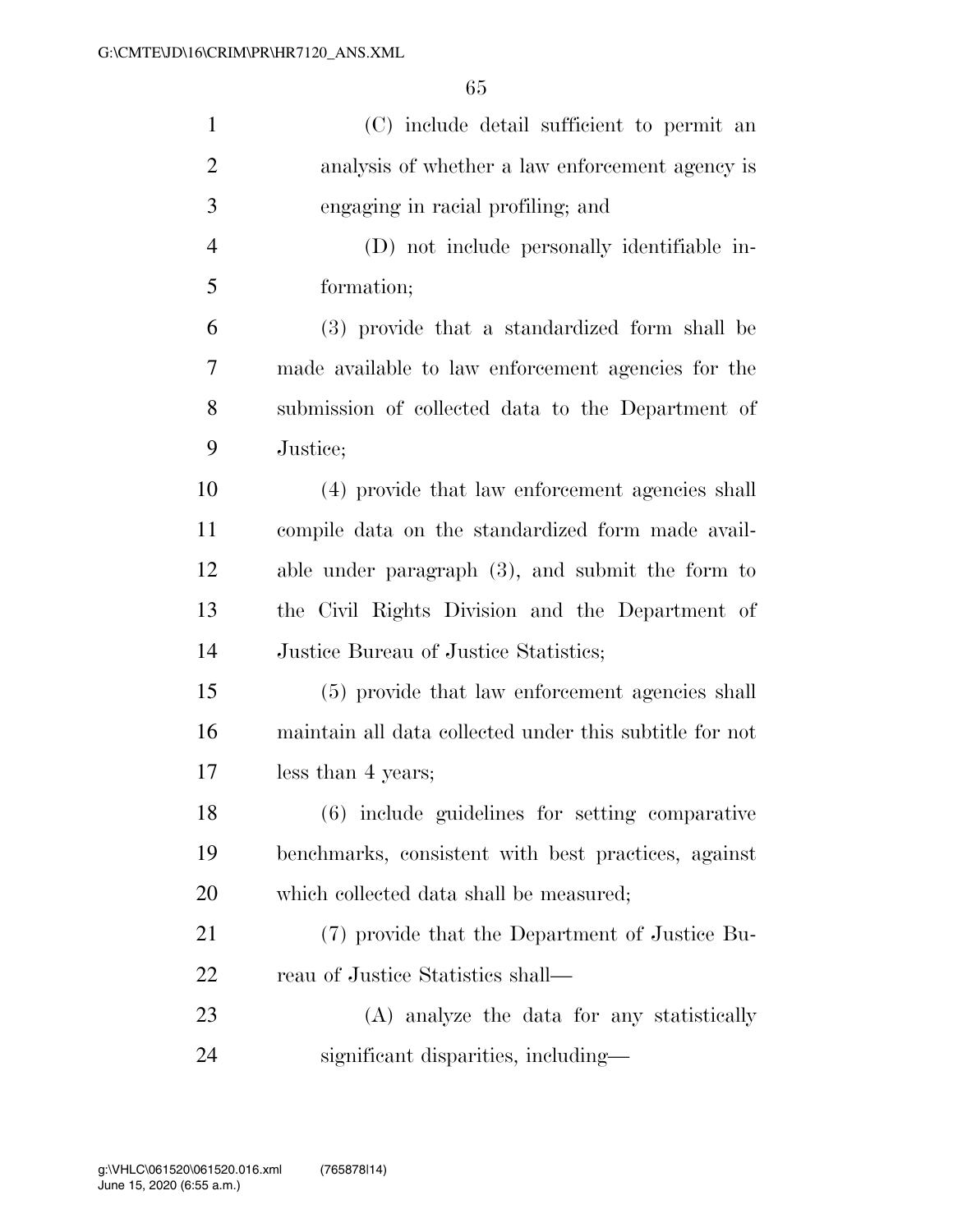(C) include detail sufficient to permit an analysis of whether a law enforcement agency is engaging in racial profiling; and

(D) not include personally identifiable information;

(3) provide that a standardized form shall be made available to law enforcement agencies for the submission of collected data to the Department of Justice;

(4) provide that law enforcement agencies shall compile data on the standardized form made available under paragraph (3), and submit the form to the Civil Rights Division and the Department of Justice Bureau of Justice Statistics;

(5) provide that law enforcement agencies shall maintain all data collected under this subtitle for not less than 4 years;

(6) include guidelines for setting comparative benchmarks, consistent with best practices, against which collected data shall be measured;

(7) provide that the Department of Justice Bureau of Justice Statistics shall—

(A) analyze the data for any statistically significant disparities, including—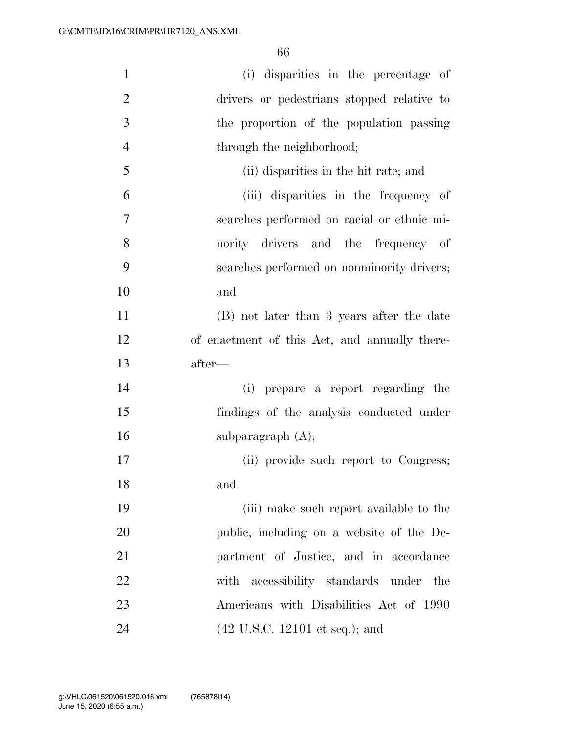(i) disparities in the percentage of drivers or pedestrians stopped relative to the proportion of the population passing through the neighborhood;

(ii) disparities in the hit rate; and

(iii) disparities in the frequency of searches performed on racial or ethnic minority drivers and the frequency of searches performed on nonminority drivers; and

(B) not later than 3 years after the date of enactment of this Act, and annually thereafter—

(i) prepare a report regarding the findings of the analysis conducted under subparagraph (A);

(ii) provide such report to Congress; and

(iii) make such report available to the public, including on a website of the Department of Justice, and in accordance with accessibility standards under the Americans with Disabilities Act of 1990 (42 U.S.C. 12101 et seq.); and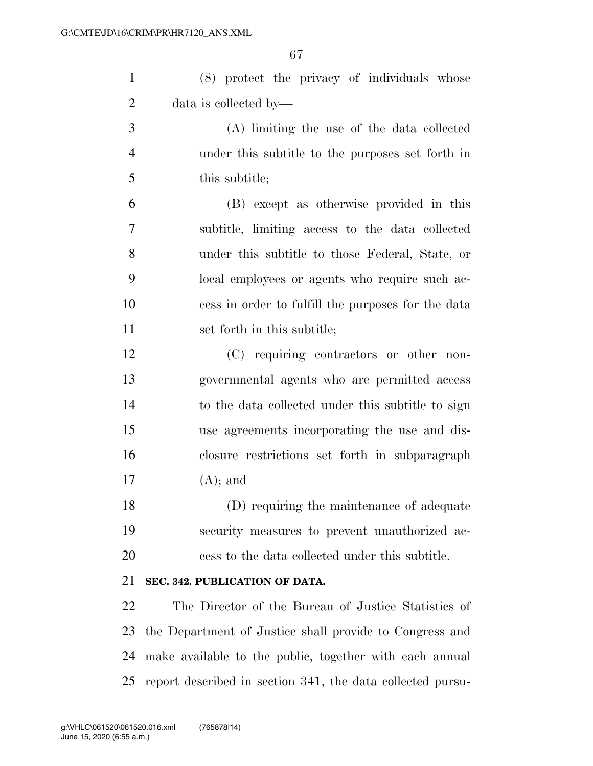(8) protect the privacy of individuals whose data is collected by—

(A) limiting the use of the data collected under this subtitle to the purposes set forth in this subtitle;

(B) except as otherwise provided in this subtitle, limiting access to the data collected under this subtitle to those Federal, State, or local employees or agents who require such access in order to fulfill the purposes for the data set forth in this subtitle;

(C) requiring contractors or other non-governmental agents who are permitted access to the data collected under this subtitle to sign use agreements incorporating the use and disclosure restrictions set forth in subparagraph (A); and

(D) requiring the maintenance of adequate security measures to prevent unauthorized access to the data collected under this subtitle.

**SEC. 342. PUBLICATION OF DATA.**

The Director of the Bureau of Justice Statistics of the Department of Justice shall provide to Congress and make available to the public, together with each annual report described in section 341, the data collected pursu-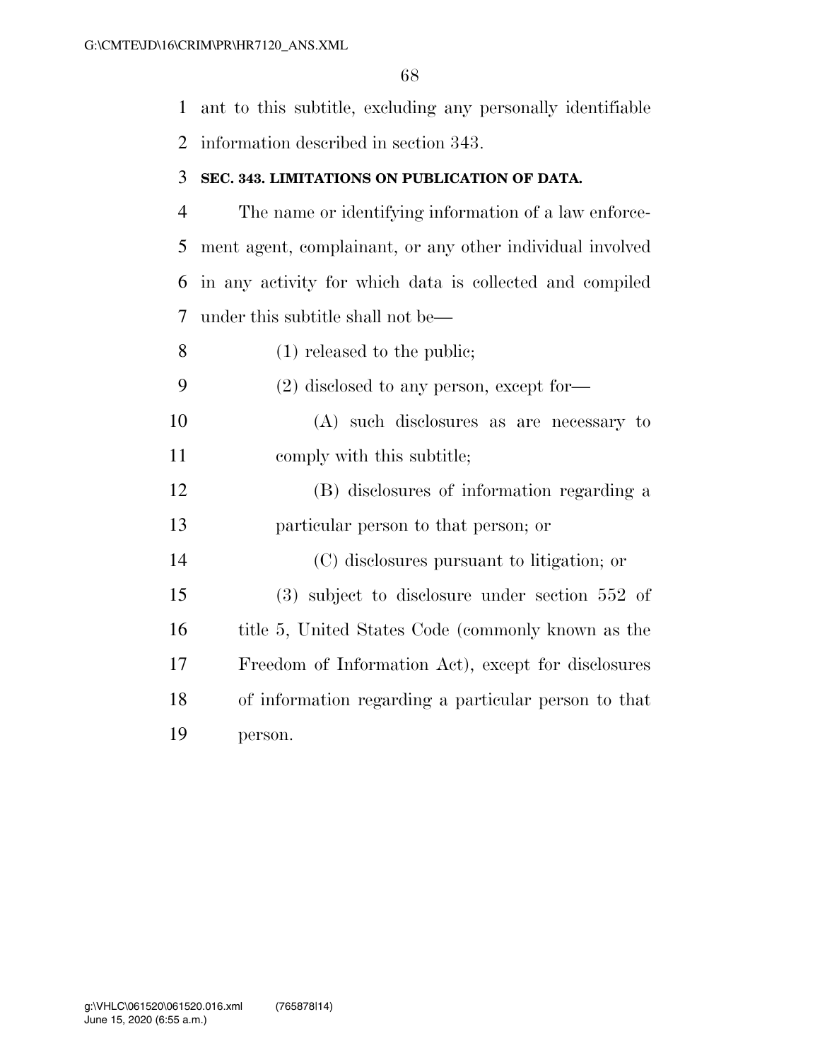ant to this subtitle, excluding any personally identifiable information described in section 343.

### SEC. 343. LIMITATIONS ON PUBLICATION OF DATA.

The name or identifying information of a law enforcement agent, complainant, or any other individual involved in any activity for which data is collected and compiled under this subtitle shall not be—

(1) released to the public;

(2) disclosed to any person, except for—

(A) such disclosures as are necessary to comply with this subtitle;

(B) disclosures of information regarding a particular person to that person; or

(C) disclosures pursuant to litigation; or

(3) subject to disclosure under section 552 of title 5, United States Code (commonly known as the Freedom of Information Act), except for disclosures of information regarding a particular person to that person.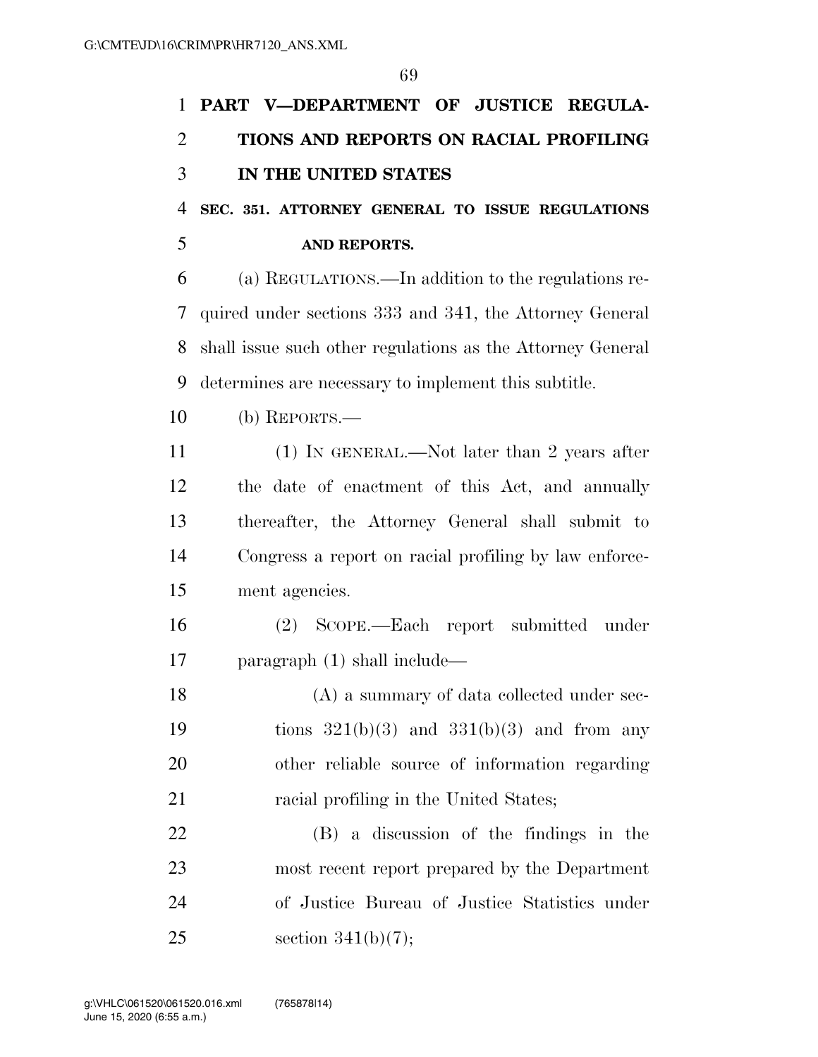## PART V—DEPARTMENT OF JUSTICE REGULATIONS AND REPORTS ON RACIAL PROFILING IN THE UNITED STATES

### SEC. 351. ATTORNEY GENERAL TO ISSUE REGULATIONS AND REPORTS.

(a) REGULATIONS.—In addition to the regulations required under sections 333 and 341, the Attorney General shall issue such other regulations as the Attorney General determines are necessary to implement this subtitle.

(b) REPORTS.—

(1) IN GENERAL.—Not later than 2 years after the date of enactment of this Act, and annually thereafter, the Attorney General shall submit to Congress a report on racial profiling by law enforcement agencies.

(2) SCOPE.—Each report submitted under paragraph (1) shall include—

(A) a summary of data collected under sections 321(b)(3) and 331(b)(3) and from any other reliable source of information regarding racial profiling in the United States;

(B) a discussion of the findings in the most recent report prepared by the Department of Justice Bureau of Justice Statistics under section 341(b)(7);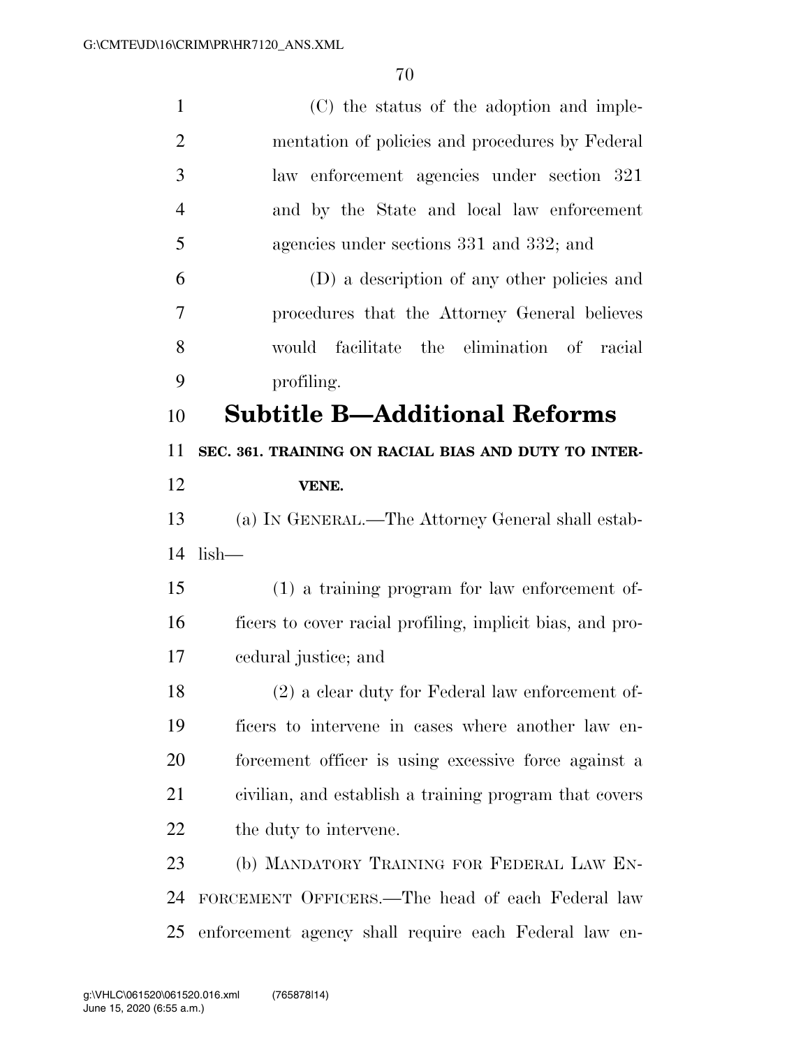(C) the status of the adoption and implementation of policies and procedures by Federal law enforcement agencies under section 321 and by the State and local law enforcement agencies under sections 331 and 332; and

(D) a description of any other policies and procedures that the Attorney General believes would facilitate the elimination of racial profiling.

## Subtitle B—Additional Reforms

### SEC. 361. TRAINING ON RACIAL BIAS AND DUTY TO INTERVENE.

(a) IN GENERAL.—The Attorney General shall establish—

(1) a training program for law enforcement officers to cover racial profiling, implicit bias, and procedural justice; and

(2) a clear duty for Federal law enforcement officers to intervene in cases where another law enforcement officer is using excessive force against a civilian, and establish a training program that covers the duty to intervene.

(b) MANDATORY TRAINING FOR FEDERAL LAW ENFORCEMENT OFFICERS.—The head of each Federal law enforcement agency shall require each Federal law en-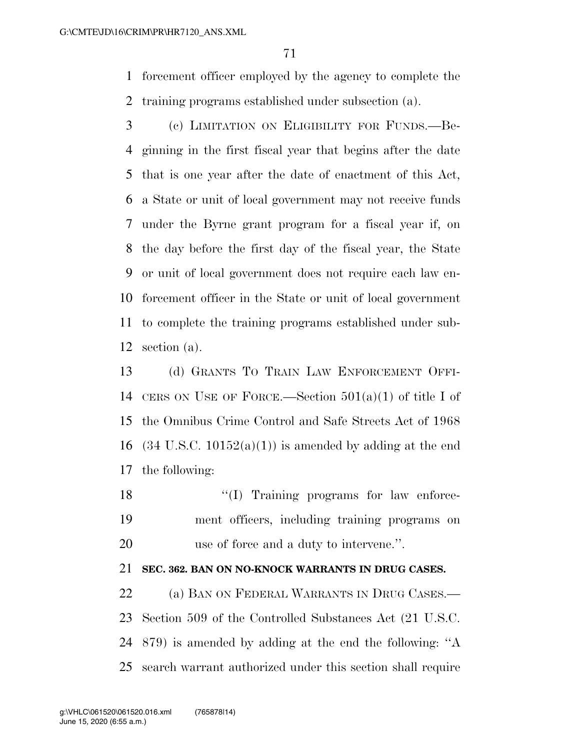forcement officer employed by the agency to complete the training programs established under subsection (a).

(c) LIMITATION ON ELIGIBILITY FOR FUNDS.—Beginning in the first fiscal year that begins after the date that is one year after the date of enactment of this Act, a State or unit of local government may not receive funds under the Byrne grant program for a fiscal year if, on the day before the first day of the fiscal year, the State or unit of local government does not require each law enforcement officer in the State or unit of local government to complete the training programs established under subsection (a).

(d) GRANTS TO TRAIN LAW ENFORCEMENT OFFICERS ON USE OF FORCE.—Section 501(a)(1) of title I of the Omnibus Crime Control and Safe Streets Act of 1968 (34 U.S.C. 10152(a)(1)) is amended by adding at the end the following:

> "(I) Training programs for law enforcement officers, including training programs on use of force and a duty to intervene.".

**SEC. 362. BAN ON NO-KNOCK WARRANTS IN DRUG CASES.**

(a) BAN ON FEDERAL WARRANTS IN DRUG CASES.—Section 509 of the Controlled Substances Act (21 U.S.C. 879) is amended by adding at the end the following: "A search warrant authorized under this section shall require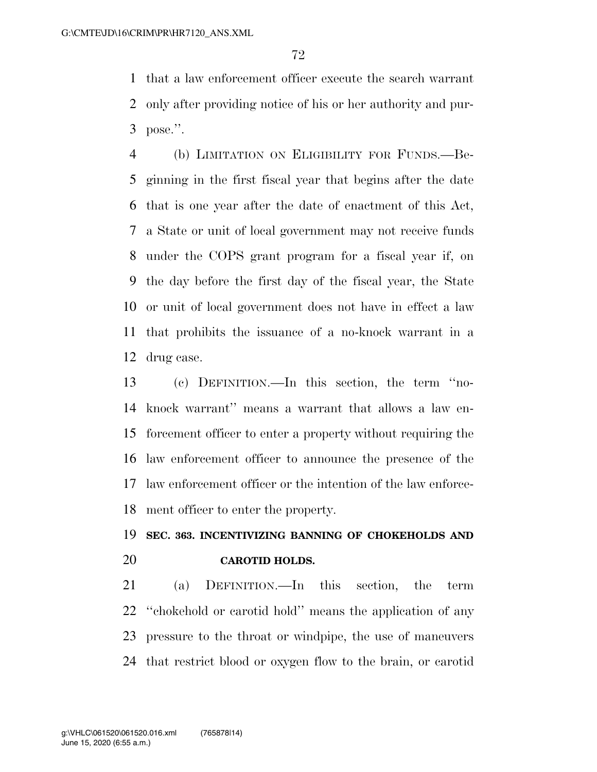that a law enforcement officer execute the search warrant only after providing notice of his or her authority and purpose.''.

(b) LIMITATION ON ELIGIBILITY FOR FUNDS.—Beginning in the first fiscal year that begins after the date that is one year after the date of enactment of this Act, a State or unit of local government may not receive funds under the COPS grant program for a fiscal year if, on the day before the first day of the fiscal year, the State or unit of local government does not have in effect a law that prohibits the issuance of a no-knock warrant in a drug case.

(c) DEFINITION.—In this section, the term ''no-knock warrant'' means a warrant that allows a law enforcement officer to enter a property without requiring the law enforcement officer to announce the presence of the law enforcement officer or the intention of the law enforcement officer to enter the property.

**SEC. 363. INCENTIVIZING BANNING OF CHOKEHOLDS AND CAROTID HOLDS.**

(a) DEFINITION.—In this section, the term ''chokehold or carotid hold'' means the application of any pressure to the throat or windpipe, the use of maneuvers that restrict blood or oxygen flow to the brain, or carotid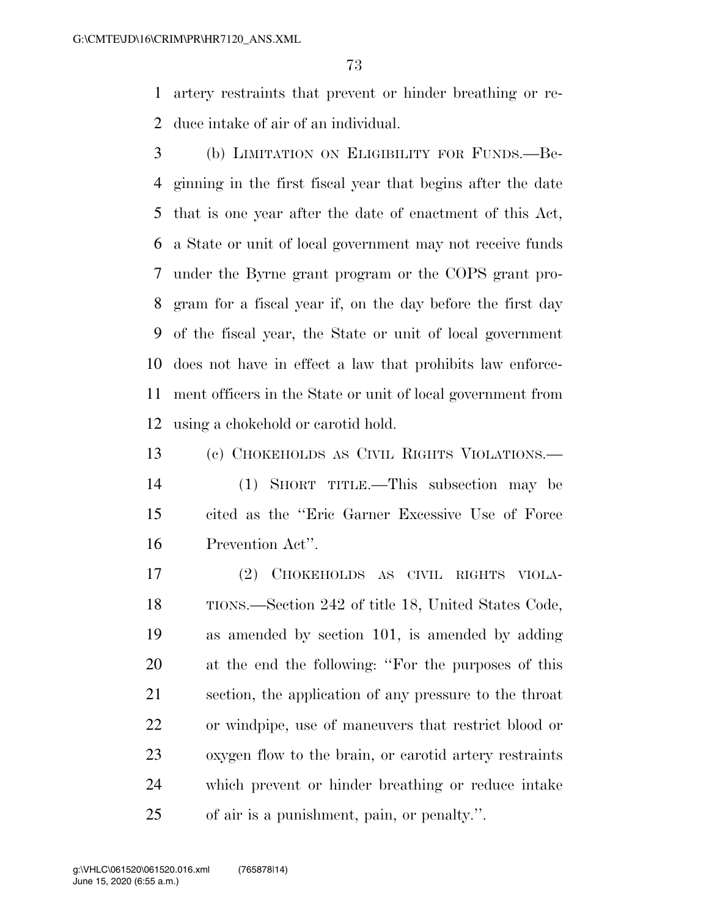artery restraints that prevent or hinder breathing or reduce intake of air of an individual.

(b) LIMITATION ON ELIGIBILITY FOR FUNDS.—Beginning in the first fiscal year that begins after the date that is one year after the date of enactment of this Act, a State or unit of local government may not receive funds under the Byrne grant program or the COPS grant program for a fiscal year if, on the day before the first day of the fiscal year, the State or unit of local government does not have in effect a law that prohibits law enforcement officers in the State or unit of local government from using a chokehold or carotid hold.

(c) CHOKEHOLDS AS CIVIL RIGHTS VIOLATIONS.—

(1) SHORT TITLE.—This subsection may be cited as the ''Eric Garner Excessive Use of Force Prevention Act''.

(2) CHOKEHOLDS AS CIVIL RIGHTS VIOLATIONS.—Section 242 of title 18, United States Code, as amended by section 101, is amended by adding at the end the following: ''For the purposes of this section, the application of any pressure to the throat or windpipe, use of maneuvers that restrict blood or oxygen flow to the brain, or carotid artery restraints which prevent or hinder breathing or reduce intake of air is a punishment, pain, or penalty.''.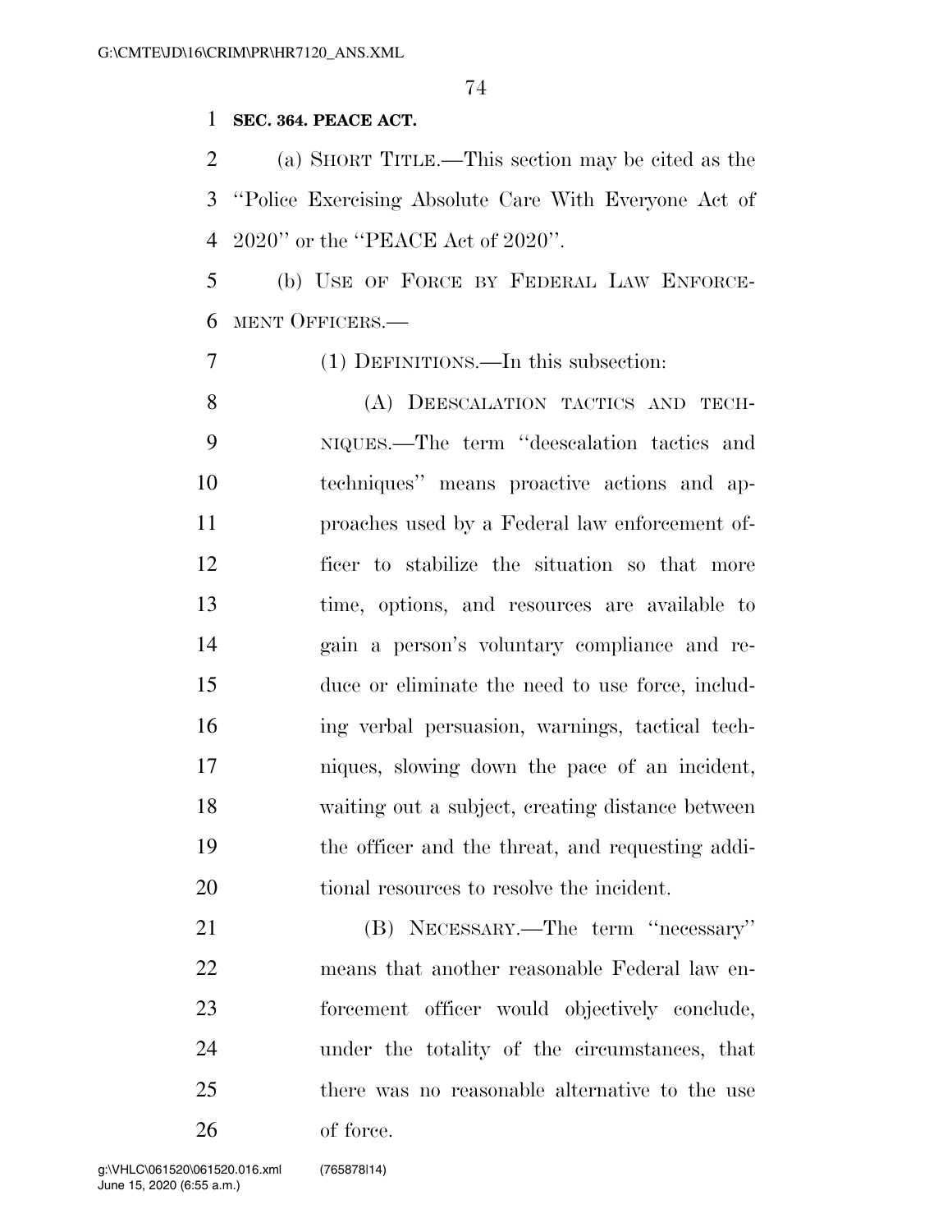**SEC. 364. PEACE ACT.**

(a) SHORT TITLE.—This section may be cited as the ''Police Exercising Absolute Care With Everyone Act of 2020'' or the ''PEACE Act of 2020''.

(b) USE OF FORCE BY FEDERAL LAW ENFORCEMENT OFFICERS.—

(1) DEFINITIONS.—In this subsection:

(A) DEESCALATION TACTICS AND TECHNIQUES.—The term ''deescalation tactics and techniques'' means proactive actions and approaches used by a Federal law enforcement officer to stabilize the situation so that more time, options, and resources are available to gain a person's voluntary compliance and reduce or eliminate the need to use force, including verbal persuasion, warnings, tactical techniques, slowing down the pace of an incident, waiting out a subject, creating distance between the officer and the threat, and requesting additional resources to resolve the incident.

(B) NECESSARY.—The term ''necessary'' means that another reasonable Federal law enforcement officer would objectively conclude, under the totality of the circumstances, that there was no reasonable alternative to the use of force.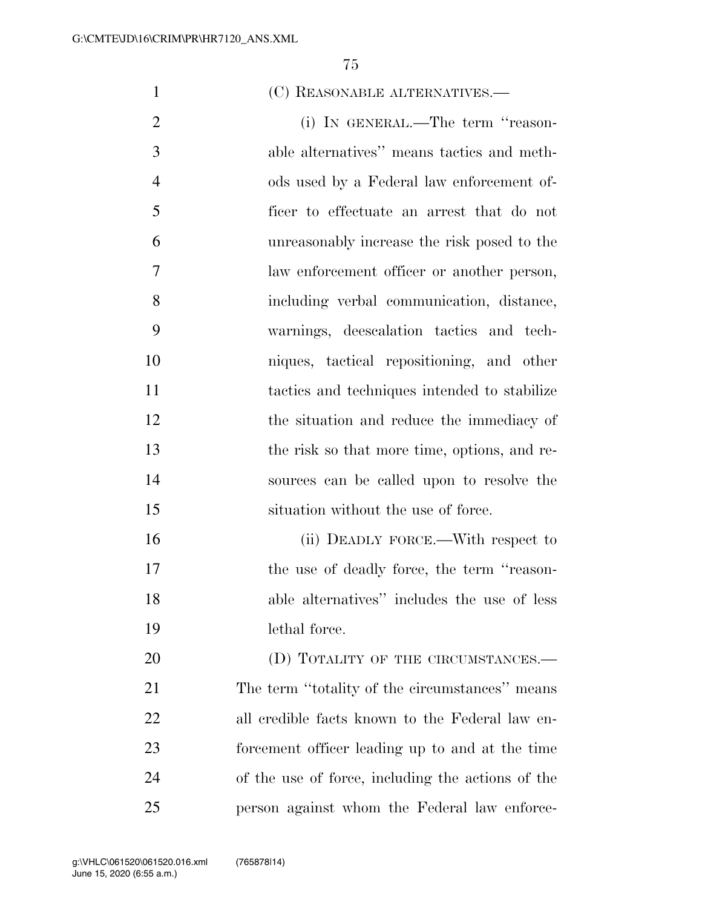(C) REASONABLE ALTERNATIVES.—

(i) IN GENERAL.—The term ''reasonable alternatives'' means tactics and methods used by a Federal law enforcement officer to effectuate an arrest that do not unreasonably increase the risk posed to the law enforcement officer or another person, including verbal communication, distance, warnings, deescalation tactics and techniques, tactical repositioning, and other tactics and techniques intended to stabilize the situation and reduce the immediacy of the risk so that more time, options, and resources can be called upon to resolve the situation without the use of force.

(ii) DEADLY FORCE.—With respect to the use of deadly force, the term ''reasonable alternatives'' includes the use of less lethal force.

(D) TOTALITY OF THE CIRCUMSTANCES.—The term ''totality of the circumstances'' means all credible facts known to the Federal law enforcement officer leading up to and at the time of the use of force, including the actions of the person against whom the Federal law enforce-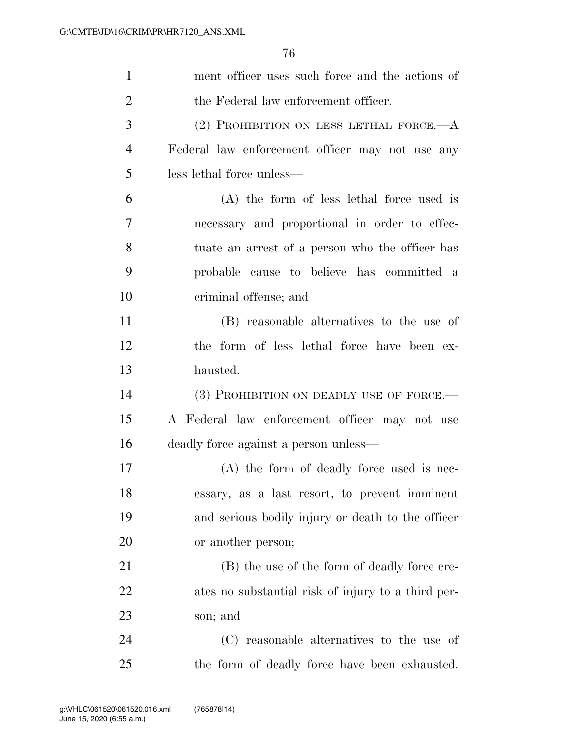ment officer uses such force and the actions of the Federal law enforcement officer.

(2) PROHIBITION ON LESS LETHAL FORCE.—A Federal law enforcement officer may not use any less lethal force unless—

(A) the form of less lethal force used is necessary and proportional in order to effectuate an arrest of a person who the officer has probable cause to believe has committed a criminal offense; and

(B) reasonable alternatives to the use of the form of less lethal force have been exhausted.

(3) PROHIBITION ON DEADLY USE OF FORCE.—A Federal law enforcement officer may not use deadly force against a person unless—

(A) the form of deadly force used is necessary, as a last resort, to prevent imminent and serious bodily injury or death to the officer or another person;

(B) the use of the form of deadly force creates no substantial risk of injury to a third person; and

(C) reasonable alternatives to the use of the form of deadly force have been exhausted.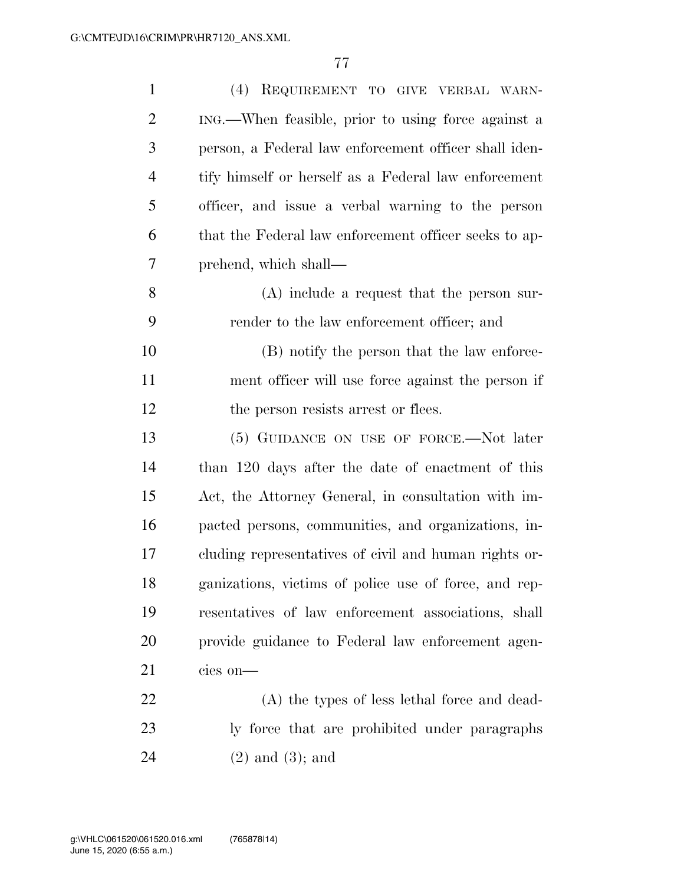(4) REQUIREMENT TO GIVE VERBAL WARNING.—When feasible, prior to using force against a person, a Federal law enforcement officer shall identify himself or herself as a Federal law enforcement officer, and issue a verbal warning to the person that the Federal law enforcement officer seeks to apprehend, which shall—

(A) include a request that the person surrender to the law enforcement officer; and

(B) notify the person that the law enforcement officer will use force against the person if the person resists arrest or flees.

(5) GUIDANCE ON USE OF FORCE.—Not later than 120 days after the date of enactment of this Act, the Attorney General, in consultation with impacted persons, communities, and organizations, including representatives of civil and human rights organizations, victims of police use of force, and representatives of law enforcement associations, shall provide guidance to Federal law enforcement agencies on—

(A) the types of less lethal force and deadly force that are prohibited under paragraphs (2) and (3); and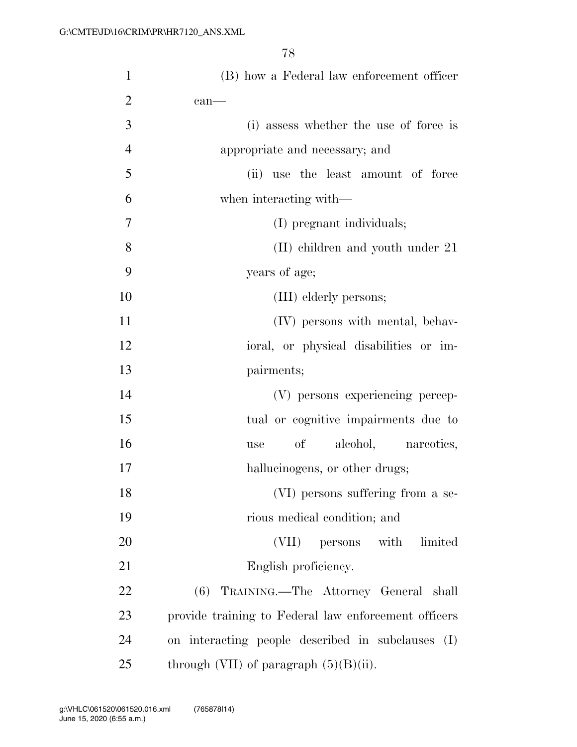(B) how a Federal law enforcement officer can—

(i) assess whether the use of force is appropriate and necessary; and

(ii) use the least amount of force when interacting with—

(I) pregnant individuals;

(II) children and youth under 21 years of age;

(III) elderly persons;

(IV) persons with mental, behavioral, or physical disabilities or impairments;

(V) persons experiencing perceptual or cognitive impairments due to use of alcohol, narcotics, hallucinogens, or other drugs;

(VI) persons suffering from a serious medical condition; and

(VII) persons with limited English proficiency.

(6) TRAINING.—The Attorney General shall provide training to Federal law enforcement officers on interacting people described in subclauses (I) through (VII) of paragraph (5)(B)(ii).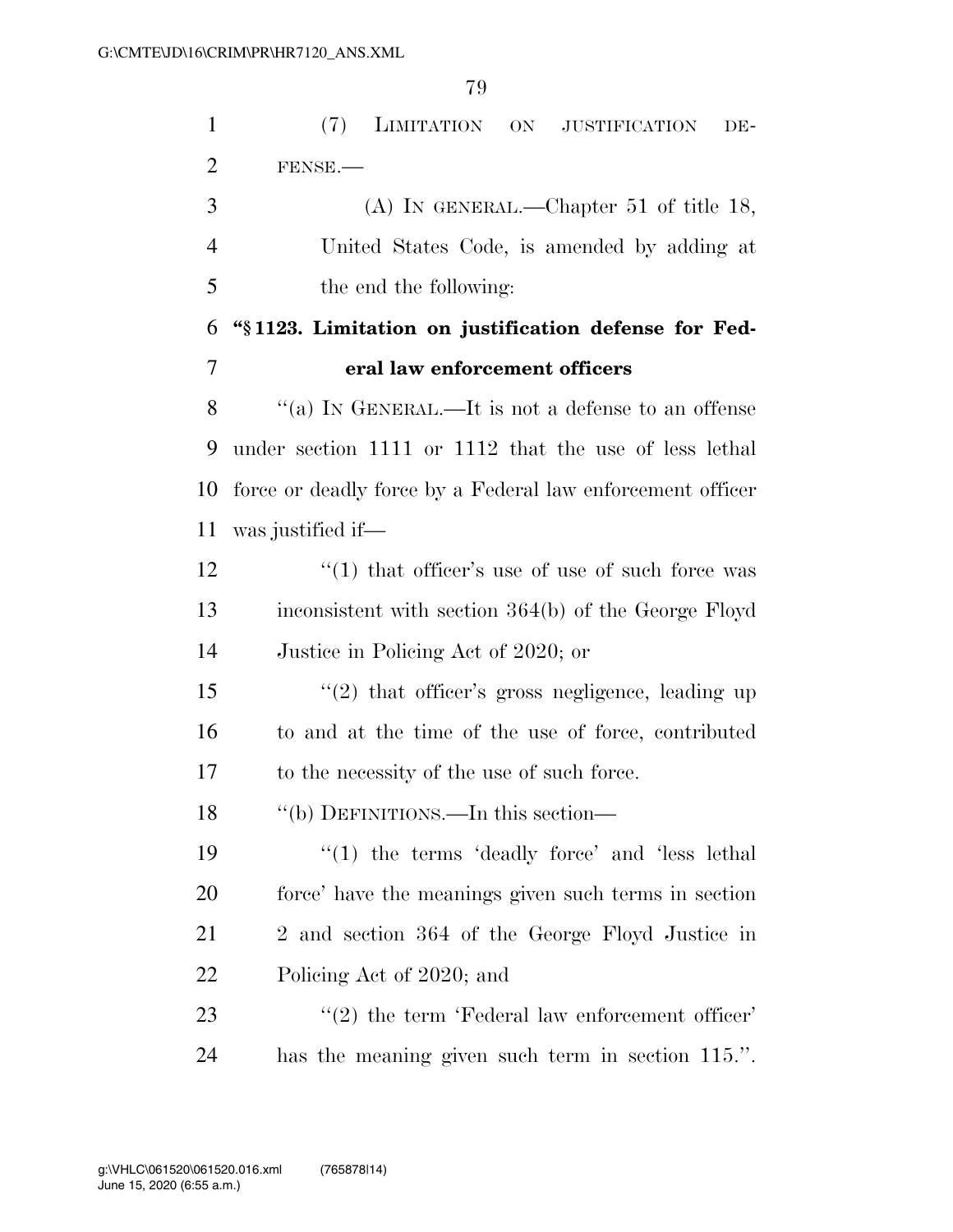(7) LIMITATION ON JUSTIFICATION DEFENSE.—

(A) IN GENERAL.—Chapter 51 of title 18, United States Code, is amended by adding at the end the following:

**"§ 1123. Limitation on justification defense for Federal law enforcement officers**

"(a) IN GENERAL.—It is not a defense to an offense under section 1111 or 1112 that the use of less lethal force or deadly force by a Federal law enforcement officer was justified if—

"(1) that officer's use of use of such force was inconsistent with section 364(b) of the George Floyd Justice in Policing Act of 2020; or

"(2) that officer's gross negligence, leading up to and at the time of the use of force, contributed to the necessity of the use of such force.

"(b) DEFINITIONS.—In this section—

"(1) the terms 'deadly force' and 'less lethal force' have the meanings given such terms in section 2 and section 364 of the George Floyd Justice in Policing Act of 2020; and

"(2) the term 'Federal law enforcement officer' has the meaning given such term in section 115.".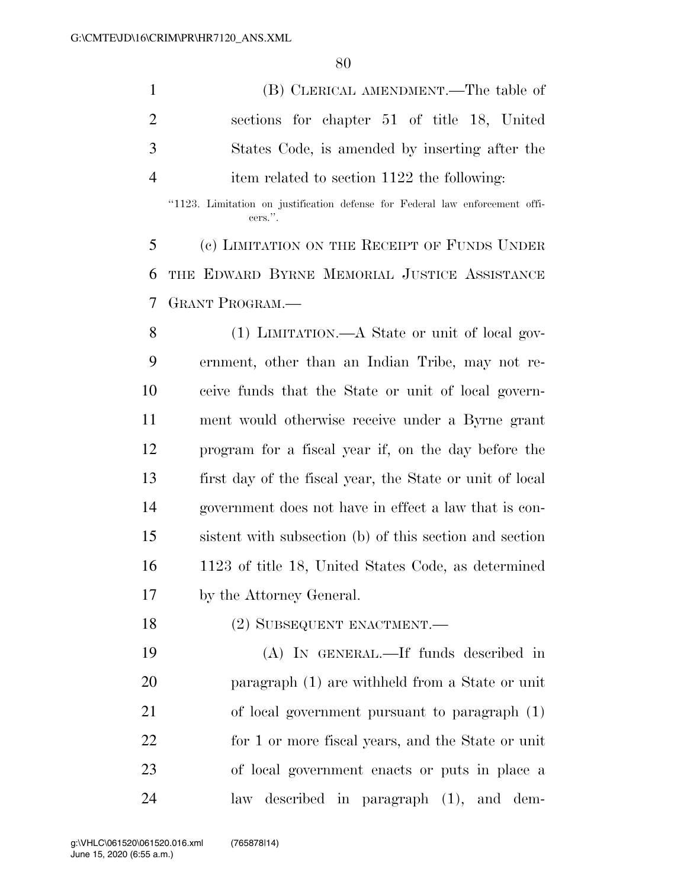(B) CLERICAL AMENDMENT.—The table of sections for chapter 51 of title 18, United States Code, is amended by inserting after the item related to section 1122 the following:

"1123. Limitation on justification defense for Federal law enforcement officers.".

(c) LIMITATION ON THE RECEIPT OF FUNDS UNDER THE EDWARD BYRNE MEMORIAL JUSTICE ASSISTANCE GRANT PROGRAM.—

(1) LIMITATION.—A State or unit of local government, other than an Indian Tribe, may not receive funds that the State or unit of local government would otherwise receive under a Byrne grant program for a fiscal year if, on the day before the first day of the fiscal year, the State or unit of local government does not have in effect a law that is consistent with subsection (b) of this section and section 1123 of title 18, United States Code, as determined by the Attorney General.

(2) SUBSEQUENT ENACTMENT.—

(A) IN GENERAL.—If funds described in paragraph (1) are withheld from a State or unit of local government pursuant to paragraph (1) for 1 or more fiscal years, and the State or unit of local government enacts or puts in place a law described in paragraph (1), and dem-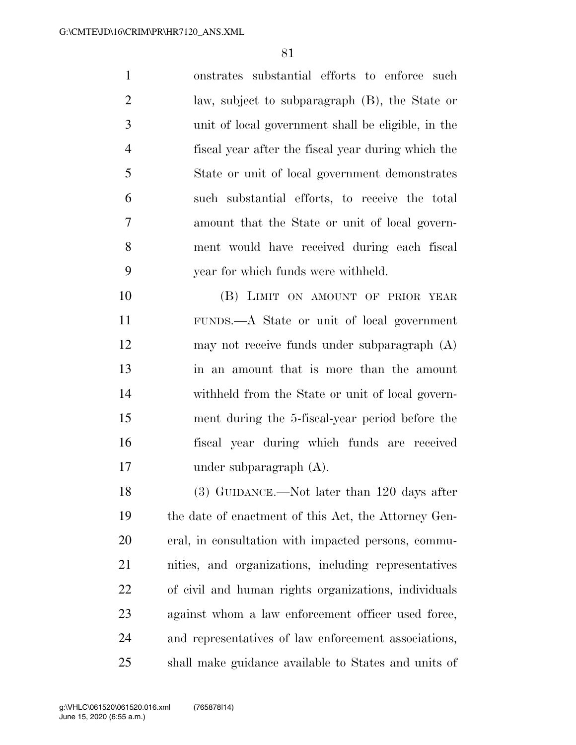onstrates substantial efforts to enforce such law, subject to subparagraph (B), the State or unit of local government shall be eligible, in the fiscal year after the fiscal year during which the State or unit of local government demonstrates such substantial efforts, to receive the total amount that the State or unit of local government would have received during each fiscal year for which funds were withheld.

(B) LIMIT ON AMOUNT OF PRIOR YEAR FUNDS.—A State or unit of local government may not receive funds under subparagraph (A) in an amount that is more than the amount withheld from the State or unit of local government during the 5-fiscal-year period before the fiscal year during which funds are received under subparagraph (A).

(3) GUIDANCE.—Not later than 120 days after the date of enactment of this Act, the Attorney General, in consultation with impacted persons, communities, and organizations, including representatives of civil and human rights organizations, individuals against whom a law enforcement officer used force, and representatives of law enforcement associations, shall make guidance available to States and units of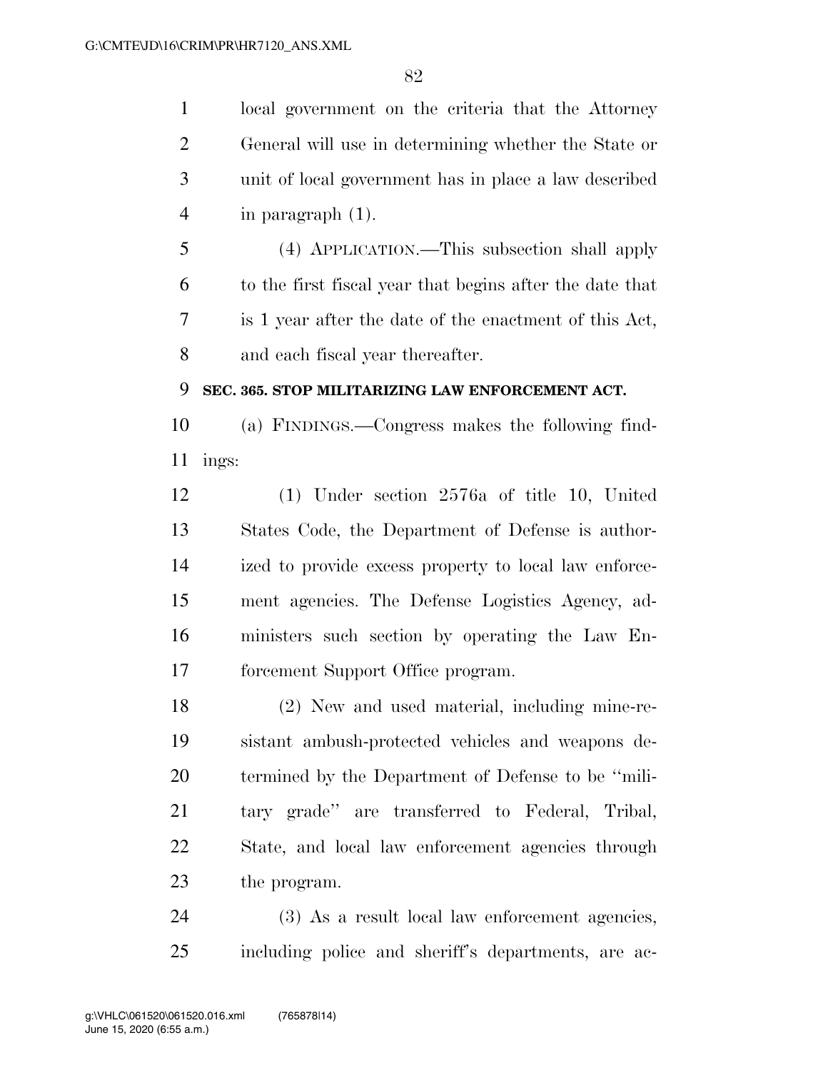local government on the criteria that the Attorney General will use in determining whether the State or unit of local government has in place a law described in paragraph (1).

(4) APPLICATION.—This subsection shall apply to the first fiscal year that begins after the date that is 1 year after the date of the enactment of this Act, and each fiscal year thereafter.

**SEC. 365. STOP MILITARIZING LAW ENFORCEMENT ACT.**

(a) FINDINGS.—Congress makes the following findings:

(1) Under section 2576a of title 10, United States Code, the Department of Defense is authorized to provide excess property to local law enforcement agencies. The Defense Logistics Agency, administers such section by operating the Law Enforcement Support Office program.

(2) New and used material, including mine-resistant ambush-protected vehicles and weapons determined by the Department of Defense to be ''military grade'' are transferred to Federal, Tribal, State, and local law enforcement agencies through the program.

(3) As a result local law enforcement agencies, including police and sheriff's departments, are ac-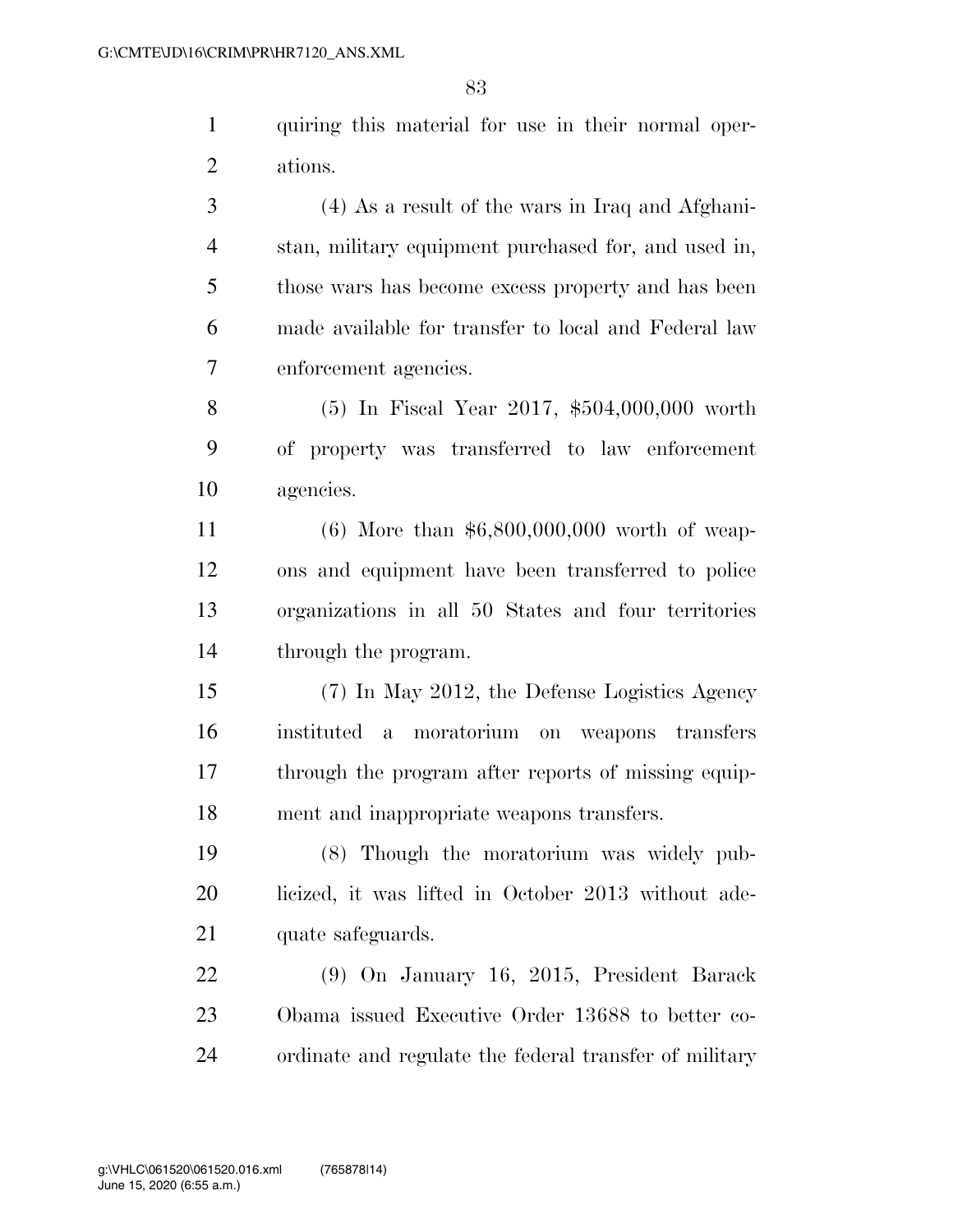quiring this material for use in their normal operations.

(4) As a result of the wars in Iraq and Afghanistan, military equipment purchased for, and used in, those wars has become excess property and has been made available for transfer to local and Federal law enforcement agencies.

(5) In Fiscal Year 2017, $504,000,000 worth of property was transferred to law enforcement agencies.

(6) More than $6,800,000,000 worth of weapons and equipment have been transferred to police organizations in all 50 States and four territories through the program.

(7) In May 2012, the Defense Logistics Agency instituted a moratorium on weapons transfers through the program after reports of missing equipment and inappropriate weapons transfers.

(8) Though the moratorium was widely publicized, it was lifted in October 2013 without adequate safeguards.

(9) On January 16, 2015, President Barack Obama issued Executive Order 13688 to better coordinate and regulate the federal transfer of military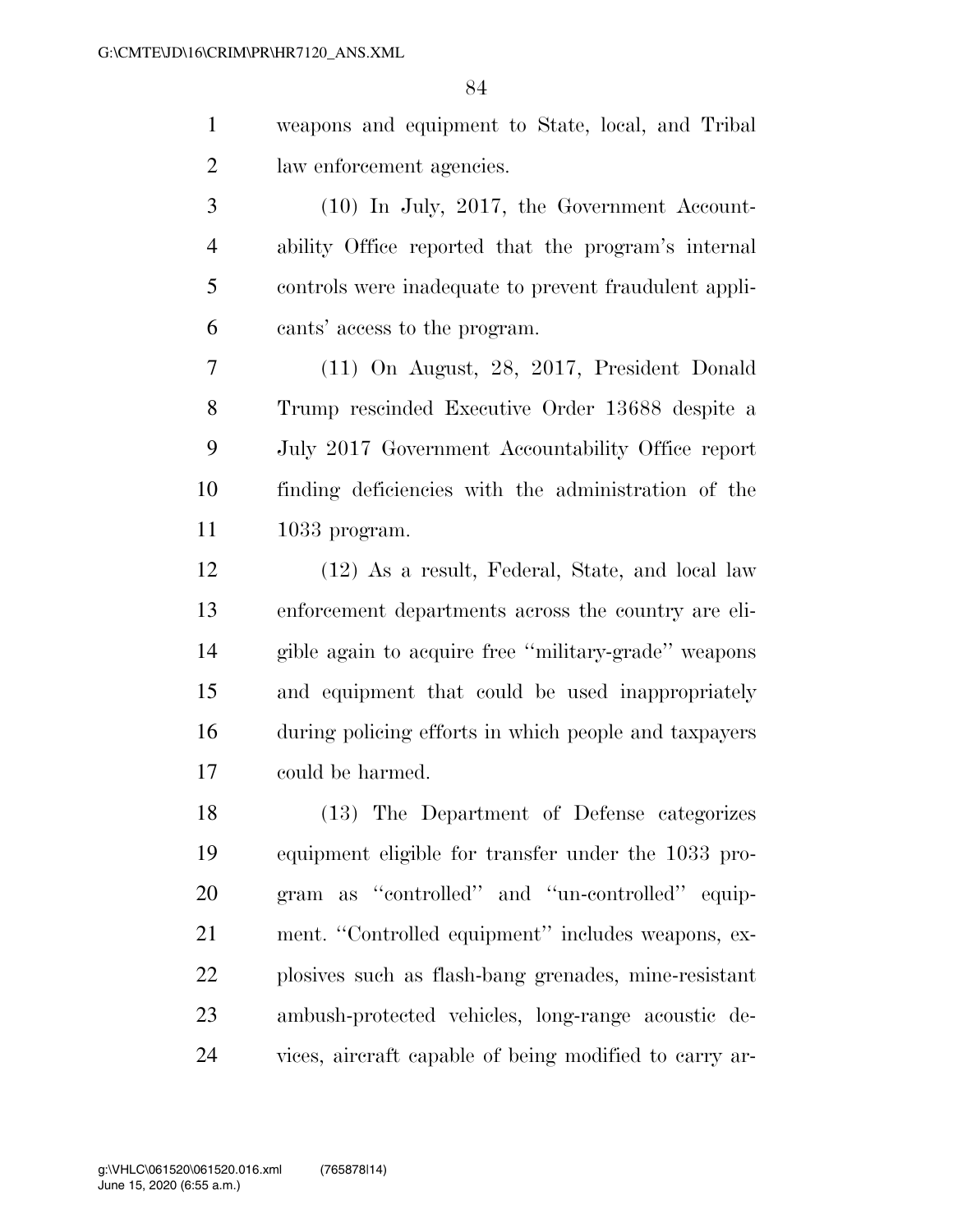weapons and equipment to State, local, and Tribal law enforcement agencies.

(10) In July, 2017, the Government Accountability Office reported that the program's internal controls were inadequate to prevent fraudulent applicants' access to the program.

(11) On August, 28, 2017, President Donald Trump rescinded Executive Order 13688 despite a July 2017 Government Accountability Office report finding deficiencies with the administration of the 1033 program.

(12) As a result, Federal, State, and local law enforcement departments across the country are eligible again to acquire free ''military-grade'' weapons and equipment that could be used inappropriately during policing efforts in which people and taxpayers could be harmed.

(13) The Department of Defense categorizes equipment eligible for transfer under the 1033 program as ''controlled'' and ''un-controlled'' equipment. ''Controlled equipment'' includes weapons, explosives such as flash-bang grenades, mine-resistant ambush-protected vehicles, long-range acoustic devices, aircraft capable of being modified to carry ar-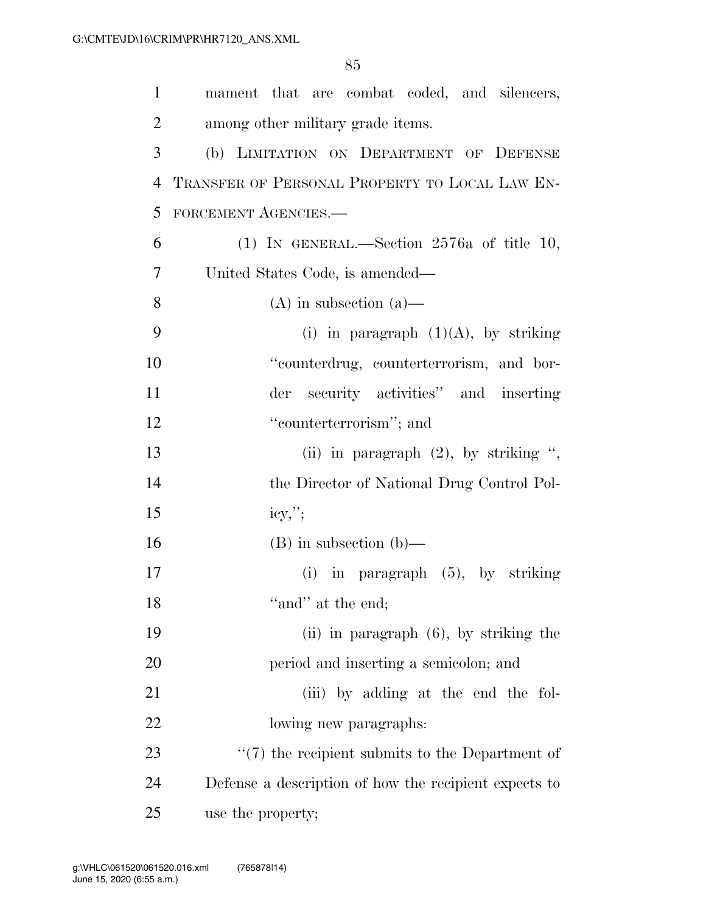mament that are combat coded, and silencers, among other military grade items.

(b) LIMITATION ON DEPARTMENT OF DEFENSE TRANSFER OF PERSONAL PROPERTY TO LOCAL LAW ENFORCEMENT AGENCIES.—

(1) IN GENERAL.—Section 2576a of title 10, United States Code, is amended—

(A) in subsection (a)—

(i) in paragraph (1)(A), by striking "counterdrug, counterterrorism, and border security activities" and inserting "counterterrorism"; and

(ii) in paragraph (2), by striking ", the Director of National Drug Control Policy,";

(B) in subsection (b)—

(i) in paragraph (5), by striking "and" at the end;

(ii) in paragraph (6), by striking the period and inserting a semicolon; and

(iii) by adding at the end the following new paragraphs:

"(7) the recipient submits to the Department of Defense a description of how the recipient expects to use the property;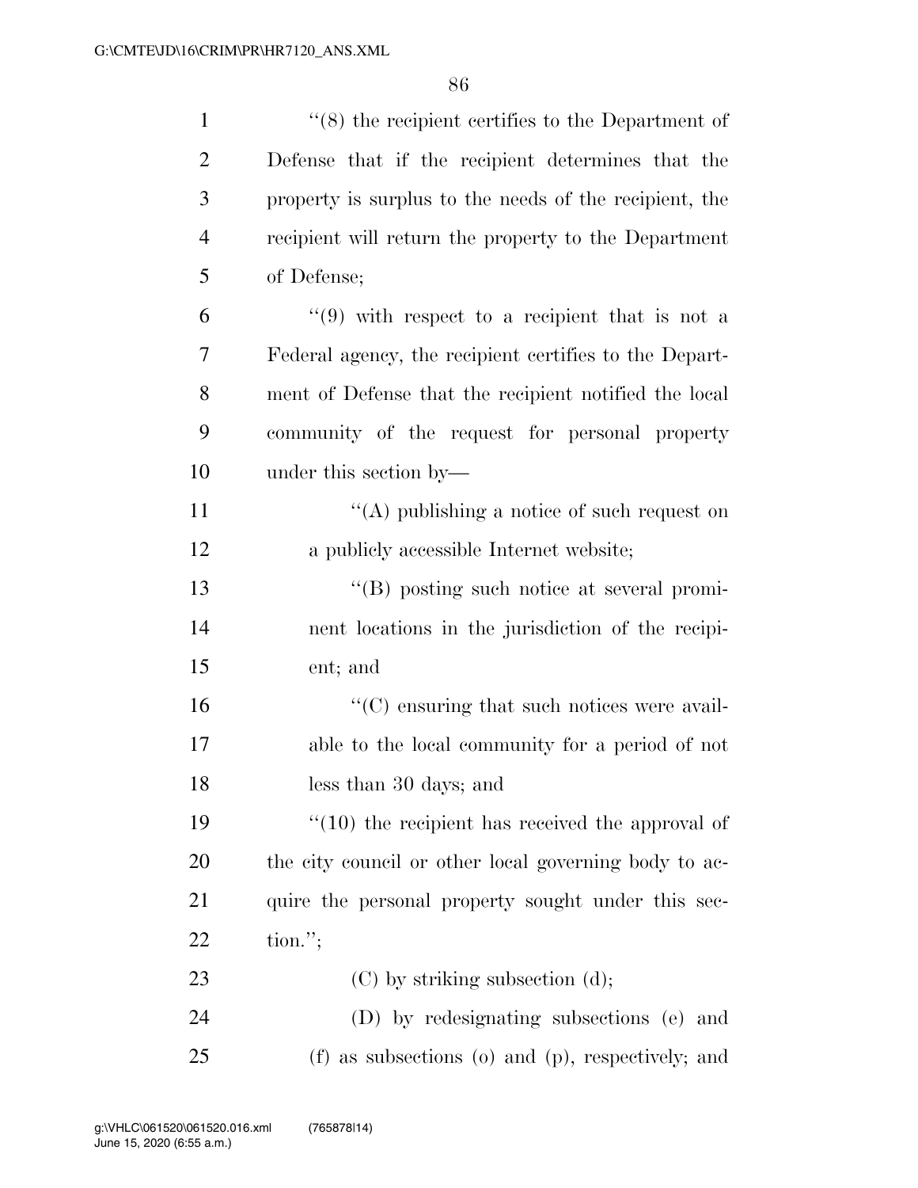"(8) the recipient certifies to the Department of Defense that if the recipient determines that the property is surplus to the needs of the recipient, the recipient will return the property to the Department of Defense;

"(9) with respect to a recipient that is not a Federal agency, the recipient certifies to the Department of Defense that the recipient notified the local community of the request for personal property under this section by—

"(A) publishing a notice of such request on a publicly accessible Internet website;

"(B) posting such notice at several prominent locations in the jurisdiction of the recipient; and

"(C) ensuring that such notices were available to the local community for a period of not less than 30 days; and

"(10) the recipient has received the approval of the city council or other local governing body to acquire the personal property sought under this section.";

(C) by striking subsection (d);

(D) by redesignating subsections (e) and (f) as subsections (o) and (p), respectively; and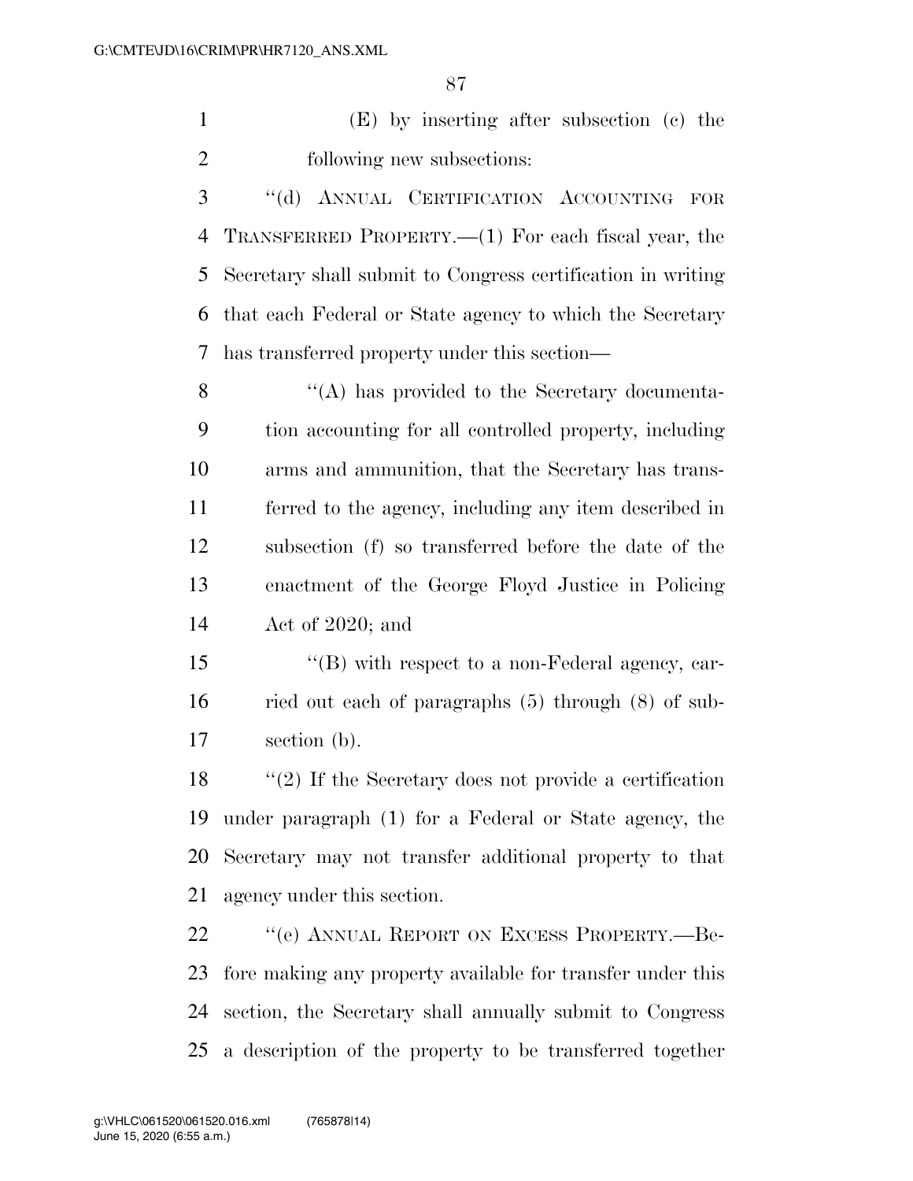(E) by inserting after subsection (c) the following new subsections:

"(d) ANNUAL CERTIFICATION ACCOUNTING FOR TRANSFERRED PROPERTY.—(1) For each fiscal year, the Secretary shall submit to Congress certification in writing that each Federal or State agency to which the Secretary has transferred property under this section—

"(A) has provided to the Secretary documentation accounting for all controlled property, including arms and ammunition, that the Secretary has transferred to the agency, including any item described in subsection (f) so transferred before the date of the enactment of the George Floyd Justice in Policing Act of 2020; and

"(B) with respect to a non-Federal agency, carried out each of paragraphs (5) through (8) of subsection (b).

"(2) If the Secretary does not provide a certification under paragraph (1) for a Federal or State agency, the Secretary may not transfer additional property to that agency under this section.

"(e) ANNUAL REPORT ON EXCESS PROPERTY.—Before making any property available for transfer under this section, the Secretary shall annually submit to Congress a description of the property to be transferred together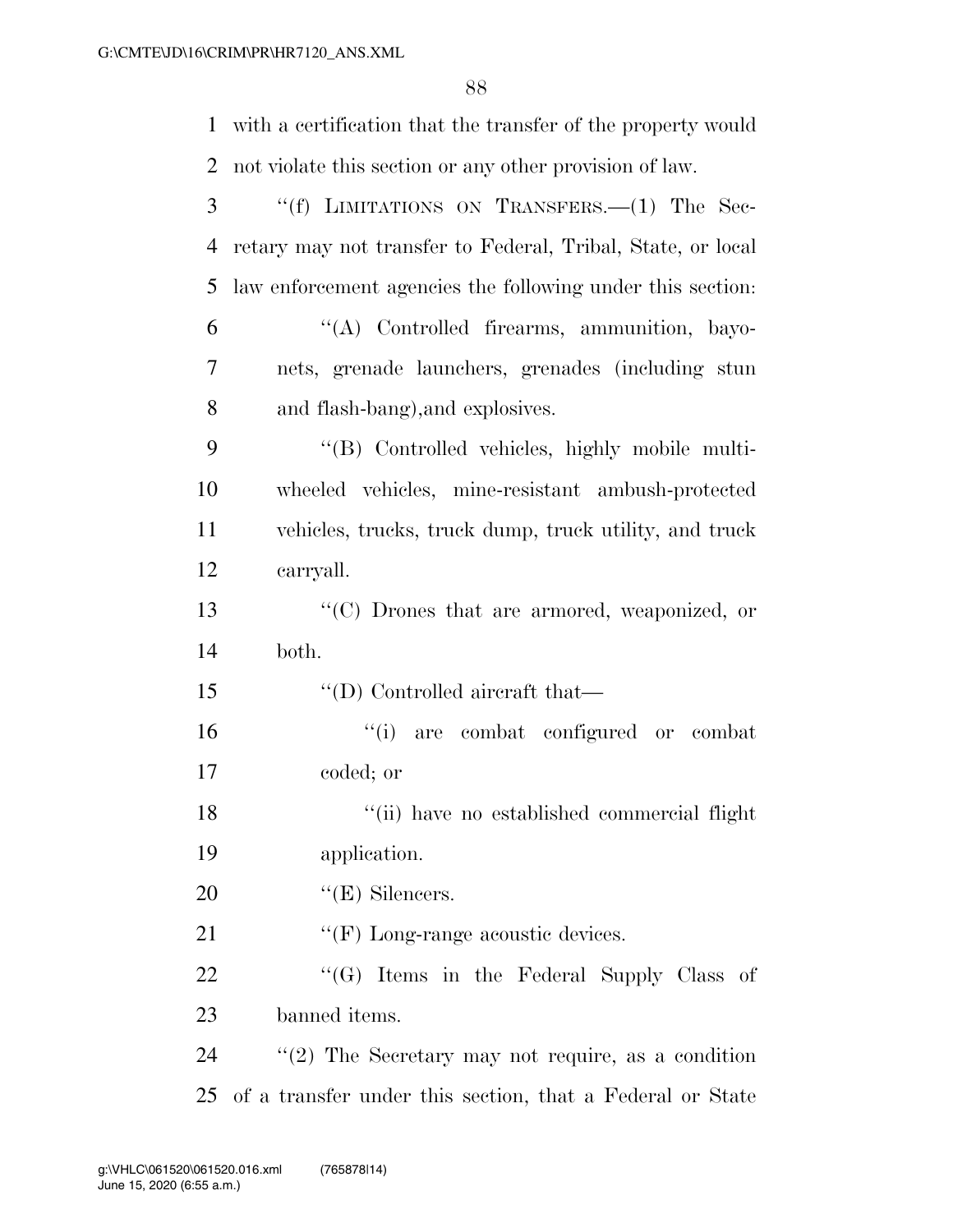with a certification that the transfer of the property would not violate this section or any other provision of law.

"(f) LIMITATIONS ON TRANSFERS.—(1) The Secretary may not transfer to Federal, Tribal, State, or local law enforcement agencies the following under this section:

"(A) Controlled firearms, ammunition, bayonets, grenade launchers, grenades (including stun and flash-bang),and explosives.

"(B) Controlled vehicles, highly mobile multi-wheeled vehicles, mine-resistant ambush-protected vehicles, trucks, truck dump, truck utility, and truck carryall.

"(C) Drones that are armored, weaponized, or both.

"(D) Controlled aircraft that—

"(i) are combat configured or combat coded; or

"(ii) have no established commercial flight application.

"(E) Silencers.

"(F) Long-range acoustic devices.

"(G) Items in the Federal Supply Class of banned items.

"(2) The Secretary may not require, as a condition of a transfer under this section, that a Federal or State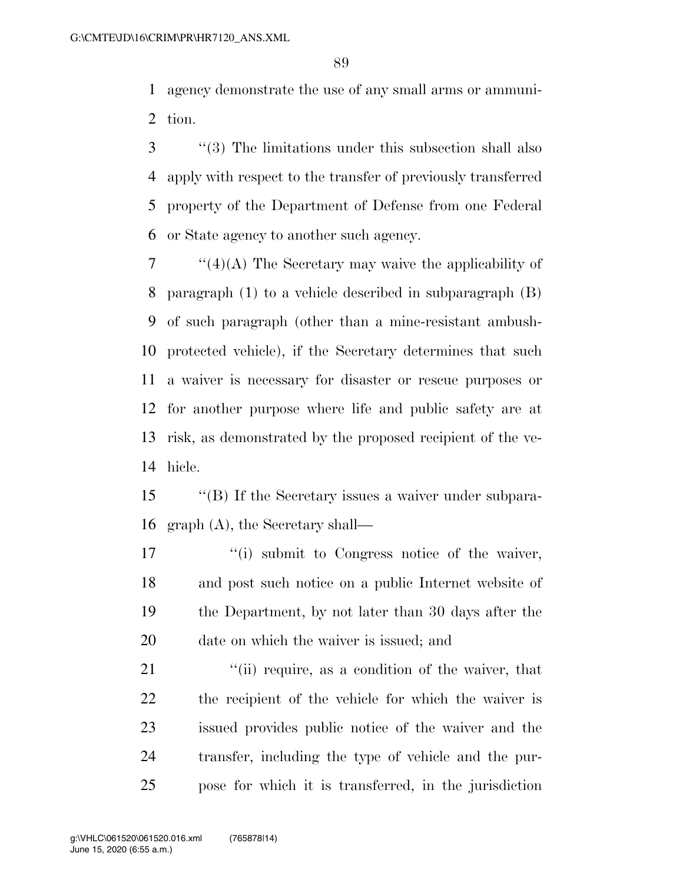agency demonstrate the use of any small arms or ammunition.

''(3) The limitations under this subsection shall also apply with respect to the transfer of previously transferred property of the Department of Defense from one Federal or State agency to another such agency.

''(4)(A) The Secretary may waive the applicability of paragraph (1) to a vehicle described in subparagraph (B) of such paragraph (other than a mine-resistant ambush-protected vehicle), if the Secretary determines that such a waiver is necessary for disaster or rescue purposes or for another purpose where life and public safety are at risk, as demonstrated by the proposed recipient of the vehicle.

''(B) If the Secretary issues a waiver under subparagraph (A), the Secretary shall—

''(i) submit to Congress notice of the waiver, and post such notice on a public Internet website of the Department, by not later than 30 days after the date on which the waiver is issued; and

''(ii) require, as a condition of the waiver, that the recipient of the vehicle for which the waiver is issued provides public notice of the waiver and the transfer, including the type of vehicle and the purpose for which it is transferred, in the jurisdiction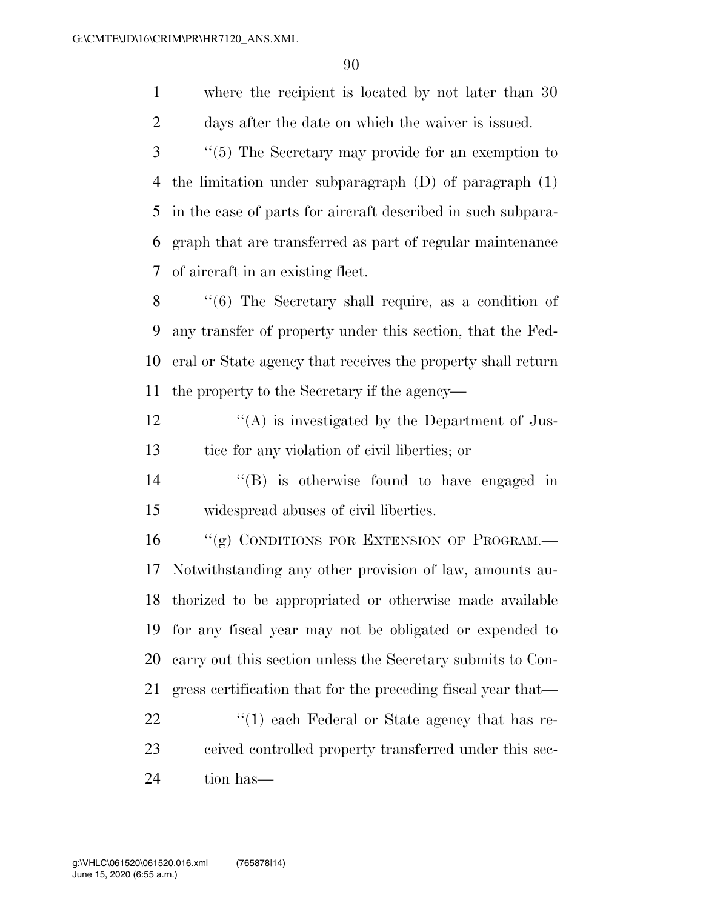where the recipient is located by not later than 30 days after the date on which the waiver is issued.

''(5) The Secretary may provide for an exemption to the limitation under subparagraph (D) of paragraph (1) in the case of parts for aircraft described in such subparagraph that are transferred as part of regular maintenance of aircraft in an existing fleet.

''(6) The Secretary shall require, as a condition of any transfer of property under this section, that the Federal or State agency that receives the property shall return the property to the Secretary if the agency—

''(A) is investigated by the Department of Justice for any violation of civil liberties; or

''(B) is otherwise found to have engaged in widespread abuses of civil liberties.

''(g) CONDITIONS FOR EXTENSION OF PROGRAM.— Notwithstanding any other provision of law, amounts authorized to be appropriated or otherwise made available for any fiscal year may not be obligated or expended to carry out this section unless the Secretary submits to Congress certification that for the preceding fiscal year that—

''(1) each Federal or State agency that has received controlled property transferred under this section has—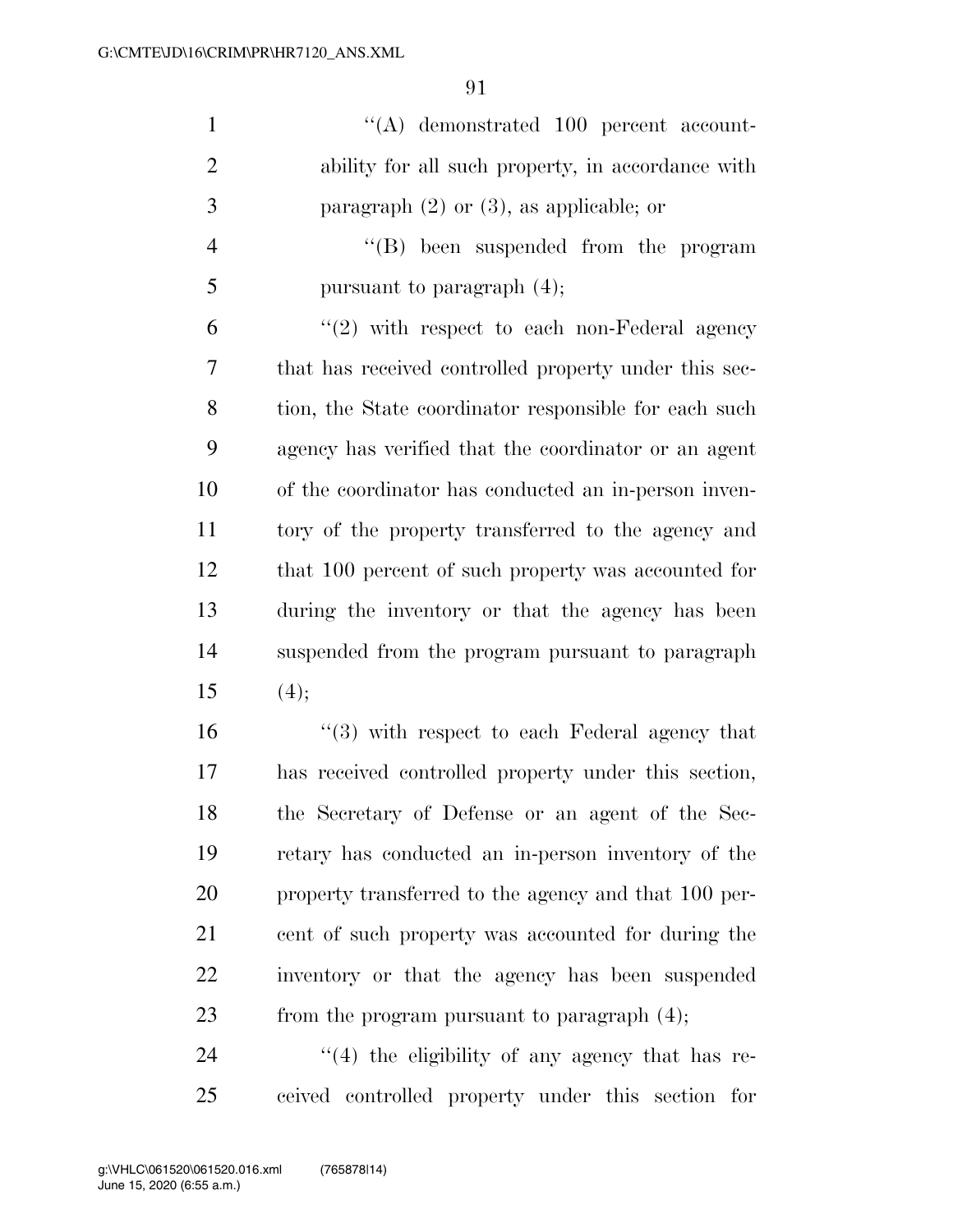''(A) demonstrated 100 percent accountability for all such property, in accordance with paragraph (2) or (3), as applicable; or

''(B) been suspended from the program pursuant to paragraph (4);

''(2) with respect to each non-Federal agency that has received controlled property under this section, the State coordinator responsible for each such agency has verified that the coordinator or an agent of the coordinator has conducted an in-person inventory of the property transferred to the agency and that 100 percent of such property was accounted for during the inventory or that the agency has been suspended from the program pursuant to paragraph (4);

''(3) with respect to each Federal agency that has received controlled property under this section, the Secretary of Defense or an agent of the Secretary has conducted an in-person inventory of the property transferred to the agency and that 100 percent of such property was accounted for during the inventory or that the agency has been suspended from the program pursuant to paragraph (4);

''(4) the eligibility of any agency that has received controlled property under this section for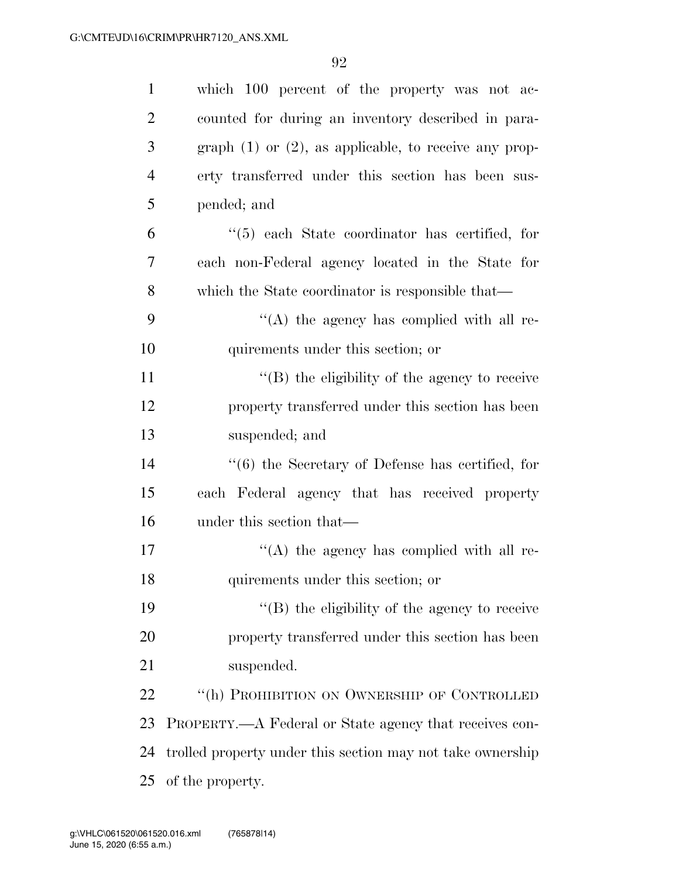which 100 percent of the property was not accounted for during an inventory described in paragraph (1) or (2), as applicable, to receive any property transferred under this section has been suspended; and

"(5) each State coordinator has certified, for each non-Federal agency located in the State for which the State coordinator is responsible that—

"(A) the agency has complied with all requirements under this section; or

"(B) the eligibility of the agency to receive property transferred under this section has been suspended; and

"(6) the Secretary of Defense has certified, for each Federal agency that has received property under this section that—

"(A) the agency has complied with all requirements under this section; or

"(B) the eligibility of the agency to receive property transferred under this section has been suspended.

"(h) PROHIBITION ON OWNERSHIP OF CONTROLLED PROPERTY.—A Federal or State agency that receives controlled property under this section may not take ownership of the property.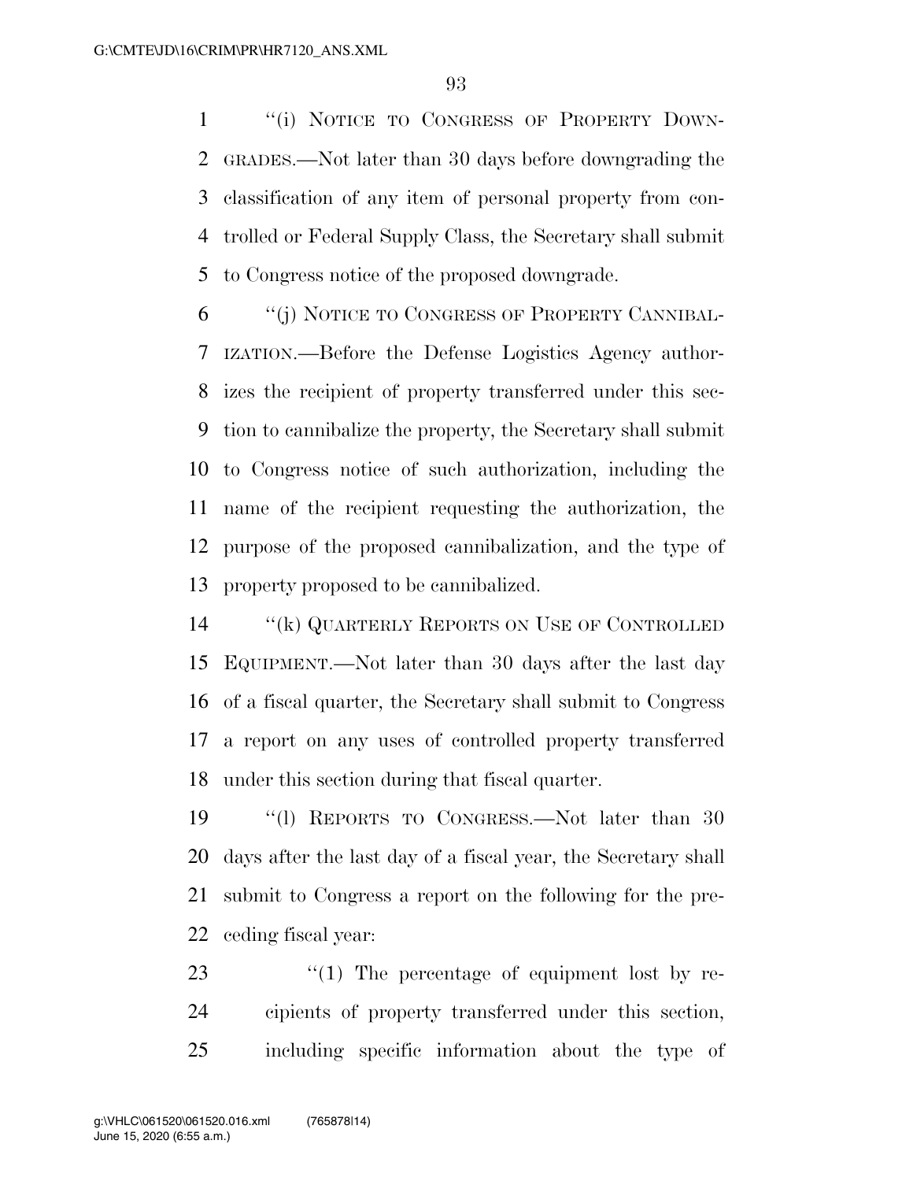"(i) NOTICE TO CONGRESS OF PROPERTY DOWNGRADES.—Not later than 30 days before downgrading the classification of any item of personal property from controlled or Federal Supply Class, the Secretary shall submit to Congress notice of the proposed downgrade.

"(j) NOTICE TO CONGRESS OF PROPERTY CANNIBALIZATION.—Before the Defense Logistics Agency authorizes the recipient of property transferred under this section to cannibalize the property, the Secretary shall submit to Congress notice of such authorization, including the name of the recipient requesting the authorization, the purpose of the proposed cannibalization, and the type of property proposed to be cannibalized.

"(k) QUARTERLY REPORTS ON USE OF CONTROLLED EQUIPMENT.—Not later than 30 days after the last day of a fiscal quarter, the Secretary shall submit to Congress a report on any uses of controlled property transferred under this section during that fiscal quarter.

"(l) REPORTS TO CONGRESS.—Not later than 30 days after the last day of a fiscal year, the Secretary shall submit to Congress a report on the following for the preceding fiscal year:

"(1) The percentage of equipment lost by recipients of property transferred under this section, including specific information about the type of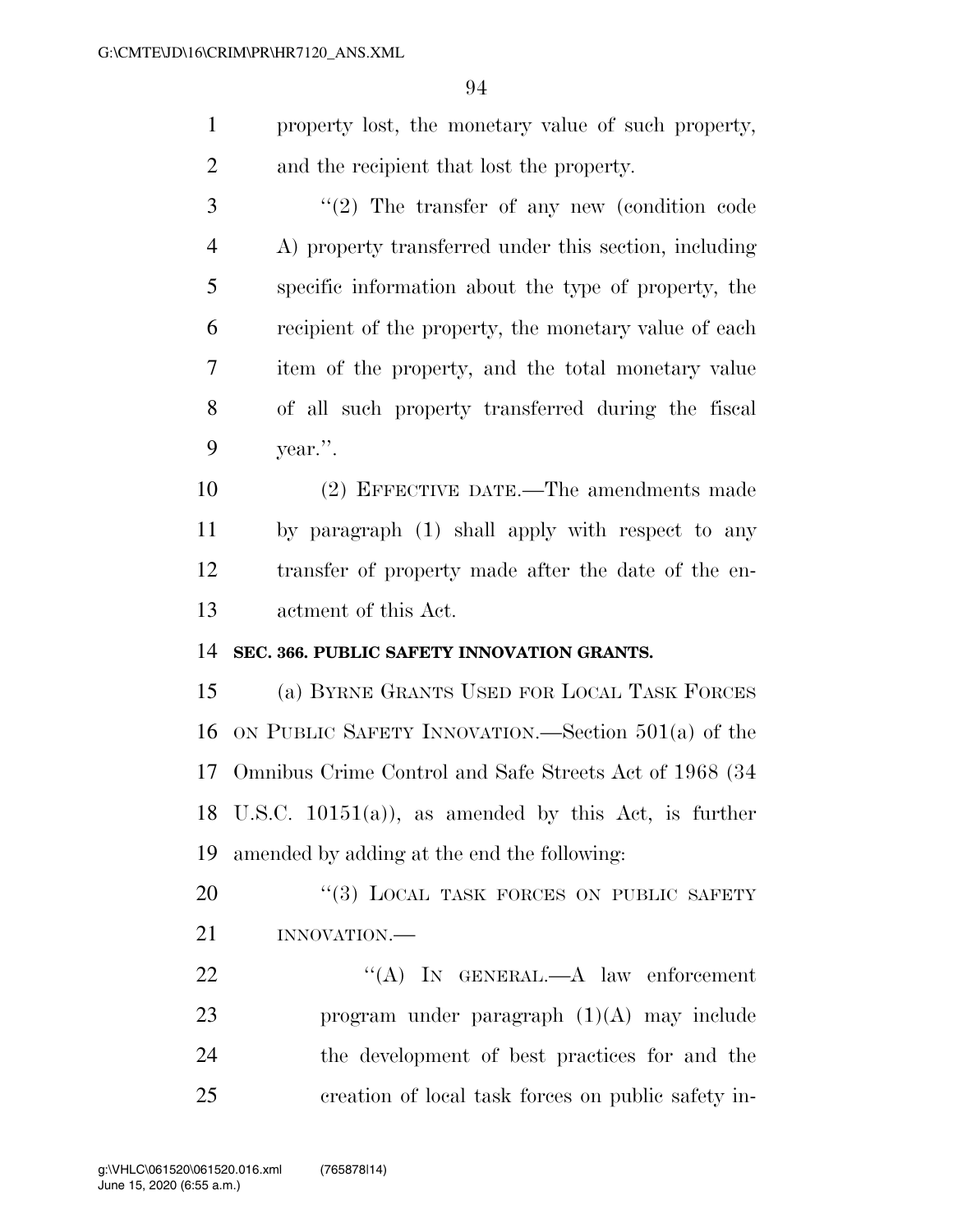property lost, the monetary value of such property, and the recipient that lost the property.

"(2) The transfer of any new (condition code A) property transferred under this section, including specific information about the type of property, the recipient of the property, the monetary value of each item of the property, and the total monetary value of all such property transferred during the fiscal year.".

(2) EFFECTIVE DATE.—The amendments made by paragraph (1) shall apply with respect to any transfer of property made after the date of the enactment of this Act.

**SEC. 366. PUBLIC SAFETY INNOVATION GRANTS.**

(a) BYRNE GRANTS USED FOR LOCAL TASK FORCES ON PUBLIC SAFETY INNOVATION.—Section 501(a) of the Omnibus Crime Control and Safe Streets Act of 1968 (34 U.S.C. 10151(a)), as amended by this Act, is further amended by adding at the end the following:

"(3) LOCAL TASK FORCES ON PUBLIC SAFETY INNOVATION.—

"(A) IN GENERAL.—A law enforcement program under paragraph (1)(A) may include the development of best practices for and the creation of local task forces on public safety in-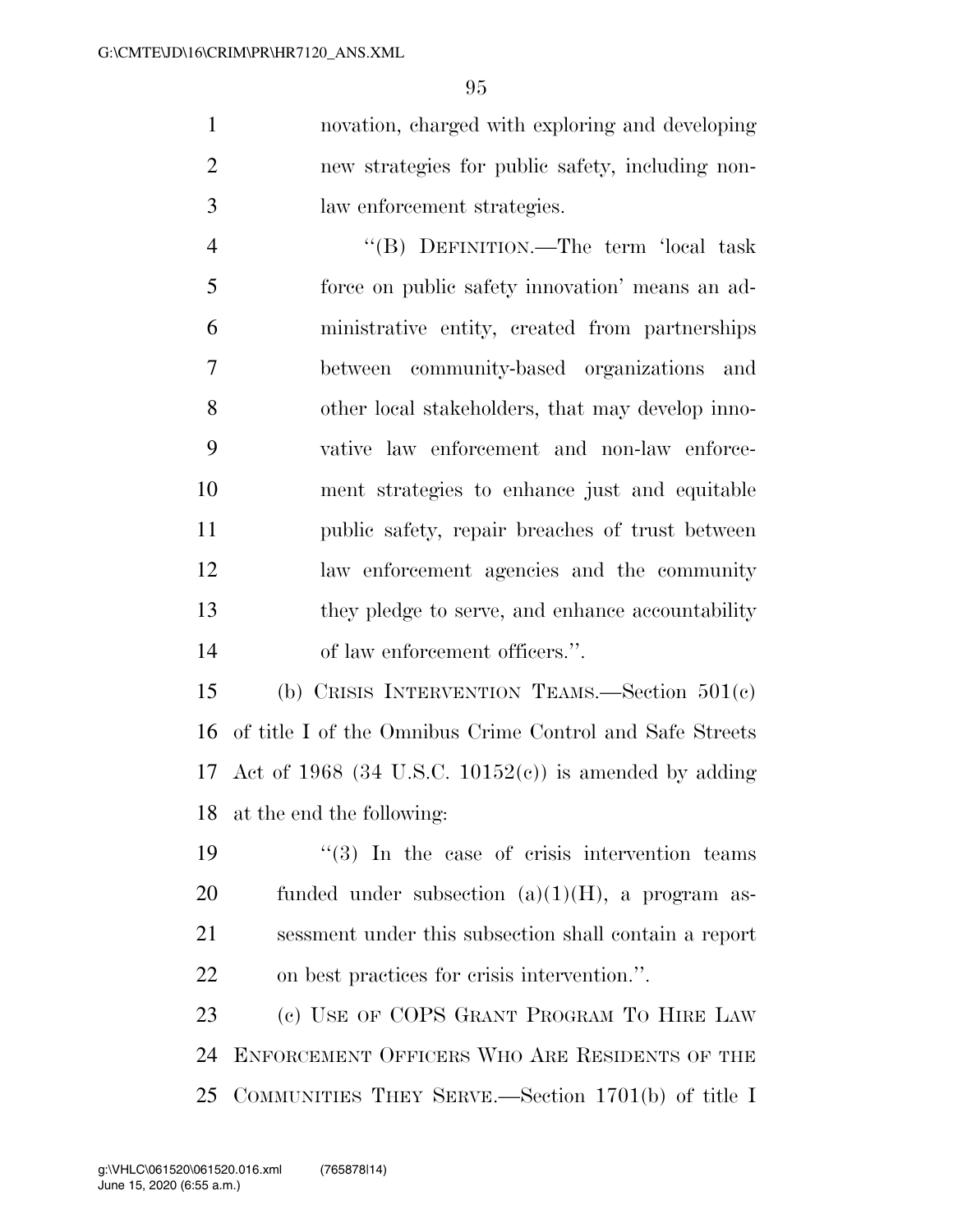novation, charged with exploring and developing new strategies for public safety, including non-law enforcement strategies.

"(B) DEFINITION.—The term 'local task force on public safety innovation' means an administrative entity, created from partnerships between community-based organizations and other local stakeholders, that may develop innovative law enforcement and non-law enforcement strategies to enhance just and equitable public safety, repair breaches of trust between law enforcement agencies and the community they pledge to serve, and enhance accountability of law enforcement officers.".

(b) CRISIS INTERVENTION TEAMS.—Section 501(c) of title I of the Omnibus Crime Control and Safe Streets Act of 1968 (34 U.S.C. 10152(c)) is amended by adding at the end the following:

"(3) In the case of crisis intervention teams funded under subsection (a)(1)(H), a program assessment under this subsection shall contain a report on best practices for crisis intervention.".

(c) USE OF COPS GRANT PROGRAM TO HIRE LAW ENFORCEMENT OFFICERS WHO ARE RESIDENTS OF THE COMMUNITIES THEY SERVE.—Section 1701(b) of title I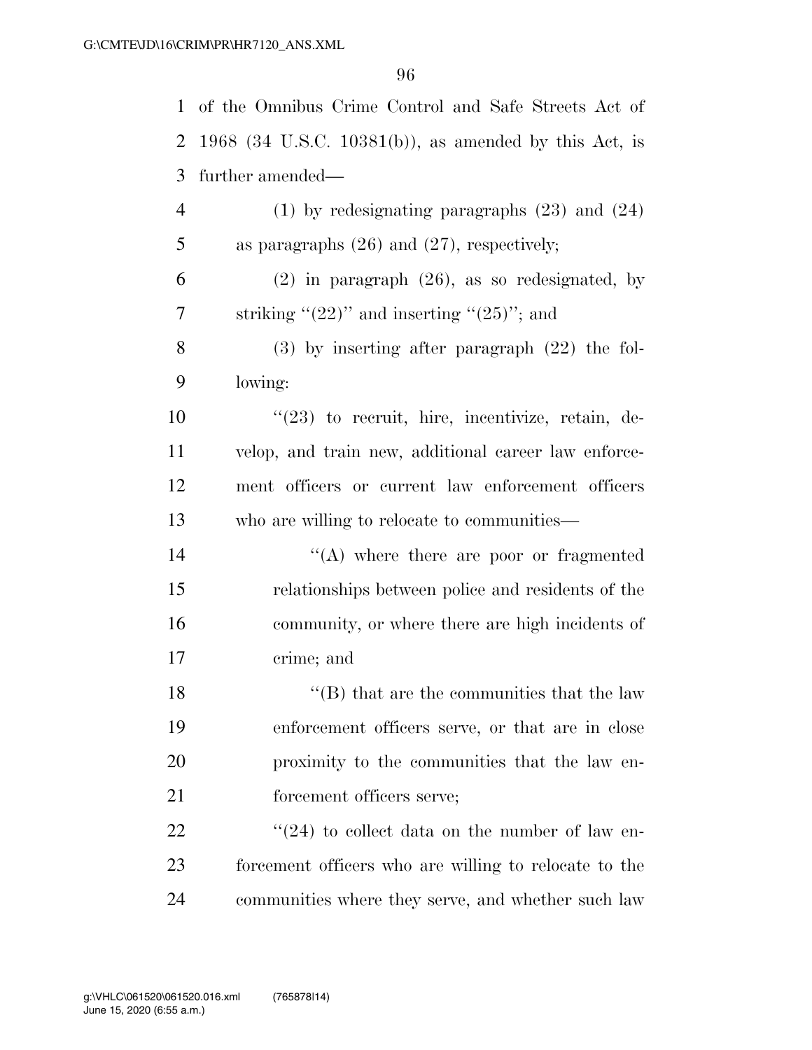of the Omnibus Crime Control and Safe Streets Act of 1968 (34 U.S.C. 10381(b)), as amended by this Act, is further amended—

(1) by redesignating paragraphs (23) and (24) as paragraphs (26) and (27), respectively;

(2) in paragraph (26), as so redesignated, by striking ''(22)'' and inserting ''(25)''; and

(3) by inserting after paragraph (22) the following:

''(23) to recruit, hire, incentivize, retain, develop, and train new, additional career law enforcement officers or current law enforcement officers who are willing to relocate to communities—

''(A) where there are poor or fragmented relationships between police and residents of the community, or where there are high incidents of crime; and

''(B) that are the communities that the law enforcement officers serve, or that are in close proximity to the communities that the law enforcement officers serve;

''(24) to collect data on the number of law enforcement officers who are willing to relocate to the communities where they serve, and whether such law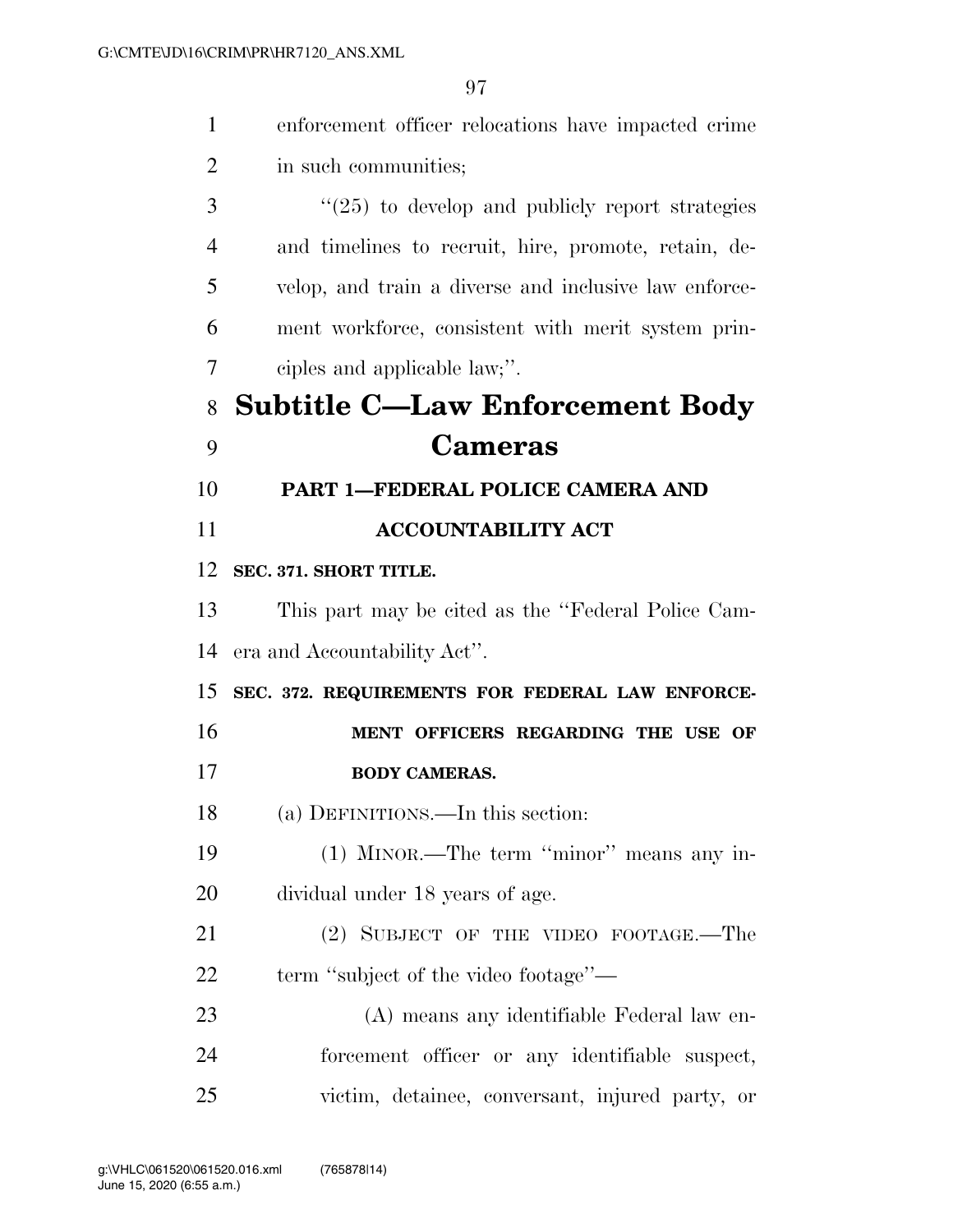enforcement officer relocations have impacted crime in such communities;

"(25) to develop and publicly report strategies and timelines to recruit, hire, promote, retain, develop, and train a diverse and inclusive law enforcement workforce, consistent with merit system principles and applicable law;".

# Subtitle C—Law Enforcement Body Cameras

## PART 1—FEDERAL POLICE CAMERA AND ACCOUNTABILITY ACT

### SEC. 371. SHORT TITLE.

This part may be cited as the "Federal Police Camera and Accountability Act".

### SEC. 372. REQUIREMENTS FOR FEDERAL LAW ENFORCEMENT OFFICERS REGARDING THE USE OF BODY CAMERAS.

(a) DEFINITIONS.—In this section:

(1) MINOR.—The term "minor" means any individual under 18 years of age.

(2) SUBJECT OF THE VIDEO FOOTAGE.—The term "subject of the video footage"—

(A) means any identifiable Federal law enforcement officer or any identifiable suspect, victim, detainee, conversant, injured party, or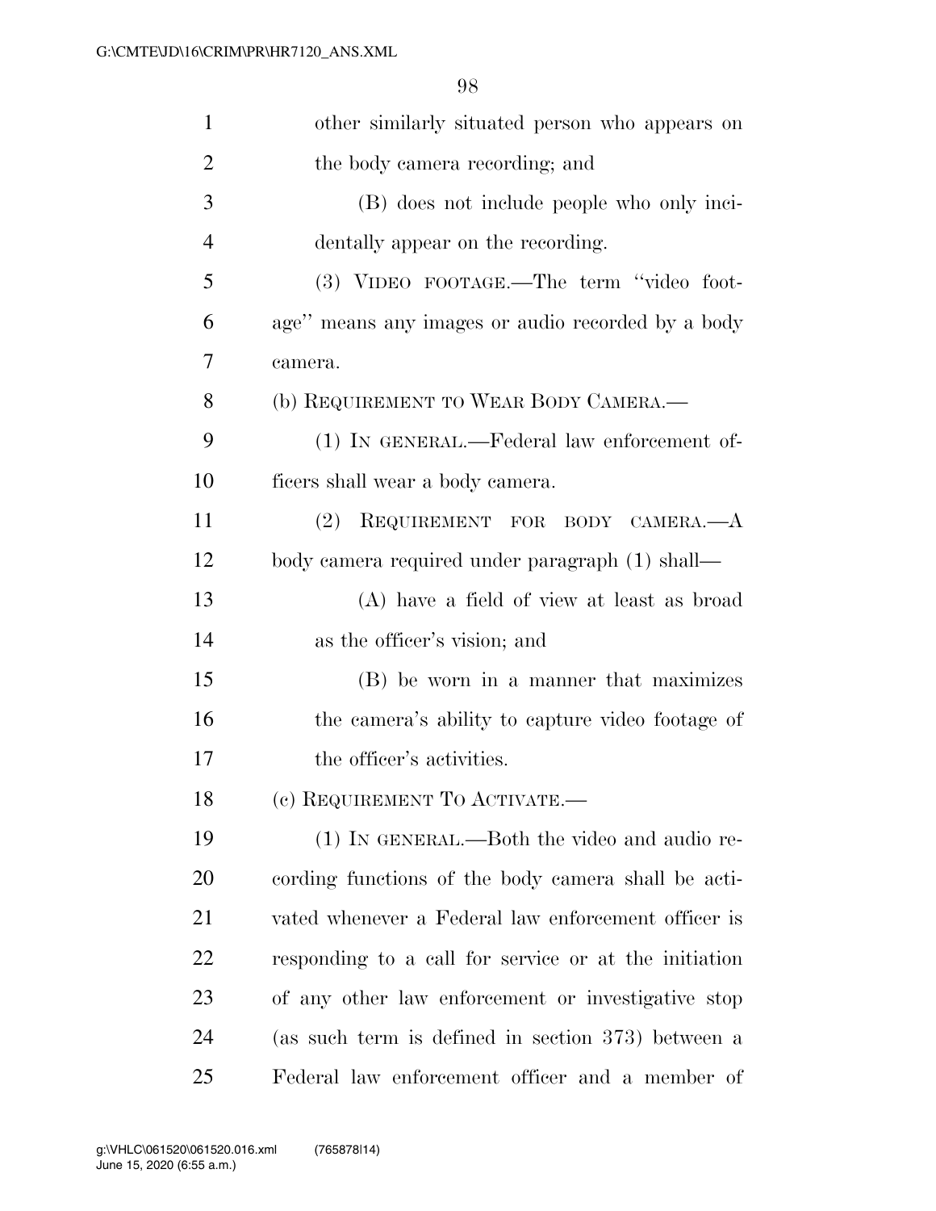other similarly situated person who appears on the body camera recording; and

(B) does not include people who only incidentally appear on the recording.

(3) VIDEO FOOTAGE.—The term ''video footage'' means any images or audio recorded by a body camera.

(b) REQUIREMENT TO WEAR BODY CAMERA.—

(1) IN GENERAL.—Federal law enforcement officers shall wear a body camera.

(2) REQUIREMENT FOR BODY CAMERA.—A body camera required under paragraph (1) shall—

(A) have a field of view at least as broad as the officer's vision; and

(B) be worn in a manner that maximizes the camera's ability to capture video footage of the officer's activities.

(c) REQUIREMENT TO ACTIVATE.—

(1) IN GENERAL.—Both the video and audio recording functions of the body camera shall be activated whenever a Federal law enforcement officer is responding to a call for service or at the initiation of any other law enforcement or investigative stop (as such term is defined in section 373) between a Federal law enforcement officer and a member of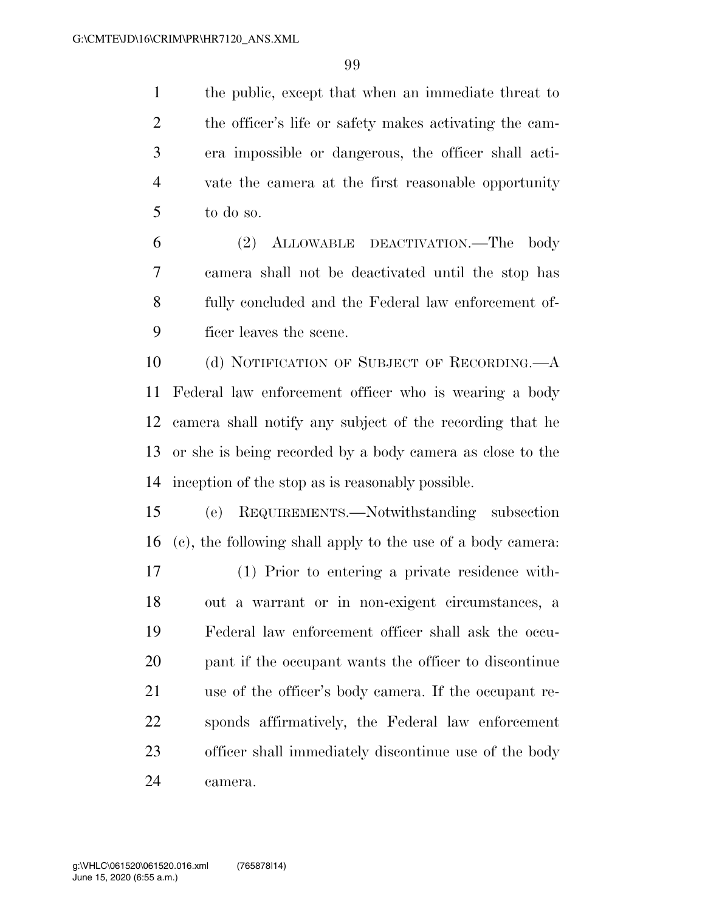the public, except that when an immediate threat to the officer's life or safety makes activating the camera impossible or dangerous, the officer shall activate the camera at the first reasonable opportunity to do so.

(2) ALLOWABLE DEACTIVATION.—The body camera shall not be deactivated until the stop has fully concluded and the Federal law enforcement officer leaves the scene.

(d) NOTIFICATION OF SUBJECT OF RECORDING.—A Federal law enforcement officer who is wearing a body camera shall notify any subject of the recording that he or she is being recorded by a body camera as close to the inception of the stop as is reasonably possible.

(e) REQUIREMENTS.—Notwithstanding subsection (c), the following shall apply to the use of a body camera:

(1) Prior to entering a private residence without a warrant or in non-exigent circumstances, a Federal law enforcement officer shall ask the occupant if the occupant wants the officer to discontinue use of the officer's body camera. If the occupant responds affirmatively, the Federal law enforcement officer shall immediately discontinue use of the body camera.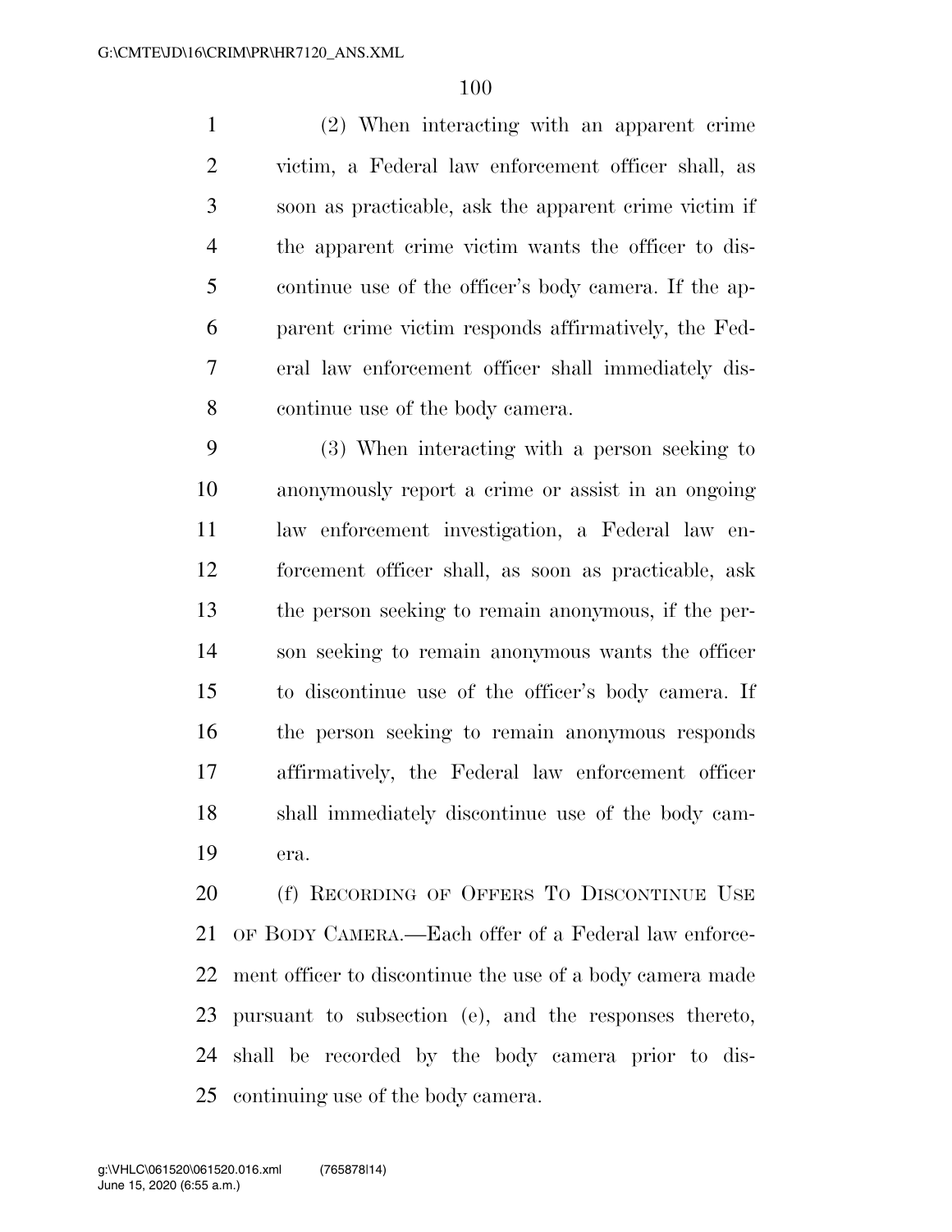(2) When interacting with an apparent crime victim, a Federal law enforcement officer shall, as soon as practicable, ask the apparent crime victim if the apparent crime victim wants the officer to discontinue use of the officer's body camera. If the apparent crime victim responds affirmatively, the Federal law enforcement officer shall immediately discontinue use of the body camera.

(3) When interacting with a person seeking to anonymously report a crime or assist in an ongoing law enforcement investigation, a Federal law enforcement officer shall, as soon as practicable, ask the person seeking to remain anonymous, if the person seeking to remain anonymous wants the officer to discontinue use of the officer's body camera. If the person seeking to remain anonymous responds affirmatively, the Federal law enforcement officer shall immediately discontinue use of the body camera.

(f) RECORDING OF OFFERS TO DISCONTINUE USE OF BODY CAMERA.—Each offer of a Federal law enforcement officer to discontinue the use of a body camera made pursuant to subsection (e), and the responses thereto, shall be recorded by the body camera prior to discontinuing use of the body camera.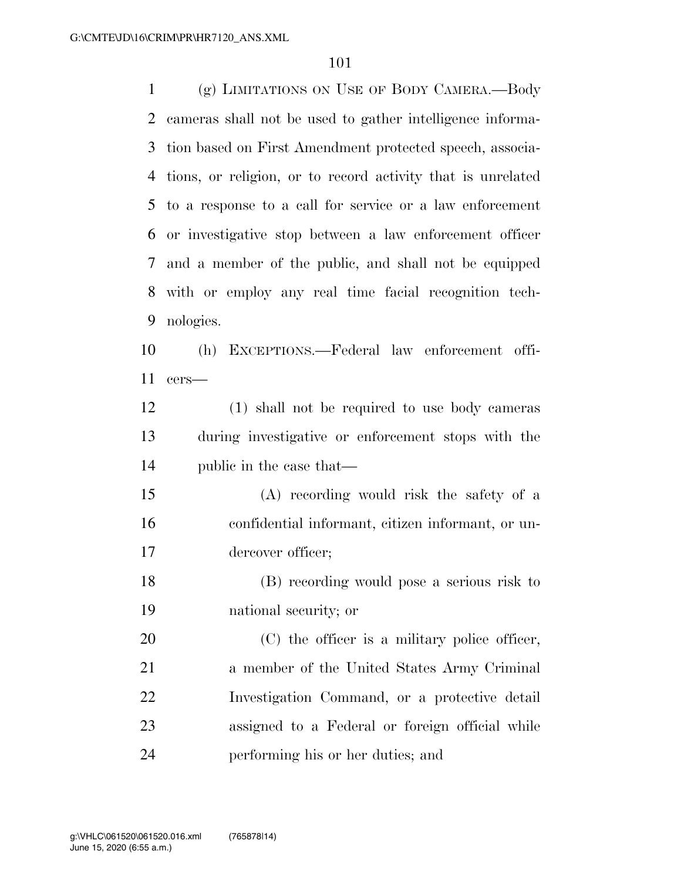(g) LIMITATIONS ON USE OF BODY CAMERA.—Body cameras shall not be used to gather intelligence information based on First Amendment protected speech, associations, or religion, or to record activity that is unrelated to a response to a call for service or a law enforcement or investigative stop between a law enforcement officer and a member of the public, and shall not be equipped with or employ any real time facial recognition technologies.

(h) EXCEPTIONS.—Federal law enforcement officers—

(1) shall not be required to use body cameras during investigative or enforcement stops with the public in the case that—

(A) recording would risk the safety of a confidential informant, citizen informant, or undercover officer;

(B) recording would pose a serious risk to national security; or

(C) the officer is a military police officer, a member of the United States Army Criminal Investigation Command, or a protective detail assigned to a Federal or foreign official while performing his or her duties; and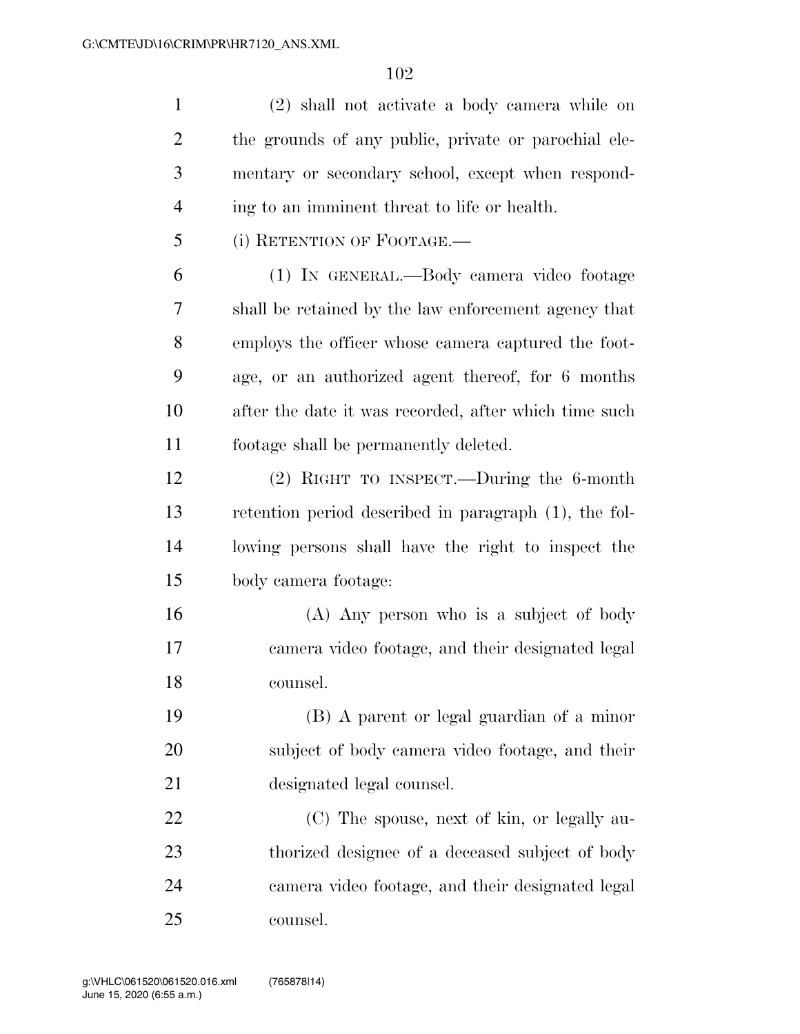(2) shall not activate a body camera while on the grounds of any public, private or parochial elementary or secondary school, except when responding to an imminent threat to life or health.

(i) RETENTION OF FOOTAGE.—

(1) IN GENERAL.—Body camera video footage shall be retained by the law enforcement agency that employs the officer whose camera captured the footage, or an authorized agent thereof, for 6 months after the date it was recorded, after which time such footage shall be permanently deleted.

(2) RIGHT TO INSPECT.—During the 6-month retention period described in paragraph (1), the following persons shall have the right to inspect the body camera footage:

(A) Any person who is a subject of body camera video footage, and their designated legal counsel.

(B) A parent or legal guardian of a minor subject of body camera video footage, and their designated legal counsel.

(C) The spouse, next of kin, or legally authorized designee of a deceased subject of body camera video footage, and their designated legal counsel.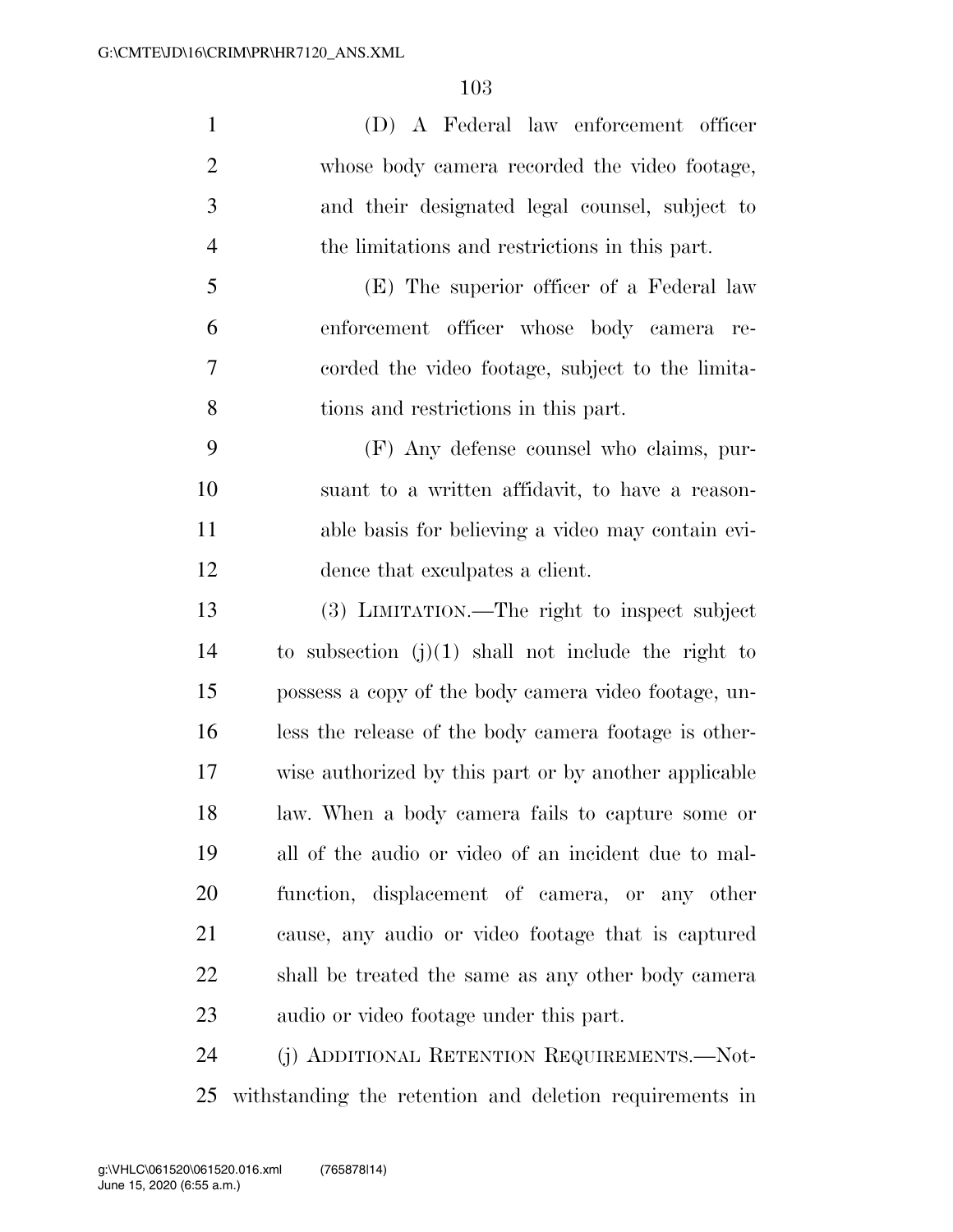(D) A Federal law enforcement officer whose body camera recorded the video footage, and their designated legal counsel, subject to the limitations and restrictions in this part.

(E) The superior officer of a Federal law enforcement officer whose body camera recorded the video footage, subject to the limitations and restrictions in this part.

(F) Any defense counsel who claims, pursuant to a written affidavit, to have a reasonable basis for believing a video may contain evidence that exculpates a client.

(3) LIMITATION.—The right to inspect subject to subsection (j)(1) shall not include the right to possess a copy of the body camera video footage, unless the release of the body camera footage is otherwise authorized by this part or by another applicable law. When a body camera fails to capture some or all of the audio or video of an incident due to malfunction, displacement of camera, or any other cause, any audio or video footage that is captured shall be treated the same as any other body camera audio or video footage under this part.

(j) ADDITIONAL RETENTION REQUIREMENTS.—Notwithstanding the retention and deletion requirements in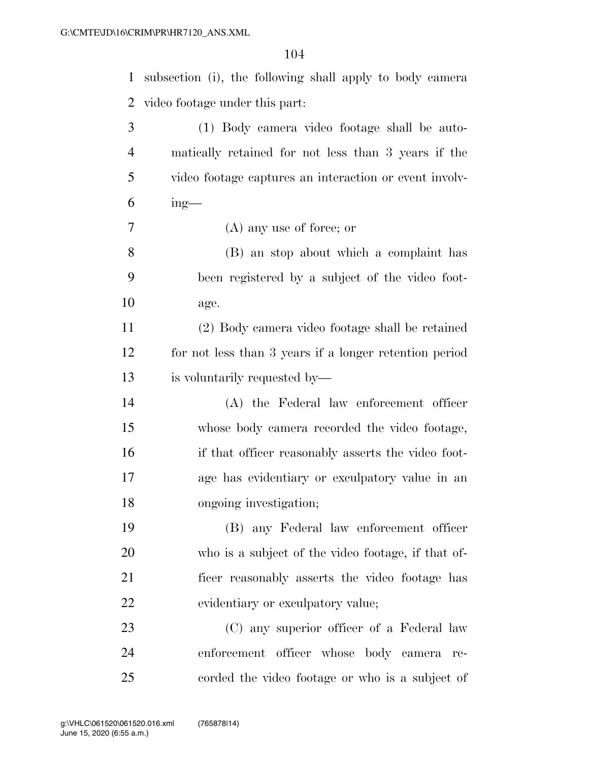subsection (i), the following shall apply to body camera video footage under this part:

(1) Body camera video footage shall be automatically retained for not less than 3 years if the video footage captures an interaction or event involving—

(A) any use of force; or

(B) an stop about which a complaint has been registered by a subject of the video footage.

(2) Body camera video footage shall be retained for not less than 3 years if a longer retention period is voluntarily requested by—

(A) the Federal law enforcement officer whose body camera recorded the video footage, if that officer reasonably asserts the video footage has evidentiary or exculpatory value in an ongoing investigation;

(B) any Federal law enforcement officer who is a subject of the video footage, if that officer reasonably asserts the video footage has evidentiary or exculpatory value;

(C) any superior officer of a Federal law enforcement officer whose body camera recorded the video footage or who is a subject of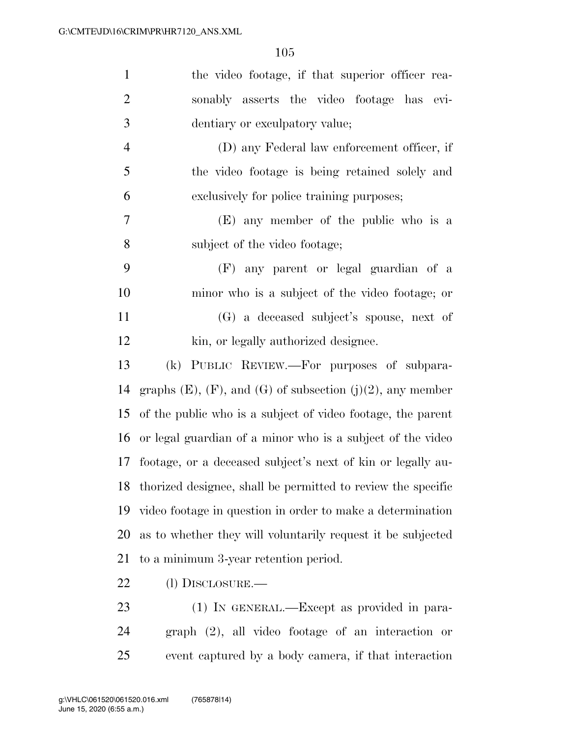the video footage, if that superior officer reasonably asserts the video footage has evidentiary or exculpatory value;

(D) any Federal law enforcement officer, if the video footage is being retained solely and exclusively for police training purposes;

(E) any member of the public who is a subject of the video footage;

(F) any parent or legal guardian of a minor who is a subject of the video footage; or

(G) a deceased subject's spouse, next of kin, or legally authorized designee.

(k) PUBLIC REVIEW.—For purposes of subparagraphs (E), (F), and (G) of subsection (j)(2), any member of the public who is a subject of video footage, the parent or legal guardian of a minor who is a subject of the video footage, or a deceased subject's next of kin or legally authorized designee, shall be permitted to review the specific video footage in question in order to make a determination as to whether they will voluntarily request it be subjected to a minimum 3-year retention period.

(l) DISCLOSURE.—

(1) IN GENERAL.—Except as provided in paragraph (2), all video footage of an interaction or event captured by a body camera, if that interaction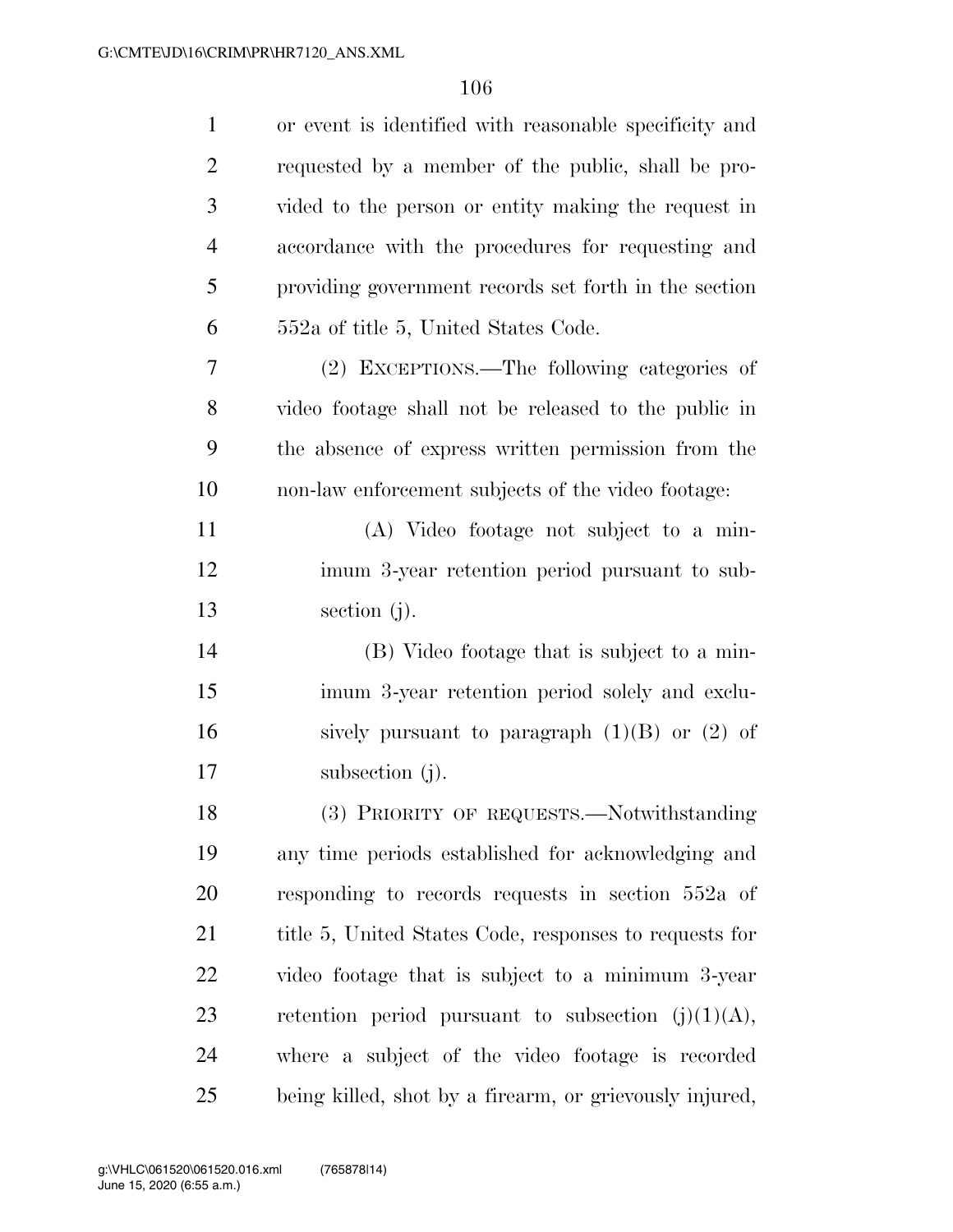or event is identified with reasonable specificity and requested by a member of the public, shall be provided to the person or entity making the request in accordance with the procedures for requesting and providing government records set forth in the section 552a of title 5, United States Code.

(2) EXCEPTIONS.—The following categories of video footage shall not be released to the public in the absence of express written permission from the non-law enforcement subjects of the video footage:

(A) Video footage not subject to a minimum 3-year retention period pursuant to subsection (j).

(B) Video footage that is subject to a minimum 3-year retention period solely and exclusively pursuant to paragraph (1)(B) or (2) of subsection (j).

(3) PRIORITY OF REQUESTS.—Notwithstanding any time periods established for acknowledging and responding to records requests in section 552a of title 5, United States Code, responses to requests for video footage that is subject to a minimum 3-year retention period pursuant to subsection (j)(1)(A), where a subject of the video footage is recorded being killed, shot by a firearm, or grievously injured,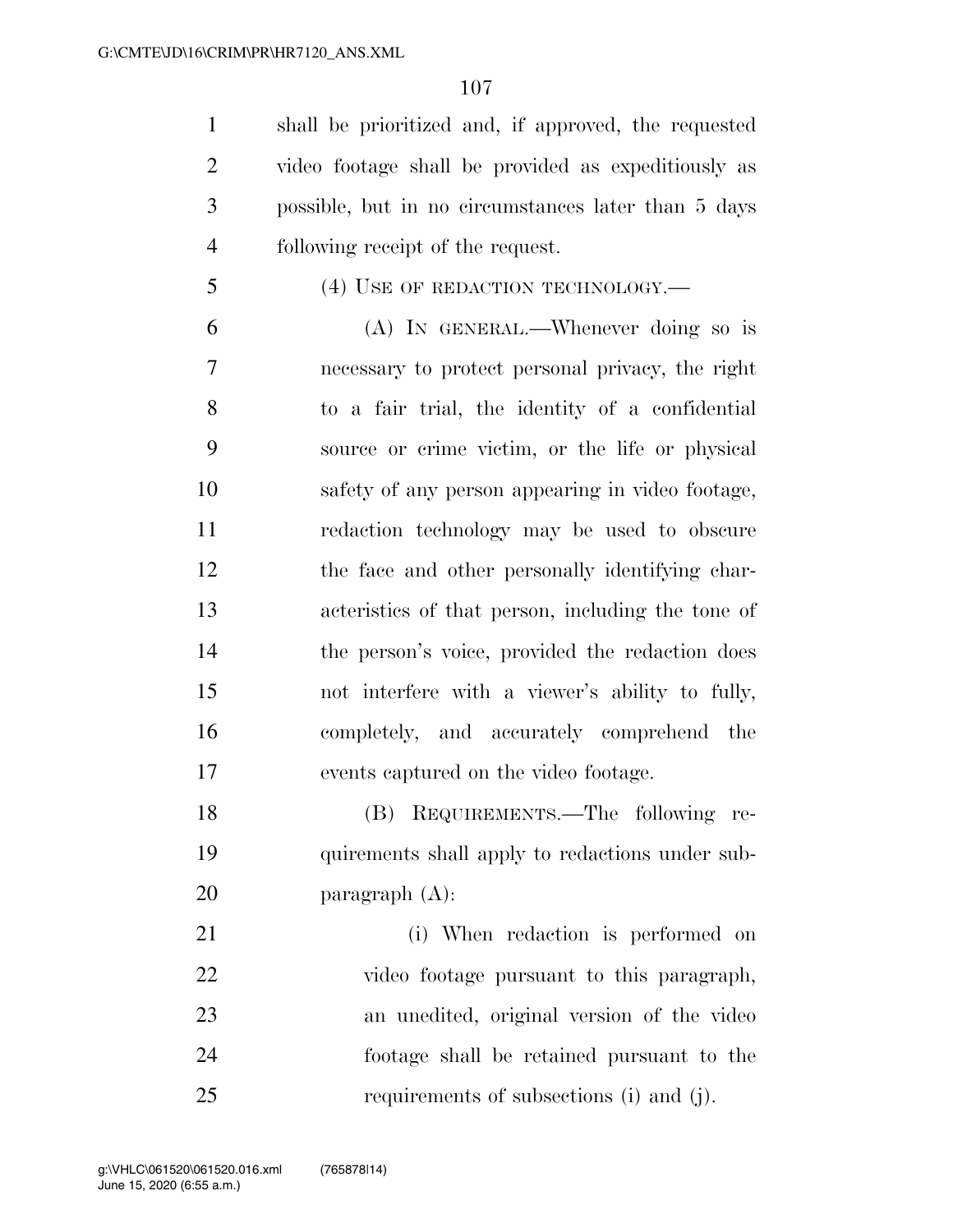shall be prioritized and, if approved, the requested video footage shall be provided as expeditiously as possible, but in no circumstances later than 5 days following receipt of the request.

(4) USE OF REDACTION TECHNOLOGY.—

(A) IN GENERAL.—Whenever doing so is necessary to protect personal privacy, the right to a fair trial, the identity of a confidential source or crime victim, or the life or physical safety of any person appearing in video footage, redaction technology may be used to obscure the face and other personally identifying characteristics of that person, including the tone of the person's voice, provided the redaction does not interfere with a viewer's ability to fully, completely, and accurately comprehend the events captured on the video footage.

(B) REQUIREMENTS.—The following requirements shall apply to redactions under subparagraph (A):

(i) When redaction is performed on video footage pursuant to this paragraph, an unedited, original version of the video footage shall be retained pursuant to the requirements of subsections (i) and (j).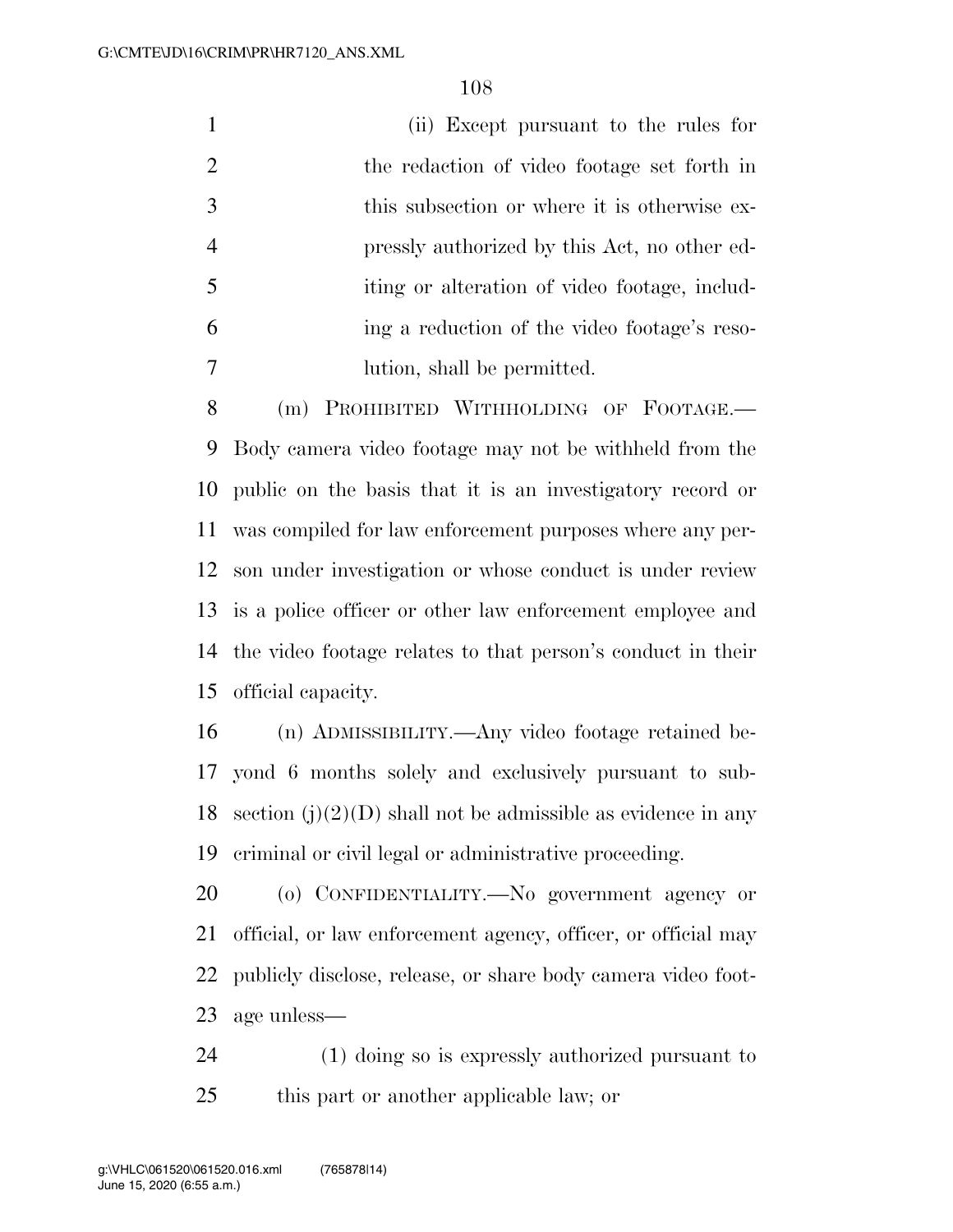(ii) Except pursuant to the rules for the redaction of video footage set forth in this subsection or where it is otherwise expressly authorized by this Act, no other editing or alteration of video footage, including a reduction of the video footage's resolution, shall be permitted.

(m) PROHIBITED WITHHOLDING OF FOOTAGE.—Body camera video footage may not be withheld from the public on the basis that it is an investigatory record or was compiled for law enforcement purposes where any person under investigation or whose conduct is under review is a police officer or other law enforcement employee and the video footage relates to that person's conduct in their official capacity.

(n) ADMISSIBILITY.—Any video footage retained beyond 6 months solely and exclusively pursuant to subsection (j)(2)(D) shall not be admissible as evidence in any criminal or civil legal or administrative proceeding.

(o) CONFIDENTIALITY.—No government agency or official, or law enforcement agency, officer, or official may publicly disclose, release, or share body camera video footage unless—

(1) doing so is expressly authorized pursuant to this part or another applicable law; or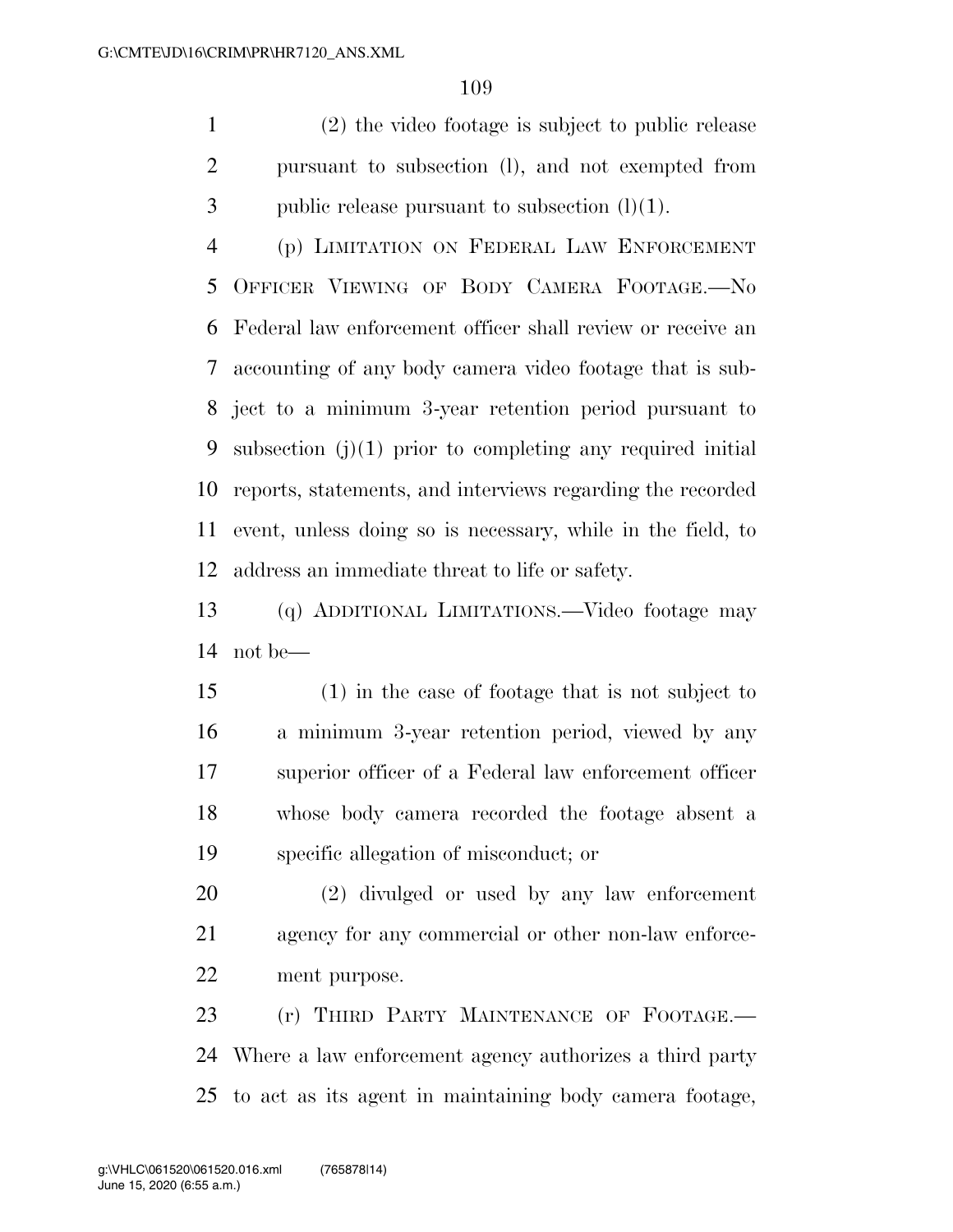(2) the video footage is subject to public release pursuant to subsection (l), and not exempted from public release pursuant to subsection (l)(1).

(p) LIMITATION ON FEDERAL LAW ENFORCEMENT OFFICER VIEWING OF BODY CAMERA FOOTAGE.—No Federal law enforcement officer shall review or receive an accounting of any body camera video footage that is subject to a minimum 3-year retention period pursuant to subsection (j)(1) prior to completing any required initial reports, statements, and interviews regarding the recorded event, unless doing so is necessary, while in the field, to address an immediate threat to life or safety.

(q) ADDITIONAL LIMITATIONS.—Video footage may not be—

(1) in the case of footage that is not subject to a minimum 3-year retention period, viewed by any superior officer of a Federal law enforcement officer whose body camera recorded the footage absent a specific allegation of misconduct; or

(2) divulged or used by any law enforcement agency for any commercial or other non-law enforcement purpose.

(r) THIRD PARTY MAINTENANCE OF FOOTAGE.—Where a law enforcement agency authorizes a third party to act as its agent in maintaining body camera footage,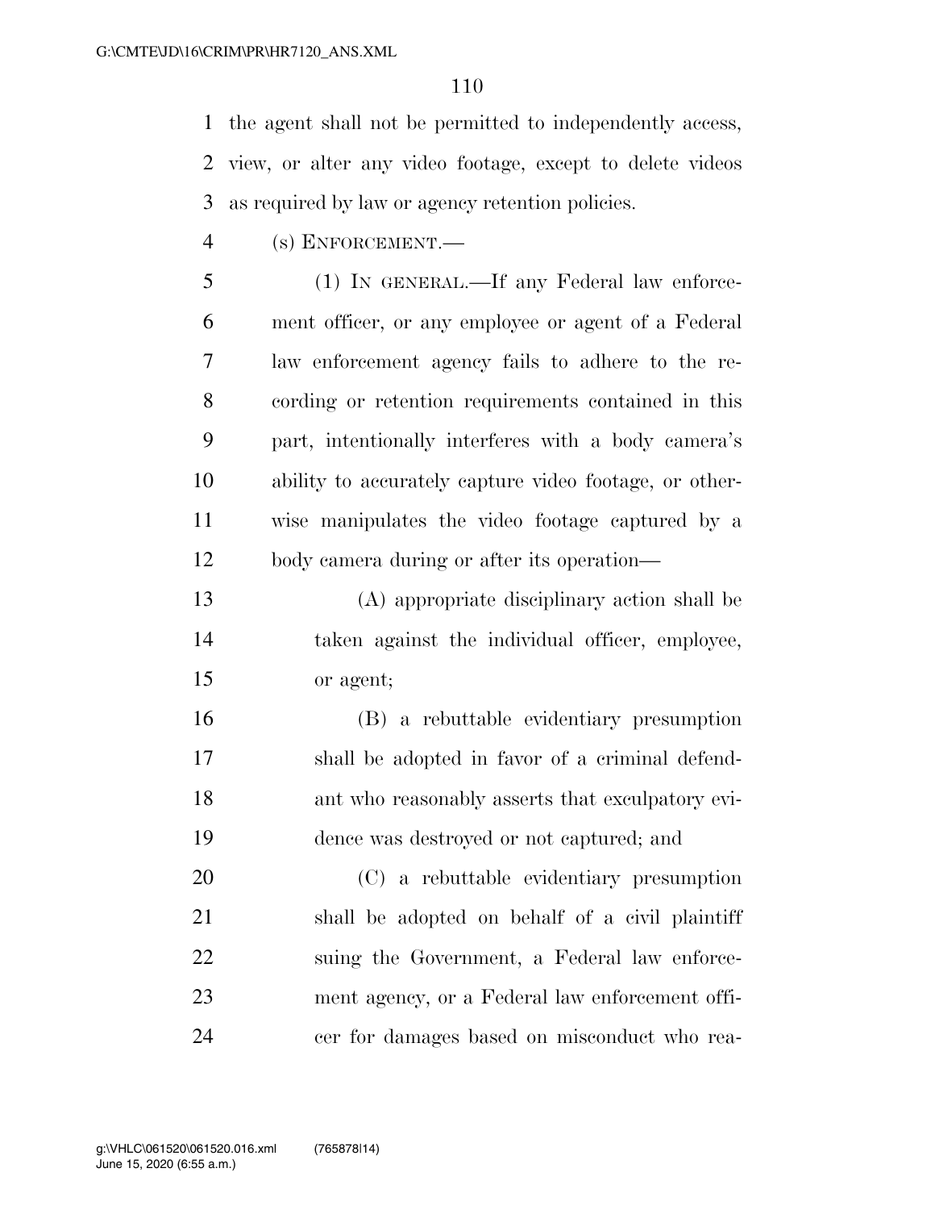the agent shall not be permitted to independently access, view, or alter any video footage, except to delete videos as required by law or agency retention policies.

(s) ENFORCEMENT.—

(1) IN GENERAL.—If any Federal law enforcement officer, or any employee or agent of a Federal law enforcement agency fails to adhere to the recording or retention requirements contained in this part, intentionally interferes with a body camera's ability to accurately capture video footage, or otherwise manipulates the video footage captured by a body camera during or after its operation—

(A) appropriate disciplinary action shall be taken against the individual officer, employee, or agent;

(B) a rebuttable evidentiary presumption shall be adopted in favor of a criminal defendant who reasonably asserts that exculpatory evidence was destroyed or not captured; and

(C) a rebuttable evidentiary presumption shall be adopted on behalf of a civil plaintiff suing the Government, a Federal law enforcement agency, or a Federal law enforcement officer for damages based on misconduct who rea-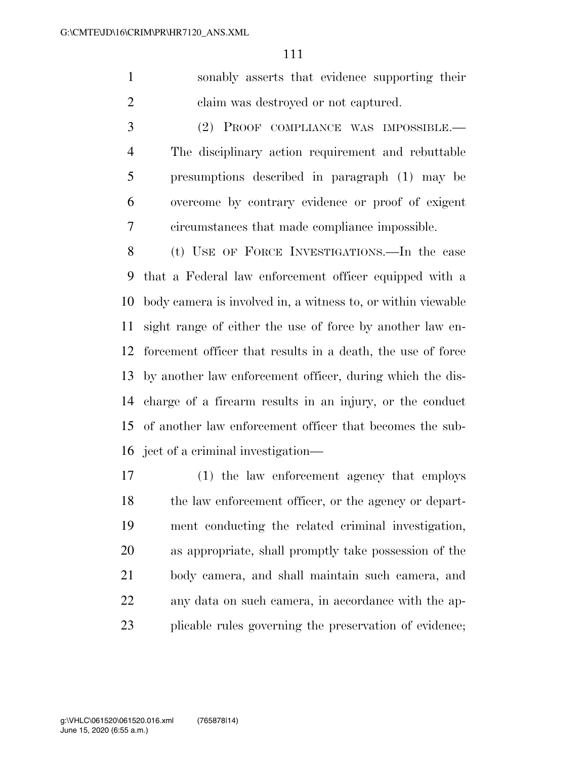sonably asserts that evidence supporting their claim was destroyed or not captured.

(2) PROOF COMPLIANCE WAS IMPOSSIBLE.—The disciplinary action requirement and rebuttable presumptions described in paragraph (1) may be overcome by contrary evidence or proof of exigent circumstances that made compliance impossible.

(t) USE OF FORCE INVESTIGATIONS.—In the case that a Federal law enforcement officer equipped with a body camera is involved in, a witness to, or within viewable sight range of either the use of force by another law enforcement officer that results in a death, the use of force by another law enforcement officer, during which the discharge of a firearm results in an injury, or the conduct of another law enforcement officer that becomes the subject of a criminal investigation—

(1) the law enforcement agency that employs the law enforcement officer, or the agency or department conducting the related criminal investigation, as appropriate, shall promptly take possession of the body camera, and shall maintain such camera, and any data on such camera, in accordance with the applicable rules governing the preservation of evidence;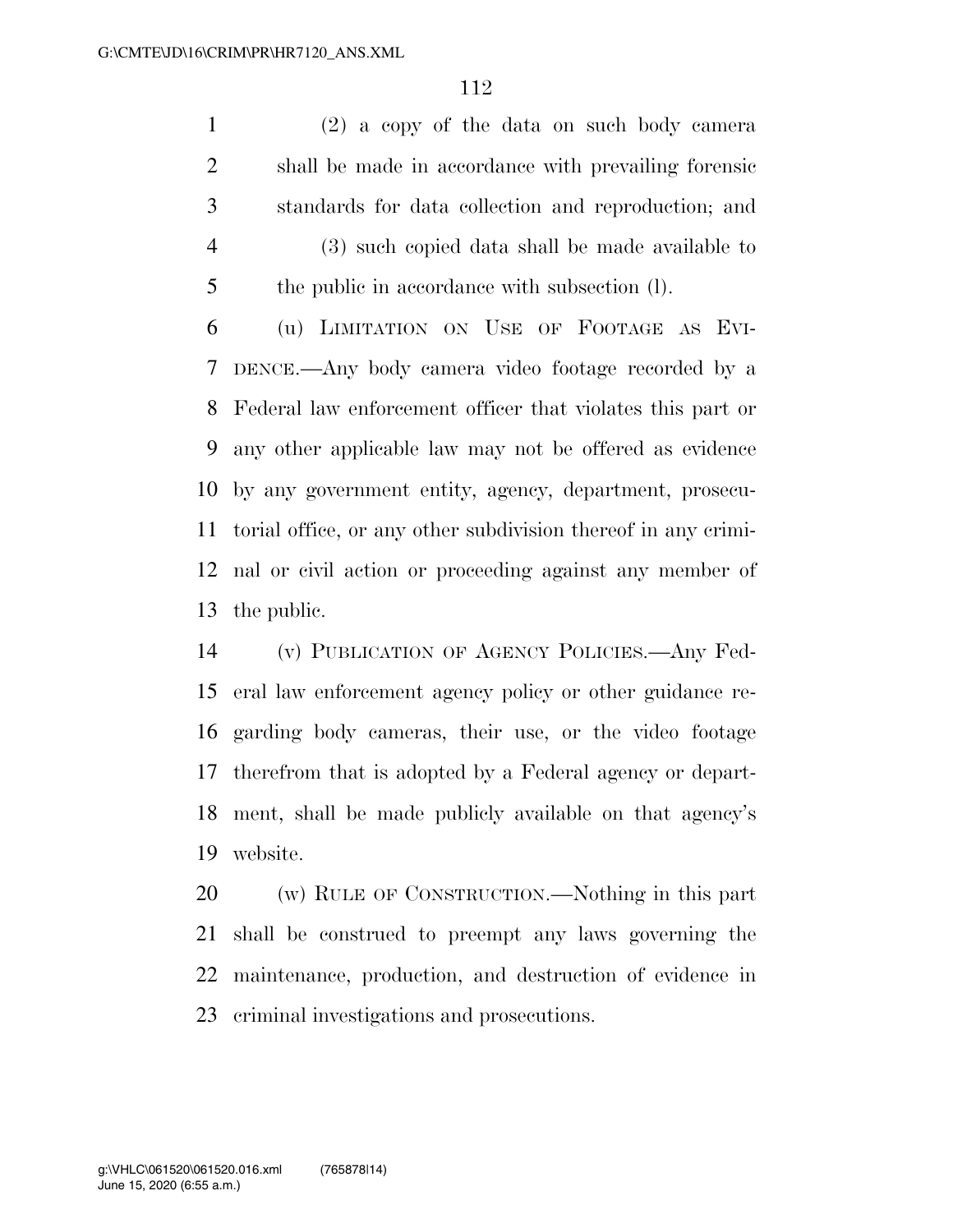(2) a copy of the data on such body camera shall be made in accordance with prevailing forensic standards for data collection and reproduction; and

(3) such copied data shall be made available to the public in accordance with subsection (l).

(u) LIMITATION ON USE OF FOOTAGE AS EVIDENCE.—Any body camera video footage recorded by a Federal law enforcement officer that violates this part or any other applicable law may not be offered as evidence by any government entity, agency, department, prosecutorial office, or any other subdivision thereof in any criminal or civil action or proceeding against any member of the public.

(v) PUBLICATION OF AGENCY POLICIES.—Any Federal law enforcement agency policy or other guidance regarding body cameras, their use, or the video footage therefrom that is adopted by a Federal agency or department, shall be made publicly available on that agency's website.

(w) RULE OF CONSTRUCTION.—Nothing in this part shall be construed to preempt any laws governing the maintenance, production, and destruction of evidence in criminal investigations and prosecutions.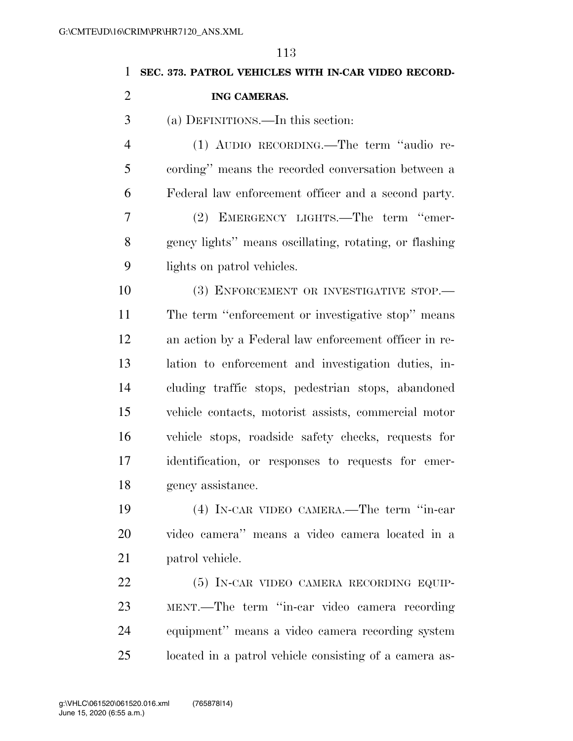**SEC. 373. PATROL VEHICLES WITH IN-CAR VIDEO RECORDING CAMERAS.**

(a) DEFINITIONS.—In this section:

(1) AUDIO RECORDING.—The term "audio recording" means the recorded conversation between a Federal law enforcement officer and a second party.

(2) EMERGENCY LIGHTS.—The term "emergency lights" means oscillating, rotating, or flashing lights on patrol vehicles.

(3) ENFORCEMENT OR INVESTIGATIVE STOP.—The term "enforcement or investigative stop" means an action by a Federal law enforcement officer in relation to enforcement and investigation duties, including traffic stops, pedestrian stops, abandoned vehicle contacts, motorist assists, commercial motor vehicle stops, roadside safety checks, requests for identification, or responses to requests for emergency assistance.

(4) IN-CAR VIDEO CAMERA.—The term "in-car video camera" means a video camera located in a patrol vehicle.

(5) IN-CAR VIDEO CAMERA RECORDING EQUIPMENT.—The term "in-car video camera recording equipment" means a video camera recording system located in a patrol vehicle consisting of a camera as-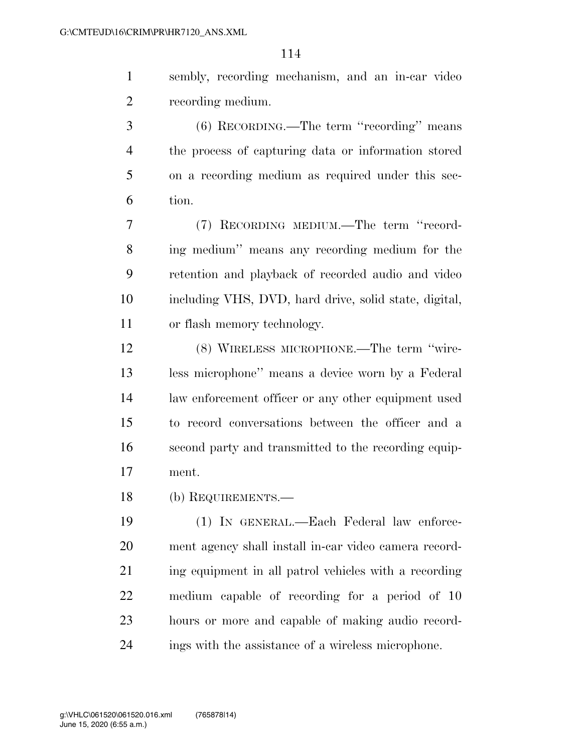sembly, recording mechanism, and an in-car video recording medium.

(6) RECORDING.—The term ''recording'' means the process of capturing data or information stored on a recording medium as required under this section.

(7) RECORDING MEDIUM.—The term ''recording medium'' means any recording medium for the retention and playback of recorded audio and video including VHS, DVD, hard drive, solid state, digital, or flash memory technology.

(8) WIRELESS MICROPHONE.—The term ''wireless microphone'' means a device worn by a Federal law enforcement officer or any other equipment used to record conversations between the officer and a second party and transmitted to the recording equipment.

(b) REQUIREMENTS.—

(1) IN GENERAL.—Each Federal law enforcement agency shall install in-car video camera recording equipment in all patrol vehicles with a recording medium capable of recording for a period of 10 hours or more and capable of making audio recordings with the assistance of a wireless microphone.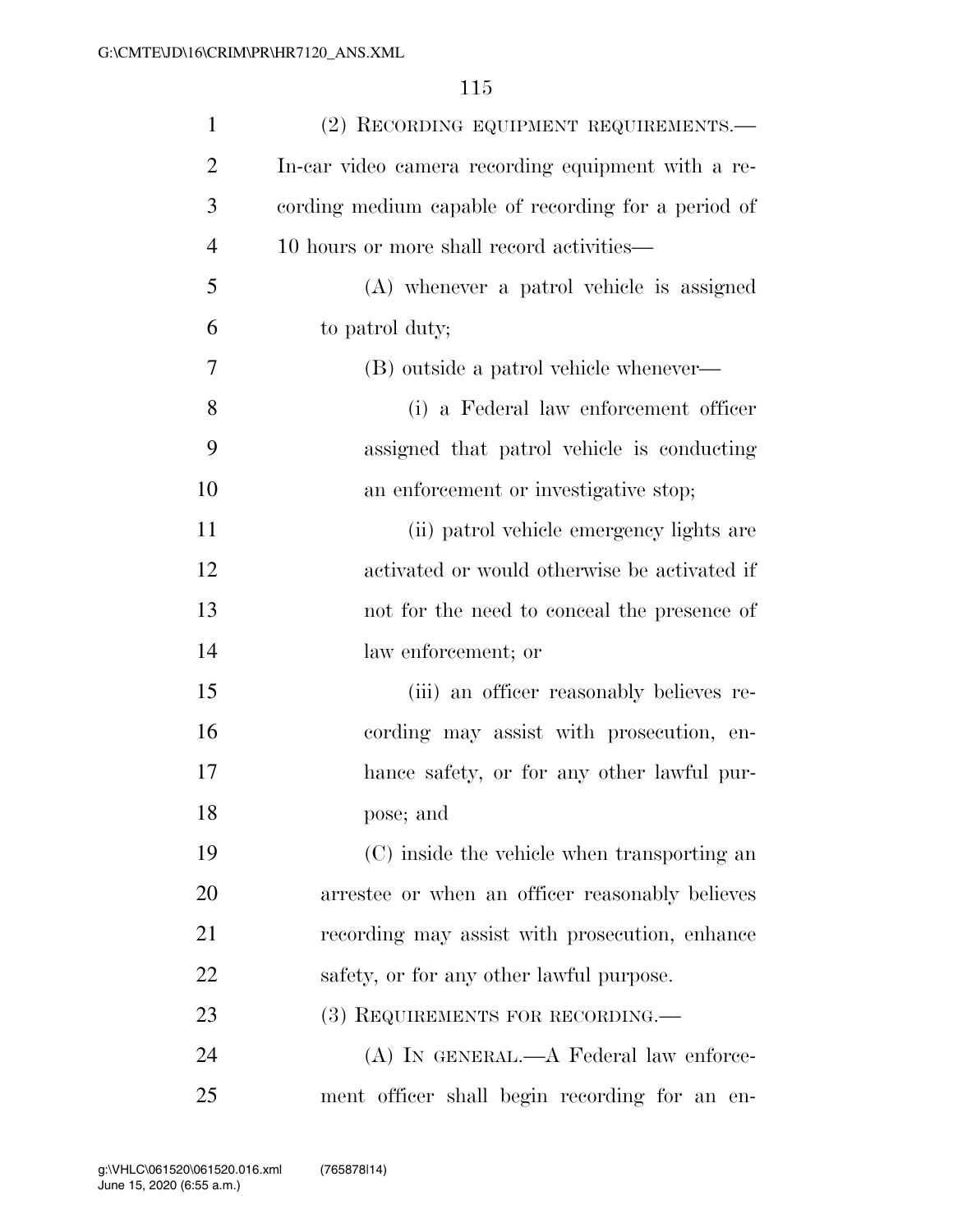(2) RECORDING EQUIPMENT REQUIREMENTS.—In-car video camera recording equipment with a recording medium capable of recording for a period of 10 hours or more shall record activities—

(A) whenever a patrol vehicle is assigned to patrol duty;

(B) outside a patrol vehicle whenever—

(i) a Federal law enforcement officer assigned that patrol vehicle is conducting an enforcement or investigative stop;

(ii) patrol vehicle emergency lights are activated or would otherwise be activated if not for the need to conceal the presence of law enforcement; or

(iii) an officer reasonably believes recording may assist with prosecution, enhance safety, or for any other lawful purpose; and

(C) inside the vehicle when transporting an arrestee or when an officer reasonably believes recording may assist with prosecution, enhance safety, or for any other lawful purpose.

(3) REQUIREMENTS FOR RECORDING.—

(A) IN GENERAL.—A Federal law enforcement officer shall begin recording for an en-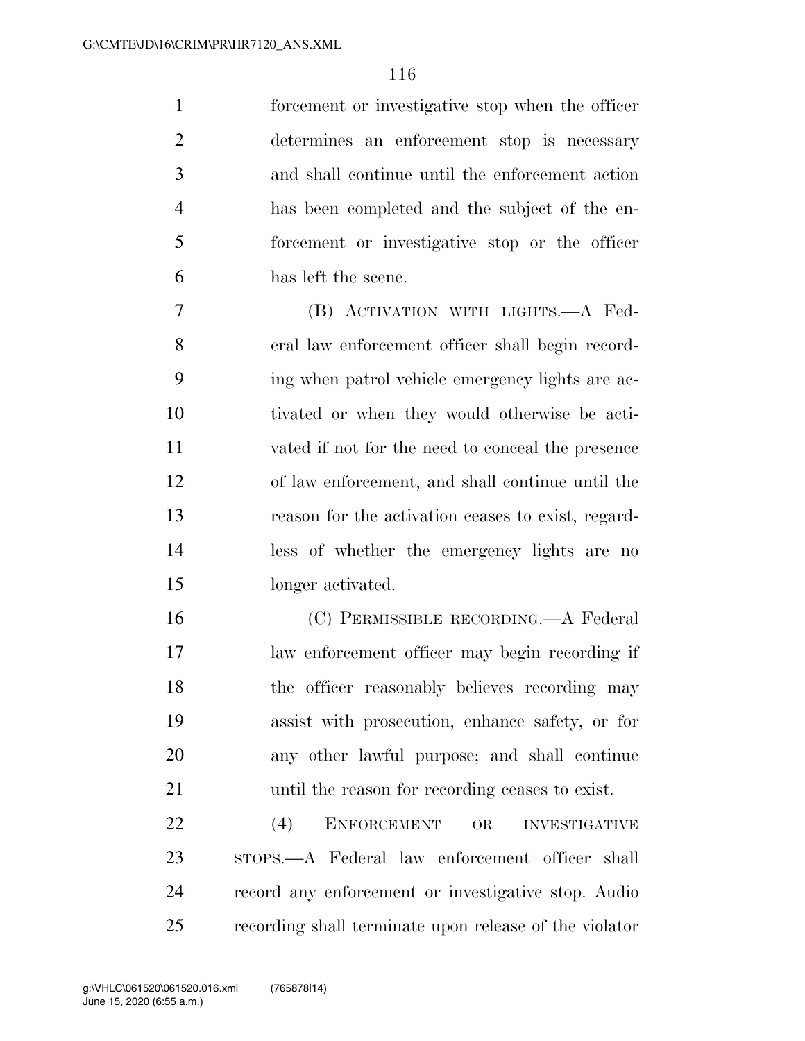forcement or investigative stop when the officer determines an enforcement stop is necessary and shall continue until the enforcement action has been completed and the subject of the enforcement or investigative stop or the officer has left the scene.

(B) ACTIVATION WITH LIGHTS.—A Federal law enforcement officer shall begin recording when patrol vehicle emergency lights are activated or when they would otherwise be activated if not for the need to conceal the presence of law enforcement, and shall continue until the reason for the activation ceases to exist, regardless of whether the emergency lights are no longer activated.

(C) PERMISSIBLE RECORDING.—A Federal law enforcement officer may begin recording if the officer reasonably believes recording may assist with prosecution, enhance safety, or for any other lawful purpose; and shall continue until the reason for recording ceases to exist.

(4) ENFORCEMENT OR INVESTIGATIVE STOPS.—A Federal law enforcement officer shall record any enforcement or investigative stop. Audio recording shall terminate upon release of the violator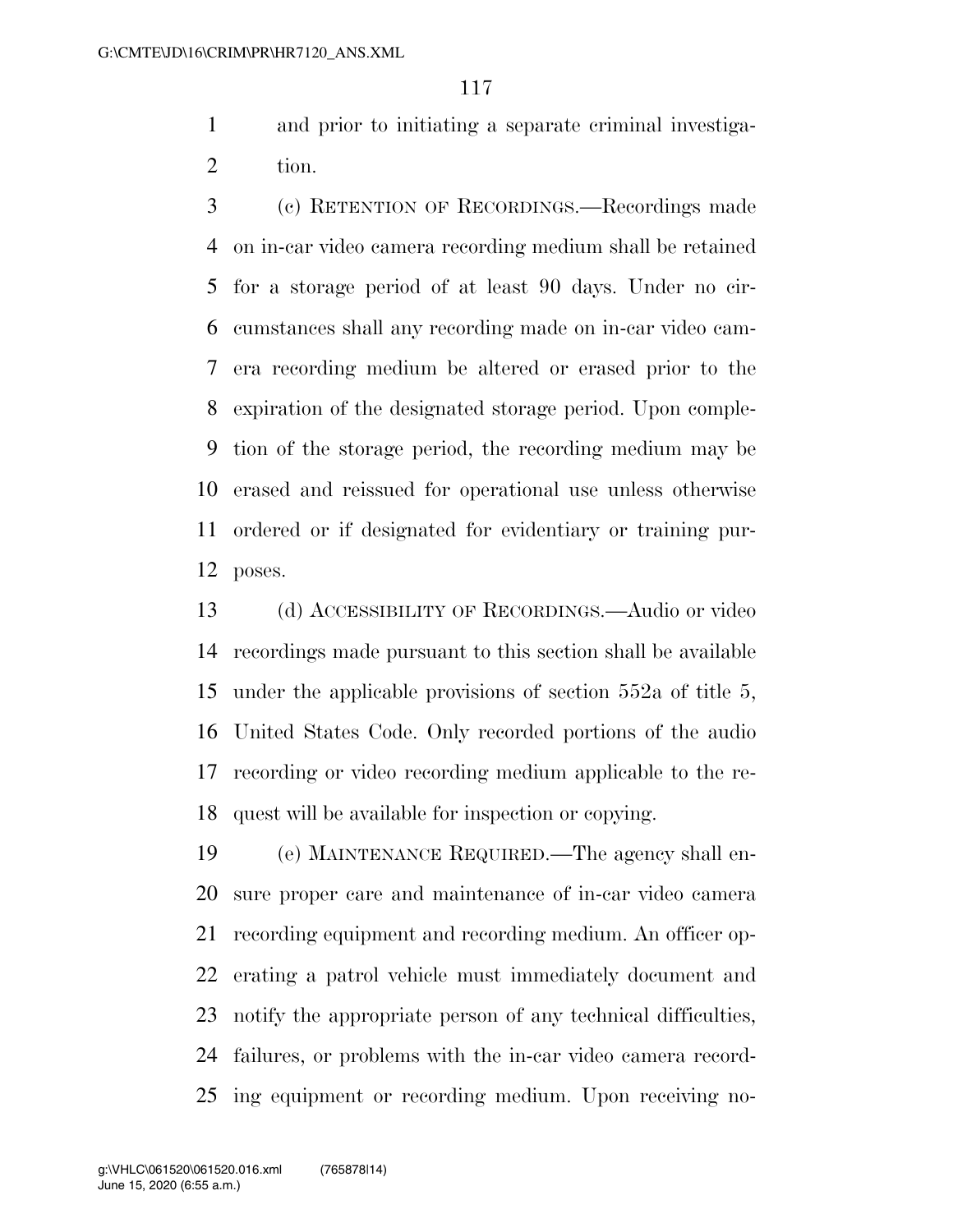and prior to initiating a separate criminal investigation.

(c) RETENTION OF RECORDINGS.—Recordings made on in-car video camera recording medium shall be retained for a storage period of at least 90 days. Under no circumstances shall any recording made on in-car video camera recording medium be altered or erased prior to the expiration of the designated storage period. Upon completion of the storage period, the recording medium may be erased and reissued for operational use unless otherwise ordered or if designated for evidentiary or training purposes.

(d) ACCESSIBILITY OF RECORDINGS.—Audio or video recordings made pursuant to this section shall be available under the applicable provisions of section 552a of title 5, United States Code. Only recorded portions of the audio recording or video recording medium applicable to the request will be available for inspection or copying.

(e) MAINTENANCE REQUIRED.—The agency shall ensure proper care and maintenance of in-car video camera recording equipment and recording medium. An officer operating a patrol vehicle must immediately document and notify the appropriate person of any technical difficulties, failures, or problems with the in-car video camera recording equipment or recording medium. Upon receiving no-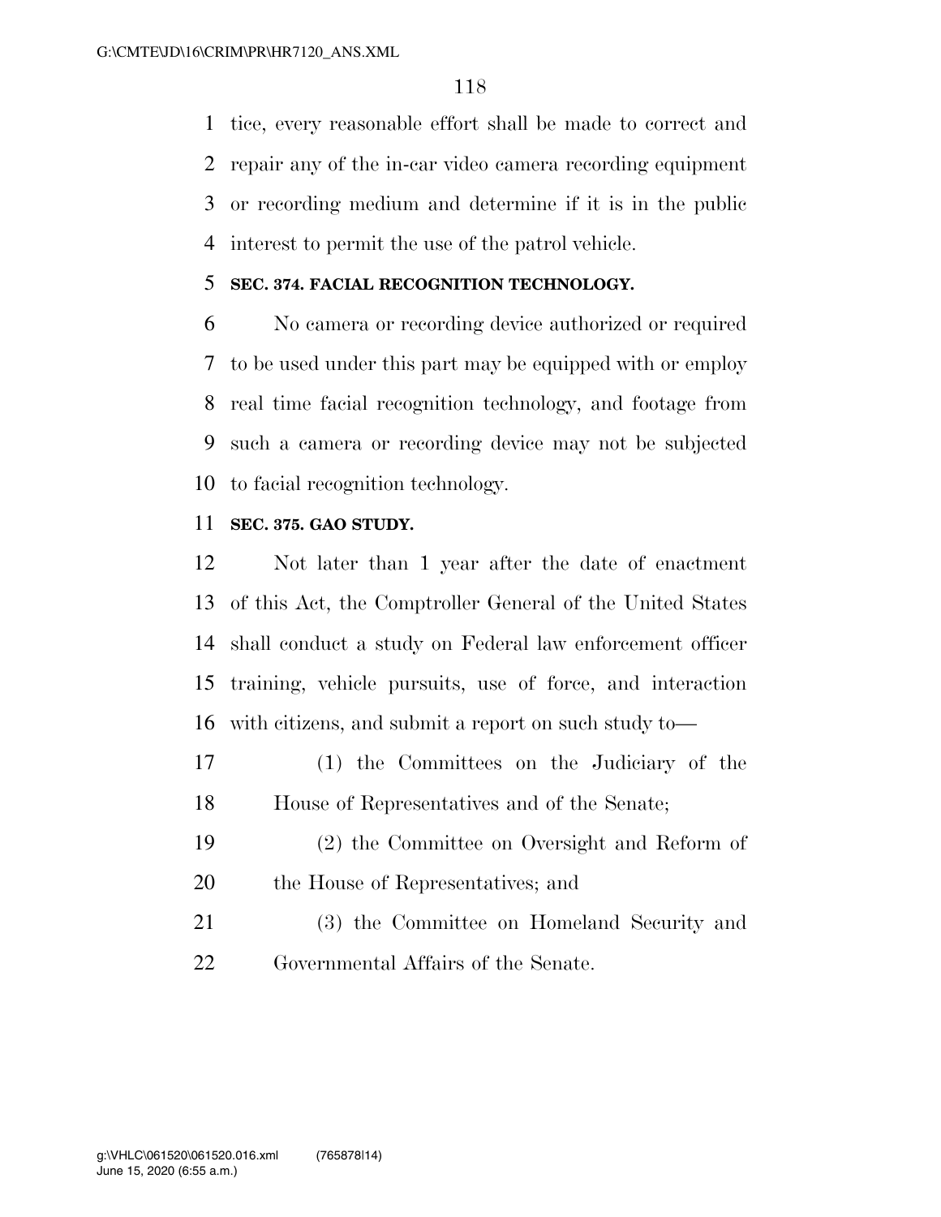tice, every reasonable effort shall be made to correct and repair any of the in-car video camera recording equipment or recording medium and determine if it is in the public interest to permit the use of the patrol vehicle.

**SEC. 374. FACIAL RECOGNITION TECHNOLOGY.**

No camera or recording device authorized or required to be used under this part may be equipped with or employ real time facial recognition technology, and footage from such a camera or recording device may not be subjected to facial recognition technology.

**SEC. 375. GAO STUDY.**

Not later than 1 year after the date of enactment of this Act, the Comptroller General of the United States shall conduct a study on Federal law enforcement officer training, vehicle pursuits, use of force, and interaction with citizens, and submit a report on such study to—

(1) the Committees on the Judiciary of the House of Representatives and of the Senate;

(2) the Committee on Oversight and Reform of the House of Representatives; and

(3) the Committee on Homeland Security and Governmental Affairs of the Senate.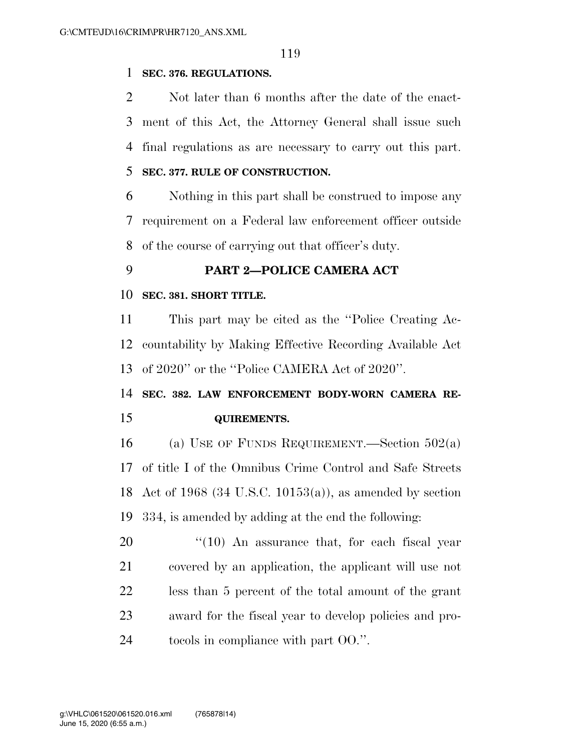**SEC. 376. REGULATIONS.**

Not later than 6 months after the date of the enactment of this Act, the Attorney General shall issue such final regulations as are necessary to carry out this part.

**SEC. 377. RULE OF CONSTRUCTION.**

Nothing in this part shall be construed to impose any requirement on a Federal law enforcement officer outside of the course of carrying out that officer's duty.

## PART 2—POLICE CAMERA ACT

**SEC. 381. SHORT TITLE.**

This part may be cited as the ''Police Creating Accountability by Making Effective Recording Available Act of 2020'' or the ''Police CAMERA Act of 2020''.

**SEC. 382. LAW ENFORCEMENT BODY-WORN CAMERA REQUIREMENTS.**

(a) USE OF FUNDS REQUIREMENT.—Section 502(a) of title I of the Omnibus Crime Control and Safe Streets Act of 1968 (34 U.S.C. 10153(a)), as amended by section 334, is amended by adding at the end the following:

''(10) An assurance that, for each fiscal year covered by an application, the applicant will use not less than 5 percent of the total amount of the grant award for the fiscal year to develop policies and protocols in compliance with part OO.''.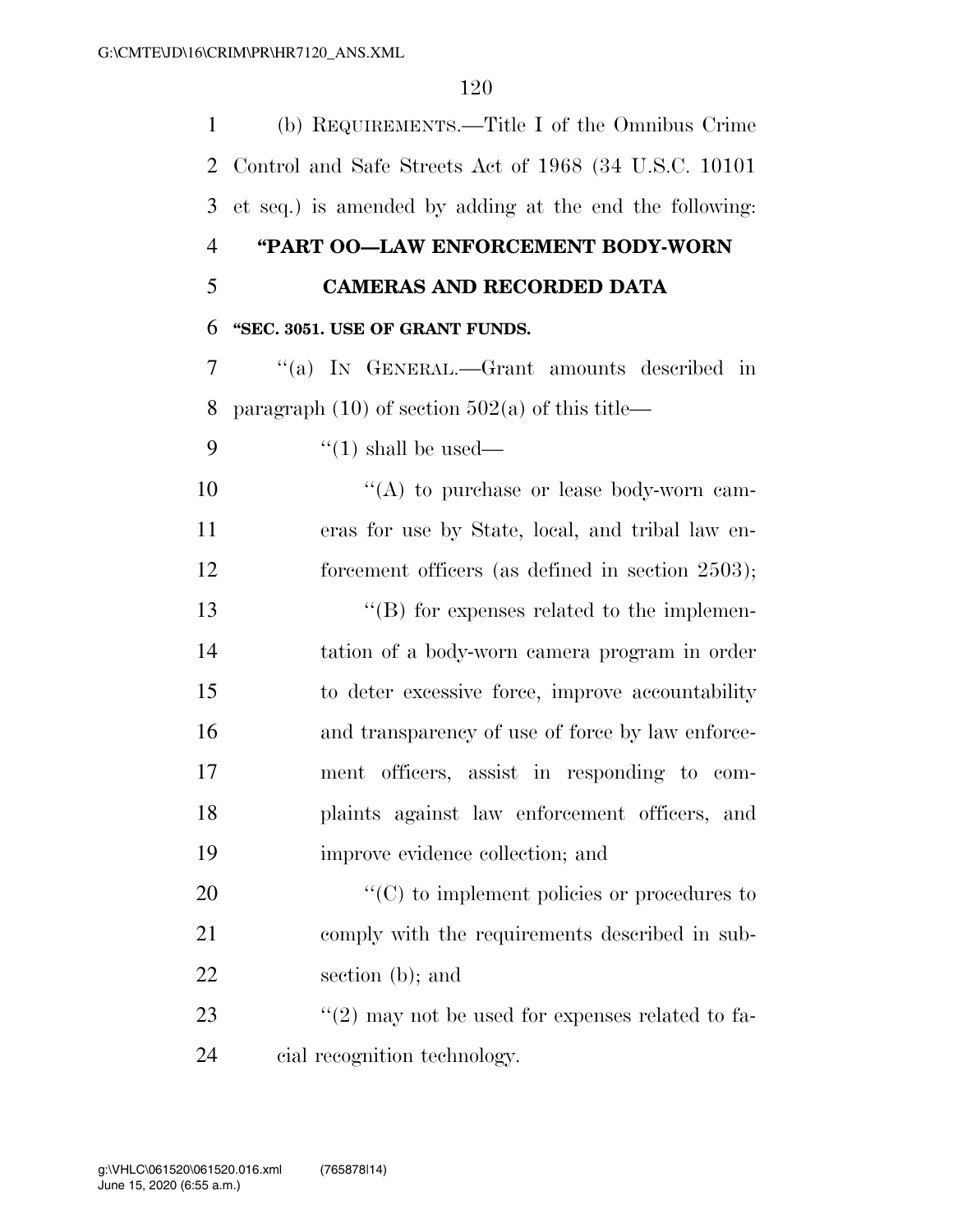(b) REQUIREMENTS.—Title I of the Omnibus Crime Control and Safe Streets Act of 1968 (34 U.S.C. 10101 et seq.) is amended by adding at the end the following:

**"PART OO—LAW ENFORCEMENT BODY-WORN CAMERAS AND RECORDED DATA**

**"SEC. 3051. USE OF GRANT FUNDS.**

"(a) IN GENERAL.—Grant amounts described in paragraph (10) of section 502(a) of this title—

"(1) shall be used—

"(A) to purchase or lease body-worn cameras for use by State, local, and tribal law enforcement officers (as defined in section 2503);

"(B) for expenses related to the implementation of a body-worn camera program in order to deter excessive force, improve accountability and transparency of use of force by law enforcement officers, assist in responding to complaints against law enforcement officers, and improve evidence collection; and

"(C) to implement policies or procedures to comply with the requirements described in subsection (b); and

"(2) may not be used for expenses related to facial recognition technology.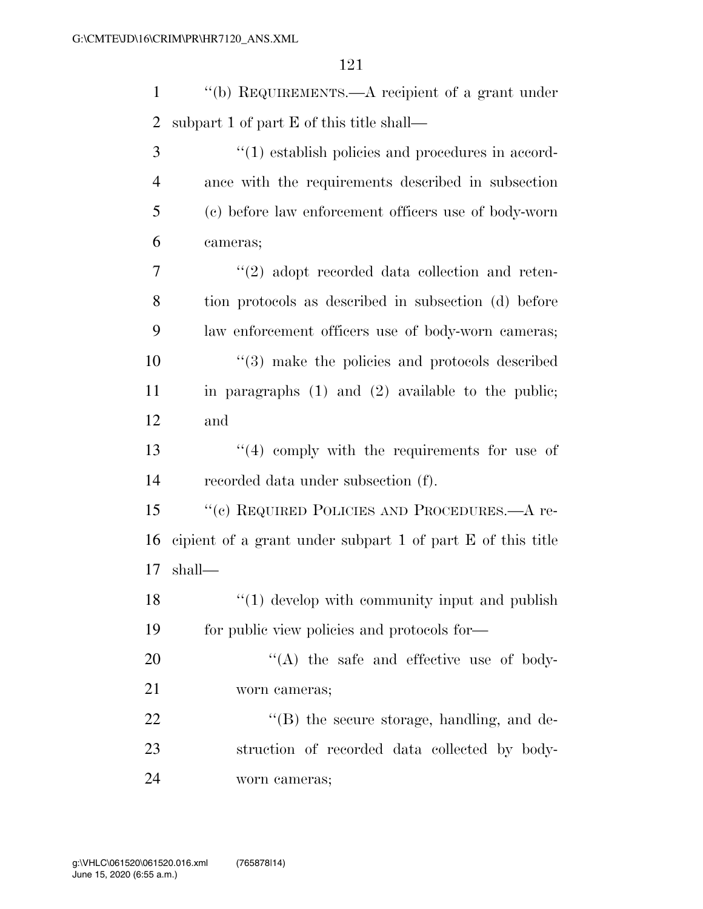"(b) REQUIREMENTS.—A recipient of a grant under subpart 1 of part E of this title shall—

"(1) establish policies and procedures in accordance with the requirements described in subsection (c) before law enforcement officers use of body-worn cameras;

"(2) adopt recorded data collection and retention protocols as described in subsection (d) before law enforcement officers use of body-worn cameras;

"(3) make the policies and protocols described in paragraphs (1) and (2) available to the public; and

"(4) comply with the requirements for use of recorded data under subsection (f).

"(c) REQUIRED POLICIES AND PROCEDURES.—A recipient of a grant under subpart 1 of part E of this title shall—

"(1) develop with community input and publish for public view policies and protocols for—

"(A) the safe and effective use of body-worn cameras;

"(B) the secure storage, handling, and destruction of recorded data collected by body-worn cameras;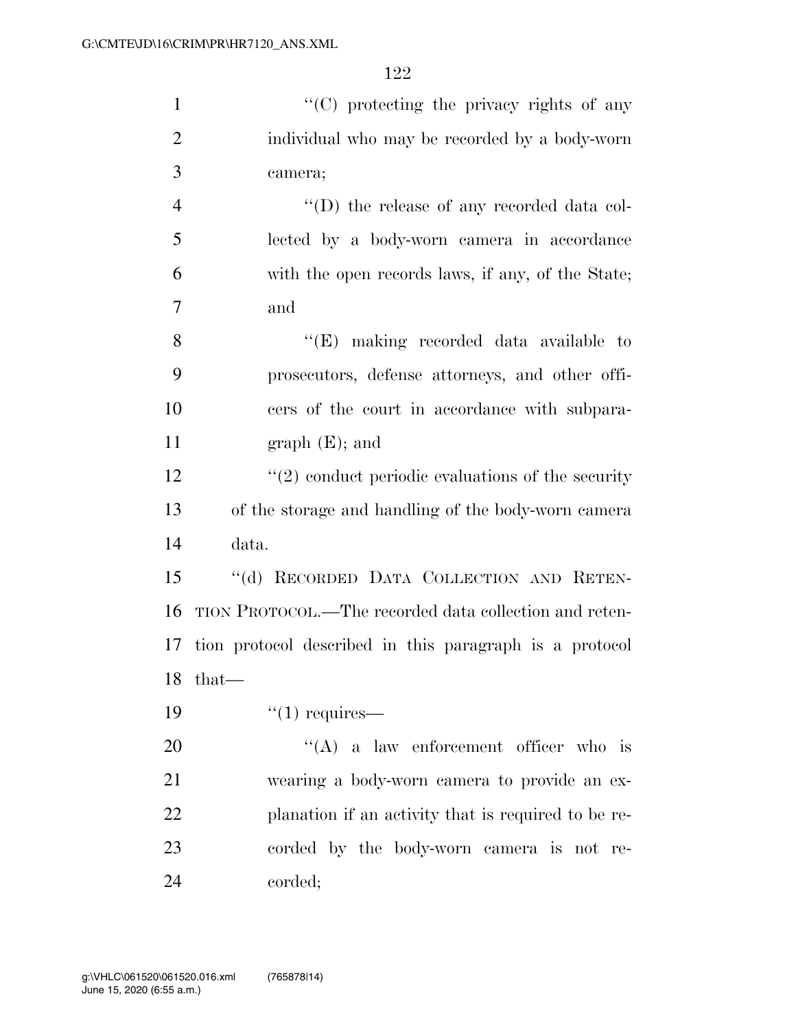"(C) protecting the privacy rights of any individual who may be recorded by a body-worn camera;

"(D) the release of any recorded data collected by a body-worn camera in accordance with the open records laws, if any, of the State; and

"(E) making recorded data available to prosecutors, defense attorneys, and other officers of the court in accordance with subparagraph (E); and

"(2) conduct periodic evaluations of the security of the storage and handling of the body-worn camera data.

"(d) RECORDED DATA COLLECTION AND RETENTION PROTOCOL.—The recorded data collection and retention protocol described in this paragraph is a protocol that—

"(1) requires—

"(A) a law enforcement officer who is wearing a body-worn camera to provide an explanation if an activity that is required to be recorded by the body-worn camera is not recorded;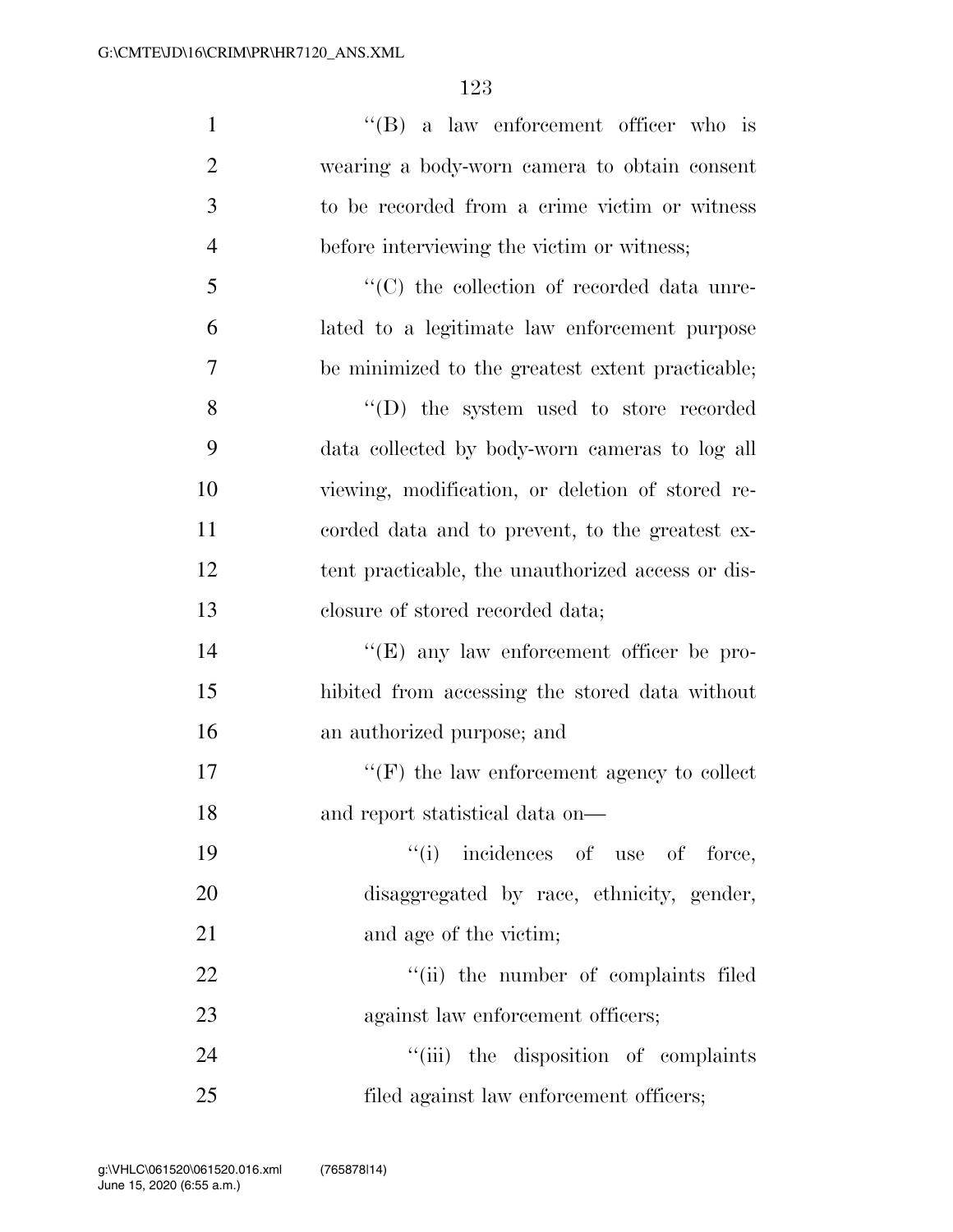''(B) a law enforcement officer who is wearing a body-worn camera to obtain consent to be recorded from a crime victim or witness before interviewing the victim or witness;

''(C) the collection of recorded data unrelated to a legitimate law enforcement purpose be minimized to the greatest extent practicable;

''(D) the system used to store recorded data collected by body-worn cameras to log all viewing, modification, or deletion of stored recorded data and to prevent, to the greatest extent practicable, the unauthorized access or disclosure of stored recorded data;

''(E) any law enforcement officer be prohibited from accessing the stored data without an authorized purpose; and

''(F) the law enforcement agency to collect and report statistical data on—

''(i) incidences of use of force, disaggregated by race, ethnicity, gender, and age of the victim;

''(ii) the number of complaints filed against law enforcement officers;

''(iii) the disposition of complaints filed against law enforcement officers;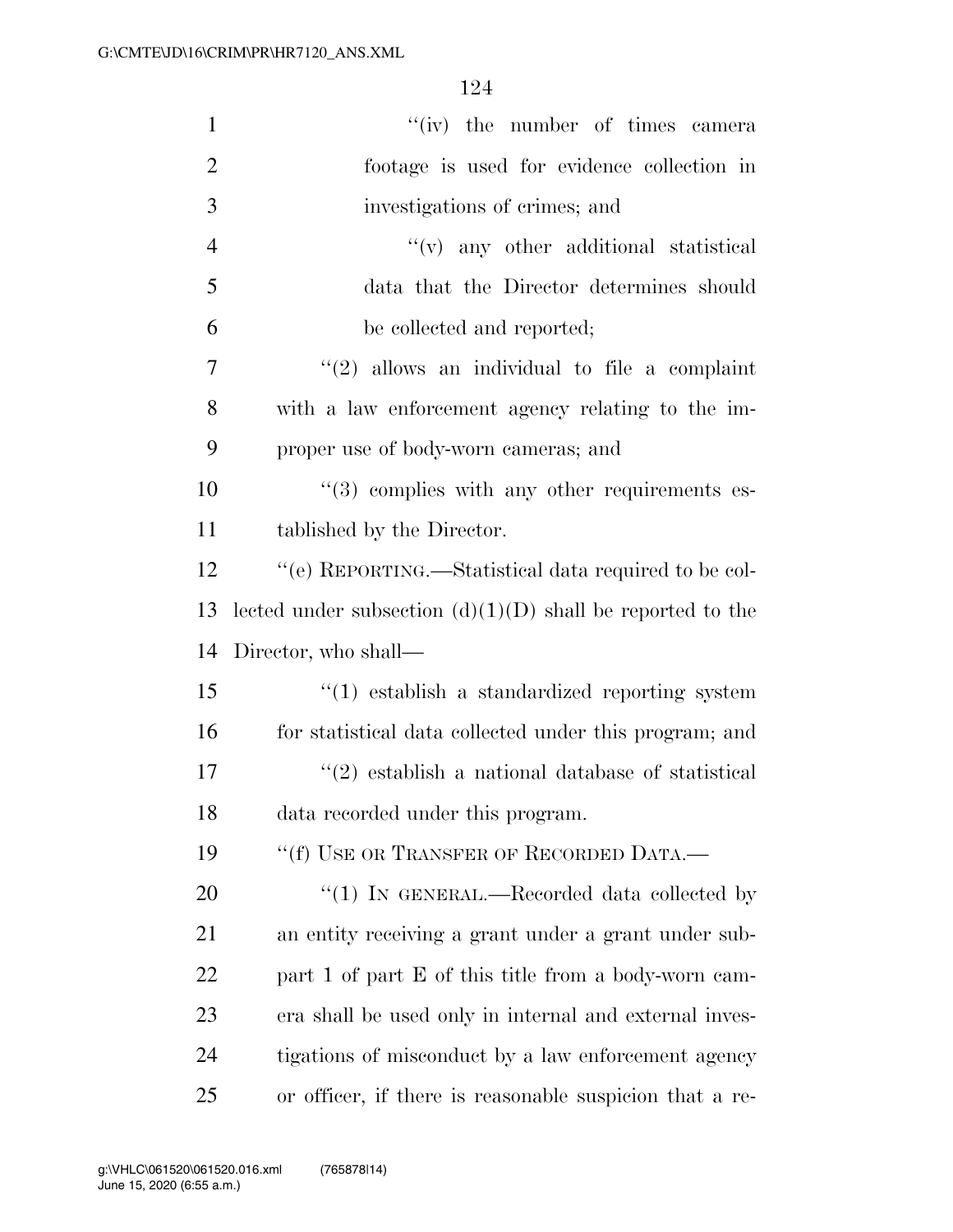"(iv) the number of times camera footage is used for evidence collection in investigations of crimes; and

"(v) any other additional statistical data that the Director determines should be collected and reported;

"(2) allows an individual to file a complaint with a law enforcement agency relating to the improper use of body-worn cameras; and

"(3) complies with any other requirements established by the Director.

"(e) REPORTING.—Statistical data required to be collected under subsection (d)(1)(D) shall be reported to the Director, who shall—

"(1) establish a standardized reporting system for statistical data collected under this program; and

"(2) establish a national database of statistical data recorded under this program.

"(f) USE OR TRANSFER OF RECORDED DATA.—

"(1) IN GENERAL.—Recorded data collected by an entity receiving a grant under a grant under subpart 1 of part E of this title from a body-worn camera shall be used only in internal and external investigations of misconduct by a law enforcement agency or officer, if there is reasonable suspicion that a re-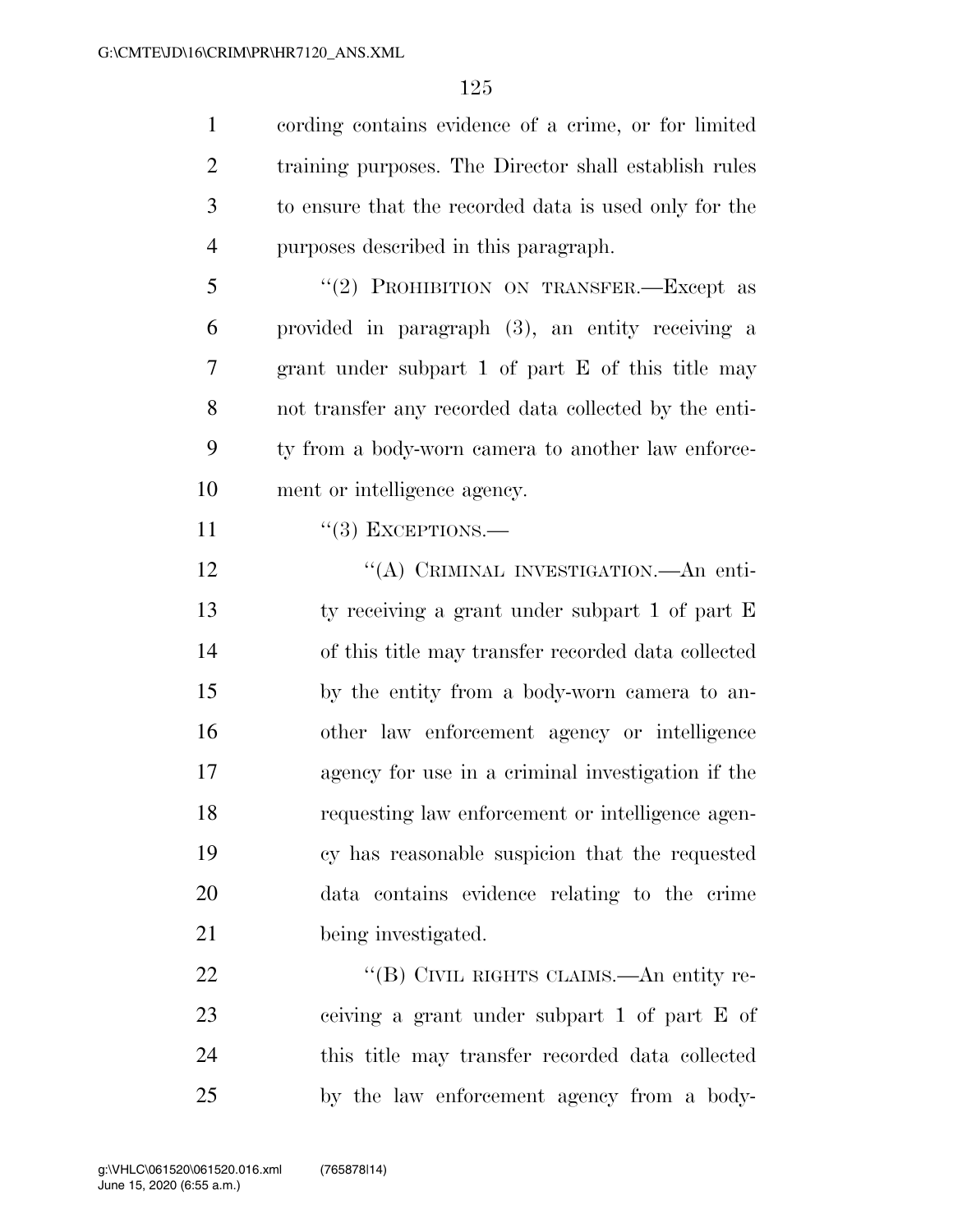cording contains evidence of a crime, or for limited training purposes. The Director shall establish rules to ensure that the recorded data is used only for the purposes described in this paragraph.

"(2) PROHIBITION ON TRANSFER.—Except as provided in paragraph (3), an entity receiving a grant under subpart 1 of part E of this title may not transfer any recorded data collected by the entity from a body-worn camera to another law enforcement or intelligence agency.

"(3) EXCEPTIONS.—

"(A) CRIMINAL INVESTIGATION.—An entity receiving a grant under subpart 1 of part E of this title may transfer recorded data collected by the entity from a body-worn camera to another law enforcement agency or intelligence agency for use in a criminal investigation if the requesting law enforcement or intelligence agency has reasonable suspicion that the requested data contains evidence relating to the crime being investigated.

"(B) CIVIL RIGHTS CLAIMS.—An entity receiving a grant under subpart 1 of part E of this title may transfer recorded data collected by the law enforcement agency from a body-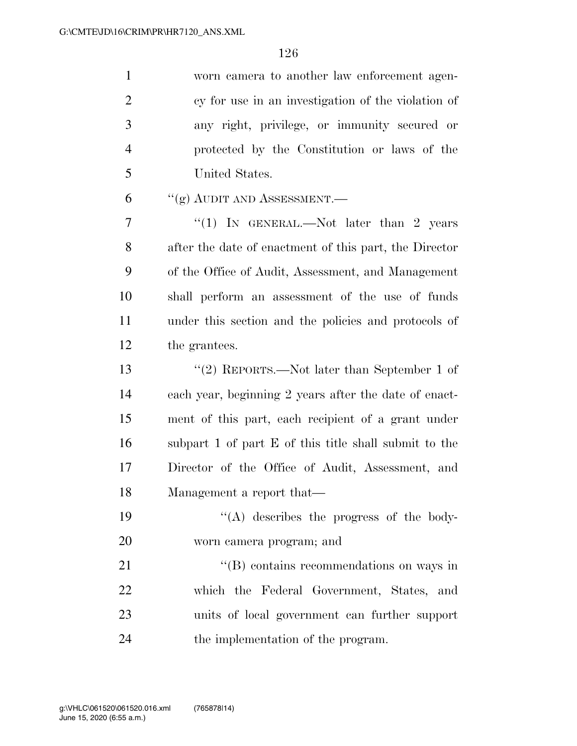worn camera to another law enforcement agency for use in an investigation of the violation of any right, privilege, or immunity secured or protected by the Constitution or laws of the United States.

"(g) AUDIT AND ASSESSMENT.—

"(1) IN GENERAL.—Not later than 2 years after the date of enactment of this part, the Director of the Office of Audit, Assessment, and Management shall perform an assessment of the use of funds under this section and the policies and protocols of the grantees.

"(2) REPORTS.—Not later than September 1 of each year, beginning 2 years after the date of enactment of this part, each recipient of a grant under subpart 1 of part E of this title shall submit to the Director of the Office of Audit, Assessment, and Management a report that—

"(A) describes the progress of the body-worn camera program; and

"(B) contains recommendations on ways in which the Federal Government, States, and units of local government can further support the implementation of the program.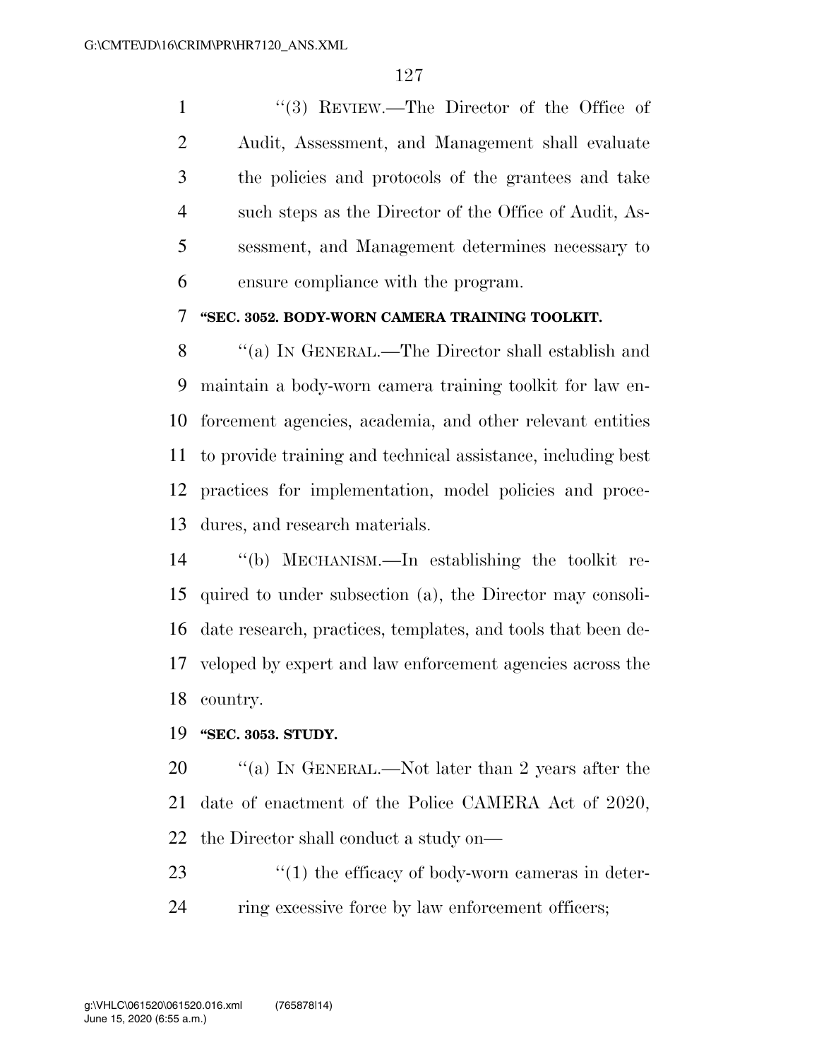"(3) REVIEW.—The Director of the Office of Audit, Assessment, and Management shall evaluate the policies and protocols of the grantees and take such steps as the Director of the Office of Audit, Assessment, and Management determines necessary to ensure compliance with the program.

**"SEC. 3052. BODY-WORN CAMERA TRAINING TOOLKIT.**

"(a) IN GENERAL.—The Director shall establish and maintain a body-worn camera training toolkit for law enforcement agencies, academia, and other relevant entities to provide training and technical assistance, including best practices for implementation, model policies and procedures, and research materials.

"(b) MECHANISM.—In establishing the toolkit required to under subsection (a), the Director may consolidate research, practices, templates, and tools that been developed by expert and law enforcement agencies across the country.

**"SEC. 3053. STUDY.**

"(a) IN GENERAL.—Not later than 2 years after the date of enactment of the Police CAMERA Act of 2020, the Director shall conduct a study on—

"(1) the efficacy of body-worn cameras in deterring excessive force by law enforcement officers;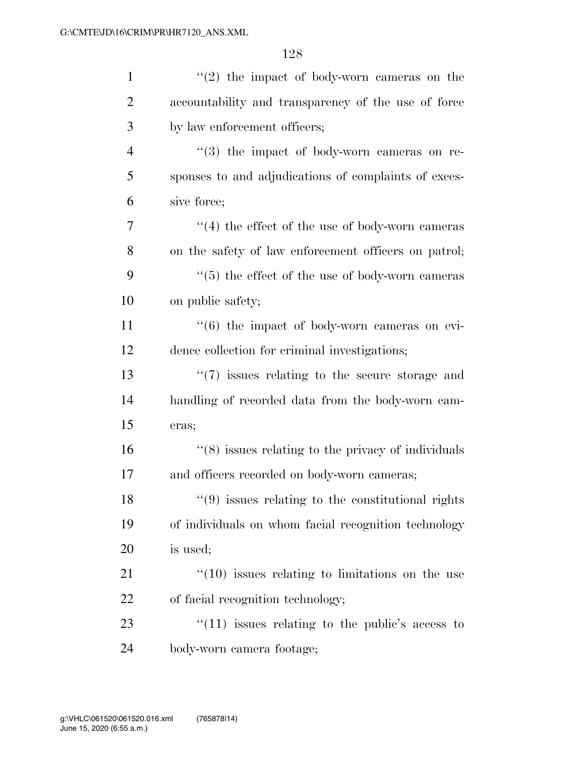''(2) the impact of body-worn cameras on the accountability and transparency of the use of force by law enforcement officers;

''(3) the impact of body-worn cameras on responses to and adjudications of complaints of excessive force;

''(4) the effect of the use of body-worn cameras on the safety of law enforcement officers on patrol;

''(5) the effect of the use of body-worn cameras on public safety;

''(6) the impact of body-worn cameras on evidence collection for criminal investigations;

''(7) issues relating to the secure storage and handling of recorded data from the body-worn cameras;

''(8) issues relating to the privacy of individuals and officers recorded on body-worn cameras;

''(9) issues relating to the constitutional rights of individuals on whom facial recognition technology is used;

''(10) issues relating to limitations on the use of facial recognition technology;

''(11) issues relating to the public's access to body-worn camera footage;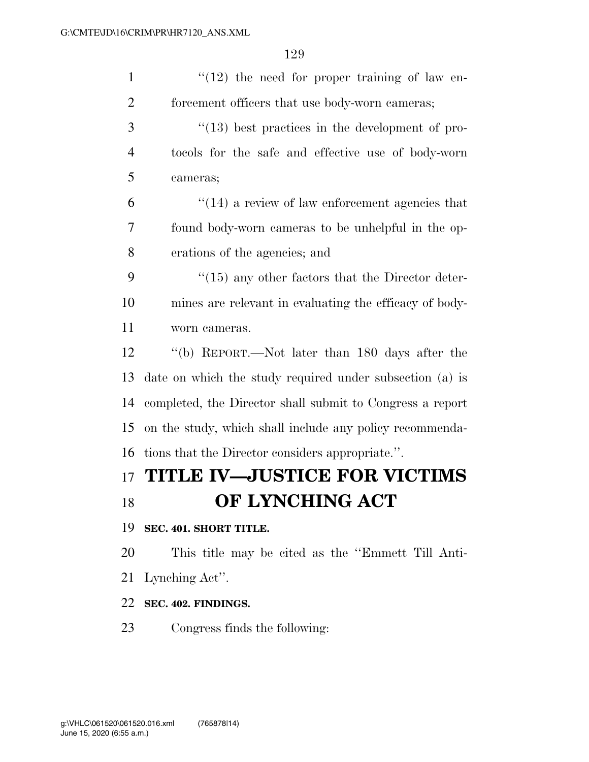"(12) the need for proper training of law enforcement officers that use body-worn cameras;

"(13) best practices in the development of protocols for the safe and effective use of body-worn cameras;

"(14) a review of law enforcement agencies that found body-worn cameras to be unhelpful in the operations of the agencies; and

"(15) any other factors that the Director determines are relevant in evaluating the efficacy of body-worn cameras.

"(b) REPORT.—Not later than 180 days after the date on which the study required under subsection (a) is completed, the Director shall submit to Congress a report on the study, which shall include any policy recommendations that the Director considers appropriate.".

# TITLE IV—JUSTICE FOR VICTIMS OF LYNCHING ACT

**SEC. 401. SHORT TITLE.**

This title may be cited as the "Emmett Till Anti-Lynching Act".

**SEC. 402. FINDINGS.**

Congress finds the following: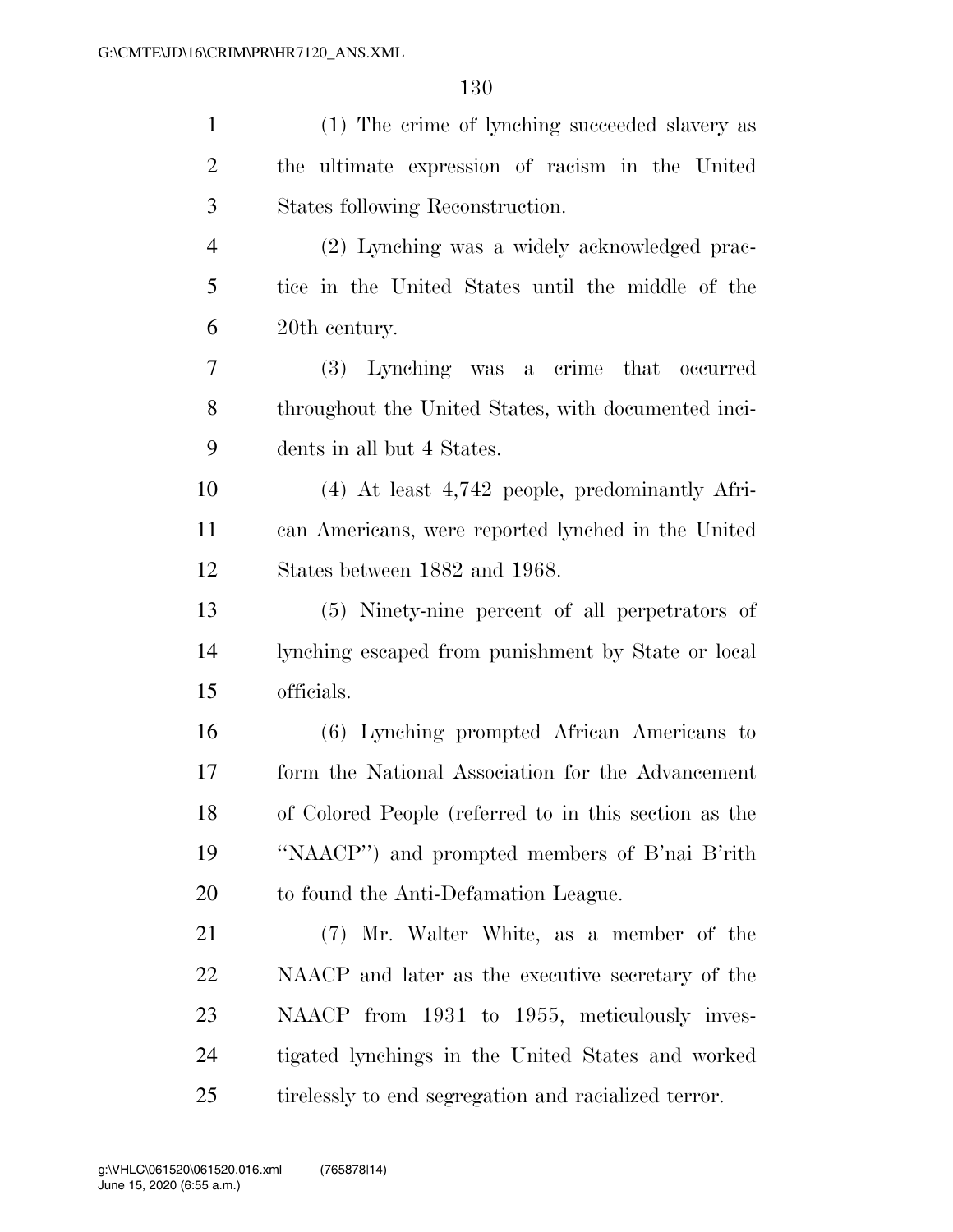(1) The crime of lynching succeeded slavery as the ultimate expression of racism in the United States following Reconstruction.

(2) Lynching was a widely acknowledged practice in the United States until the middle of the 20th century.

(3) Lynching was a crime that occurred throughout the United States, with documented incidents in all but 4 States.

(4) At least 4,742 people, predominantly African Americans, were reported lynched in the United States between 1882 and 1968.

(5) Ninety-nine percent of all perpetrators of lynching escaped from punishment by State or local officials.

(6) Lynching prompted African Americans to form the National Association for the Advancement of Colored People (referred to in this section as the "NAACP") and prompted members of B'nai B'rith to found the Anti-Defamation League.

(7) Mr. Walter White, as a member of the NAACP and later as the executive secretary of the NAACP from 1931 to 1955, meticulously investigated lynchings in the United States and worked tirelessly to end segregation and racialized terror.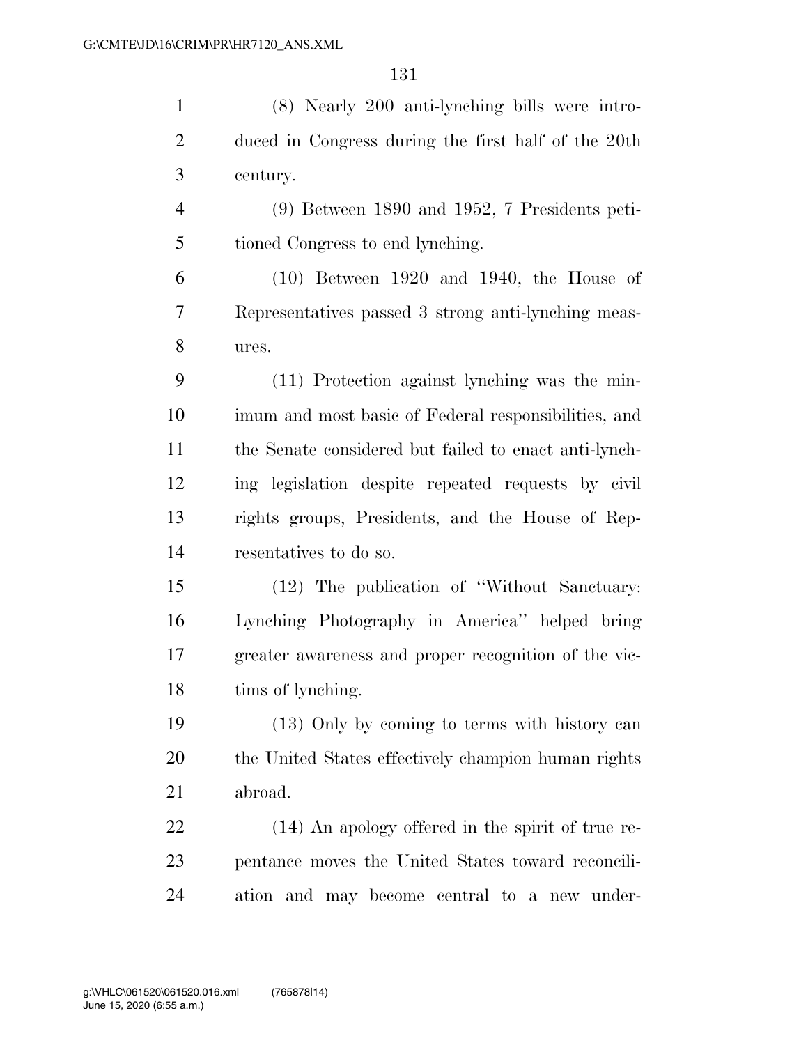(8) Nearly 200 anti-lynching bills were introduced in Congress during the first half of the 20th century.

(9) Between 1890 and 1952, 7 Presidents petitioned Congress to end lynching.

(10) Between 1920 and 1940, the House of Representatives passed 3 strong anti-lynching measures.

(11) Protection against lynching was the minimum and most basic of Federal responsibilities, and the Senate considered but failed to enact anti-lynching legislation despite repeated requests by civil rights groups, Presidents, and the House of Representatives to do so.

(12) The publication of ''Without Sanctuary: Lynching Photography in America'' helped bring greater awareness and proper recognition of the victims of lynching.

(13) Only by coming to terms with history can the United States effectively champion human rights abroad.

(14) An apology offered in the spirit of true repentance moves the United States toward reconciliation and may become central to a new under-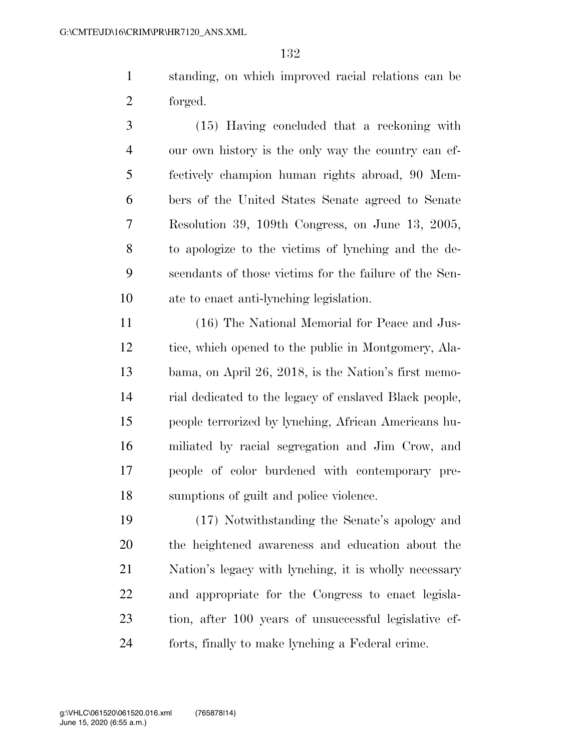standing, on which improved racial relations can be forged.

(15) Having concluded that a reckoning with our own history is the only way the country can effectively champion human rights abroad, 90 Members of the United States Senate agreed to Senate Resolution 39, 109th Congress, on June 13, 2005, to apologize to the victims of lynching and the descendants of those victims for the failure of the Senate to enact anti-lynching legislation.

(16) The National Memorial for Peace and Justice, which opened to the public in Montgomery, Alabama, on April 26, 2018, is the Nation's first memorial dedicated to the legacy of enslaved Black people, people terrorized by lynching, African Americans humiliated by racial segregation and Jim Crow, and people of color burdened with contemporary presumptions of guilt and police violence.

(17) Notwithstanding the Senate's apology and the heightened awareness and education about the Nation's legacy with lynching, it is wholly necessary and appropriate for the Congress to enact legislation, after 100 years of unsuccessful legislative efforts, finally to make lynching a Federal crime.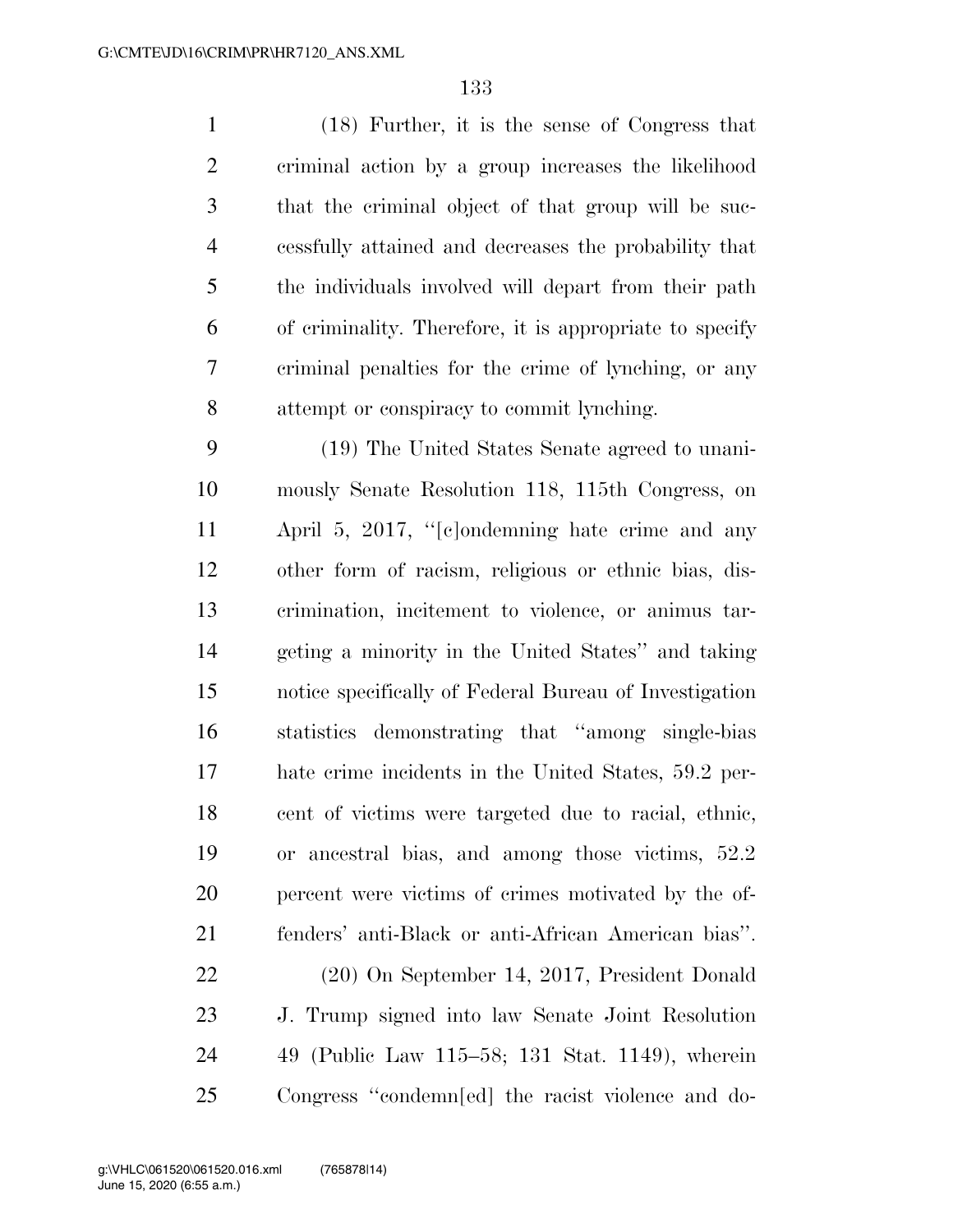(18) Further, it is the sense of Congress that criminal action by a group increases the likelihood that the criminal object of that group will be successfully attained and decreases the probability that the individuals involved will depart from their path of criminality. Therefore, it is appropriate to specify criminal penalties for the crime of lynching, or any attempt or conspiracy to commit lynching.

(19) The United States Senate agreed to unanimously Senate Resolution 118, 115th Congress, on April 5, 2017, ''[c]ondemning hate crime and any other form of racism, religious or ethnic bias, discrimination, incitement to violence, or animus targeting a minority in the United States'' and taking notice specifically of Federal Bureau of Investigation statistics demonstrating that ''among single-bias hate crime incidents in the United States, 59.2 percent of victims were targeted due to racial, ethnic, or ancestral bias, and among those victims, 52.2 percent were victims of crimes motivated by the offenders' anti-Black or anti-African American bias''.

(20) On September 14, 2017, President Donald J. Trump signed into law Senate Joint Resolution 49 (Public Law 115–58; 131 Stat. 1149), wherein Congress ''condemn[ed] the racist violence and do-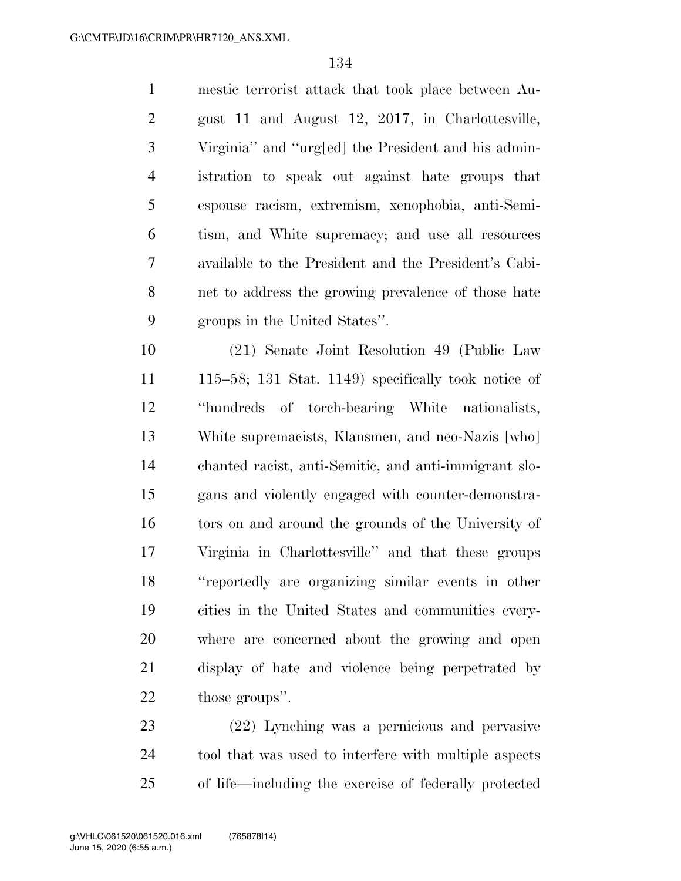mestic terrorist attack that took place between August 11 and August 12, 2017, in Charlottesville, Virginia'' and ''urg[ed] the President and his administration to speak out against hate groups that espouse racism, extremism, xenophobia, anti-Semitism, and White supremacy; and use all resources available to the President and the President's Cabinet to address the growing prevalence of those hate groups in the United States''.

(21) Senate Joint Resolution 49 (Public Law 115–58; 131 Stat. 1149) specifically took notice of ''hundreds of torch-bearing White nationalists, White supremacists, Klansmen, and neo-Nazis [who] chanted racist, anti-Semitic, and anti-immigrant slogans and violently engaged with counter-demonstrators on and around the grounds of the University of Virginia in Charlottesville'' and that these groups ''reportedly are organizing similar events in other cities in the United States and communities everywhere are concerned about the growing and open display of hate and violence being perpetrated by those groups''.

(22) Lynching was a pernicious and pervasive tool that was used to interfere with multiple aspects of life—including the exercise of federally protected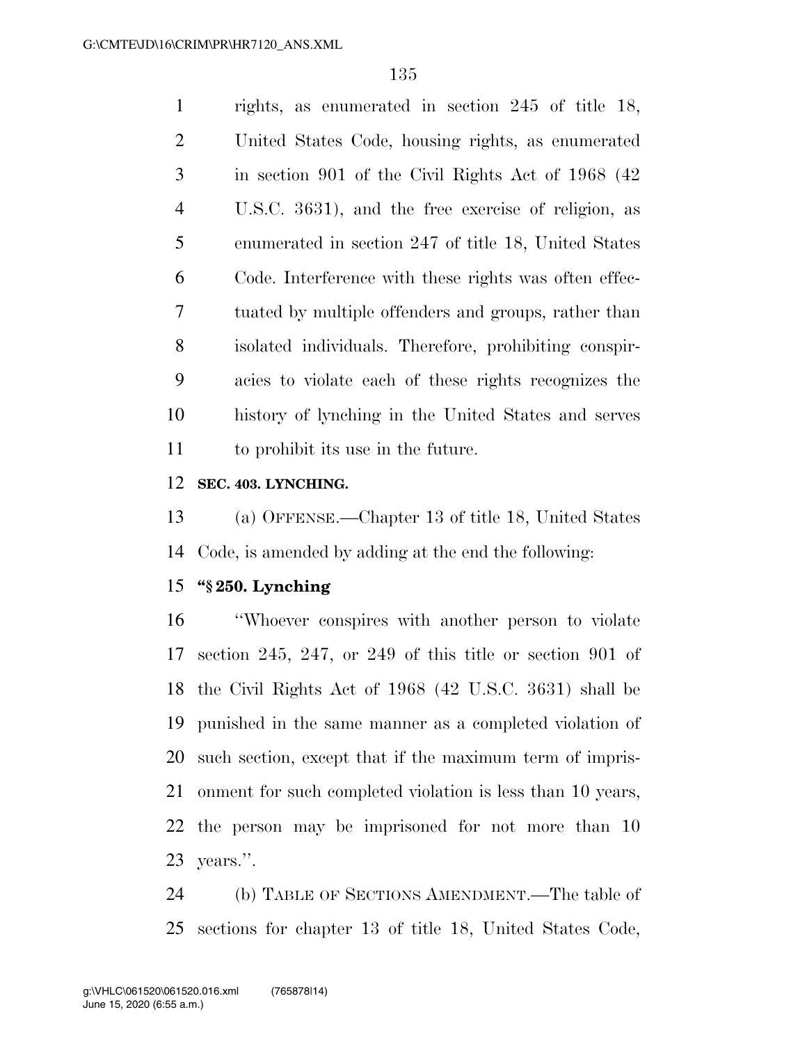rights, as enumerated in section 245 of title 18, United States Code, housing rights, as enumerated in section 901 of the Civil Rights Act of 1968 (42 U.S.C. 3631), and the free exercise of religion, as enumerated in section 247 of title 18, United States Code. Interference with these rights was often effectuated by multiple offenders and groups, rather than isolated individuals. Therefore, prohibiting conspiracies to violate each of these rights recognizes the history of lynching in the United States and serves to prohibit its use in the future.

**SEC. 403. LYNCHING.**

(a) OFFENSE.—Chapter 13 of title 18, United States Code, is amended by adding at the end the following:

**"§ 250. Lynching**

"Whoever conspires with another person to violate section 245, 247, or 249 of this title or section 901 of the Civil Rights Act of 1968 (42 U.S.C. 3631) shall be punished in the same manner as a completed violation of such section, except that if the maximum term of imprisonment for such completed violation is less than 10 years, the person may be imprisoned for not more than 10 years.".

(b) TABLE OF SECTIONS AMENDMENT.—The table of sections for chapter 13 of title 18, United States Code,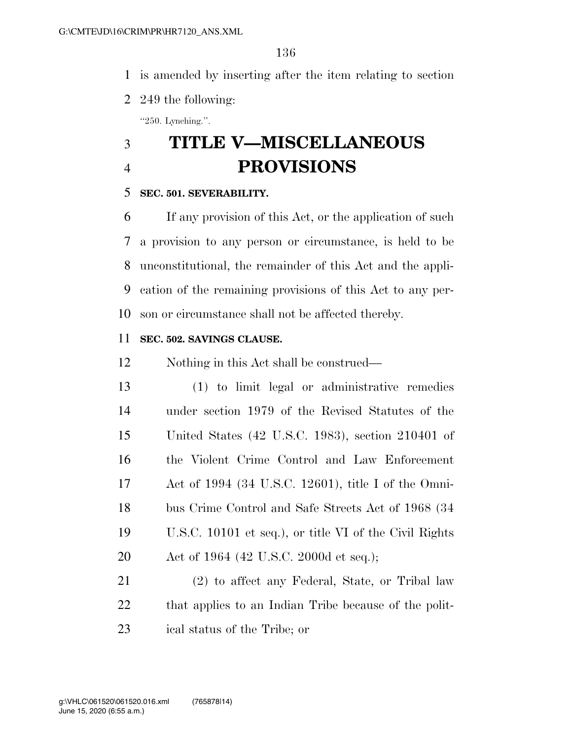is amended by inserting after the item relating to section 249 the following:

"250. Lynching.".

# TITLE V—MISCELLANEOUS PROVISIONS

### SEC. 501. SEVERABILITY.

If any provision of this Act, or the application of such a provision to any person or circumstance, is held to be unconstitutional, the remainder of this Act and the application of the remaining provisions of this Act to any person or circumstance shall not be affected thereby.

### SEC. 502. SAVINGS CLAUSE.

Nothing in this Act shall be construed—

(1) to limit legal or administrative remedies under section 1979 of the Revised Statutes of the United States (42 U.S.C. 1983), section 210401 of the Violent Crime Control and Law Enforcement Act of 1994 (34 U.S.C. 12601), title I of the Omnibus Crime Control and Safe Streets Act of 1968 (34 U.S.C. 10101 et seq.), or title VI of the Civil Rights Act of 1964 (42 U.S.C. 2000d et seq.);

(2) to affect any Federal, State, or Tribal law that applies to an Indian Tribe because of the political status of the Tribe; or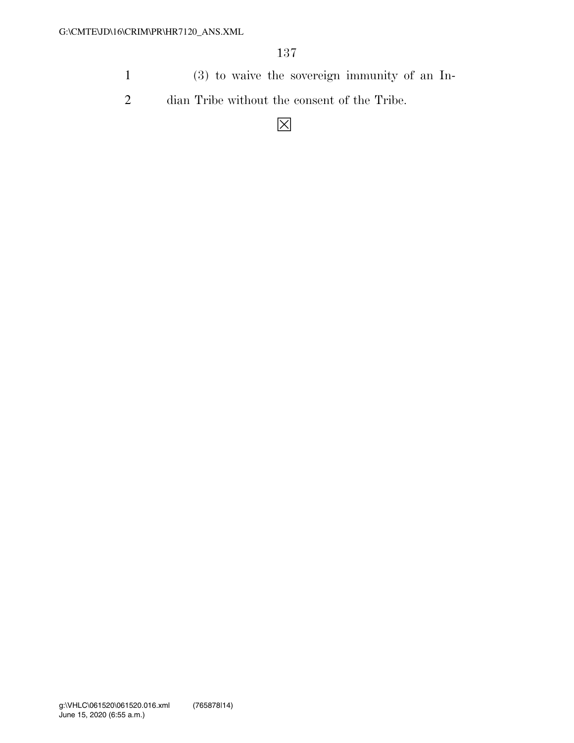(3) to waive the sovereign immunity of an Indian Tribe without the consent of the Tribe.